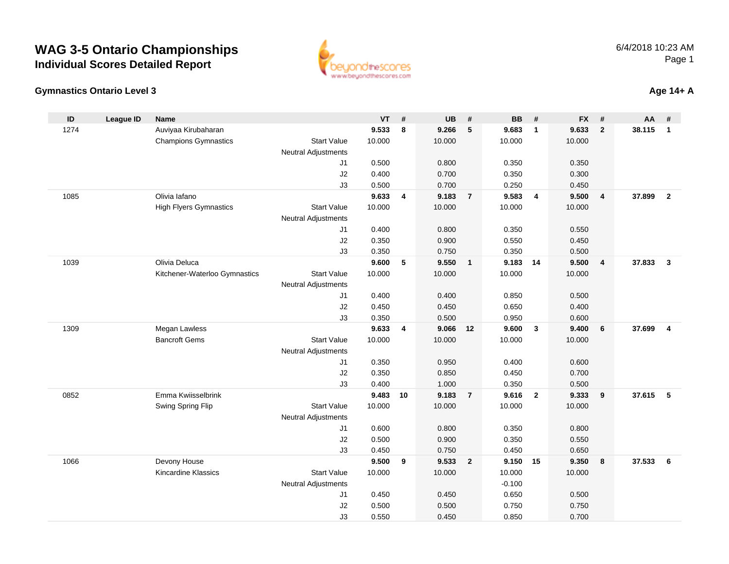# WAG 3-5 Ontario Championships

## Individual Scores Detailed Report

6/4/2018 10:23 AM

### Gymnastics Ontario Level 3

### Age 14+ A

| ID | League ID | Name | | VT | # | UB | # | BB | # | FX | # | AA | # |
|---|---|---|---|---|---|---|---|---|---|---|---|---|---|
| 1274 | | Auviyaa Kirubaharan | | **9.533** | **8** | **9.266** | **5** | **9.683** | **1** | **9.633** | **2** | **38.115** | **1** |
| | | Champions Gymnastics | Start Value | 10.000 | | 10.000 | | 10.000 | | 10.000 | | | |
| | | | Neutral Adjustments | | | | | | | | | | |
| | | | J1 | 0.500 | | 0.800 | | 0.350 | | 0.350 | | | |
| | | | J2 | 0.400 | | 0.700 | | 0.350 | | 0.300 | | | |
| | | | J3 | 0.500 | | 0.700 | | 0.250 | | 0.450 | | | |
| 1085 | | Olivia Iafano | | **9.633** | **4** | **9.183** | **7** | **9.583** | **4** | **9.500** | **4** | **37.899** | **2** |
| | | High Flyers Gymnastics | Start Value | 10.000 | | 10.000 | | 10.000 | | 10.000 | | | |
| | | | Neutral Adjustments | | | | | | | | | | |
| | | | J1 | 0.400 | | 0.800 | | 0.350 | | 0.550 | | | |
| | | | J2 | 0.350 | | 0.900 | | 0.550 | | 0.450 | | | |
| | | | J3 | 0.350 | | 0.750 | | 0.350 | | 0.500 | | | |
| 1039 | | Olivia Deluca | | **9.600** | **5** | **9.550** | **1** | **9.183** | **14** | **9.500** | **4** | **37.833** | **3** |
| | | Kitchener-Waterloo Gymnastics | Start Value | 10.000 | | 10.000 | | 10.000 | | 10.000 | | | |
| | | | Neutral Adjustments | | | | | | | | | | |
| | | | J1 | 0.400 | | 0.400 | | 0.850 | | 0.500 | | | |
| | | | J2 | 0.450 | | 0.450 | | 0.650 | | 0.400 | | | |
| | | | J3 | 0.350 | | 0.500 | | 0.950 | | 0.600 | | | |
| 1309 | | Megan Lawless | | **9.633** | **4** | **9.066** | **12** | **9.600** | **3** | **9.400** | **6** | **37.699** | **4** |
| | | Bancroft Gems | Start Value | 10.000 | | 10.000 | | 10.000 | | 10.000 | | | |
| | | | Neutral Adjustments | | | | | | | | | | |
| | | | J1 | 0.350 | | 0.950 | | 0.400 | | 0.600 | | | |
| | | | J2 | 0.350 | | 0.850 | | 0.450 | | 0.700 | | | |
| | | | J3 | 0.400 | | 1.000 | | 0.350 | | 0.500 | | | |
| 0852 | | Emma Kwiisselbrink | | **9.483** | **10** | **9.183** | **7** | **9.616** | **2** | **9.333** | **9** | **37.615** | **5** |
| | | Swing Spring Flip | Start Value | 10.000 | | 10.000 | | 10.000 | | 10.000 | | | |
| | | | Neutral Adjustments | | | | | | | | | | |
| | | | J1 | 0.600 | | 0.800 | | 0.350 | | 0.800 | | | |
| | | | J2 | 0.500 | | 0.900 | | 0.350 | | 0.550 | | | |
| | | | J3 | 0.450 | | 0.750 | | 0.450 | | 0.650 | | | |
| 1066 | | Devony House | | **9.500** | **9** | **9.533** | **2** | **9.150** | **15** | **9.350** | **8** | **37.533** | **6** |
| | | Kincardine Klassics | Start Value | 10.000 | | 10.000 | | 10.000 | | 10.000 | | | |
| | | | Neutral Adjustments | | | | | -0.100 | | | | | |
| | | | J1 | 0.450 | | 0.450 | | 0.650 | | 0.500 | | | |
| | | | J2 | 0.500 | | 0.500 | | 0.750 | | 0.750 | | | |
| | | | J3 | 0.550 | | 0.450 | | 0.850 | | 0.700 | | | |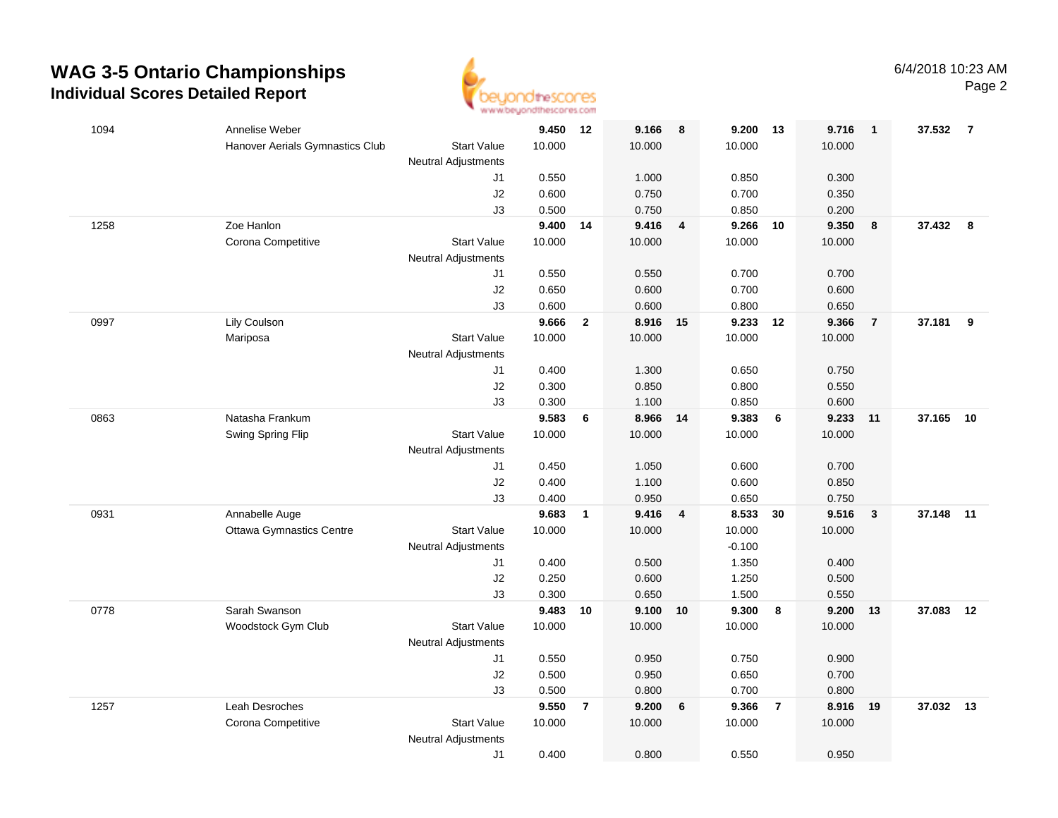# WAG 3-5 Ontario Championships

## Individual Scores Detailed Report

6/4/2018 10:23 AM

| # | Name / Club | | Vault | Rank | Bars | Rank | Beam | Rank | Floor | Rank | AA | Rank |
|---|---|---|---|---|---|---|---|---|---|---|---|---|
| 1094 | Annelise Weber | | **9.450** | **12** | **9.166** | **8** | **9.200** | **13** | **9.716** | **1** | **37.532** | **7** |
| | Hanover Aerials Gymnastics Club | Start Value | 10.000 | | 10.000 | | 10.000 | | 10.000 | | | |
| | | Neutral Adjustments | | | | | | | | | | |
| | | J1 | 0.550 | | 1.000 | | 0.850 | | 0.300 | | | |
| | | J2 | 0.600 | | 0.750 | | 0.700 | | 0.350 | | | |
| | | J3 | 0.500 | | 0.750 | | 0.850 | | 0.200 | | | |
| 1258 | Zoe Hanlon | | **9.400** | **14** | **9.416** | **4** | **9.266** | **10** | **9.350** | **8** | **37.432** | **8** |
| | Corona Competitive | Start Value | 10.000 | | 10.000 | | 10.000 | | 10.000 | | | |
| | | Neutral Adjustments | | | | | | | | | | |
| | | J1 | 0.550 | | 0.550 | | 0.700 | | 0.700 | | | |
| | | J2 | 0.650 | | 0.600 | | 0.700 | | 0.600 | | | |
| | | J3 | 0.600 | | 0.600 | | 0.800 | | 0.650 | | | |
| 0997 | Lily Coulson | | **9.666** | **2** | **8.916** | **15** | **9.233** | **12** | **9.366** | **7** | **37.181** | **9** |
| | Mariposa | Start Value | 10.000 | | 10.000 | | 10.000 | | 10.000 | | | |
| | | Neutral Adjustments | | | | | | | | | | |
| | | J1 | 0.400 | | 1.300 | | 0.650 | | 0.750 | | | |
| | | J2 | 0.300 | | 0.850 | | 0.800 | | 0.550 | | | |
| | | J3 | 0.300 | | 1.100 | | 0.850 | | 0.600 | | | |
| 0863 | Natasha Frankum | | **9.583** | **6** | **8.966** | **14** | **9.383** | **6** | **9.233** | **11** | **37.165** | **10** |
| | Swing Spring Flip | Start Value | 10.000 | | 10.000 | | 10.000 | | 10.000 | | | |
| | | Neutral Adjustments | | | | | | | | | | |
| | | J1 | 0.450 | | 1.050 | | 0.600 | | 0.700 | | | |
| | | J2 | 0.400 | | 1.100 | | 0.600 | | 0.850 | | | |
| | | J3 | 0.400 | | 0.950 | | 0.650 | | 0.750 | | | |
| 0931 | Annabelle Auge | | **9.683** | **1** | **9.416** | **4** | **8.533** | **30** | **9.516** | **3** | **37.148** | **11** |
| | Ottawa Gymnastics Centre | Start Value | 10.000 | | 10.000 | | 10.000 | | 10.000 | | | |
| | | Neutral Adjustments | | | | | -0.100 | | | | | |
| | | J1 | 0.400 | | 0.500 | | 1.350 | | 0.400 | | | |
| | | J2 | 0.250 | | 0.600 | | 1.250 | | 0.500 | | | |
| | | J3 | 0.300 | | 0.650 | | 1.500 | | 0.550 | | | |
| 0778 | Sarah Swanson | | **9.483** | **10** | **9.100** | **10** | **9.300** | **8** | **9.200** | **13** | **37.083** | **12** |
| | Woodstock Gym Club | Start Value | 10.000 | | 10.000 | | 10.000 | | 10.000 | | | |
| | | Neutral Adjustments | | | | | | | | | | |
| | | J1 | 0.550 | | 0.950 | | 0.750 | | 0.900 | | | |
| | | J2 | 0.500 | | 0.950 | | 0.650 | | 0.700 | | | |
| | | J3 | 0.500 | | 0.800 | | 0.700 | | 0.800 | | | |
| 1257 | Leah Desroches | | **9.550** | **7** | **9.200** | **6** | **9.366** | **7** | **8.916** | **19** | **37.032** | **13** |
| | Corona Competitive | Start Value | 10.000 | | 10.000 | | 10.000 | | 10.000 | | | |
| | | Neutral Adjustments | | | | | | | | | | |
| | | J1 | 0.400 | | 0.800 | | 0.550 | | 0.950 | | | |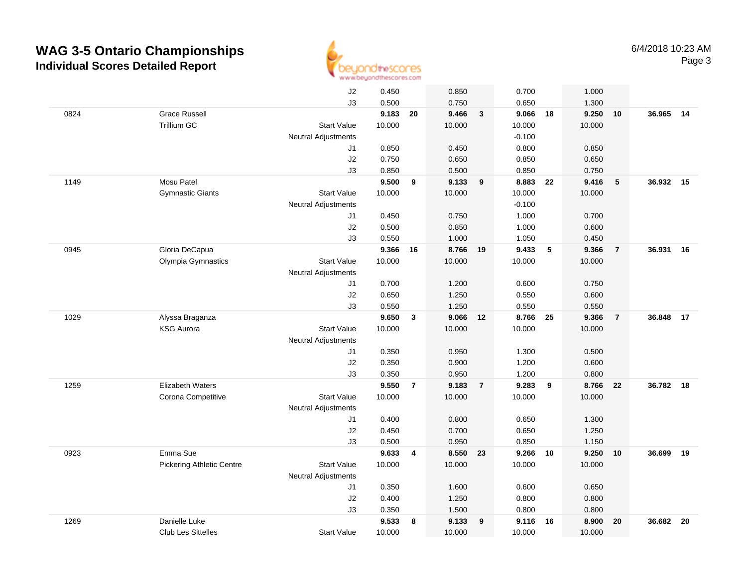# WAG 3-5 Ontario Championships
## Individual Scores Detailed Report

6/4/2018 10:23 AM

| | | | | | | | | | | | | |
|---|---|---|---|---|---|---|---|---|---|---|---|---|
| | | J2 | 0.450 | | 0.850 | | 0.700 | | 1.000 | | | |
| | | J3 | 0.500 | | 0.750 | | 0.650 | | 1.300 | | | |
| 0824 | Grace Russell | | **9.183** | **20** | **9.466** | **3** | **9.066** | **18** | **9.250** | **10** | **36.965** | **14** |
| | Trillium GC | Start Value | 10.000 | | 10.000 | | 10.000 | | 10.000 | | | |
| | | Neutral Adjustments | | | | | -0.100 | | | | | |
| | | J1 | 0.850 | | 0.450 | | 0.800 | | 0.850 | | | |
| | | J2 | 0.750 | | 0.650 | | 0.850 | | 0.650 | | | |
| | | J3 | 0.850 | | 0.500 | | 0.850 | | 0.750 | | | |
| 1149 | Mosu Patel | | **9.500** | **9** | **9.133** | **9** | **8.883** | **22** | **9.416** | **5** | **36.932** | **15** |
| | Gymnastic Giants | Start Value | 10.000 | | 10.000 | | 10.000 | | 10.000 | | | |
| | | Neutral Adjustments | | | | | -0.100 | | | | | |
| | | J1 | 0.450 | | 0.750 | | 1.000 | | 0.700 | | | |
| | | J2 | 0.500 | | 0.850 | | 1.000 | | 0.600 | | | |
| | | J3 | 0.550 | | 1.000 | | 1.050 | | 0.450 | | | |
| 0945 | Gloria DeCapua | | **9.366** | **16** | **8.766** | **19** | **9.433** | **5** | **9.366** | **7** | **36.931** | **16** |
| | Olympia Gymnastics | Start Value | 10.000 | | 10.000 | | 10.000 | | 10.000 | | | |
| | | Neutral Adjustments | | | | | | | | | | |
| | | J1 | 0.700 | | 1.200 | | 0.600 | | 0.750 | | | |
| | | J2 | 0.650 | | 1.250 | | 0.550 | | 0.600 | | | |
| | | J3 | 0.550 | | 1.250 | | 0.550 | | 0.550 | | | |
| 1029 | Alyssa Braganza | | **9.650** | **3** | **9.066** | **12** | **8.766** | **25** | **9.366** | **7** | **36.848** | **17** |
| | KSG Aurora | Start Value | 10.000 | | 10.000 | | 10.000 | | 10.000 | | | |
| | | Neutral Adjustments | | | | | | | | | | |
| | | J1 | 0.350 | | 0.950 | | 1.300 | | 0.500 | | | |
| | | J2 | 0.350 | | 0.900 | | 1.200 | | 0.600 | | | |
| | | J3 | 0.350 | | 0.950 | | 1.200 | | 0.800 | | | |
| 1259 | Elizabeth Waters | | **9.550** | **7** | **9.183** | **7** | **9.283** | **9** | **8.766** | **22** | **36.782** | **18** |
| | Corona Competitive | Start Value | 10.000 | | 10.000 | | 10.000 | | 10.000 | | | |
| | | Neutral Adjustments | | | | | | | | | | |
| | | J1 | 0.400 | | 0.800 | | 0.650 | | 1.300 | | | |
| | | J2 | 0.450 | | 0.700 | | 0.650 | | 1.250 | | | |
| | | J3 | 0.500 | | 0.950 | | 0.850 | | 1.150 | | | |
| 0923 | Emma Sue | | **9.633** | **4** | **8.550** | **23** | **9.266** | **10** | **9.250** | **10** | **36.699** | **19** |
| | Pickering Athletic Centre | Start Value | 10.000 | | 10.000 | | 10.000 | | 10.000 | | | |
| | | Neutral Adjustments | | | | | | | | | | |
| | | J1 | 0.350 | | 1.600 | | 0.600 | | 0.650 | | | |
| | | J2 | 0.400 | | 1.250 | | 0.800 | | 0.800 | | | |
| | | J3 | 0.350 | | 1.500 | | 0.800 | | 0.800 | | | |
| 1269 | Danielle Luke | | **9.533** | **8** | **9.133** | **9** | **9.116** | **16** | **8.900** | **20** | **36.682** | **20** |
| | Club Les Sittelles | Start Value | 10.000 | | 10.000 | | 10.000 | | 10.000 | | | |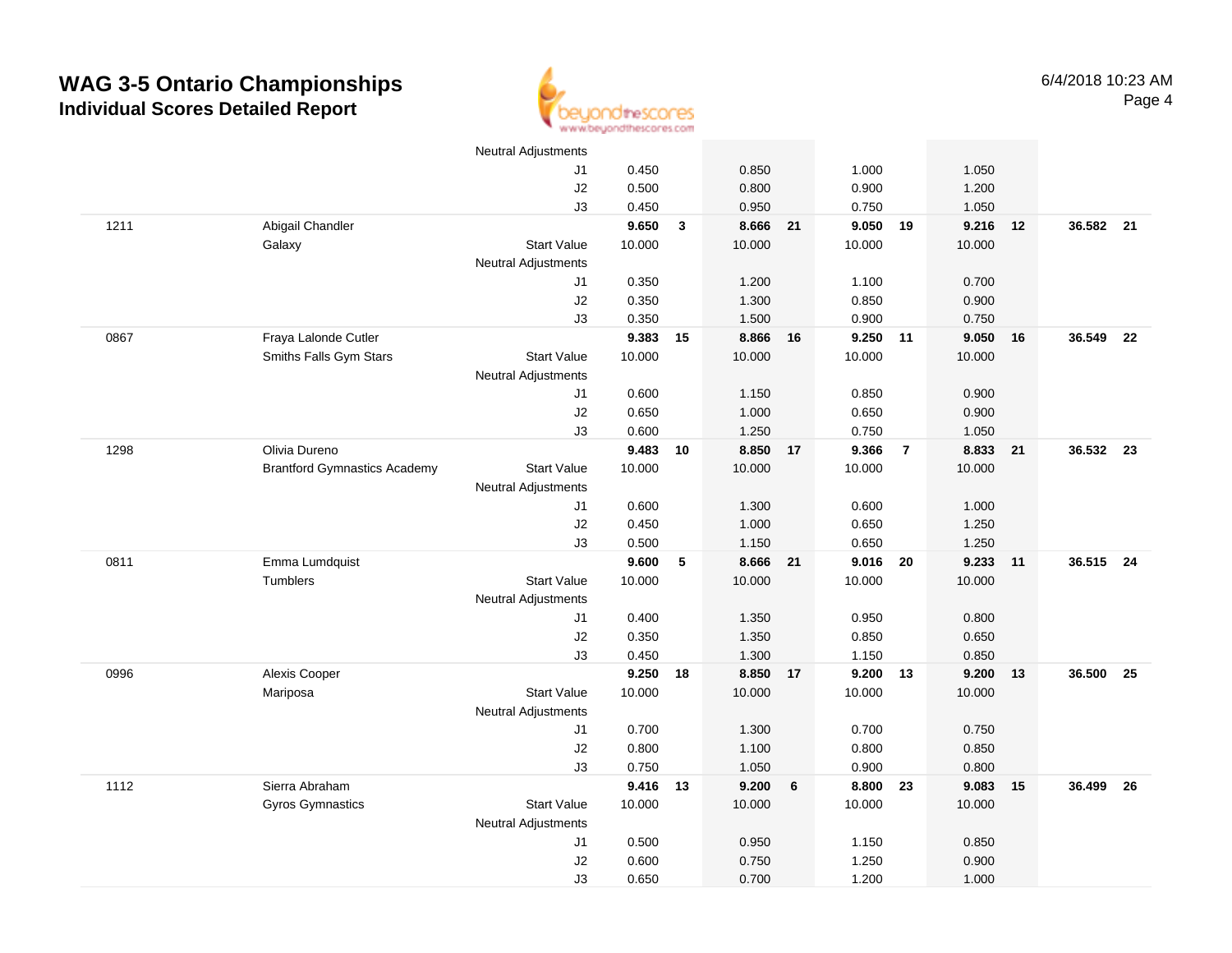# WAG 3-5 Ontario Championships
## Individual Scores Detailed Report

6/4/2018 10:23 AM

| | | | | | | | | | | | | |
|---|---|---|---|---|---|---|---|---|---|---|---|---|
| | | Neutral Adjustments | | | | | | | | | | |
| | | J1 | 0.450 | | 0.850 | | 1.000 | | 1.050 | | | |
| | | J2 | 0.500 | | 0.800 | | 0.900 | | 1.200 | | | |
| | | J3 | 0.450 | | 0.950 | | 0.750 | | 1.050 | | | |
| 1211 | Abigail Chandler | | **9.650** | **3** | **8.666** | **21** | **9.050** | **19** | **9.216** | **12** | **36.582** | **21** |
| | Galaxy | Start Value | 10.000 | | 10.000 | | 10.000 | | 10.000 | | | |
| | | Neutral Adjustments | | | | | | | | | | |
| | | J1 | 0.350 | | 1.200 | | 1.100 | | 0.700 | | | |
| | | J2 | 0.350 | | 1.300 | | 0.850 | | 0.900 | | | |
| | | J3 | 0.350 | | 1.500 | | 0.900 | | 0.750 | | | |
| 0867 | Fraya Lalonde Cutler | | **9.383** | **15** | **8.866** | **16** | **9.250** | **11** | **9.050** | **16** | **36.549** | **22** |
| | Smiths Falls Gym Stars | Start Value | 10.000 | | 10.000 | | 10.000 | | 10.000 | | | |
| | | Neutral Adjustments | | | | | | | | | | |
| | | J1 | 0.600 | | 1.150 | | 0.850 | | 0.900 | | | |
| | | J2 | 0.650 | | 1.000 | | 0.650 | | 0.900 | | | |
| | | J3 | 0.600 | | 1.250 | | 0.750 | | 1.050 | | | |
| 1298 | Olivia Dureno | | **9.483** | **10** | **8.850** | **17** | **9.366** | **7** | **8.833** | **21** | **36.532** | **23** |
| | Brantford Gymnastics Academy | Start Value | 10.000 | | 10.000 | | 10.000 | | 10.000 | | | |
| | | Neutral Adjustments | | | | | | | | | | |
| | | J1 | 0.600 | | 1.300 | | 0.600 | | 1.000 | | | |
| | | J2 | 0.450 | | 1.000 | | 0.650 | | 1.250 | | | |
| | | J3 | 0.500 | | 1.150 | | 0.650 | | 1.250 | | | |
| 0811 | Emma Lumdquist | | **9.600** | **5** | **8.666** | **21** | **9.016** | **20** | **9.233** | **11** | **36.515** | **24** |
| | Tumblers | Start Value | 10.000 | | 10.000 | | 10.000 | | 10.000 | | | |
| | | Neutral Adjustments | | | | | | | | | | |
| | | J1 | 0.400 | | 1.350 | | 0.950 | | 0.800 | | | |
| | | J2 | 0.350 | | 1.350 | | 0.850 | | 0.650 | | | |
| | | J3 | 0.450 | | 1.300 | | 1.150 | | 0.850 | | | |
| 0996 | Alexis Cooper | | **9.250** | **18** | **8.850** | **17** | **9.200** | **13** | **9.200** | **13** | **36.500** | **25** |
| | Mariposa | Start Value | 10.000 | | 10.000 | | 10.000 | | 10.000 | | | |
| | | Neutral Adjustments | | | | | | | | | | |
| | | J1 | 0.700 | | 1.300 | | 0.700 | | 0.750 | | | |
| | | J2 | 0.800 | | 1.100 | | 0.800 | | 0.850 | | | |
| | | J3 | 0.750 | | 1.050 | | 0.900 | | 0.800 | | | |
| 1112 | Sierra Abraham | | **9.416** | **13** | **9.200** | **6** | **8.800** | **23** | **9.083** | **15** | **36.499** | **26** |
| | Gyros Gymnastics | Start Value | 10.000 | | 10.000 | | 10.000 | | 10.000 | | | |
| | | Neutral Adjustments | | | | | | | | | | |
| | | J1 | 0.500 | | 0.950 | | 1.150 | | 0.850 | | | |
| | | J2 | 0.600 | | 0.750 | | 1.250 | | 0.900 | | | |
| | | J3 | 0.650 | | 0.700 | | 1.200 | | 1.000 | | | |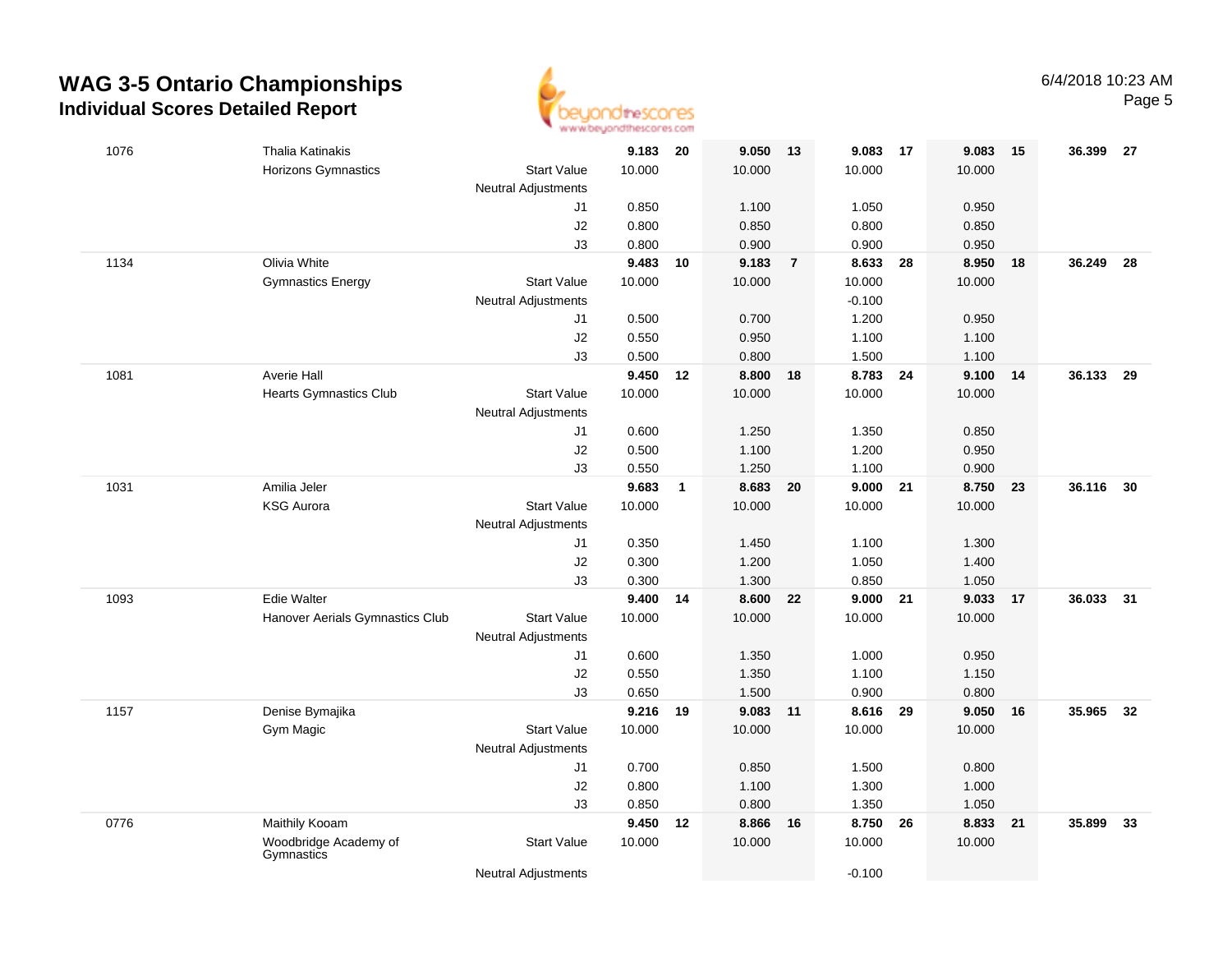# WAG 3-5 Ontario Championships

## Individual Scores Detailed Report

6/4/2018 10:23 AM

| # | Name / Club | | Vault | Rank | Bars | Rank | Beam | Rank | Floor | Rank | AA | Rank |
|---|---|---|---|---|---|---|---|---|---|---|---|---|
| 1076 | Thalia Katinakis | | **9.183** | **20** | **9.050** | **13** | **9.083** | **17** | **9.083** | **15** | **36.399** | **27** |
| | Horizons Gymnastics | Start Value | 10.000 | | 10.000 | | 10.000 | | 10.000 | | | |
| | | Neutral Adjustments | | | | | | | | | | |
| | | J1 | 0.850 | | 1.100 | | 1.050 | | 0.950 | | | |
| | | J2 | 0.800 | | 0.850 | | 0.800 | | 0.850 | | | |
| | | J3 | 0.800 | | 0.900 | | 0.900 | | 0.950 | | | |
| 1134 | Olivia White | | **9.483** | **10** | **9.183** | **7** | **8.633** | **28** | **8.950** | **18** | **36.249** | **28** |
| | Gymnastics Energy | Start Value | 10.000 | | 10.000 | | 10.000 | | 10.000 | | | |
| | | Neutral Adjustments | | | | | -0.100 | | | | | |
| | | J1 | 0.500 | | 0.700 | | 1.200 | | 0.950 | | | |
| | | J2 | 0.550 | | 0.950 | | 1.100 | | 1.100 | | | |
| | | J3 | 0.500 | | 0.800 | | 1.500 | | 1.100 | | | |
| 1081 | Averie Hall | | **9.450** | **12** | **8.800** | **18** | **8.783** | **24** | **9.100** | **14** | **36.133** | **29** |
| | Hearts Gymnastics Club | Start Value | 10.000 | | 10.000 | | 10.000 | | 10.000 | | | |
| | | Neutral Adjustments | | | | | | | | | | |
| | | J1 | 0.600 | | 1.250 | | 1.350 | | 0.850 | | | |
| | | J2 | 0.500 | | 1.100 | | 1.200 | | 0.950 | | | |
| | | J3 | 0.550 | | 1.250 | | 1.100 | | 0.900 | | | |
| 1031 | Amilia Jeler | | **9.683** | **1** | **8.683** | **20** | **9.000** | **21** | **8.750** | **23** | **36.116** | **30** |
| | KSG Aurora | Start Value | 10.000 | | 10.000 | | 10.000 | | 10.000 | | | |
| | | Neutral Adjustments | | | | | | | | | | |
| | | J1 | 0.350 | | 1.450 | | 1.100 | | 1.300 | | | |
| | | J2 | 0.300 | | 1.200 | | 1.050 | | 1.400 | | | |
| | | J3 | 0.300 | | 1.300 | | 0.850 | | 1.050 | | | |
| 1093 | Edie Walter | | **9.400** | **14** | **8.600** | **22** | **9.000** | **21** | **9.033** | **17** | **36.033** | **31** |
| | Hanover Aerials Gymnastics Club | Start Value | 10.000 | | 10.000 | | 10.000 | | 10.000 | | | |
| | | Neutral Adjustments | | | | | | | | | | |
| | | J1 | 0.600 | | 1.350 | | 1.000 | | 0.950 | | | |
| | | J2 | 0.550 | | 1.350 | | 1.100 | | 1.150 | | | |
| | | J3 | 0.650 | | 1.500 | | 0.900 | | 0.800 | | | |
| 1157 | Denise Bymajika | | **9.216** | **19** | **9.083** | **11** | **8.616** | **29** | **9.050** | **16** | **35.965** | **32** |
| | Gym Magic | Start Value | 10.000 | | 10.000 | | 10.000 | | 10.000 | | | |
| | | Neutral Adjustments | | | | | | | | | | |
| | | J1 | 0.700 | | 0.850 | | 1.500 | | 0.800 | | | |
| | | J2 | 0.800 | | 1.100 | | 1.300 | | 1.000 | | | |
| | | J3 | 0.850 | | 0.800 | | 1.350 | | 1.050 | | | |
| 0776 | Maithily Kooam | | **9.450** | **12** | **8.866** | **16** | **8.750** | **26** | **8.833** | **21** | **35.899** | **33** |
| | Woodbridge Academy of Gymnastics | Start Value | 10.000 | | 10.000 | | 10.000 | | 10.000 | | | |
| | | Neutral Adjustments | | | | | -0.100 | | | | | |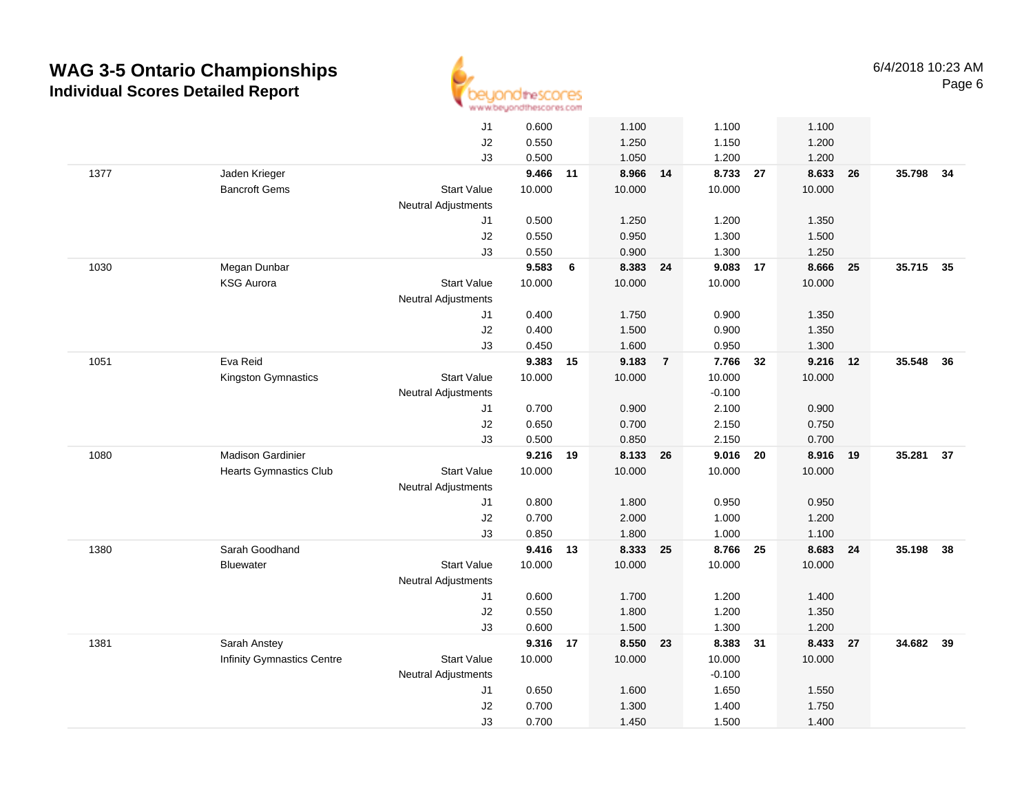# WAG 3-5 Ontario Championships
## Individual Scores Detailed Report

6/4/2018 10:23 AM

| # | Name / Club | | Vault | Rank | Bars | Rank | Beam | Rank | Floor | Rank | AA | Rank |
|---|---|---|---|---|---|---|---|---|---|---|---|---|
| | | J1 | 0.600 | | 1.100 | | 1.100 | | 1.100 | | | |
| | | J2 | 0.550 | | 1.250 | | 1.150 | | 1.200 | | | |
| | | J3 | 0.500 | | 1.050 | | 1.200 | | 1.200 | | | |
| 1377 | Jaden Krieger | | **9.466** | **11** | **8.966** | **14** | **8.733** | **27** | **8.633** | **26** | **35.798** | **34** |
| | Bancroft Gems | Start Value | 10.000 | | 10.000 | | 10.000 | | 10.000 | | | |
| | | Neutral Adjustments | | | | | | | | | | |
| | | J1 | 0.500 | | 1.250 | | 1.200 | | 1.350 | | | |
| | | J2 | 0.550 | | 0.950 | | 1.300 | | 1.500 | | | |
| | | J3 | 0.550 | | 0.900 | | 1.300 | | 1.250 | | | |
| 1030 | Megan Dunbar | | **9.583** | **6** | **8.383** | **24** | **9.083** | **17** | **8.666** | **25** | **35.715** | **35** |
| | KSG Aurora | Start Value | 10.000 | | 10.000 | | 10.000 | | 10.000 | | | |
| | | Neutral Adjustments | | | | | | | | | | |
| | | J1 | 0.400 | | 1.750 | | 0.900 | | 1.350 | | | |
| | | J2 | 0.400 | | 1.500 | | 0.900 | | 1.350 | | | |
| | | J3 | 0.450 | | 1.600 | | 0.950 | | 1.300 | | | |
| 1051 | Eva Reid | | **9.383** | **15** | **9.183** | **7** | **7.766** | **32** | **9.216** | **12** | **35.548** | **36** |
| | Kingston Gymnastics | Start Value | 10.000 | | 10.000 | | 10.000 | | 10.000 | | | |
| | | Neutral Adjustments | | | | | -0.100 | | | | | |
| | | J1 | 0.700 | | 0.900 | | 2.100 | | 0.900 | | | |
| | | J2 | 0.650 | | 0.700 | | 2.150 | | 0.750 | | | |
| | | J3 | 0.500 | | 0.850 | | 2.150 | | 0.700 | | | |
| 1080 | Madison Gardinier | | **9.216** | **19** | **8.133** | **26** | **9.016** | **20** | **8.916** | **19** | **35.281** | **37** |
| | Hearts Gymnastics Club | Start Value | 10.000 | | 10.000 | | 10.000 | | 10.000 | | | |
| | | Neutral Adjustments | | | | | | | | | | |
| | | J1 | 0.800 | | 1.800 | | 0.950 | | 0.950 | | | |
| | | J2 | 0.700 | | 2.000 | | 1.000 | | 1.200 | | | |
| | | J3 | 0.850 | | 1.800 | | 1.000 | | 1.100 | | | |
| 1380 | Sarah Goodhand | | **9.416** | **13** | **8.333** | **25** | **8.766** | **25** | **8.683** | **24** | **35.198** | **38** |
| | Bluewater | Start Value | 10.000 | | 10.000 | | 10.000 | | 10.000 | | | |
| | | Neutral Adjustments | | | | | | | | | | |
| | | J1 | 0.600 | | 1.700 | | 1.200 | | 1.400 | | | |
| | | J2 | 0.550 | | 1.800 | | 1.200 | | 1.350 | | | |
| | | J3 | 0.600 | | 1.500 | | 1.300 | | 1.200 | | | |
| 1381 | Sarah Anstey | | **9.316** | **17** | **8.550** | **23** | **8.383** | **31** | **8.433** | **27** | **34.682** | **39** |
| | Infinity Gymnastics Centre | Start Value | 10.000 | | 10.000 | | 10.000 | | 10.000 | | | |
| | | Neutral Adjustments | | | | | -0.100 | | | | | |
| | | J1 | 0.650 | | 1.600 | | 1.650 | | 1.550 | | | |
| | | J2 | 0.700 | | 1.300 | | 1.400 | | 1.750 | | | |
| | | J3 | 0.700 | | 1.450 | | 1.500 | | 1.400 | | | |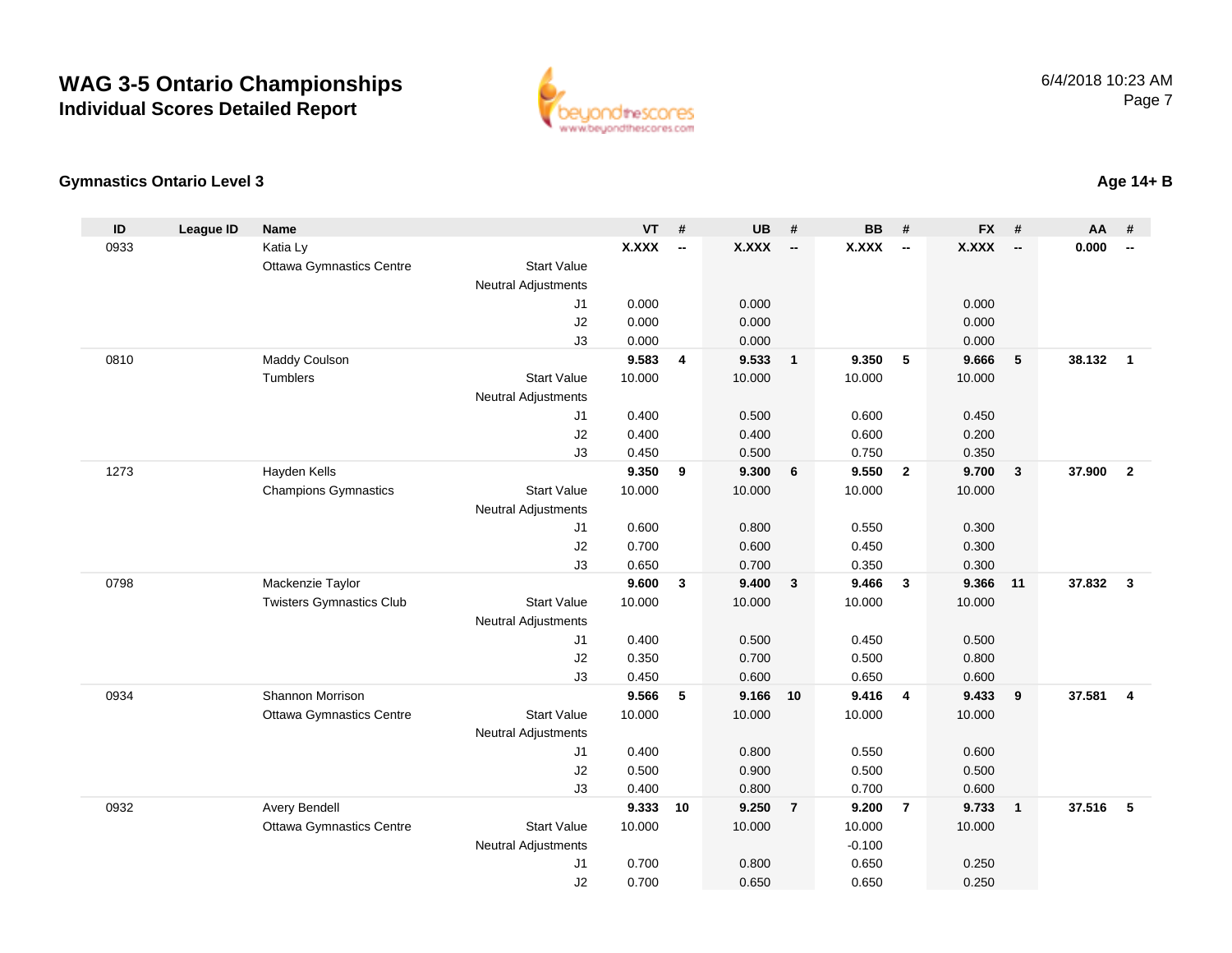# WAG 3-5 Ontario Championships

## Individual Scores Detailed Report

6/4/2018 10:23 AM

### Gymnastics Ontario Level 3

**Age 14+ B**

| ID | League ID | Name | | VT | # | UB | # | BB | # | FX | # | AA | # |
|---|---|---|---|---|---|---|---|---|---|---|---|---|---|
| 0933 | | Katia Ly | | **X.XXX** | **--** | **X.XXX** | **--** | **X.XXX** | **--** | **X.XXX** | **--** | **0.000** | **--** |
| | | Ottawa Gymnastics Centre | Start Value | | | | | | | | | | |
| | | | Neutral Adjustments | | | | | | | | | | |
| | | | J1 | 0.000 | | 0.000 | | | | 0.000 | | | |
| | | | J2 | 0.000 | | 0.000 | | | | 0.000 | | | |
| | | | J3 | 0.000 | | 0.000 | | | | 0.000 | | | |
| 0810 | | Maddy Coulson | | **9.583** | **4** | **9.533** | **1** | **9.350** | **5** | **9.666** | **5** | **38.132** | **1** |
| | | Tumblers | Start Value | 10.000 | | 10.000 | | 10.000 | | 10.000 | | | |
| | | | Neutral Adjustments | | | | | | | | | | |
| | | | J1 | 0.400 | | 0.500 | | 0.600 | | 0.450 | | | |
| | | | J2 | 0.400 | | 0.400 | | 0.600 | | 0.200 | | | |
| | | | J3 | 0.450 | | 0.500 | | 0.750 | | 0.350 | | | |
| 1273 | | Hayden Kells | | **9.350** | **9** | **9.300** | **6** | **9.550** | **2** | **9.700** | **3** | **37.900** | **2** |
| | | Champions Gymnastics | Start Value | 10.000 | | 10.000 | | 10.000 | | 10.000 | | | |
| | | | Neutral Adjustments | | | | | | | | | | |
| | | | J1 | 0.600 | | 0.800 | | 0.550 | | 0.300 | | | |
| | | | J2 | 0.700 | | 0.600 | | 0.450 | | 0.300 | | | |
| | | | J3 | 0.650 | | 0.700 | | 0.350 | | 0.300 | | | |
| 0798 | | Mackenzie Taylor | | **9.600** | **3** | **9.400** | **3** | **9.466** | **3** | **9.366** | **11** | **37.832** | **3** |
| | | Twisters Gymnastics Club | Start Value | 10.000 | | 10.000 | | 10.000 | | 10.000 | | | |
| | | | Neutral Adjustments | | | | | | | | | | |
| | | | J1 | 0.400 | | 0.500 | | 0.450 | | 0.500 | | | |
| | | | J2 | 0.350 | | 0.700 | | 0.500 | | 0.800 | | | |
| | | | J3 | 0.450 | | 0.600 | | 0.650 | | 0.600 | | | |
| 0934 | | Shannon Morrison | | **9.566** | **5** | **9.166** | **10** | **9.416** | **4** | **9.433** | **9** | **37.581** | **4** |
| | | Ottawa Gymnastics Centre | Start Value | 10.000 | | 10.000 | | 10.000 | | 10.000 | | | |
| | | | Neutral Adjustments | | | | | | | | | | |
| | | | J1 | 0.400 | | 0.800 | | 0.550 | | 0.600 | | | |
| | | | J2 | 0.500 | | 0.900 | | 0.500 | | 0.500 | | | |
| | | | J3 | 0.400 | | 0.800 | | 0.700 | | 0.600 | | | |
| 0932 | | Avery Bendell | | **9.333** | **10** | **9.250** | **7** | **9.200** | **7** | **9.733** | **1** | **37.516** | **5** |
| | | Ottawa Gymnastics Centre | Start Value | 10.000 | | 10.000 | | 10.000 | | 10.000 | | | |
| | | | Neutral Adjustments | | | | | -0.100 | | | | | |
| | | | J1 | 0.700 | | 0.800 | | 0.650 | | 0.250 | | | |
| | | | J2 | 0.700 | | 0.650 | | 0.650 | | 0.250 | | | |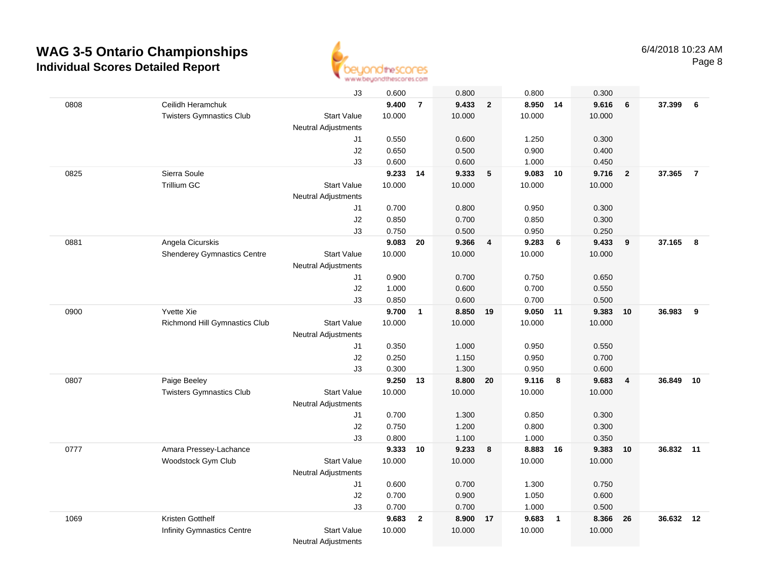# WAG 3-5 Ontario Championships

## Individual Scores Detailed Report

6/4/2018 10:23 AM

| | | | Vault | | Bars | | Beam | | Floor | | AA | |
|---|---|---|---|---|---|---|---|---|---|---|---|---|
| | | J3 | 0.600 | | 0.800 | | 0.800 | | 0.300 | | | |
| 0808 | Ceilidh Heramchuk | | **9.400** | **7** | **9.433** | **2** | **8.950** | **14** | **9.616** | **6** | **37.399** | **6** |
| | Twisters Gymnastics Club | Start Value | 10.000 | | 10.000 | | 10.000 | | 10.000 | | | |
| | | Neutral Adjustments | | | | | | | | | | |
| | | J1 | 0.550 | | 0.600 | | 1.250 | | 0.300 | | | |
| | | J2 | 0.650 | | 0.500 | | 0.900 | | 0.400 | | | |
| | | J3 | 0.600 | | 0.600 | | 1.000 | | 0.450 | | | |
| 0825 | Sierra Soule | | **9.233** | **14** | **9.333** | **5** | **9.083** | **10** | **9.716** | **2** | **37.365** | **7** |
| | Trillium GC | Start Value | 10.000 | | 10.000 | | 10.000 | | 10.000 | | | |
| | | Neutral Adjustments | | | | | | | | | | |
| | | J1 | 0.700 | | 0.800 | | 0.950 | | 0.300 | | | |
| | | J2 | 0.850 | | 0.700 | | 0.850 | | 0.300 | | | |
| | | J3 | 0.750 | | 0.500 | | 0.950 | | 0.250 | | | |
| 0881 | Angela Cicurskis | | **9.083** | **20** | **9.366** | **4** | **9.283** | **6** | **9.433** | **9** | **37.165** | **8** |
| | Shenderey Gymnastics Centre | Start Value | 10.000 | | 10.000 | | 10.000 | | 10.000 | | | |
| | | Neutral Adjustments | | | | | | | | | | |
| | | J1 | 0.900 | | 0.700 | | 0.750 | | 0.650 | | | |
| | | J2 | 1.000 | | 0.600 | | 0.700 | | 0.550 | | | |
| | | J3 | 0.850 | | 0.600 | | 0.700 | | 0.500 | | | |
| 0900 | Yvette Xie | | **9.700** | **1** | **8.850** | **19** | **9.050** | **11** | **9.383** | **10** | **36.983** | **9** |
| | Richmond Hill Gymnastics Club | Start Value | 10.000 | | 10.000 | | 10.000 | | 10.000 | | | |
| | | Neutral Adjustments | | | | | | | | | | |
| | | J1 | 0.350 | | 1.000 | | 0.950 | | 0.550 | | | |
| | | J2 | 0.250 | | 1.150 | | 0.950 | | 0.700 | | | |
| | | J3 | 0.300 | | 1.300 | | 0.950 | | 0.600 | | | |
| 0807 | Paige Beeley | | **9.250** | **13** | **8.800** | **20** | **9.116** | **8** | **9.683** | **4** | **36.849** | **10** |
| | Twisters Gymnastics Club | Start Value | 10.000 | | 10.000 | | 10.000 | | 10.000 | | | |
| | | Neutral Adjustments | | | | | | | | | | |
| | | J1 | 0.700 | | 1.300 | | 0.850 | | 0.300 | | | |
| | | J2 | 0.750 | | 1.200 | | 0.800 | | 0.300 | | | |
| | | J3 | 0.800 | | 1.100 | | 1.000 | | 0.350 | | | |
| 0777 | Amara Pressey-Lachance | | **9.333** | **10** | **9.233** | **8** | **8.883** | **16** | **9.383** | **10** | **36.832** | **11** |
| | Woodstock Gym Club | Start Value | 10.000 | | 10.000 | | 10.000 | | 10.000 | | | |
| | | Neutral Adjustments | | | | | | | | | | |
| | | J1 | 0.600 | | 0.700 | | 1.300 | | 0.750 | | | |
| | | J2 | 0.700 | | 0.900 | | 1.050 | | 0.600 | | | |
| | | J3 | 0.700 | | 0.700 | | 1.000 | | 0.500 | | | |
| 1069 | Kristen Gotthelf | | **9.683** | **2** | **8.900** | **17** | **9.683** | **1** | **8.366** | **26** | **36.632** | **12** |
| | Infinity Gymnastics Centre | Start Value | 10.000 | | 10.000 | | 10.000 | | 10.000 | | | |
| | | Neutral Adjustments | | | | | | | | | | |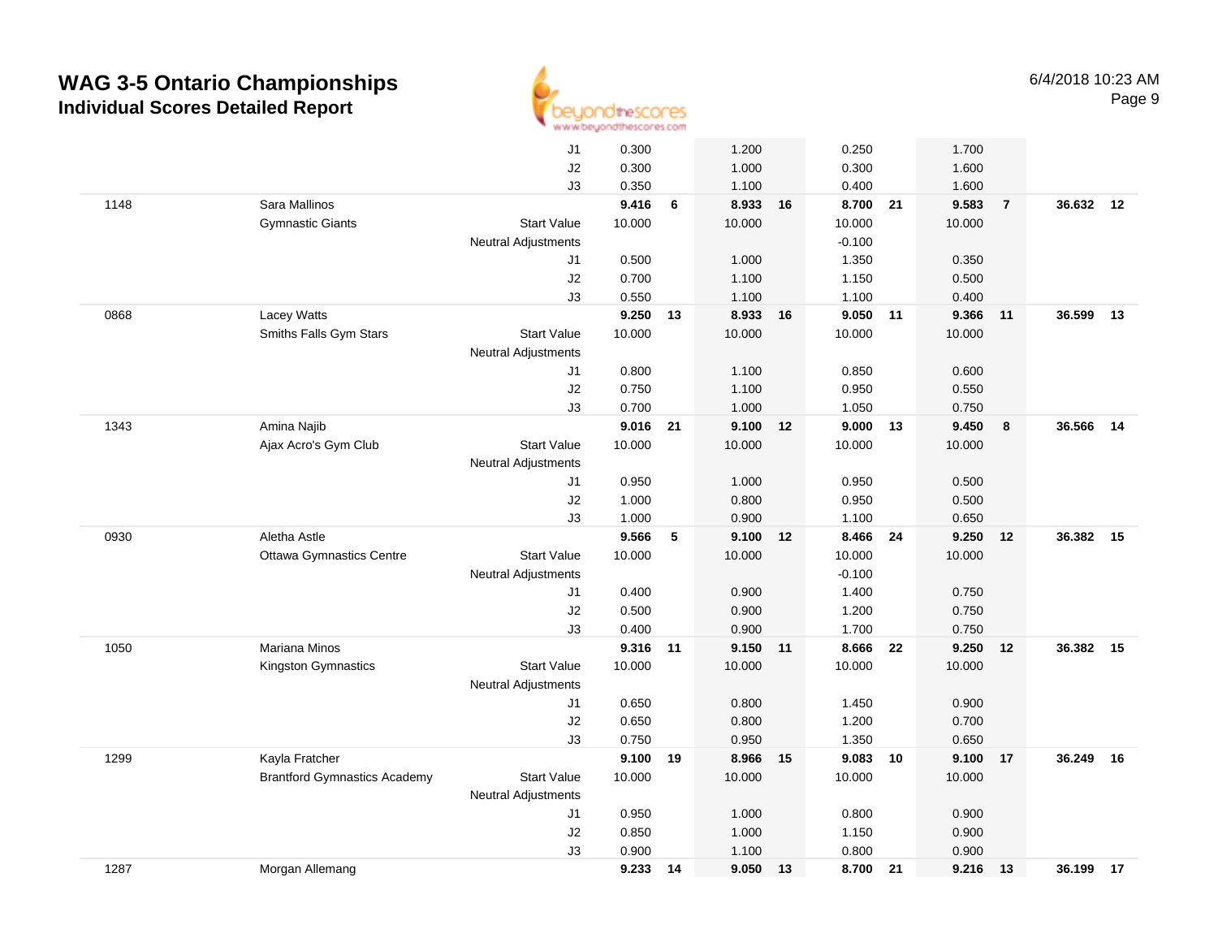# WAG 3-5 Ontario Championships

## Individual Scores Detailed Report

6/4/2018 10:23 AM

| | | | | | | | | | | | | |
|---|---|---|---|---|---|---|---|---|---|---|---|---|
| | | J1 | 0.300 | | 1.200 | | 0.250 | | 1.700 | | | |
| | | J2 | 0.300 | | 1.000 | | 0.300 | | 1.600 | | | |
| | | J3 | 0.350 | | 1.100 | | 0.400 | | 1.600 | | | |
| 1148 | Sara Mallinos | | **9.416** | **6** | **8.933** | **16** | **8.700** | **21** | **9.583** | **7** | **36.632** | **12** |
| | Gymnastic Giants | Start Value | 10.000 | | 10.000 | | 10.000 | | 10.000 | | | |
| | | Neutral Adjustments | | | | | -0.100 | | | | | |
| | | J1 | 0.500 | | 1.000 | | 1.350 | | 0.350 | | | |
| | | J2 | 0.700 | | 1.100 | | 1.150 | | 0.500 | | | |
| | | J3 | 0.550 | | 1.100 | | 1.100 | | 0.400 | | | |
| 0868 | Lacey Watts | | **9.250** | **13** | **8.933** | **16** | **9.050** | **11** | **9.366** | **11** | **36.599** | **13** |
| | Smiths Falls Gym Stars | Start Value | 10.000 | | 10.000 | | 10.000 | | 10.000 | | | |
| | | Neutral Adjustments | | | | | | | | | | |
| | | J1 | 0.800 | | 1.100 | | 0.850 | | 0.600 | | | |
| | | J2 | 0.750 | | 1.100 | | 0.950 | | 0.550 | | | |
| | | J3 | 0.700 | | 1.000 | | 1.050 | | 0.750 | | | |
| 1343 | Amina Najib | | **9.016** | **21** | **9.100** | **12** | **9.000** | **13** | **9.450** | **8** | **36.566** | **14** |
| | Ajax Acro's Gym Club | Start Value | 10.000 | | 10.000 | | 10.000 | | 10.000 | | | |
| | | Neutral Adjustments | | | | | | | | | | |
| | | J1 | 0.950 | | 1.000 | | 0.950 | | 0.500 | | | |
| | | J2 | 1.000 | | 0.800 | | 0.950 | | 0.500 | | | |
| | | J3 | 1.000 | | 0.900 | | 1.100 | | 0.650 | | | |
| 0930 | Aletha Astle | | **9.566** | **5** | **9.100** | **12** | **8.466** | **24** | **9.250** | **12** | **36.382** | **15** |
| | Ottawa Gymnastics Centre | Start Value | 10.000 | | 10.000 | | 10.000 | | 10.000 | | | |
| | | Neutral Adjustments | | | | | -0.100 | | | | | |
| | | J1 | 0.400 | | 0.900 | | 1.400 | | 0.750 | | | |
| | | J2 | 0.500 | | 0.900 | | 1.200 | | 0.750 | | | |
| | | J3 | 0.400 | | 0.900 | | 1.700 | | 0.750 | | | |
| 1050 | Mariana Minos | | **9.316** | **11** | **9.150** | **11** | **8.666** | **22** | **9.250** | **12** | **36.382** | **15** |
| | Kingston Gymnastics | Start Value | 10.000 | | 10.000 | | 10.000 | | 10.000 | | | |
| | | Neutral Adjustments | | | | | | | | | | |
| | | J1 | 0.650 | | 0.800 | | 1.450 | | 0.900 | | | |
| | | J2 | 0.650 | | 0.800 | | 1.200 | | 0.700 | | | |
| | | J3 | 0.750 | | 0.950 | | 1.350 | | 0.650 | | | |
| 1299 | Kayla Fratcher | | **9.100** | **19** | **8.966** | **15** | **9.083** | **10** | **9.100** | **17** | **36.249** | **16** |
| | Brantford Gymnastics Academy | Start Value | 10.000 | | 10.000 | | 10.000 | | 10.000 | | | |
| | | Neutral Adjustments | | | | | | | | | | |
| | | J1 | 0.950 | | 1.000 | | 0.800 | | 0.900 | | | |
| | | J2 | 0.850 | | 1.000 | | 1.150 | | 0.900 | | | |
| | | J3 | 0.900 | | 1.100 | | 0.800 | | 0.900 | | | |
| 1287 | Morgan Allemang | | **9.233** | **14** | **9.050** | **13** | **8.700** | **21** | **9.216** | **13** | **36.199** | **17** |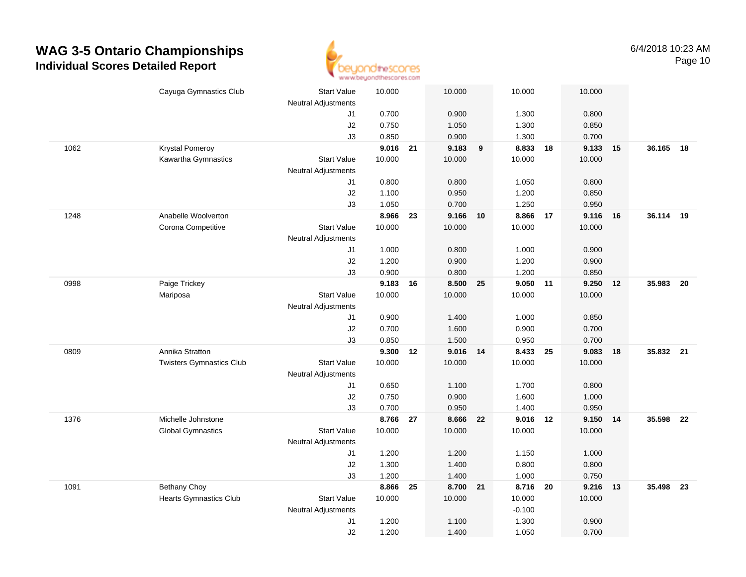# WAG 3-5 Ontario Championships

## Individual Scores Detailed Report

6/4/2018 10:23 AM

| # | Name / Club | | Vault | Rk | Bars | Rk | Beam | Rk | Floor | Rk | AA | Rk |
|---|---|---|---|---|---|---|---|---|---|---|---|---|
| | Cayuga Gymnastics Club | Start Value | 10.000 | | 10.000 | | 10.000 | | 10.000 | | | |
| | | Neutral Adjustments | | | | | | | | | | |
| | | J1 | 0.700 | | 0.900 | | 1.300 | | 0.800 | | | |
| | | J2 | 0.750 | | 1.050 | | 1.300 | | 0.850 | | | |
| | | J3 | 0.850 | | 0.900 | | 1.300 | | 0.700 | | | |
| 1062 | Krystal Pomeroy | | **9.016** | **21** | **9.183** | **9** | **8.833** | **18** | **9.133** | **15** | **36.165** | **18** |
| | Kawartha Gymnastics | Start Value | 10.000 | | 10.000 | | 10.000 | | 10.000 | | | |
| | | Neutral Adjustments | | | | | | | | | | |
| | | J1 | 0.800 | | 0.800 | | 1.050 | | 0.800 | | | |
| | | J2 | 1.100 | | 0.950 | | 1.200 | | 0.850 | | | |
| | | J3 | 1.050 | | 0.700 | | 1.250 | | 0.950 | | | |
| 1248 | Anabelle Woolverton | | **8.966** | **23** | **9.166** | **10** | **8.866** | **17** | **9.116** | **16** | **36.114** | **19** |
| | Corona Competitive | Start Value | 10.000 | | 10.000 | | 10.000 | | 10.000 | | | |
| | | Neutral Adjustments | | | | | | | | | | |
| | | J1 | 1.000 | | 0.800 | | 1.000 | | 0.900 | | | |
| | | J2 | 1.200 | | 0.900 | | 1.200 | | 0.900 | | | |
| | | J3 | 0.900 | | 0.800 | | 1.200 | | 0.850 | | | |
| 0998 | Paige Trickey | | **9.183** | **16** | **8.500** | **25** | **9.050** | **11** | **9.250** | **12** | **35.983** | **20** |
| | Mariposa | Start Value | 10.000 | | 10.000 | | 10.000 | | 10.000 | | | |
| | | Neutral Adjustments | | | | | | | | | | |
| | | J1 | 0.900 | | 1.400 | | 1.000 | | 0.850 | | | |
| | | J2 | 0.700 | | 1.600 | | 0.900 | | 0.700 | | | |
| | | J3 | 0.850 | | 1.500 | | 0.950 | | 0.700 | | | |
| 0809 | Annika Stratton | | **9.300** | **12** | **9.016** | **14** | **8.433** | **25** | **9.083** | **18** | **35.832** | **21** |
| | Twisters Gymnastics Club | Start Value | 10.000 | | 10.000 | | 10.000 | | 10.000 | | | |
| | | Neutral Adjustments | | | | | | | | | | |
| | | J1 | 0.650 | | 1.100 | | 1.700 | | 0.800 | | | |
| | | J2 | 0.750 | | 0.900 | | 1.600 | | 1.000 | | | |
| | | J3 | 0.700 | | 0.950 | | 1.400 | | 0.950 | | | |
| 1376 | Michelle Johnstone | | **8.766** | **27** | **8.666** | **22** | **9.016** | **12** | **9.150** | **14** | **35.598** | **22** |
| | Global Gymnastics | Start Value | 10.000 | | 10.000 | | 10.000 | | 10.000 | | | |
| | | Neutral Adjustments | | | | | | | | | | |
| | | J1 | 1.200 | | 1.200 | | 1.150 | | 1.000 | | | |
| | | J2 | 1.300 | | 1.400 | | 0.800 | | 0.800 | | | |
| | | J3 | 1.200 | | 1.400 | | 1.000 | | 0.750 | | | |
| 1091 | Bethany Choy | | **8.866** | **25** | **8.700** | **21** | **8.716** | **20** | **9.216** | **13** | **35.498** | **23** |
| | Hearts Gymnastics Club | Start Value | 10.000 | | 10.000 | | 10.000 | | 10.000 | | | |
| | | Neutral Adjustments | | | | | -0.100 | | | | | |
| | | J1 | 1.200 | | 1.100 | | 1.300 | | 0.900 | | | |
| | | J2 | 1.200 | | 1.400 | | 1.050 | | 0.700 | | | |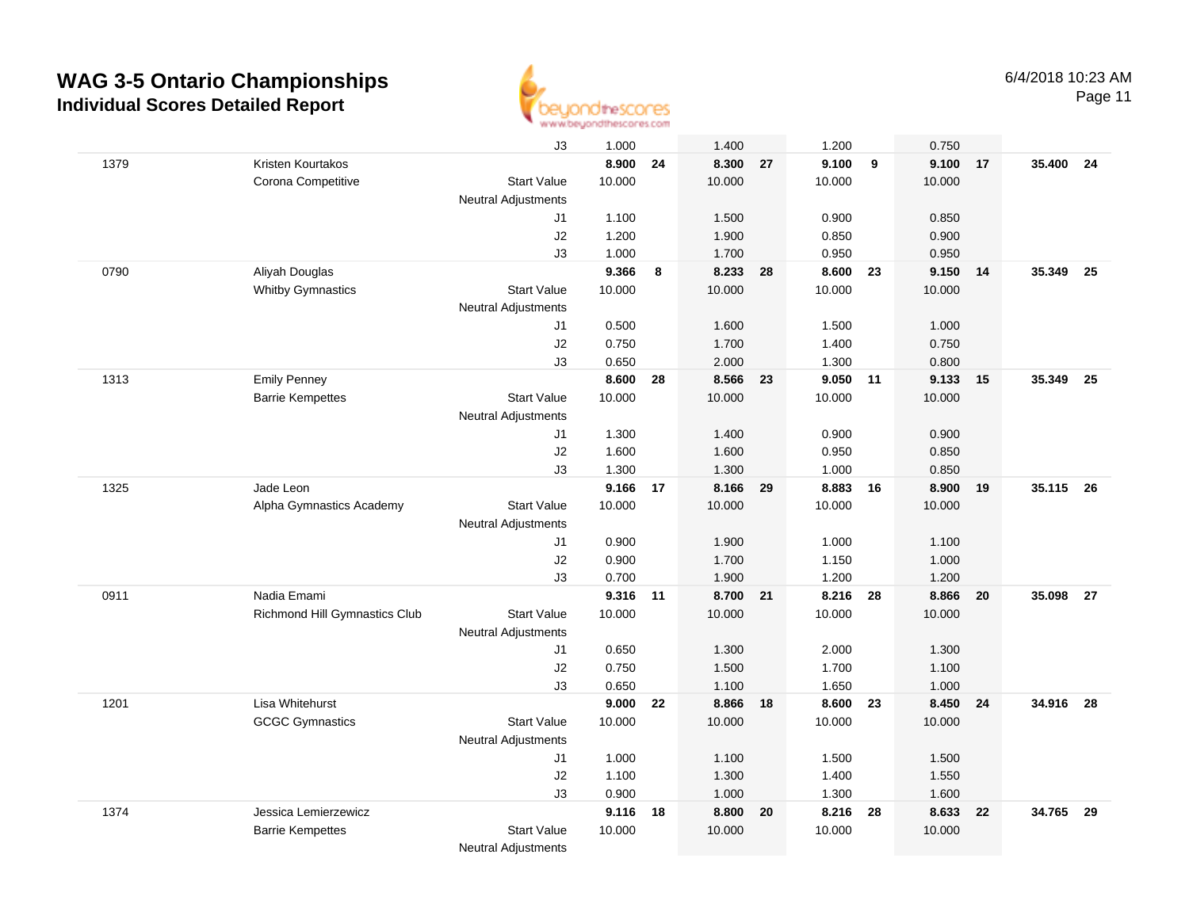# WAG 3-5 Ontario Championships

## Individual Scores Detailed Report

6/4/2018 10:23 AM

| | | | | | | | | | | | | |
|---|---|---|---|---|---|---|---|---|---|---|---|---|
| | | J3 | 1.000 | | 1.400 | | 1.200 | | 0.750 | | | |
| 1379 | Kristen Kourtakos | | **8.900** | **24** | **8.300** | **27** | **9.100** | **9** | **9.100** | **17** | **35.400** | **24** |
| | Corona Competitive | Start Value | 10.000 | | 10.000 | | 10.000 | | 10.000 | | | |
| | | Neutral Adjustments | | | | | | | | | | |
| | | J1 | 1.100 | | 1.500 | | 0.900 | | 0.850 | | | |
| | | J2 | 1.200 | | 1.900 | | 0.850 | | 0.900 | | | |
| | | J3 | 1.000 | | 1.700 | | 0.950 | | 0.950 | | | |
| 0790 | Aliyah Douglas | | **9.366** | **8** | **8.233** | **28** | **8.600** | **23** | **9.150** | **14** | **35.349** | **25** |
| | Whitby Gymnastics | Start Value | 10.000 | | 10.000 | | 10.000 | | 10.000 | | | |
| | | Neutral Adjustments | | | | | | | | | | |
| | | J1 | 0.500 | | 1.600 | | 1.500 | | 1.000 | | | |
| | | J2 | 0.750 | | 1.700 | | 1.400 | | 0.750 | | | |
| | | J3 | 0.650 | | 2.000 | | 1.300 | | 0.800 | | | |
| 1313 | Emily Penney | | **8.600** | **28** | **8.566** | **23** | **9.050** | **11** | **9.133** | **15** | **35.349** | **25** |
| | Barrie Kempettes | Start Value | 10.000 | | 10.000 | | 10.000 | | 10.000 | | | |
| | | Neutral Adjustments | | | | | | | | | | |
| | | J1 | 1.300 | | 1.400 | | 0.900 | | 0.900 | | | |
| | | J2 | 1.600 | | 1.600 | | 0.950 | | 0.850 | | | |
| | | J3 | 1.300 | | 1.300 | | 1.000 | | 0.850 | | | |
| 1325 | Jade Leon | | **9.166** | **17** | **8.166** | **29** | **8.883** | **16** | **8.900** | **19** | **35.115** | **26** |
| | Alpha Gymnastics Academy | Start Value | 10.000 | | 10.000 | | 10.000 | | 10.000 | | | |
| | | Neutral Adjustments | | | | | | | | | | |
| | | J1 | 0.900 | | 1.900 | | 1.000 | | 1.100 | | | |
| | | J2 | 0.900 | | 1.700 | | 1.150 | | 1.000 | | | |
| | | J3 | 0.700 | | 1.900 | | 1.200 | | 1.200 | | | |
| 0911 | Nadia Emami | | **9.316** | **11** | **8.700** | **21** | **8.216** | **28** | **8.866** | **20** | **35.098** | **27** |
| | Richmond Hill Gymnastics Club | Start Value | 10.000 | | 10.000 | | 10.000 | | 10.000 | | | |
| | | Neutral Adjustments | | | | | | | | | | |
| | | J1 | 0.650 | | 1.300 | | 2.000 | | 1.300 | | | |
| | | J2 | 0.750 | | 1.500 | | 1.700 | | 1.100 | | | |
| | | J3 | 0.650 | | 1.100 | | 1.650 | | 1.000 | | | |
| 1201 | Lisa Whitehurst | | **9.000** | **22** | **8.866** | **18** | **8.600** | **23** | **8.450** | **24** | **34.916** | **28** |
| | GCGC Gymnastics | Start Value | 10.000 | | 10.000 | | 10.000 | | 10.000 | | | |
| | | Neutral Adjustments | | | | | | | | | | |
| | | J1 | 1.000 | | 1.100 | | 1.500 | | 1.500 | | | |
| | | J2 | 1.100 | | 1.300 | | 1.400 | | 1.550 | | | |
| | | J3 | 0.900 | | 1.000 | | 1.300 | | 1.600 | | | |
| 1374 | Jessica Lemierzewicz | | **9.116** | **18** | **8.800** | **20** | **8.216** | **28** | **8.633** | **22** | **34.765** | **29** |
| | Barrie Kempettes | Start Value | 10.000 | | 10.000 | | 10.000 | | 10.000 | | | |
| | | Neutral Adjustments | | | | | | | | | | |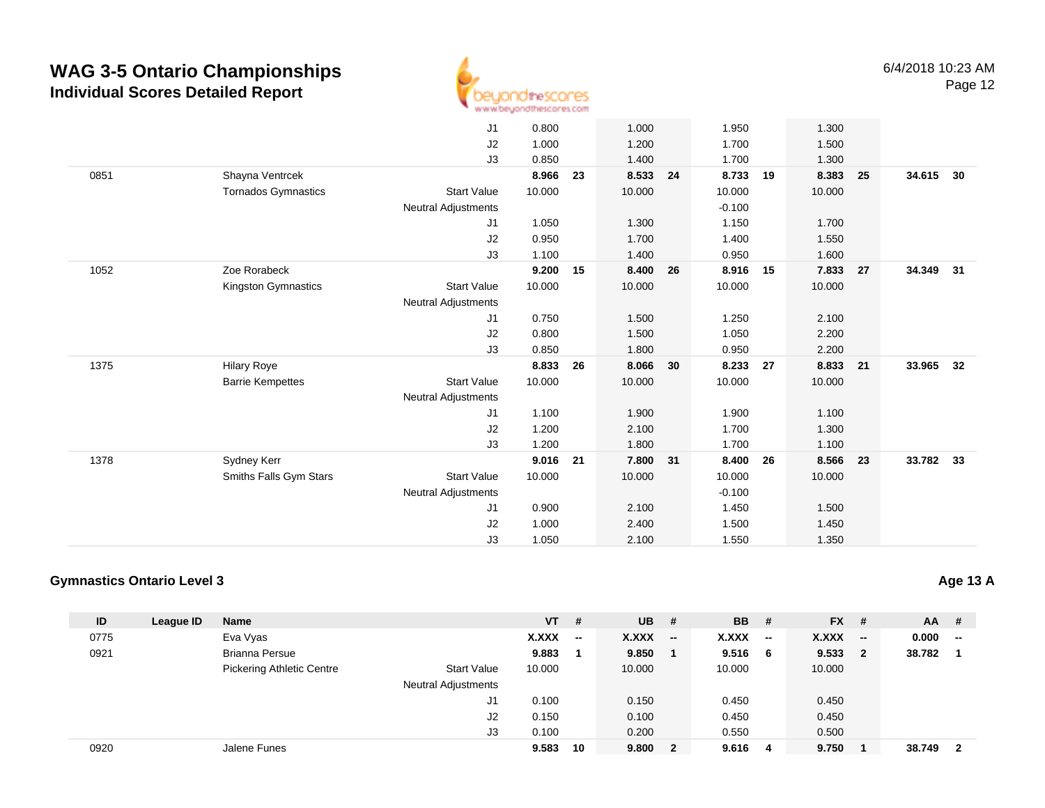# WAG 3-5 Ontario Championships
## Individual Scores Detailed Report

| ID | League ID | Name | | VT | # | UB | # | BB | # | FX | # | AA | # |
|---|---|---|---|---|---|---|---|---|---|---|---|---|---|
| | | | J1 | 0.800 | | 1.000 | | 1.950 | | 1.300 | | | |
| | | | J2 | 1.000 | | 1.200 | | 1.700 | | 1.500 | | | |
| | | | J3 | 0.850 | | 1.400 | | 1.700 | | 1.300 | | | |
| 0851 | | Shayna Ventrcek | | **8.966** | **23** | **8.533** | **24** | **8.733** | **19** | **8.383** | **25** | **34.615** | **30** |
| | | Tornados Gymnastics | Start Value | 10.000 | | 10.000 | | 10.000 | | 10.000 | | | |
| | | | Neutral Adjustments | | | | | -0.100 | | | | | |
| | | | J1 | 1.050 | | 1.300 | | 1.150 | | 1.700 | | | |
| | | | J2 | 0.950 | | 1.700 | | 1.400 | | 1.550 | | | |
| | | | J3 | 1.100 | | 1.400 | | 0.950 | | 1.600 | | | |
| 1052 | | Zoe Rorabeck | | **9.200** | **15** | **8.400** | **26** | **8.916** | **15** | **7.833** | **27** | **34.349** | **31** |
| | | Kingston Gymnastics | Start Value | 10.000 | | 10.000 | | 10.000 | | 10.000 | | | |
| | | | Neutral Adjustments | | | | | | | | | | |
| | | | J1 | 0.750 | | 1.500 | | 1.250 | | 2.100 | | | |
| | | | J2 | 0.800 | | 1.500 | | 1.050 | | 2.200 | | | |
| | | | J3 | 0.850 | | 1.800 | | 0.950 | | 2.200 | | | |
| 1375 | | Hilary Roye | | **8.833** | **26** | **8.066** | **30** | **8.233** | **27** | **8.833** | **21** | **33.965** | **32** |
| | | Barrie Kempettes | Start Value | 10.000 | | 10.000 | | 10.000 | | 10.000 | | | |
| | | | Neutral Adjustments | | | | | | | | | | |
| | | | J1 | 1.100 | | 1.900 | | 1.900 | | 1.100 | | | |
| | | | J2 | 1.200 | | 2.100 | | 1.700 | | 1.300 | | | |
| | | | J3 | 1.200 | | 1.800 | | 1.700 | | 1.100 | | | |
| 1378 | | Sydney Kerr | | **9.016** | **21** | **7.800** | **31** | **8.400** | **26** | **8.566** | **23** | **33.782** | **33** |
| | | Smiths Falls Gym Stars | Start Value | 10.000 | | 10.000 | | 10.000 | | 10.000 | | | |
| | | | Neutral Adjustments | | | | | -0.100 | | | | | |
| | | | J1 | 0.900 | | 2.100 | | 1.450 | | 1.500 | | | |
| | | | J2 | 1.000 | | 2.400 | | 1.500 | | 1.450 | | | |
| | | | J3 | 1.050 | | 2.100 | | 1.550 | | 1.350 | | | |

### Gymnastics Ontario Level 3

**Age 13 A**

| ID | League ID | Name | | VT | # | UB | # | BB | # | FX | # | AA | # |
|---|---|---|---|---|---|---|---|---|---|---|---|---|---|
| 0775 | | Eva Vyas | | **X.XXX** | **--** | **X.XXX** | **--** | **X.XXX** | **--** | **X.XXX** | **--** | **0.000** | **--** |
| 0921 | | Brianna Persue | | **9.883** | **1** | **9.850** | **1** | **9.516** | **6** | **9.533** | **2** | **38.782** | **1** |
| | | Pickering Athletic Centre | Start Value | 10.000 | | 10.000 | | 10.000 | | 10.000 | | | |
| | | | Neutral Adjustments | | | | | | | | | | |
| | | | J1 | 0.100 | | 0.150 | | 0.450 | | 0.450 | | | |
| | | | J2 | 0.150 | | 0.100 | | 0.450 | | 0.450 | | | |
| | | | J3 | 0.100 | | 0.200 | | 0.550 | | 0.500 | | | |
| 0920 | | Jalene Funes | | **9.583** | **10** | **9.800** | **2** | **9.616** | **4** | **9.750** | **1** | **38.749** | **2** |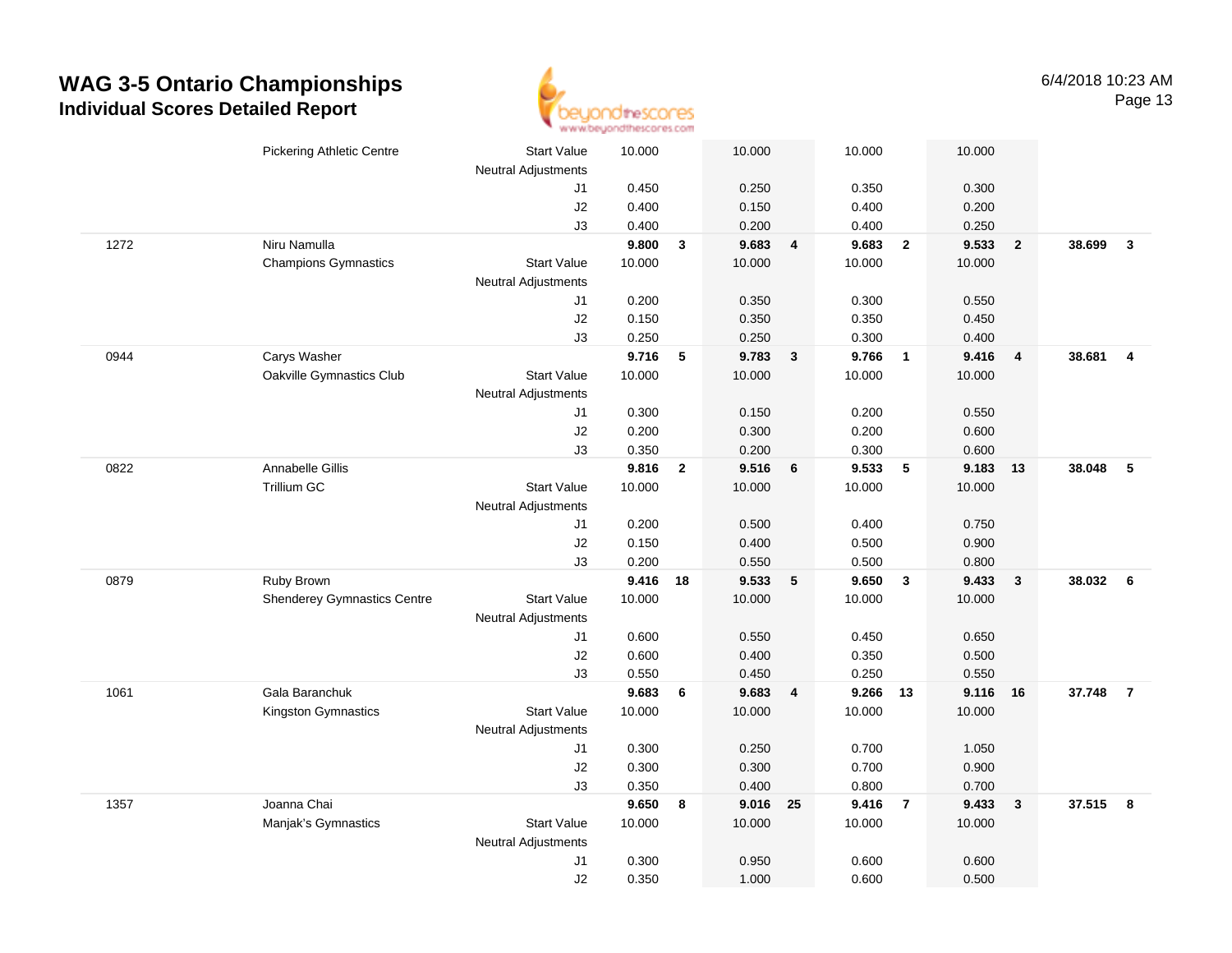# WAG 3-5 Ontario Championships
## Individual Scores Detailed Report

| # | Name / Club | | Vault | Rank | Bars | Rank | Beam | Rank | Floor | Rank | AA | Rank |
|---|---|---|---|---|---|---|---|---|---|---|---|---|
| | Pickering Athletic Centre | Start Value | 10.000 | | 10.000 | | 10.000 | | 10.000 | | | |
| | | Neutral Adjustments | | | | | | | | | | |
| | | J1 | 0.450 | | 0.250 | | 0.350 | | 0.300 | | | |
| | | J2 | 0.400 | | 0.150 | | 0.400 | | 0.200 | | | |
| | | J3 | 0.400 | | 0.200 | | 0.400 | | 0.250 | | | |
| 1272 | Niru Namulla | | **9.800** | **3** | **9.683** | **4** | **9.683** | **2** | **9.533** | **2** | **38.699** | **3** |
| | Champions Gymnastics | Start Value | 10.000 | | 10.000 | | 10.000 | | 10.000 | | | |
| | | Neutral Adjustments | | | | | | | | | | |
| | | J1 | 0.200 | | 0.350 | | 0.300 | | 0.550 | | | |
| | | J2 | 0.150 | | 0.350 | | 0.350 | | 0.450 | | | |
| | | J3 | 0.250 | | 0.250 | | 0.300 | | 0.400 | | | |
| 0944 | Carys Washer | | **9.716** | **5** | **9.783** | **3** | **9.766** | **1** | **9.416** | **4** | **38.681** | **4** |
| | Oakville Gymnastics Club | Start Value | 10.000 | | 10.000 | | 10.000 | | 10.000 | | | |
| | | Neutral Adjustments | | | | | | | | | | |
| | | J1 | 0.300 | | 0.150 | | 0.200 | | 0.550 | | | |
| | | J2 | 0.200 | | 0.300 | | 0.200 | | 0.600 | | | |
| | | J3 | 0.350 | | 0.200 | | 0.300 | | 0.600 | | | |
| 0822 | Annabelle Gillis | | **9.816** | **2** | **9.516** | **6** | **9.533** | **5** | **9.183** | **13** | **38.048** | **5** |
| | Trillium GC | Start Value | 10.000 | | 10.000 | | 10.000 | | 10.000 | | | |
| | | Neutral Adjustments | | | | | | | | | | |
| | | J1 | 0.200 | | 0.500 | | 0.400 | | 0.750 | | | |
| | | J2 | 0.150 | | 0.400 | | 0.500 | | 0.900 | | | |
| | | J3 | 0.200 | | 0.550 | | 0.500 | | 0.800 | | | |
| 0879 | Ruby Brown | | **9.416** | **18** | **9.533** | **5** | **9.650** | **3** | **9.433** | **3** | **38.032** | **6** |
| | Shenderey Gymnastics Centre | Start Value | 10.000 | | 10.000 | | 10.000 | | 10.000 | | | |
| | | Neutral Adjustments | | | | | | | | | | |
| | | J1 | 0.600 | | 0.550 | | 0.450 | | 0.650 | | | |
| | | J2 | 0.600 | | 0.400 | | 0.350 | | 0.500 | | | |
| | | J3 | 0.550 | | 0.450 | | 0.250 | | 0.550 | | | |
| 1061 | Gala Baranchuk | | **9.683** | **6** | **9.683** | **4** | **9.266** | **13** | **9.116** | **16** | **37.748** | **7** |
| | Kingston Gymnastics | Start Value | 10.000 | | 10.000 | | 10.000 | | 10.000 | | | |
| | | Neutral Adjustments | | | | | | | | | | |
| | | J1 | 0.300 | | 0.250 | | 0.700 | | 1.050 | | | |
| | | J2 | 0.300 | | 0.300 | | 0.700 | | 0.900 | | | |
| | | J3 | 0.350 | | 0.400 | | 0.800 | | 0.700 | | | |
| 1357 | Joanna Chai | | **9.650** | **8** | **9.016** | **25** | **9.416** | **7** | **9.433** | **3** | **37.515** | **8** |
| | Manjak's Gymnastics | Start Value | 10.000 | | 10.000 | | 10.000 | | 10.000 | | | |
| | | Neutral Adjustments | | | | | | | | | | |
| | | J1 | 0.300 | | 0.950 | | 0.600 | | 0.600 | | | |
| | | J2 | 0.350 | | 1.000 | | 0.600 | | 0.500 | | | |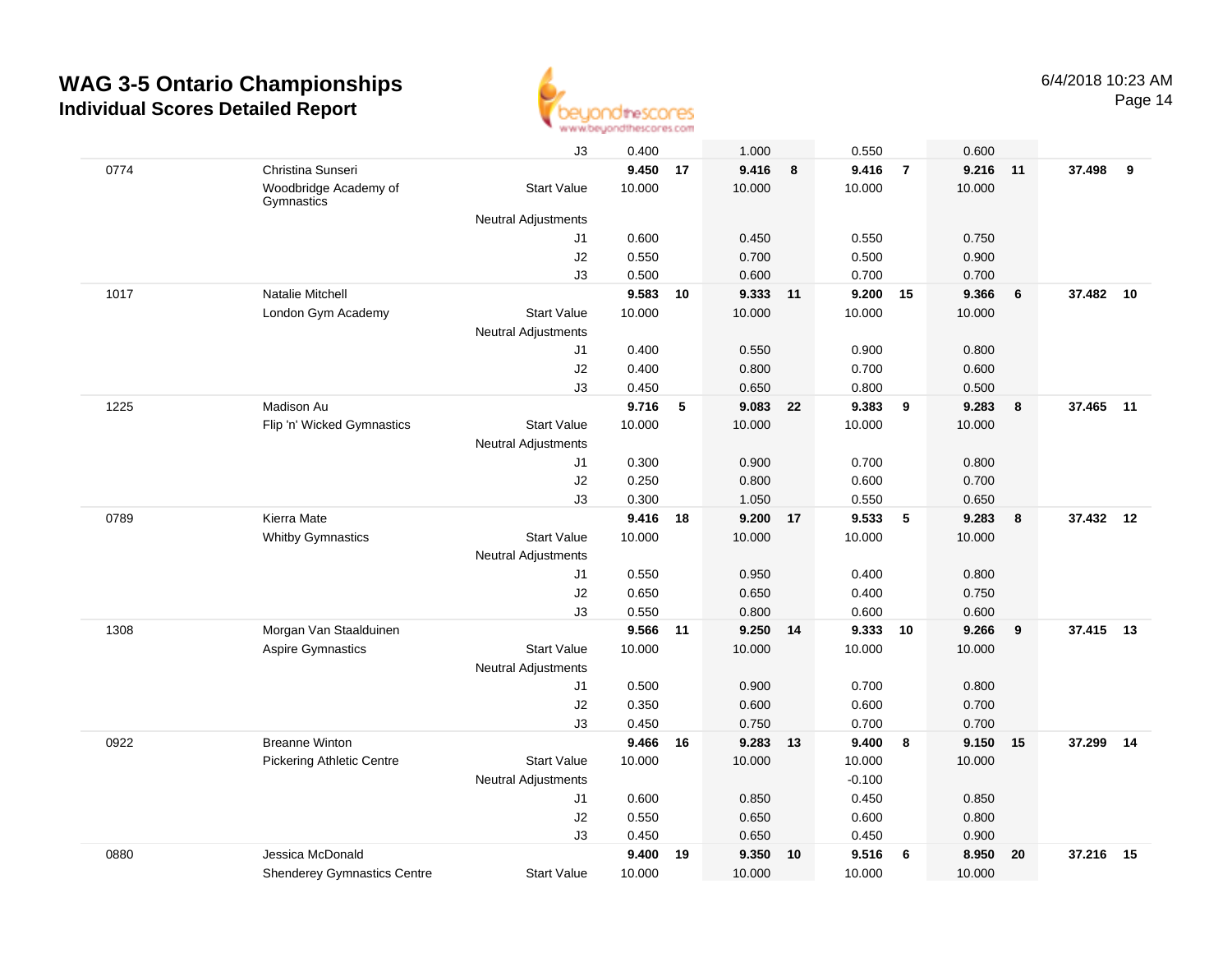# WAG 3-5 Ontario Championships
## Individual Scores Detailed Report

6/4/2018 10:23 AM

| # | Name / Club | | Vault | Rank | Bars | Rank | Beam | Rank | Floor | Rank | AA | Rank |
|---|---|---|---|---|---|---|---|---|---|---|---|---|
| | | J3 | 0.400 | | 1.000 | | 0.550 | | 0.600 | | | |
| 0774 | Christina Sunseri | | **9.450** | **17** | **9.416** | **8** | **9.416** | **7** | **9.216** | **11** | **37.498** | **9** |
| | Woodbridge Academy of Gymnastics | Start Value | 10.000 | | 10.000 | | 10.000 | | 10.000 | | | |
| | | Neutral Adjustments | | | | | | | | | | |
| | | J1 | 0.600 | | 0.450 | | 0.550 | | 0.750 | | | |
| | | J2 | 0.550 | | 0.700 | | 0.500 | | 0.900 | | | |
| | | J3 | 0.500 | | 0.600 | | 0.700 | | 0.700 | | | |
| 1017 | Natalie Mitchell | | **9.583** | **10** | **9.333** | **11** | **9.200** | **15** | **9.366** | **6** | **37.482** | **10** |
| | London Gym Academy | Start Value | 10.000 | | 10.000 | | 10.000 | | 10.000 | | | |
| | | Neutral Adjustments | | | | | | | | | | |
| | | J1 | 0.400 | | 0.550 | | 0.900 | | 0.800 | | | |
| | | J2 | 0.400 | | 0.800 | | 0.700 | | 0.600 | | | |
| | | J3 | 0.450 | | 0.650 | | 0.800 | | 0.500 | | | |
| 1225 | Madison Au | | **9.716** | **5** | **9.083** | **22** | **9.383** | **9** | **9.283** | **8** | **37.465** | **11** |
| | Flip 'n' Wicked Gymnastics | Start Value | 10.000 | | 10.000 | | 10.000 | | 10.000 | | | |
| | | Neutral Adjustments | | | | | | | | | | |
| | | J1 | 0.300 | | 0.900 | | 0.700 | | 0.800 | | | |
| | | J2 | 0.250 | | 0.800 | | 0.600 | | 0.700 | | | |
| | | J3 | 0.300 | | 1.050 | | 0.550 | | 0.650 | | | |
| 0789 | Kierra Mate | | **9.416** | **18** | **9.200** | **17** | **9.533** | **5** | **9.283** | **8** | **37.432** | **12** |
| | Whitby Gymnastics | Start Value | 10.000 | | 10.000 | | 10.000 | | 10.000 | | | |
| | | Neutral Adjustments | | | | | | | | | | |
| | | J1 | 0.550 | | 0.950 | | 0.400 | | 0.800 | | | |
| | | J2 | 0.650 | | 0.650 | | 0.400 | | 0.750 | | | |
| | | J3 | 0.550 | | 0.800 | | 0.600 | | 0.600 | | | |
| 1308 | Morgan Van Staalduinen | | **9.566** | **11** | **9.250** | **14** | **9.333** | **10** | **9.266** | **9** | **37.415** | **13** |
| | Aspire Gymnastics | Start Value | 10.000 | | 10.000 | | 10.000 | | 10.000 | | | |
| | | Neutral Adjustments | | | | | | | | | | |
| | | J1 | 0.500 | | 0.900 | | 0.700 | | 0.800 | | | |
| | | J2 | 0.350 | | 0.600 | | 0.600 | | 0.700 | | | |
| | | J3 | 0.450 | | 0.750 | | 0.700 | | 0.700 | | | |
| 0922 | Breanne Winton | | **9.466** | **16** | **9.283** | **13** | **9.400** | **8** | **9.150** | **15** | **37.299** | **14** |
| | Pickering Athletic Centre | Start Value | 10.000 | | 10.000 | | 10.000 | | 10.000 | | | |
| | | Neutral Adjustments | | | | | -0.100 | | | | | |
| | | J1 | 0.600 | | 0.850 | | 0.450 | | 0.850 | | | |
| | | J2 | 0.550 | | 0.650 | | 0.600 | | 0.800 | | | |
| | | J3 | 0.450 | | 0.650 | | 0.450 | | 0.900 | | | |
| 0880 | Jessica McDonald | | **9.400** | **19** | **9.350** | **10** | **9.516** | **6** | **8.950** | **20** | **37.216** | **15** |
| | Shenderey Gymnastics Centre | Start Value | 10.000 | | 10.000 | | 10.000 | | 10.000 | | | |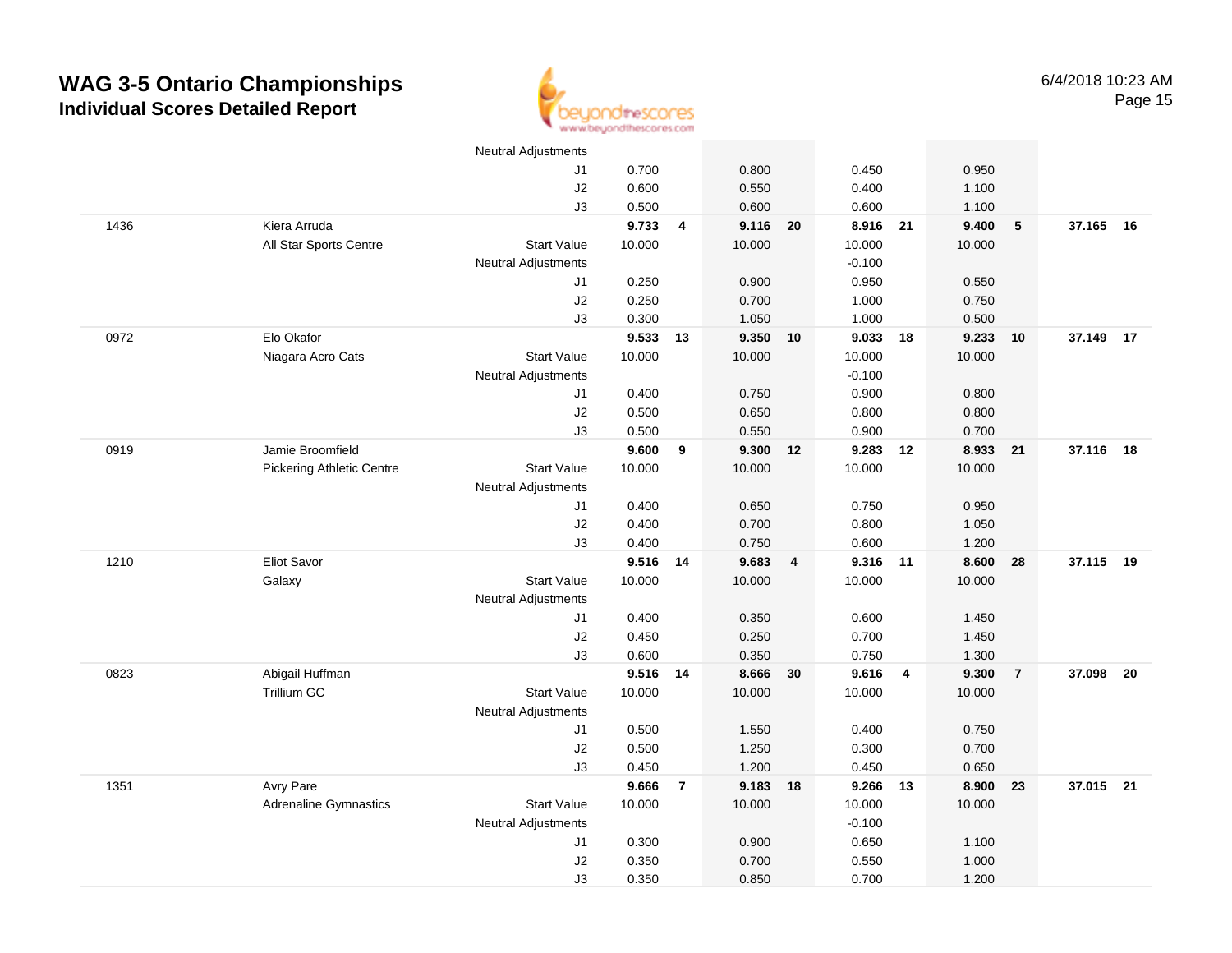# WAG 3-5 Ontario Championships
## Individual Scores Detailed Report

6/4/2018 10:23 AM

| | | | | | | | | | | | | |
|---|---|---|---|---|---|---|---|---|---|---|---|---|
| | | Neutral Adjustments | | | | | | | | | | |
| | | J1 | 0.700 | | 0.800 | | 0.450 | | 0.950 | | | |
| | | J2 | 0.600 | | 0.550 | | 0.400 | | 1.100 | | | |
| | | J3 | 0.500 | | 0.600 | | 0.600 | | 1.100 | | | |
| 1436 | Kiera Arruda | | **9.733** | **4** | **9.116** | **20** | **8.916** | **21** | **9.400** | **5** | **37.165** | **16** |
| | All Star Sports Centre | Start Value | 10.000 | | 10.000 | | 10.000 | | 10.000 | | | |
| | | Neutral Adjustments | | | | | -0.100 | | | | | |
| | | J1 | 0.250 | | 0.900 | | 0.950 | | 0.550 | | | |
| | | J2 | 0.250 | | 0.700 | | 1.000 | | 0.750 | | | |
| | | J3 | 0.300 | | 1.050 | | 1.000 | | 0.500 | | | |
| 0972 | Elo Okafor | | **9.533** | **13** | **9.350** | **10** | **9.033** | **18** | **9.233** | **10** | **37.149** | **17** |
| | Niagara Acro Cats | Start Value | 10.000 | | 10.000 | | 10.000 | | 10.000 | | | |
| | | Neutral Adjustments | | | | | -0.100 | | | | | |
| | | J1 | 0.400 | | 0.750 | | 0.900 | | 0.800 | | | |
| | | J2 | 0.500 | | 0.650 | | 0.800 | | 0.800 | | | |
| | | J3 | 0.500 | | 0.550 | | 0.900 | | 0.700 | | | |
| 0919 | Jamie Broomfield | | **9.600** | **9** | **9.300** | **12** | **9.283** | **12** | **8.933** | **21** | **37.116** | **18** |
| | Pickering Athletic Centre | Start Value | 10.000 | | 10.000 | | 10.000 | | 10.000 | | | |
| | | Neutral Adjustments | | | | | | | | | | |
| | | J1 | 0.400 | | 0.650 | | 0.750 | | 0.950 | | | |
| | | J2 | 0.400 | | 0.700 | | 0.800 | | 1.050 | | | |
| | | J3 | 0.400 | | 0.750 | | 0.600 | | 1.200 | | | |
| 1210 | Eliot Savor | | **9.516** | **14** | **9.683** | **4** | **9.316** | **11** | **8.600** | **28** | **37.115** | **19** |
| | Galaxy | Start Value | 10.000 | | 10.000 | | 10.000 | | 10.000 | | | |
| | | Neutral Adjustments | | | | | | | | | | |
| | | J1 | 0.400 | | 0.350 | | 0.600 | | 1.450 | | | |
| | | J2 | 0.450 | | 0.250 | | 0.700 | | 1.450 | | | |
| | | J3 | 0.600 | | 0.350 | | 0.750 | | 1.300 | | | |
| 0823 | Abigail Huffman | | **9.516** | **14** | **8.666** | **30** | **9.616** | **4** | **9.300** | **7** | **37.098** | **20** |
| | Trillium GC | Start Value | 10.000 | | 10.000 | | 10.000 | | 10.000 | | | |
| | | Neutral Adjustments | | | | | | | | | | |
| | | J1 | 0.500 | | 1.550 | | 0.400 | | 0.750 | | | |
| | | J2 | 0.500 | | 1.250 | | 0.300 | | 0.700 | | | |
| | | J3 | 0.450 | | 1.200 | | 0.450 | | 0.650 | | | |
| 1351 | Avry Pare | | **9.666** | **7** | **9.183** | **18** | **9.266** | **13** | **8.900** | **23** | **37.015** | **21** |
| | Adrenaline Gymnastics | Start Value | 10.000 | | 10.000 | | 10.000 | | 10.000 | | | |
| | | Neutral Adjustments | | | | | -0.100 | | | | | |
| | | J1 | 0.300 | | 0.900 | | 0.650 | | 1.100 | | | |
| | | J2 | 0.350 | | 0.700 | | 0.550 | | 1.000 | | | |
| | | J3 | 0.350 | | 0.850 | | 0.700 | | 1.200 | | | |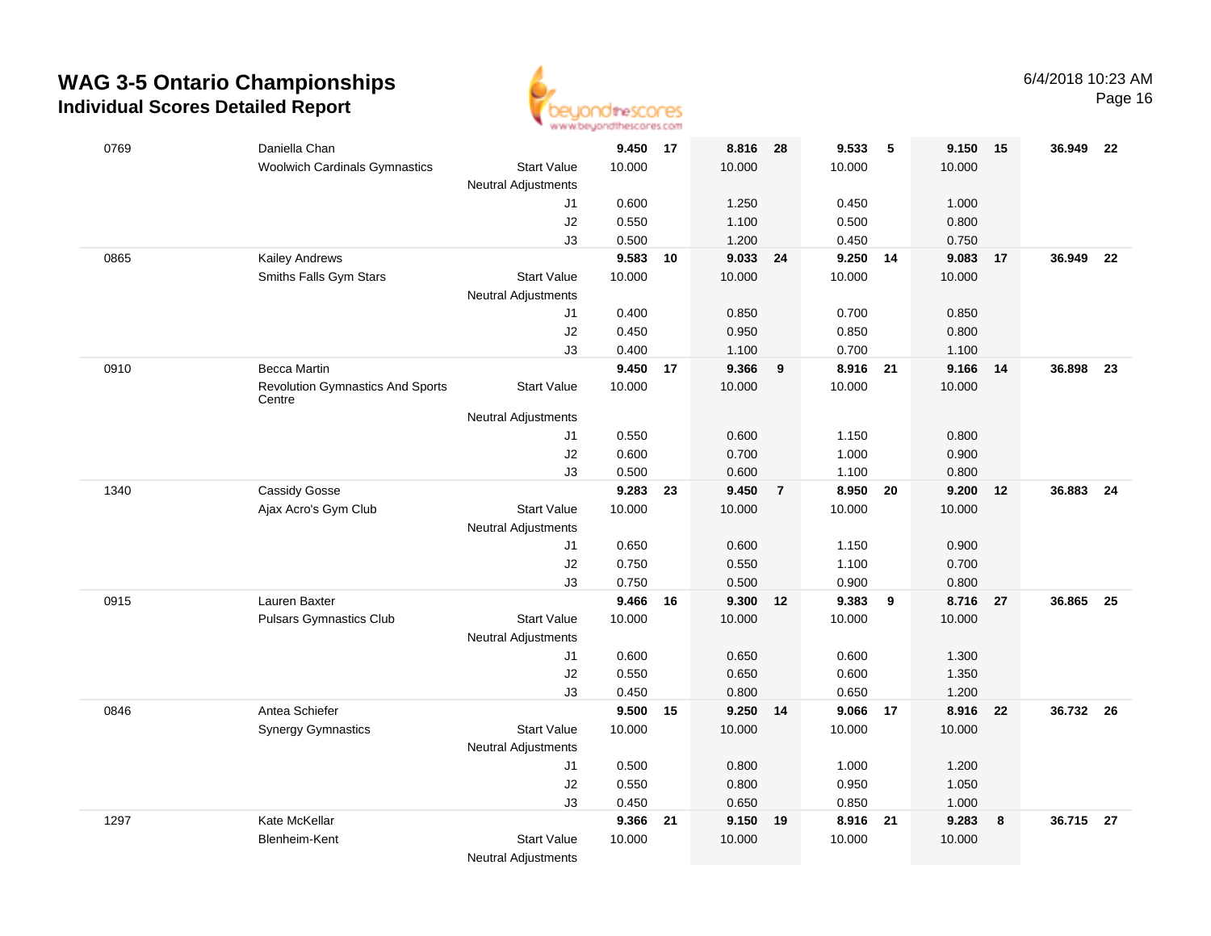# WAG 3-5 Ontario Championships
## Individual Scores Detailed Report

6/4/2018 10:23 AM

| Bib | Name / Club | | Vault | Rank | Bars | Rank | Beam | Rank | Floor | Rank | AA | Rank |
|---|---|---|---|---|---|---|---|---|---|---|---|---|
| 0769 | Daniella Chan | | **9.450** | **17** | **8.816** | **28** | **9.533** | **5** | **9.150** | **15** | **36.949** | **22** |
| | Woolwich Cardinals Gymnastics | Start Value | 10.000 | | 10.000 | | 10.000 | | 10.000 | | | |
| | | Neutral Adjustments | | | | | | | | | | |
| | | J1 | 0.600 | | 1.250 | | 0.450 | | 1.000 | | | |
| | | J2 | 0.550 | | 1.100 | | 0.500 | | 0.800 | | | |
| | | J3 | 0.500 | | 1.200 | | 0.450 | | 0.750 | | | |
| 0865 | Kailey Andrews | | **9.583** | **10** | **9.033** | **24** | **9.250** | **14** | **9.083** | **17** | **36.949** | **22** |
| | Smiths Falls Gym Stars | Start Value | 10.000 | | 10.000 | | 10.000 | | 10.000 | | | |
| | | Neutral Adjustments | | | | | | | | | | |
| | | J1 | 0.400 | | 0.850 | | 0.700 | | 0.850 | | | |
| | | J2 | 0.450 | | 0.950 | | 0.850 | | 0.800 | | | |
| | | J3 | 0.400 | | 1.100 | | 0.700 | | 1.100 | | | |
| 0910 | Becca Martin | | **9.450** | **17** | **9.366** | **9** | **8.916** | **21** | **9.166** | **14** | **36.898** | **23** |
| | Revolution Gymnastics And Sports Centre | Start Value | 10.000 | | 10.000 | | 10.000 | | 10.000 | | | |
| | | Neutral Adjustments | | | | | | | | | | |
| | | J1 | 0.550 | | 0.600 | | 1.150 | | 0.800 | | | |
| | | J2 | 0.600 | | 0.700 | | 1.000 | | 0.900 | | | |
| | | J3 | 0.500 | | 0.600 | | 1.100 | | 0.800 | | | |
| 1340 | Cassidy Gosse | | **9.283** | **23** | **9.450** | **7** | **8.950** | **20** | **9.200** | **12** | **36.883** | **24** |
| | Ajax Acro's Gym Club | Start Value | 10.000 | | 10.000 | | 10.000 | | 10.000 | | | |
| | | Neutral Adjustments | | | | | | | | | | |
| | | J1 | 0.650 | | 0.600 | | 1.150 | | 0.900 | | | |
| | | J2 | 0.750 | | 0.550 | | 1.100 | | 0.700 | | | |
| | | J3 | 0.750 | | 0.500 | | 0.900 | | 0.800 | | | |
| 0915 | Lauren Baxter | | **9.466** | **16** | **9.300** | **12** | **9.383** | **9** | **8.716** | **27** | **36.865** | **25** |
| | Pulsars Gymnastics Club | Start Value | 10.000 | | 10.000 | | 10.000 | | 10.000 | | | |
| | | Neutral Adjustments | | | | | | | | | | |
| | | J1 | 0.600 | | 0.650 | | 0.600 | | 1.300 | | | |
| | | J2 | 0.550 | | 0.650 | | 0.600 | | 1.350 | | | |
| | | J3 | 0.450 | | 0.800 | | 0.650 | | 1.200 | | | |
| 0846 | Antea Schiefer | | **9.500** | **15** | **9.250** | **14** | **9.066** | **17** | **8.916** | **22** | **36.732** | **26** |
| | Synergy Gymnastics | Start Value | 10.000 | | 10.000 | | 10.000 | | 10.000 | | | |
| | | Neutral Adjustments | | | | | | | | | | |
| | | J1 | 0.500 | | 0.800 | | 1.000 | | 1.200 | | | |
| | | J2 | 0.550 | | 0.800 | | 0.950 | | 1.050 | | | |
| | | J3 | 0.450 | | 0.650 | | 0.850 | | 1.000 | | | |
| 1297 | Kate McKellar | | **9.366** | **21** | **9.150** | **19** | **8.916** | **21** | **9.283** | **8** | **36.715** | **27** |
| | Blenheim-Kent | Start Value | 10.000 | | 10.000 | | 10.000 | | 10.000 | | | |
| | | Neutral Adjustments | | | | | | | | | | |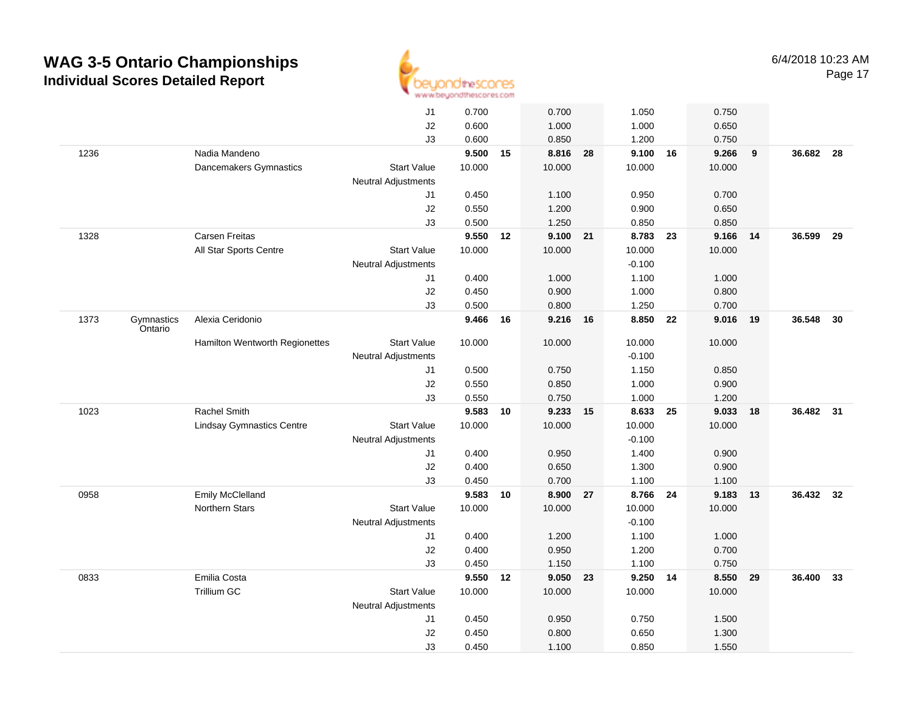# WAG 3-5 Ontario Championships
## Individual Scores Detailed Report

| | | | | Vault | Rank | Bars | Rank | Beam | Rank | Floor | Rank | AA | Rank |
|---|---|---|---|---|---|---|---|---|---|---|---|---|---|
| | | | J1 | 0.700 | | 0.700 | | 1.050 | | 0.750 | | | |
| | | | J2 | 0.600 | | 1.000 | | 1.000 | | 0.650 | | | |
| | | | J3 | 0.600 | | 0.850 | | 1.200 | | 0.750 | | | |
| 1236 | | Nadia Mandeno | | **9.500** | **15** | **8.816** | **28** | **9.100** | **16** | **9.266** | **9** | **36.682** | **28** |
| | | Dancemakers Gymnastics | Start Value | 10.000 | | 10.000 | | 10.000 | | 10.000 | | | |
| | | | Neutral Adjustments | | | | | | | | | | |
| | | | J1 | 0.450 | | 1.100 | | 0.950 | | 0.700 | | | |
| | | | J2 | 0.550 | | 1.200 | | 0.900 | | 0.650 | | | |
| | | | J3 | 0.500 | | 1.250 | | 0.850 | | 0.850 | | | |
| 1328 | | Carsen Freitas | | **9.550** | **12** | **9.100** | **21** | **8.783** | **23** | **9.166** | **14** | **36.599** | **29** |
| | | All Star Sports Centre | Start Value | 10.000 | | 10.000 | | 10.000 | | 10.000 | | | |
| | | | Neutral Adjustments | | | | | -0.100 | | | | | |
| | | | J1 | 0.400 | | 1.000 | | 1.100 | | 1.000 | | | |
| | | | J2 | 0.450 | | 0.900 | | 1.000 | | 0.800 | | | |
| | | | J3 | 0.500 | | 0.800 | | 1.250 | | 0.700 | | | |
| 1373 | Gymnastics Ontario | Alexia Ceridonio | | **9.466** | **16** | **9.216** | **16** | **8.850** | **22** | **9.016** | **19** | **36.548** | **30** |
| | | Hamilton Wentworth Regionettes | Start Value | 10.000 | | 10.000 | | 10.000 | | 10.000 | | | |
| | | | Neutral Adjustments | | | | | -0.100 | | | | | |
| | | | J1 | 0.500 | | 0.750 | | 1.150 | | 0.850 | | | |
| | | | J2 | 0.550 | | 0.850 | | 1.000 | | 0.900 | | | |
| | | | J3 | 0.550 | | 0.750 | | 1.000 | | 1.200 | | | |
| 1023 | | Rachel Smith | | **9.583** | **10** | **9.233** | **15** | **8.633** | **25** | **9.033** | **18** | **36.482** | **31** |
| | | Lindsay Gymnastics Centre | Start Value | 10.000 | | 10.000 | | 10.000 | | 10.000 | | | |
| | | | Neutral Adjustments | | | | | -0.100 | | | | | |
| | | | J1 | 0.400 | | 0.950 | | 1.400 | | 0.900 | | | |
| | | | J2 | 0.400 | | 0.650 | | 1.300 | | 0.900 | | | |
| | | | J3 | 0.450 | | 0.700 | | 1.100 | | 1.100 | | | |
| 0958 | | Emily McClelland | | **9.583** | **10** | **8.900** | **27** | **8.766** | **24** | **9.183** | **13** | **36.432** | **32** |
| | | Northern Stars | Start Value | 10.000 | | 10.000 | | 10.000 | | 10.000 | | | |
| | | | Neutral Adjustments | | | | | -0.100 | | | | | |
| | | | J1 | 0.400 | | 1.200 | | 1.100 | | 1.000 | | | |
| | | | J2 | 0.400 | | 0.950 | | 1.200 | | 0.700 | | | |
| | | | J3 | 0.450 | | 1.150 | | 1.100 | | 0.750 | | | |
| 0833 | | Emilia Costa | | **9.550** | **12** | **9.050** | **23** | **9.250** | **14** | **8.550** | **29** | **36.400** | **33** |
| | | Trillium GC | Start Value | 10.000 | | 10.000 | | 10.000 | | 10.000 | | | |
| | | | Neutral Adjustments | | | | | | | | | | |
| | | | J1 | 0.450 | | 0.950 | | 0.750 | | 1.500 | | | |
| | | | J2 | 0.450 | | 0.800 | | 0.650 | | 1.300 | | | |
| | | | J3 | 0.450 | | 1.100 | | 0.850 | | 1.550 | | | |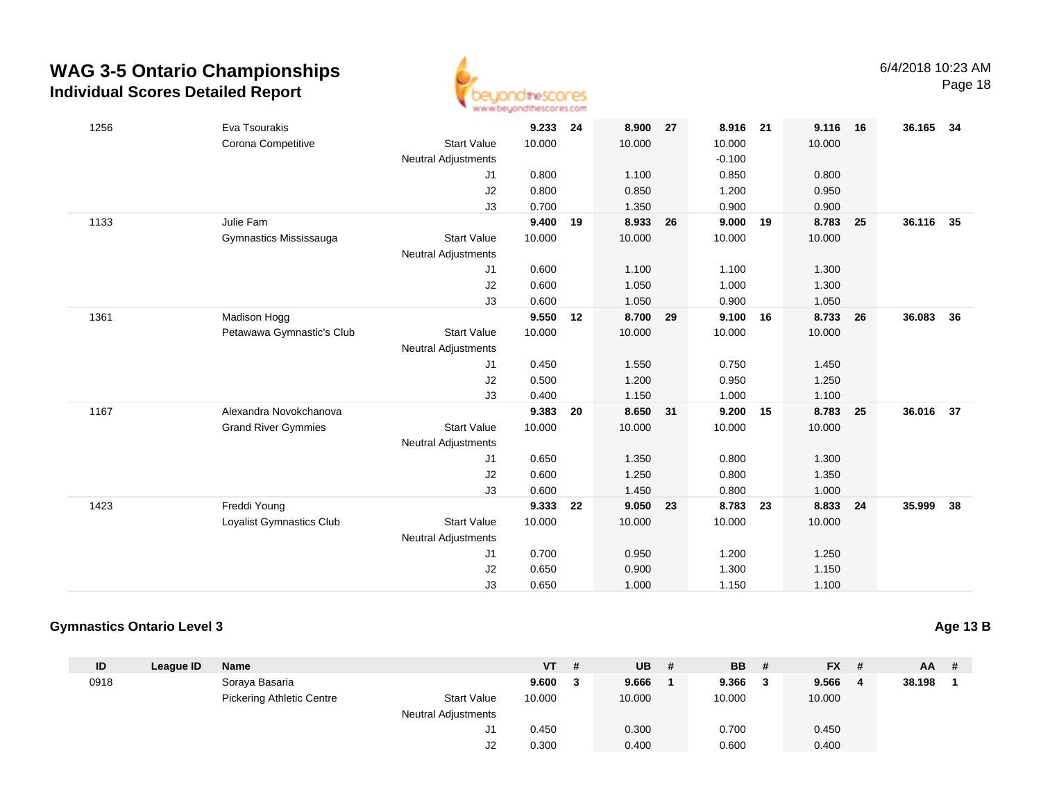# WAG 3-5 Ontario Championships
## Individual Scores Detailed Report

6/4/2018 10:23 AM

| ID | League ID | Name | | VT | # | UB | # | BB | # | FX | # | AA | # |
|---|---|---|---|---|---|---|---|---|---|---|---|---|---|
| 1256 | | Eva Tsourakis | | **9.233** | **24** | **8.900** | **27** | **8.916** | **21** | **9.116** | **16** | **36.165** | **34** |
| | | Corona Competitive | Start Value | 10.000 | | 10.000 | | 10.000 | | 10.000 | | | |
| | | | Neutral Adjustments | | | | | -0.100 | | | | | |
| | | | J1 | 0.800 | | 1.100 | | 0.850 | | 0.800 | | | |
| | | | J2 | 0.800 | | 0.850 | | 1.200 | | 0.950 | | | |
| | | | J3 | 0.700 | | 1.350 | | 0.900 | | 0.900 | | | |
| 1133 | | Julie Fam | | **9.400** | **19** | **8.933** | **26** | **9.000** | **19** | **8.783** | **25** | **36.116** | **35** |
| | | Gymnastics Mississauga | Start Value | 10.000 | | 10.000 | | 10.000 | | 10.000 | | | |
| | | | Neutral Adjustments | | | | | | | | | | |
| | | | J1 | 0.600 | | 1.100 | | 1.100 | | 1.300 | | | |
| | | | J2 | 0.600 | | 1.050 | | 1.000 | | 1.300 | | | |
| | | | J3 | 0.600 | | 1.050 | | 0.900 | | 1.050 | | | |
| 1361 | | Madison Hogg | | **9.550** | **12** | **8.700** | **29** | **9.100** | **16** | **8.733** | **26** | **36.083** | **36** |
| | | Petawawa Gymnastic's Club | Start Value | 10.000 | | 10.000 | | 10.000 | | 10.000 | | | |
| | | | Neutral Adjustments | | | | | | | | | | |
| | | | J1 | 0.450 | | 1.550 | | 0.750 | | 1.450 | | | |
| | | | J2 | 0.500 | | 1.200 | | 0.950 | | 1.250 | | | |
| | | | J3 | 0.400 | | 1.150 | | 1.000 | | 1.100 | | | |
| 1167 | | Alexandra Novokchanova | | **9.383** | **20** | **8.650** | **31** | **9.200** | **15** | **8.783** | **25** | **36.016** | **37** |
| | | Grand River Gymmies | Start Value | 10.000 | | 10.000 | | 10.000 | | 10.000 | | | |
| | | | Neutral Adjustments | | | | | | | | | | |
| | | | J1 | 0.650 | | 1.350 | | 0.800 | | 1.300 | | | |
| | | | J2 | 0.600 | | 1.250 | | 0.800 | | 1.350 | | | |
| | | | J3 | 0.600 | | 1.450 | | 0.800 | | 1.000 | | | |
| 1423 | | Freddi Young | | **9.333** | **22** | **9.050** | **23** | **8.783** | **23** | **8.833** | **24** | **35.999** | **38** |
| | | Loyalist Gymnastics Club | Start Value | 10.000 | | 10.000 | | 10.000 | | 10.000 | | | |
| | | | Neutral Adjustments | | | | | | | | | | |
| | | | J1 | 0.700 | | 0.950 | | 1.200 | | 1.250 | | | |
| | | | J2 | 0.650 | | 0.900 | | 1.300 | | 1.150 | | | |
| | | | J3 | 0.650 | | 1.000 | | 1.150 | | 1.100 | | | |

### Gymnastics Ontario Level 3

**Age 13 B**

| ID | League ID | Name | | VT | # | UB | # | BB | # | FX | # | AA | # |
|---|---|---|---|---|---|---|---|---|---|---|---|---|---|
| 0918 | | Soraya Basaria | | **9.600** | **3** | **9.666** | **1** | **9.366** | **3** | **9.566** | **4** | **38.198** | **1** |
| | | Pickering Athletic Centre | Start Value | 10.000 | | 10.000 | | 10.000 | | 10.000 | | | |
| | | | Neutral Adjustments | | | | | | | | | | |
| | | | J1 | 0.450 | | 0.300 | | 0.700 | | 0.450 | | | |
| | | | J2 | 0.300 | | 0.400 | | 0.600 | | 0.400 | | | |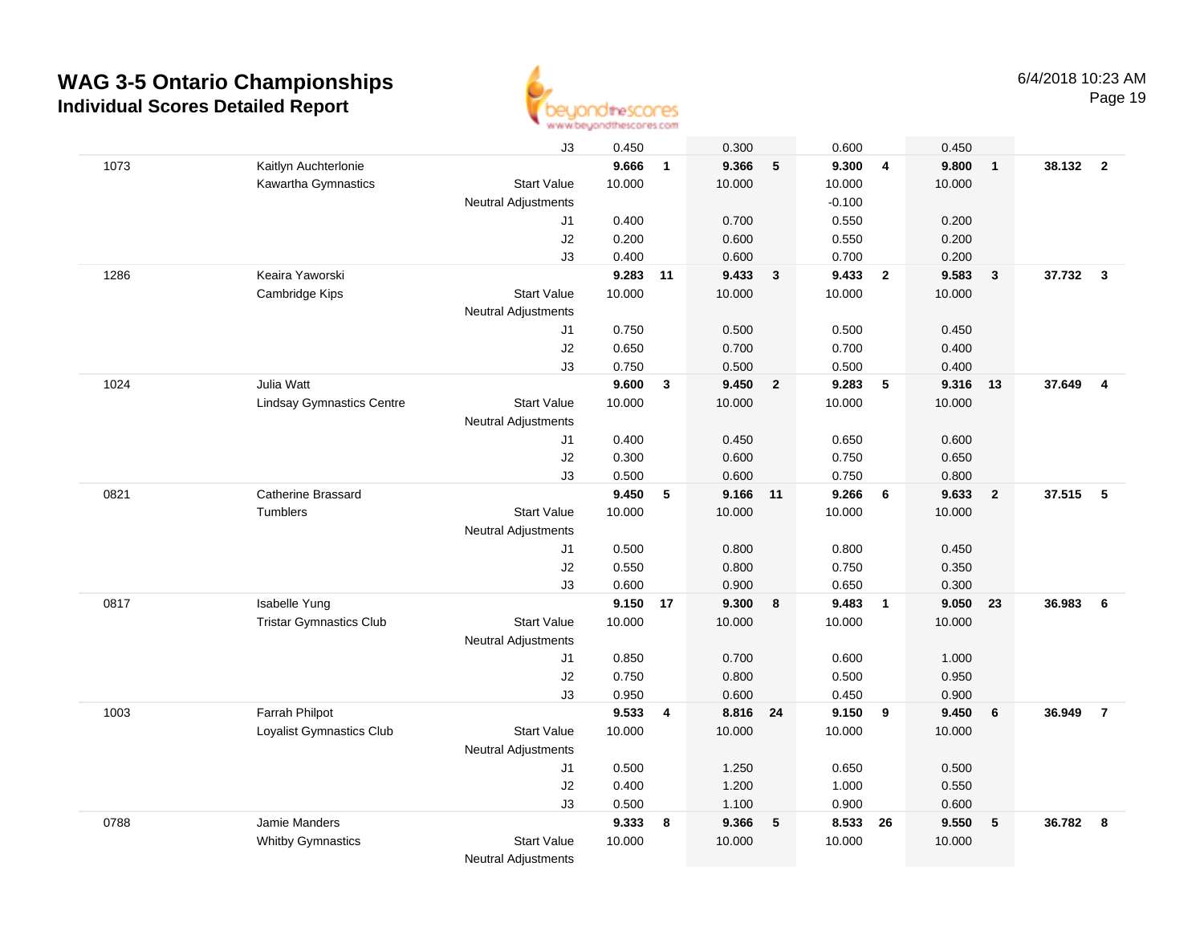# WAG 3-5 Ontario Championships
## Individual Scores Detailed Report

6/4/2018 10:23 AM

| # | Name / Club | | Vault | Rank | Bars | Rank | Beam | Rank | Floor | Rank | AA | Rank |
|---|---|---|---|---|---|---|---|---|---|---|---|---|
| | | J3 | 0.450 | | 0.300 | | 0.600 | | 0.450 | | | |
| 1073 | Kaitlyn Auchterlonie | | **9.666** | **1** | **9.366** | **5** | **9.300** | **4** | **9.800** | **1** | **38.132** | **2** |
| | Kawartha Gymnastics | Start Value | 10.000 | | 10.000 | | 10.000 | | 10.000 | | | |
| | | Neutral Adjustments | | | | | -0.100 | | | | | |
| | | J1 | 0.400 | | 0.700 | | 0.550 | | 0.200 | | | |
| | | J2 | 0.200 | | 0.600 | | 0.550 | | 0.200 | | | |
| | | J3 | 0.400 | | 0.600 | | 0.700 | | 0.200 | | | |
| 1286 | Keaira Yaworski | | **9.283** | **11** | **9.433** | **3** | **9.433** | **2** | **9.583** | **3** | **37.732** | **3** |
| | Cambridge Kips | Start Value | 10.000 | | 10.000 | | 10.000 | | 10.000 | | | |
| | | Neutral Adjustments | | | | | | | | | | |
| | | J1 | 0.750 | | 0.500 | | 0.500 | | 0.450 | | | |
| | | J2 | 0.650 | | 0.700 | | 0.700 | | 0.400 | | | |
| | | J3 | 0.750 | | 0.500 | | 0.500 | | 0.400 | | | |
| 1024 | Julia Watt | | **9.600** | **3** | **9.450** | **2** | **9.283** | **5** | **9.316** | **13** | **37.649** | **4** |
| | Lindsay Gymnastics Centre | Start Value | 10.000 | | 10.000 | | 10.000 | | 10.000 | | | |
| | | Neutral Adjustments | | | | | | | | | | |
| | | J1 | 0.400 | | 0.450 | | 0.650 | | 0.600 | | | |
| | | J2 | 0.300 | | 0.600 | | 0.750 | | 0.650 | | | |
| | | J3 | 0.500 | | 0.600 | | 0.750 | | 0.800 | | | |
| 0821 | Catherine Brassard | | **9.450** | **5** | **9.166** | **11** | **9.266** | **6** | **9.633** | **2** | **37.515** | **5** |
| | Tumblers | Start Value | 10.000 | | 10.000 | | 10.000 | | 10.000 | | | |
| | | Neutral Adjustments | | | | | | | | | | |
| | | J1 | 0.500 | | 0.800 | | 0.800 | | 0.450 | | | |
| | | J2 | 0.550 | | 0.800 | | 0.750 | | 0.350 | | | |
| | | J3 | 0.600 | | 0.900 | | 0.650 | | 0.300 | | | |
| 0817 | Isabelle Yung | | **9.150** | **17** | **9.300** | **8** | **9.483** | **1** | **9.050** | **23** | **36.983** | **6** |
| | Tristar Gymnastics Club | Start Value | 10.000 | | 10.000 | | 10.000 | | 10.000 | | | |
| | | Neutral Adjustments | | | | | | | | | | |
| | | J1 | 0.850 | | 0.700 | | 0.600 | | 1.000 | | | |
| | | J2 | 0.750 | | 0.800 | | 0.500 | | 0.950 | | | |
| | | J3 | 0.950 | | 0.600 | | 0.450 | | 0.900 | | | |
| 1003 | Farrah Philpot | | **9.533** | **4** | **8.816** | **24** | **9.150** | **9** | **9.450** | **6** | **36.949** | **7** |
| | Loyalist Gymnastics Club | Start Value | 10.000 | | 10.000 | | 10.000 | | 10.000 | | | |
| | | Neutral Adjustments | | | | | | | | | | |
| | | J1 | 0.500 | | 1.250 | | 0.650 | | 0.500 | | | |
| | | J2 | 0.400 | | 1.200 | | 1.000 | | 0.550 | | | |
| | | J3 | 0.500 | | 1.100 | | 0.900 | | 0.600 | | | |
| 0788 | Jamie Manders | | **9.333** | **8** | **9.366** | **5** | **8.533** | **26** | **9.550** | **5** | **36.782** | **8** |
| | Whitby Gymnastics | Start Value | 10.000 | | 10.000 | | 10.000 | | 10.000 | | | |
| | | Neutral Adjustments | | | | | | | | | | |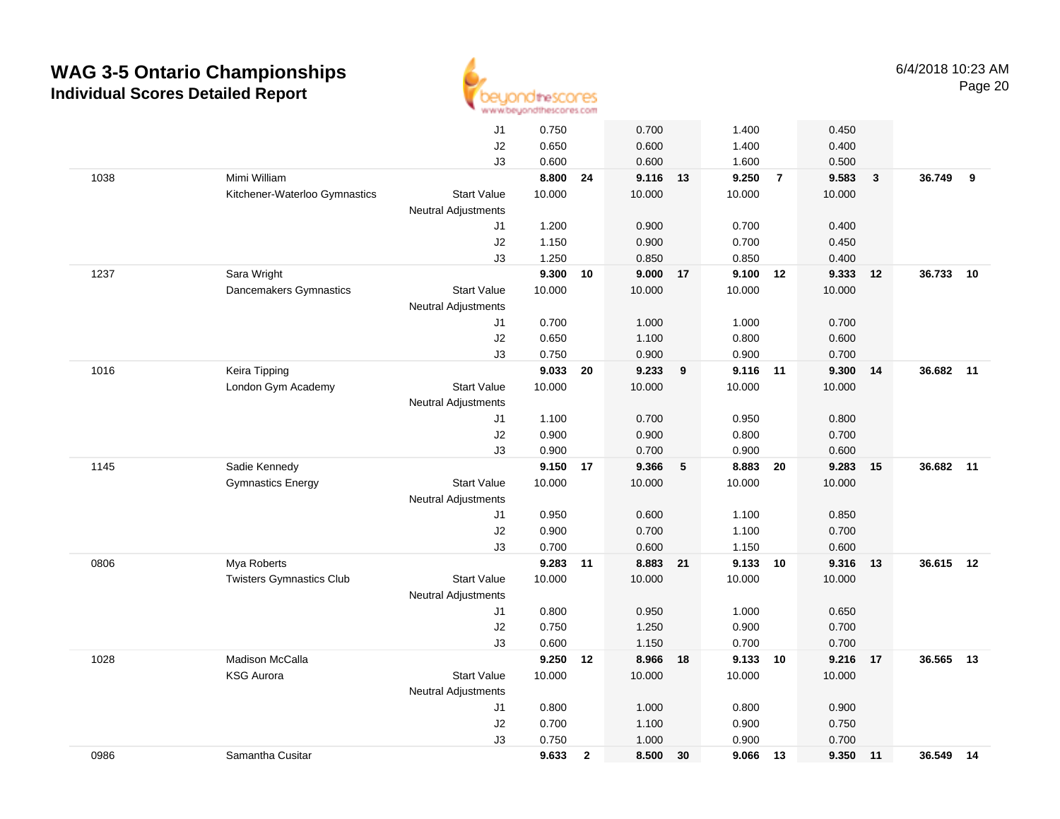# WAG 3-5 Ontario Championships
## Individual Scores Detailed Report

6/4/2018 10:23 AM

| | | | | | | | | | | | | |
|---|---|---|---|---|---|---|---|---|---|---|---|---|
| | | J1 | 0.750 | | 0.700 | | 1.400 | | 0.450 | | | |
| | | J2 | 0.650 | | 0.600 | | 1.400 | | 0.400 | | | |
| | | J3 | 0.600 | | 0.600 | | 1.600 | | 0.500 | | | |
| 1038 | Mimi William | | **8.800** | **24** | **9.116** | **13** | **9.250** | **7** | **9.583** | **3** | **36.749** | **9** |
| | Kitchener-Waterloo Gymnastics | Start Value | 10.000 | | 10.000 | | 10.000 | | 10.000 | | | |
| | | Neutral Adjustments | | | | | | | | | | |
| | | J1 | 1.200 | | 0.900 | | 0.700 | | 0.400 | | | |
| | | J2 | 1.150 | | 0.900 | | 0.700 | | 0.450 | | | |
| | | J3 | 1.250 | | 0.850 | | 0.850 | | 0.400 | | | |
| 1237 | Sara Wright | | **9.300** | **10** | **9.000** | **17** | **9.100** | **12** | **9.333** | **12** | **36.733** | **10** |
| | Dancemakers Gymnastics | Start Value | 10.000 | | 10.000 | | 10.000 | | 10.000 | | | |
| | | Neutral Adjustments | | | | | | | | | | |
| | | J1 | 0.700 | | 1.000 | | 1.000 | | 0.700 | | | |
| | | J2 | 0.650 | | 1.100 | | 0.800 | | 0.600 | | | |
| | | J3 | 0.750 | | 0.900 | | 0.900 | | 0.700 | | | |
| 1016 | Keira Tipping | | **9.033** | **20** | **9.233** | **9** | **9.116** | **11** | **9.300** | **14** | **36.682** | **11** |
| | London Gym Academy | Start Value | 10.000 | | 10.000 | | 10.000 | | 10.000 | | | |
| | | Neutral Adjustments | | | | | | | | | | |
| | | J1 | 1.100 | | 0.700 | | 0.950 | | 0.800 | | | |
| | | J2 | 0.900 | | 0.900 | | 0.800 | | 0.700 | | | |
| | | J3 | 0.900 | | 0.700 | | 0.900 | | 0.600 | | | |
| 1145 | Sadie Kennedy | | **9.150** | **17** | **9.366** | **5** | **8.883** | **20** | **9.283** | **15** | **36.682** | **11** |
| | Gymnastics Energy | Start Value | 10.000 | | 10.000 | | 10.000 | | 10.000 | | | |
| | | Neutral Adjustments | | | | | | | | | | |
| | | J1 | 0.950 | | 0.600 | | 1.100 | | 0.850 | | | |
| | | J2 | 0.900 | | 0.700 | | 1.100 | | 0.700 | | | |
| | | J3 | 0.700 | | 0.600 | | 1.150 | | 0.600 | | | |
| 0806 | Mya Roberts | | **9.283** | **11** | **8.883** | **21** | **9.133** | **10** | **9.316** | **13** | **36.615** | **12** |
| | Twisters Gymnastics Club | Start Value | 10.000 | | 10.000 | | 10.000 | | 10.000 | | | |
| | | Neutral Adjustments | | | | | | | | | | |
| | | J1 | 0.800 | | 0.950 | | 1.000 | | 0.650 | | | |
| | | J2 | 0.750 | | 1.250 | | 0.900 | | 0.700 | | | |
| | | J3 | 0.600 | | 1.150 | | 0.700 | | 0.700 | | | |
| 1028 | Madison McCalla | | **9.250** | **12** | **8.966** | **18** | **9.133** | **10** | **9.216** | **17** | **36.565** | **13** |
| | KSG Aurora | Start Value | 10.000 | | 10.000 | | 10.000 | | 10.000 | | | |
| | | Neutral Adjustments | | | | | | | | | | |
| | | J1 | 0.800 | | 1.000 | | 0.800 | | 0.900 | | | |
| | | J2 | 0.700 | | 1.100 | | 0.900 | | 0.750 | | | |
| | | J3 | 0.750 | | 1.000 | | 0.900 | | 0.700 | | | |
| 0986 | Samantha Cusitar | | **9.633** | **2** | **8.500** | **30** | **9.066** | **13** | **9.350** | **11** | **36.549** | **14** |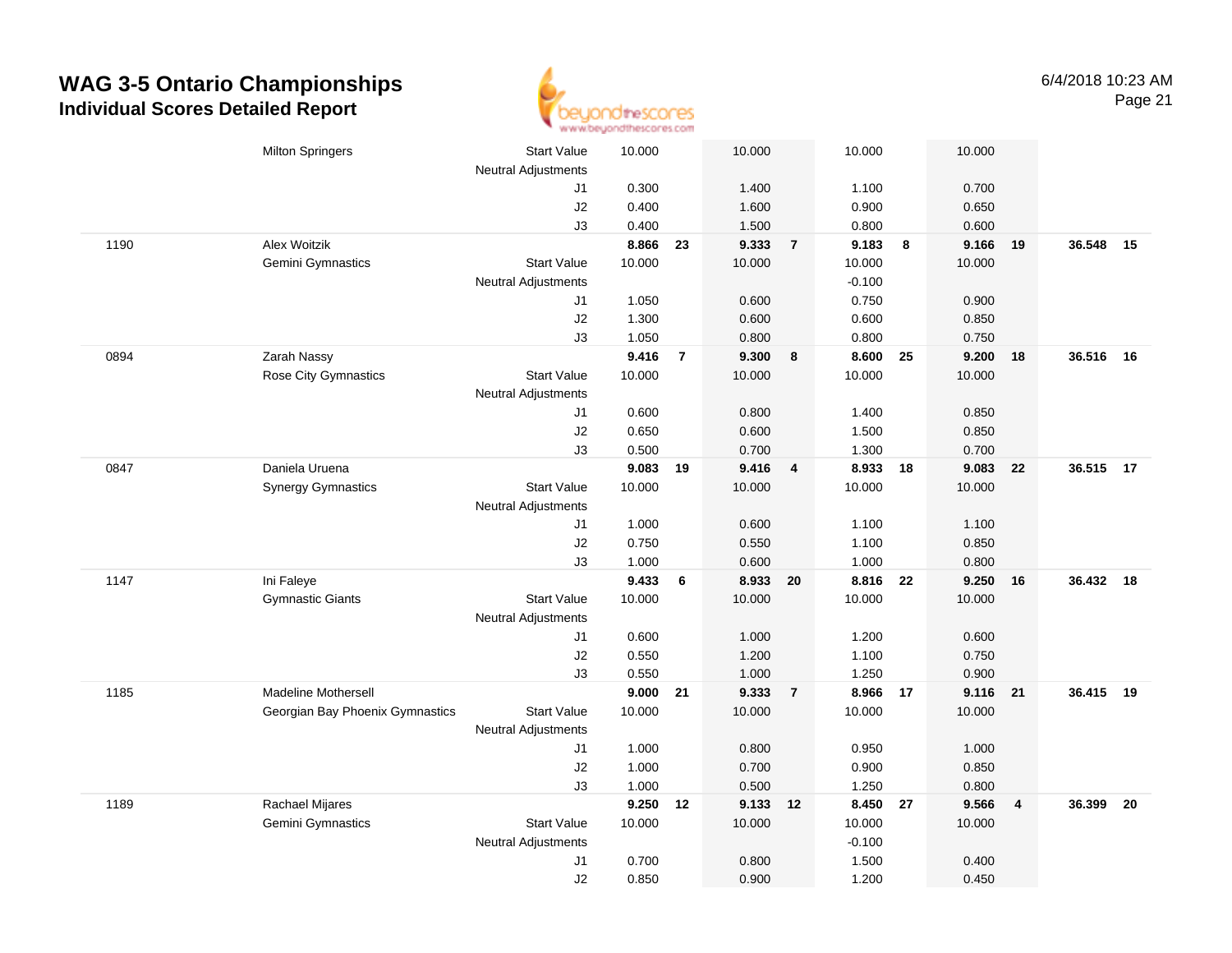# WAG 3-5 Ontario Championships
## Individual Scores Detailed Report

6/4/2018 10:23 AM

| | | | | | | | | | | | | |
|---|---|---|---|---|---|---|---|---|---|---|---|---|
| | Milton Springers | Start Value | 10.000 | | 10.000 | | 10.000 | | 10.000 | | | |
| | | Neutral Adjustments | | | | | | | | | | |
| | | J1 | 0.300 | | 1.400 | | 1.100 | | 0.700 | | | |
| | | J2 | 0.400 | | 1.600 | | 0.900 | | 0.650 | | | |
| | | J3 | 0.400 | | 1.500 | | 0.800 | | 0.600 | | | |
| 1190 | Alex Woitzik | | **8.866** | **23** | **9.333** | **7** | **9.183** | **8** | **9.166** | **19** | **36.548** | **15** |
| | Gemini Gymnastics | Start Value | 10.000 | | 10.000 | | 10.000 | | 10.000 | | | |
| | | Neutral Adjustments | | | | | -0.100 | | | | | |
| | | J1 | 1.050 | | 0.600 | | 0.750 | | 0.900 | | | |
| | | J2 | 1.300 | | 0.600 | | 0.600 | | 0.850 | | | |
| | | J3 | 1.050 | | 0.800 | | 0.800 | | 0.750 | | | |
| 0894 | Zarah Nassy | | **9.416** | **7** | **9.300** | **8** | **8.600** | **25** | **9.200** | **18** | **36.516** | **16** |
| | Rose City Gymnastics | Start Value | 10.000 | | 10.000 | | 10.000 | | 10.000 | | | |
| | | Neutral Adjustments | | | | | | | | | | |
| | | J1 | 0.600 | | 0.800 | | 1.400 | | 0.850 | | | |
| | | J2 | 0.650 | | 0.600 | | 1.500 | | 0.850 | | | |
| | | J3 | 0.500 | | 0.700 | | 1.300 | | 0.700 | | | |
| 0847 | Daniela Uruena | | **9.083** | **19** | **9.416** | **4** | **8.933** | **18** | **9.083** | **22** | **36.515** | **17** |
| | Synergy Gymnastics | Start Value | 10.000 | | 10.000 | | 10.000 | | 10.000 | | | |
| | | Neutral Adjustments | | | | | | | | | | |
| | | J1 | 1.000 | | 0.600 | | 1.100 | | 1.100 | | | |
| | | J2 | 0.750 | | 0.550 | | 1.100 | | 0.850 | | | |
| | | J3 | 1.000 | | 0.600 | | 1.000 | | 0.800 | | | |
| 1147 | Ini Faleye | | **9.433** | **6** | **8.933** | **20** | **8.816** | **22** | **9.250** | **16** | **36.432** | **18** |
| | Gymnastic Giants | Start Value | 10.000 | | 10.000 | | 10.000 | | 10.000 | | | |
| | | Neutral Adjustments | | | | | | | | | | |
| | | J1 | 0.600 | | 1.000 | | 1.200 | | 0.600 | | | |
| | | J2 | 0.550 | | 1.200 | | 1.100 | | 0.750 | | | |
| | | J3 | 0.550 | | 1.000 | | 1.250 | | 0.900 | | | |
| 1185 | Madeline Mothersell | | **9.000** | **21** | **9.333** | **7** | **8.966** | **17** | **9.116** | **21** | **36.415** | **19** |
| | Georgian Bay Phoenix Gymnastics | Start Value | 10.000 | | 10.000 | | 10.000 | | 10.000 | | | |
| | | Neutral Adjustments | | | | | | | | | | |
| | | J1 | 1.000 | | 0.800 | | 0.950 | | 1.000 | | | |
| | | J2 | 1.000 | | 0.700 | | 0.900 | | 0.850 | | | |
| | | J3 | 1.000 | | 0.500 | | 1.250 | | 0.800 | | | |
| 1189 | Rachael Mijares | | **9.250** | **12** | **9.133** | **12** | **8.450** | **27** | **9.566** | **4** | **36.399** | **20** |
| | Gemini Gymnastics | Start Value | 10.000 | | 10.000 | | 10.000 | | 10.000 | | | |
| | | Neutral Adjustments | | | | | -0.100 | | | | | |
| | | J1 | 0.700 | | 0.800 | | 1.500 | | 0.400 | | | |
| | | J2 | 0.850 | | 0.900 | | 1.200 | | 0.450 | | | |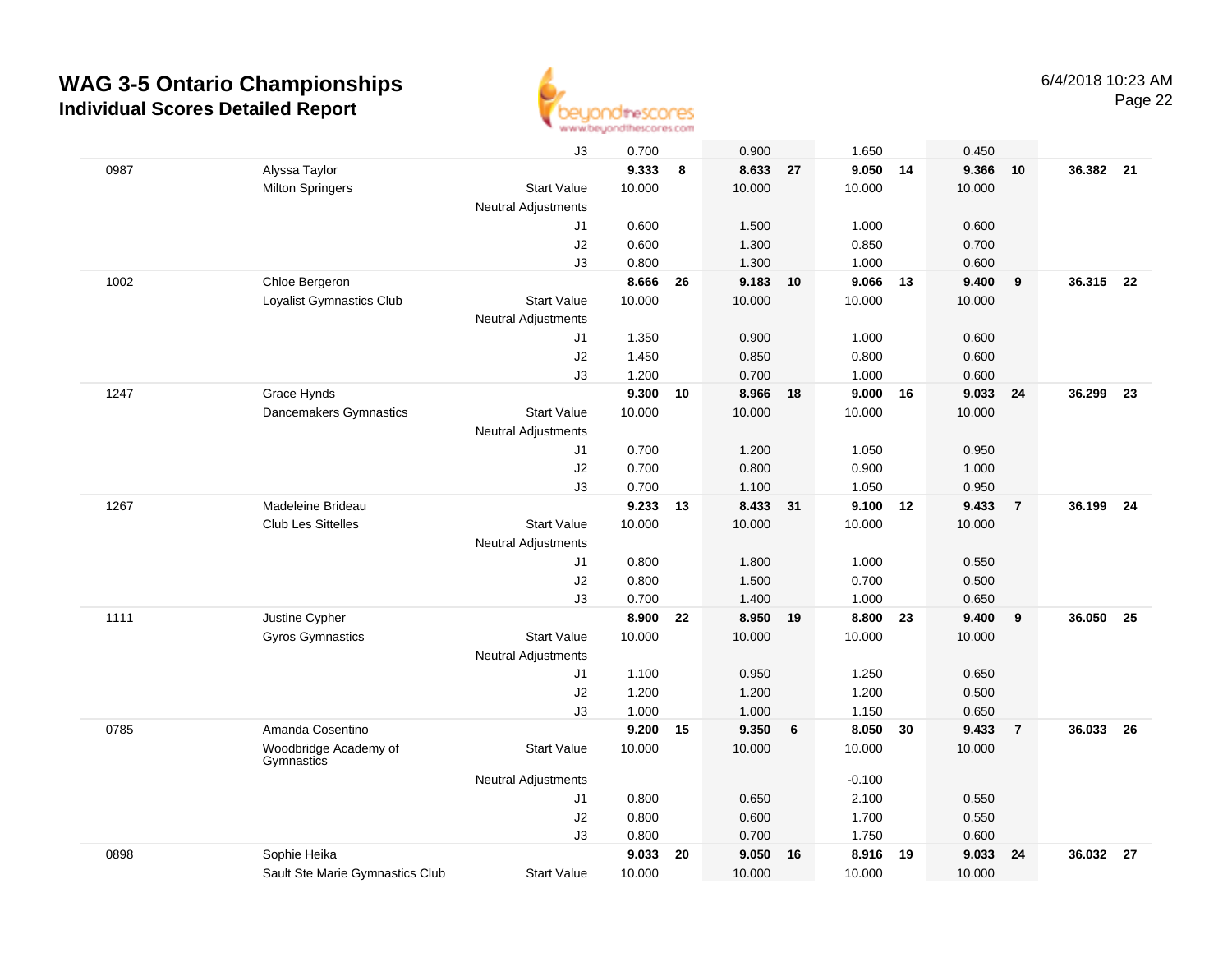# WAG 3-5 Ontario Championships
## Individual Scores Detailed Report

6/4/2018 10:23 AM

| # | Name / Club | | Vault | Rank | Bars | Rank | Beam | Rank | Floor | Rank | AA | Rank |
|---|---|---|---|---|---|---|---|---|---|---|---|---|
| | | J3 | 0.700 | | 0.900 | | 1.650 | | 0.450 | | | |
| 0987 | Alyssa Taylor | | **9.333** | **8** | **8.633** | **27** | **9.050** | **14** | **9.366** | **10** | **36.382** | **21** |
| | Milton Springers | Start Value | 10.000 | | 10.000 | | 10.000 | | 10.000 | | | |
| | | Neutral Adjustments | | | | | | | | | | |
| | | J1 | 0.600 | | 1.500 | | 1.000 | | 0.600 | | | |
| | | J2 | 0.600 | | 1.300 | | 0.850 | | 0.700 | | | |
| | | J3 | 0.800 | | 1.300 | | 1.000 | | 0.600 | | | |
| 1002 | Chloe Bergeron | | **8.666** | **26** | **9.183** | **10** | **9.066** | **13** | **9.400** | **9** | **36.315** | **22** |
| | Loyalist Gymnastics Club | Start Value | 10.000 | | 10.000 | | 10.000 | | 10.000 | | | |
| | | Neutral Adjustments | | | | | | | | | | |
| | | J1 | 1.350 | | 0.900 | | 1.000 | | 0.600 | | | |
| | | J2 | 1.450 | | 0.850 | | 0.800 | | 0.600 | | | |
| | | J3 | 1.200 | | 0.700 | | 1.000 | | 0.600 | | | |
| 1247 | Grace Hynds | | **9.300** | **10** | **8.966** | **18** | **9.000** | **16** | **9.033** | **24** | **36.299** | **23** |
| | Dancemakers Gymnastics | Start Value | 10.000 | | 10.000 | | 10.000 | | 10.000 | | | |
| | | Neutral Adjustments | | | | | | | | | | |
| | | J1 | 0.700 | | 1.200 | | 1.050 | | 0.950 | | | |
| | | J2 | 0.700 | | 0.800 | | 0.900 | | 1.000 | | | |
| | | J3 | 0.700 | | 1.100 | | 1.050 | | 0.950 | | | |
| 1267 | Madeleine Brideau | | **9.233** | **13** | **8.433** | **31** | **9.100** | **12** | **9.433** | **7** | **36.199** | **24** |
| | Club Les Sittelles | Start Value | 10.000 | | 10.000 | | 10.000 | | 10.000 | | | |
| | | Neutral Adjustments | | | | | | | | | | |
| | | J1 | 0.800 | | 1.800 | | 1.000 | | 0.550 | | | |
| | | J2 | 0.800 | | 1.500 | | 0.700 | | 0.500 | | | |
| | | J3 | 0.700 | | 1.400 | | 1.000 | | 0.650 | | | |
| 1111 | Justine Cypher | | **8.900** | **22** | **8.950** | **19** | **8.800** | **23** | **9.400** | **9** | **36.050** | **25** |
| | Gyros Gymnastics | Start Value | 10.000 | | 10.000 | | 10.000 | | 10.000 | | | |
| | | Neutral Adjustments | | | | | | | | | | |
| | | J1 | 1.100 | | 0.950 | | 1.250 | | 0.650 | | | |
| | | J2 | 1.200 | | 1.200 | | 1.200 | | 0.500 | | | |
| | | J3 | 1.000 | | 1.000 | | 1.150 | | 0.650 | | | |
| 0785 | Amanda Cosentino | | **9.200** | **15** | **9.350** | **6** | **8.050** | **30** | **9.433** | **7** | **36.033** | **26** |
| | Woodbridge Academy of Gymnastics | Start Value | 10.000 | | 10.000 | | 10.000 | | 10.000 | | | |
| | | Neutral Adjustments | | | | | -0.100 | | | | | |
| | | J1 | 0.800 | | 0.650 | | 2.100 | | 0.550 | | | |
| | | J2 | 0.800 | | 0.600 | | 1.700 | | 0.550 | | | |
| | | J3 | 0.800 | | 0.700 | | 1.750 | | 0.600 | | | |
| 0898 | Sophie Heika | | **9.033** | **20** | **9.050** | **16** | **8.916** | **19** | **9.033** | **24** | **36.032** | **27** |
| | Sault Ste Marie Gymnastics Club | Start Value | 10.000 | | 10.000 | | 10.000 | | 10.000 | | | |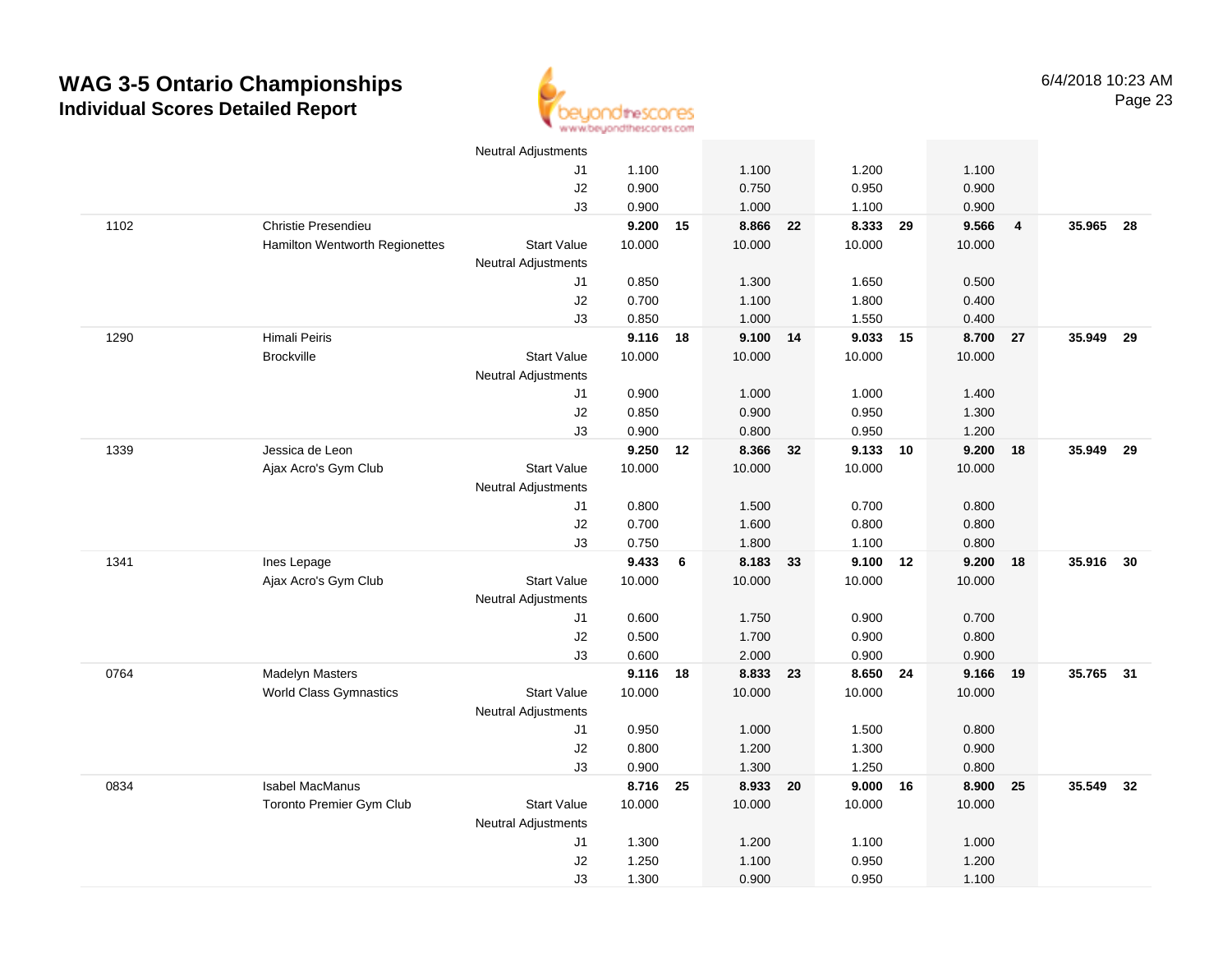# WAG 3-5 Ontario Championships

## Individual Scores Detailed Report

6/4/2018 10:23 AM

| | | | | | | | | | | | | |
|---|---|---|---|---|---|---|---|---|---|---|---|---|
| | | Neutral Adjustments | | | | | | | | | | |
| | | J1 | 1.100 | | 1.100 | | 1.200 | | 1.100 | | | |
| | | J2 | 0.900 | | 0.750 | | 0.950 | | 0.900 | | | |
| | | J3 | 0.900 | | 1.000 | | 1.100 | | 0.900 | | | |
| 1102 | Christie Presendieu | | **9.200** | **15** | **8.866** | **22** | **8.333** | **29** | **9.566** | **4** | **35.965** | **28** |
| | Hamilton Wentworth Regionettes | Start Value | 10.000 | | 10.000 | | 10.000 | | 10.000 | | | |
| | | Neutral Adjustments | | | | | | | | | | |
| | | J1 | 0.850 | | 1.300 | | 1.650 | | 0.500 | | | |
| | | J2 | 0.700 | | 1.100 | | 1.800 | | 0.400 | | | |
| | | J3 | 0.850 | | 1.000 | | 1.550 | | 0.400 | | | |
| 1290 | Himali Peiris | | **9.116** | **18** | **9.100** | **14** | **9.033** | **15** | **8.700** | **27** | **35.949** | **29** |
| | Brockville | Start Value | 10.000 | | 10.000 | | 10.000 | | 10.000 | | | |
| | | Neutral Adjustments | | | | | | | | | | |
| | | J1 | 0.900 | | 1.000 | | 1.000 | | 1.400 | | | |
| | | J2 | 0.850 | | 0.900 | | 0.950 | | 1.300 | | | |
| | | J3 | 0.900 | | 0.800 | | 0.950 | | 1.200 | | | |
| 1339 | Jessica de Leon | | **9.250** | **12** | **8.366** | **32** | **9.133** | **10** | **9.200** | **18** | **35.949** | **29** |
| | Ajax Acro's Gym Club | Start Value | 10.000 | | 10.000 | | 10.000 | | 10.000 | | | |
| | | Neutral Adjustments | | | | | | | | | | |
| | | J1 | 0.800 | | 1.500 | | 0.700 | | 0.800 | | | |
| | | J2 | 0.700 | | 1.600 | | 0.800 | | 0.800 | | | |
| | | J3 | 0.750 | | 1.800 | | 1.100 | | 0.800 | | | |
| 1341 | Ines Lepage | | **9.433** | **6** | **8.183** | **33** | **9.100** | **12** | **9.200** | **18** | **35.916** | **30** |
| | Ajax Acro's Gym Club | Start Value | 10.000 | | 10.000 | | 10.000 | | 10.000 | | | |
| | | Neutral Adjustments | | | | | | | | | | |
| | | J1 | 0.600 | | 1.750 | | 0.900 | | 0.700 | | | |
| | | J2 | 0.500 | | 1.700 | | 0.900 | | 0.800 | | | |
| | | J3 | 0.600 | | 2.000 | | 0.900 | | 0.900 | | | |
| 0764 | Madelyn Masters | | **9.116** | **18** | **8.833** | **23** | **8.650** | **24** | **9.166** | **19** | **35.765** | **31** |
| | World Class Gymnastics | Start Value | 10.000 | | 10.000 | | 10.000 | | 10.000 | | | |
| | | Neutral Adjustments | | | | | | | | | | |
| | | J1 | 0.950 | | 1.000 | | 1.500 | | 0.800 | | | |
| | | J2 | 0.800 | | 1.200 | | 1.300 | | 0.900 | | | |
| | | J3 | 0.900 | | 1.300 | | 1.250 | | 0.800 | | | |
| 0834 | Isabel MacManus | | **8.716** | **25** | **8.933** | **20** | **9.000** | **16** | **8.900** | **25** | **35.549** | **32** |
| | Toronto Premier Gym Club | Start Value | 10.000 | | 10.000 | | 10.000 | | 10.000 | | | |
| | | Neutral Adjustments | | | | | | | | | | |
| | | J1 | 1.300 | | 1.200 | | 1.100 | | 1.000 | | | |
| | | J2 | 1.250 | | 1.100 | | 0.950 | | 1.200 | | | |
| | | J3 | 1.300 | | 0.900 | | 0.950 | | 1.100 | | | |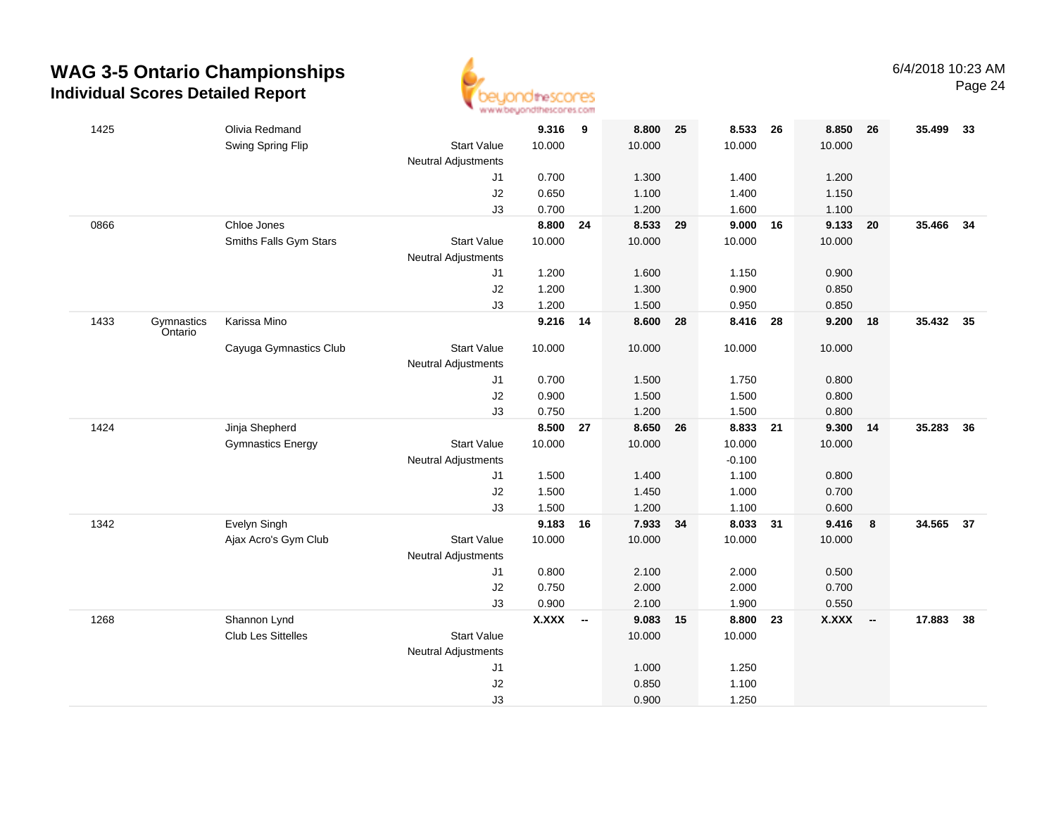# WAG 3-5 Ontario Championships

## Individual Scores Detailed Report

6/4/2018 10:23 AM

| # | | Name / Club | | Vault | Rank | Bars | Rank | Beam | Rank | Floor | Rank | AA | Rank |
|---|---|---|---|---|---|---|---|---|---|---|---|---|---|
| 1425 | | Olivia Redmand | | 9.316 | 9 | 8.800 | 25 | 8.533 | 26 | 8.850 | 26 | 35.499 | 33 |
| | | Swing Spring Flip | Start Value | 10.000 | | 10.000 | | 10.000 | | 10.000 | | | |
| | | | Neutral Adjustments | | | | | | | | | | |
| | | | J1 | 0.700 | | 1.300 | | 1.400 | | 1.200 | | | |
| | | | J2 | 0.650 | | 1.100 | | 1.400 | | 1.150 | | | |
| | | | J3 | 0.700 | | 1.200 | | 1.600 | | 1.100 | | | |
| 0866 | | Chloe Jones | | 8.800 | 24 | 8.533 | 29 | 9.000 | 16 | 9.133 | 20 | 35.466 | 34 |
| | | Smiths Falls Gym Stars | Start Value | 10.000 | | 10.000 | | 10.000 | | 10.000 | | | |
| | | | Neutral Adjustments | | | | | | | | | | |
| | | | J1 | 1.200 | | 1.600 | | 1.150 | | 0.900 | | | |
| | | | J2 | 1.200 | | 1.300 | | 0.900 | | 0.850 | | | |
| | | | J3 | 1.200 | | 1.500 | | 0.950 | | 0.850 | | | |
| 1433 | Gymnastics Ontario | Karissa Mino | | 9.216 | 14 | 8.600 | 28 | 8.416 | 28 | 9.200 | 18 | 35.432 | 35 |
| | | Cayuga Gymnastics Club | Start Value | 10.000 | | 10.000 | | 10.000 | | 10.000 | | | |
| | | | Neutral Adjustments | | | | | | | | | | |
| | | | J1 | 0.700 | | 1.500 | | 1.750 | | 0.800 | | | |
| | | | J2 | 0.900 | | 1.500 | | 1.500 | | 0.800 | | | |
| | | | J3 | 0.750 | | 1.200 | | 1.500 | | 0.800 | | | |
| 1424 | | Jinja Shepherd | | 8.500 | 27 | 8.650 | 26 | 8.833 | 21 | 9.300 | 14 | 35.283 | 36 |
| | | Gymnastics Energy | Start Value | 10.000 | | 10.000 | | 10.000 | | 10.000 | | | |
| | | | Neutral Adjustments | | | | | -0.100 | | | | | |
| | | | J1 | 1.500 | | 1.400 | | 1.100 | | 0.800 | | | |
| | | | J2 | 1.500 | | 1.450 | | 1.000 | | 0.700 | | | |
| | | | J3 | 1.500 | | 1.200 | | 1.100 | | 0.600 | | | |
| 1342 | | Evelyn Singh | | 9.183 | 16 | 7.933 | 34 | 8.033 | 31 | 9.416 | 8 | 34.565 | 37 |
| | | Ajax Acro's Gym Club | Start Value | 10.000 | | 10.000 | | 10.000 | | 10.000 | | | |
| | | | Neutral Adjustments | | | | | | | | | | |
| | | | J1 | 0.800 | | 2.100 | | 2.000 | | 0.500 | | | |
| | | | J2 | 0.750 | | 2.000 | | 2.000 | | 0.700 | | | |
| | | | J3 | 0.900 | | 2.100 | | 1.900 | | 0.550 | | | |
| 1268 | | Shannon Lynd | | X.XXX | -- | 9.083 | 15 | 8.800 | 23 | X.XXX | -- | 17.883 | 38 |
| | | Club Les Sittelles | Start Value | | | 10.000 | | 10.000 | | | | | |
| | | | Neutral Adjustments | | | | | | | | | | |
| | | | J1 | | | 1.000 | | 1.250 | | | | | |
| | | | J2 | | | 0.850 | | 1.100 | | | | | |
| | | | J3 | | | 0.900 | | 1.250 | | | | | |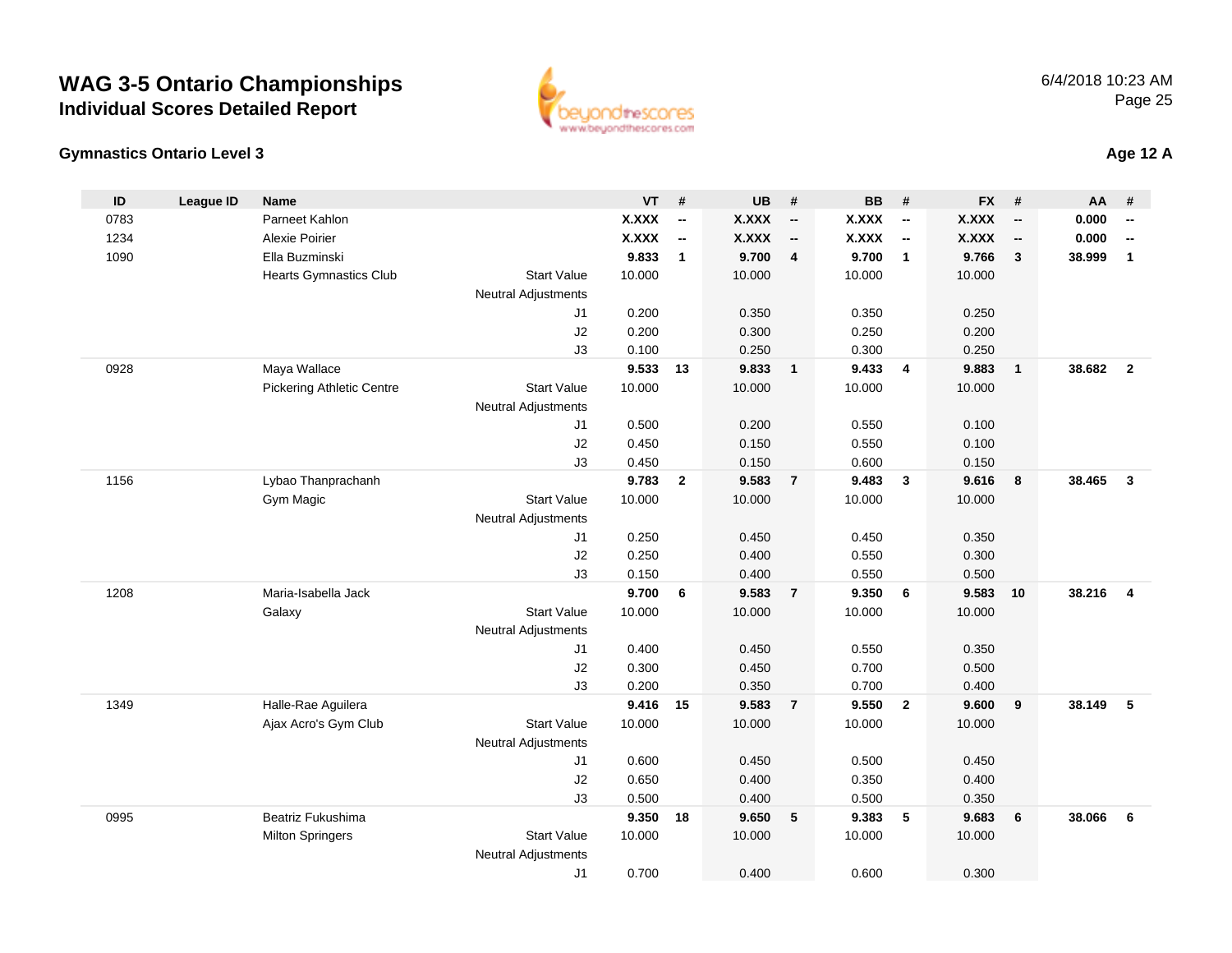# WAG 3-5 Ontario Championships

## Individual Scores Detailed Report

6/4/2018 10:23 AM

### Gymnastics Ontario Level 3

**Age 12 A**

| ID | League ID | Name | | VT | # | UB | # | BB | # | FX | # | AA | # |
|---|---|---|---|---|---|---|---|---|---|---|---|---|---|
| 0783 | | Parneet Kahlon | | **X.XXX** | **--** | **X.XXX** | **--** | **X.XXX** | **--** | **X.XXX** | **--** | **0.000** | **--** |
| 1234 | | Alexie Poirier | | **X.XXX** | **--** | **X.XXX** | **--** | **X.XXX** | **--** | **X.XXX** | **--** | **0.000** | **--** |
| 1090 | | Ella Buzminski | | **9.833** | **1** | **9.700** | **4** | **9.700** | **1** | **9.766** | **3** | **38.999** | **1** |
| | | Hearts Gymnastics Club | Start Value | 10.000 | | 10.000 | | 10.000 | | 10.000 | | | |
| | | | Neutral Adjustments | | | | | | | | | | |
| | | | J1 | 0.200 | | 0.350 | | 0.350 | | 0.250 | | | |
| | | | J2 | 0.200 | | 0.300 | | 0.250 | | 0.200 | | | |
| | | | J3 | 0.100 | | 0.250 | | 0.300 | | 0.250 | | | |
| 0928 | | Maya Wallace | | **9.533** | **13** | **9.833** | **1** | **9.433** | **4** | **9.883** | **1** | **38.682** | **2** |
| | | Pickering Athletic Centre | Start Value | 10.000 | | 10.000 | | 10.000 | | 10.000 | | | |
| | | | Neutral Adjustments | | | | | | | | | | |
| | | | J1 | 0.500 | | 0.200 | | 0.550 | | 0.100 | | | |
| | | | J2 | 0.450 | | 0.150 | | 0.550 | | 0.100 | | | |
| | | | J3 | 0.450 | | 0.150 | | 0.600 | | 0.150 | | | |
| 1156 | | Lybao Thanprachanh | | **9.783** | **2** | **9.583** | **7** | **9.483** | **3** | **9.616** | **8** | **38.465** | **3** |
| | | Gym Magic | Start Value | 10.000 | | 10.000 | | 10.000 | | 10.000 | | | |
| | | | Neutral Adjustments | | | | | | | | | | |
| | | | J1 | 0.250 | | 0.450 | | 0.450 | | 0.350 | | | |
| | | | J2 | 0.250 | | 0.400 | | 0.550 | | 0.300 | | | |
| | | | J3 | 0.150 | | 0.400 | | 0.550 | | 0.500 | | | |
| 1208 | | Maria-Isabella Jack | | **9.700** | **6** | **9.583** | **7** | **9.350** | **6** | **9.583** | **10** | **38.216** | **4** |
| | | Galaxy | Start Value | 10.000 | | 10.000 | | 10.000 | | 10.000 | | | |
| | | | Neutral Adjustments | | | | | | | | | | |
| | | | J1 | 0.400 | | 0.450 | | 0.550 | | 0.350 | | | |
| | | | J2 | 0.300 | | 0.450 | | 0.700 | | 0.500 | | | |
| | | | J3 | 0.200 | | 0.350 | | 0.700 | | 0.400 | | | |
| 1349 | | Halle-Rae Aguilera | | **9.416** | **15** | **9.583** | **7** | **9.550** | **2** | **9.600** | **9** | **38.149** | **5** |
| | | Ajax Acro's Gym Club | Start Value | 10.000 | | 10.000 | | 10.000 | | 10.000 | | | |
| | | | Neutral Adjustments | | | | | | | | | | |
| | | | J1 | 0.600 | | 0.450 | | 0.500 | | 0.450 | | | |
| | | | J2 | 0.650 | | 0.400 | | 0.350 | | 0.400 | | | |
| | | | J3 | 0.500 | | 0.400 | | 0.500 | | 0.350 | | | |
| 0995 | | Beatriz Fukushima | | **9.350** | **18** | **9.650** | **5** | **9.383** | **5** | **9.683** | **6** | **38.066** | **6** |
| | | Milton Springers | Start Value | 10.000 | | 10.000 | | 10.000 | | 10.000 | | | |
| | | | Neutral Adjustments | | | | | | | | | | |
| | | | J1 | 0.700 | | 0.400 | | 0.600 | | 0.300 | | | |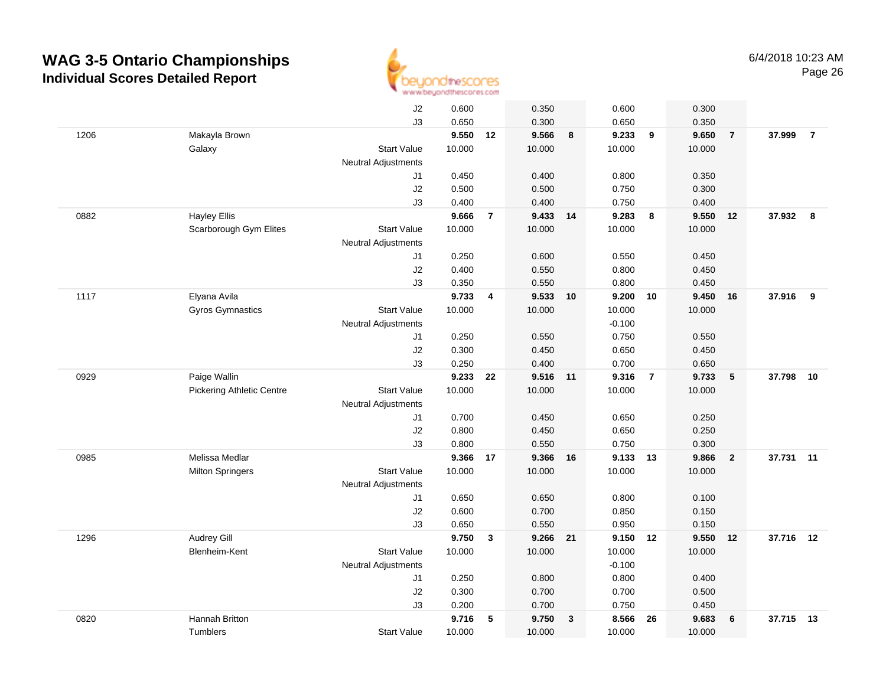# WAG 3-5 Ontario Championships
## Individual Scores Detailed Report

| # | Name / Club | | Vault | Rank | Bars | Rank | Beam | Rank | Floor | Rank | AA | Rank |
|---|---|---|---|---|---|---|---|---|---|---|---|---|
| | | J2 | 0.600 | | 0.350 | | 0.600 | | 0.300 | | | |
| | | J3 | 0.650 | | 0.300 | | 0.650 | | 0.350 | | | |
| 1206 | Makayla Brown | | **9.550** | **12** | **9.566** | **8** | **9.233** | **9** | **9.650** | **7** | **37.999** | **7** |
| | Galaxy | Start Value | 10.000 | | 10.000 | | 10.000 | | 10.000 | | | |
| | | Neutral Adjustments | | | | | | | | | | |
| | | J1 | 0.450 | | 0.400 | | 0.800 | | 0.350 | | | |
| | | J2 | 0.500 | | 0.500 | | 0.750 | | 0.300 | | | |
| | | J3 | 0.400 | | 0.400 | | 0.750 | | 0.400 | | | |
| 0882 | Hayley Ellis | | **9.666** | **7** | **9.433** | **14** | **9.283** | **8** | **9.550** | **12** | **37.932** | **8** |
| | Scarborough Gym Elites | Start Value | 10.000 | | 10.000 | | 10.000 | | 10.000 | | | |
| | | Neutral Adjustments | | | | | | | | | | |
| | | J1 | 0.250 | | 0.600 | | 0.550 | | 0.450 | | | |
| | | J2 | 0.400 | | 0.550 | | 0.800 | | 0.450 | | | |
| | | J3 | 0.350 | | 0.550 | | 0.800 | | 0.450 | | | |
| 1117 | Elyana Avila | | **9.733** | **4** | **9.533** | **10** | **9.200** | **10** | **9.450** | **16** | **37.916** | **9** |
| | Gyros Gymnastics | Start Value | 10.000 | | 10.000 | | 10.000 | | 10.000 | | | |
| | | Neutral Adjustments | | | | | -0.100 | | | | | |
| | | J1 | 0.250 | | 0.550 | | 0.750 | | 0.550 | | | |
| | | J2 | 0.300 | | 0.450 | | 0.650 | | 0.450 | | | |
| | | J3 | 0.250 | | 0.400 | | 0.700 | | 0.650 | | | |
| 0929 | Paige Wallin | | **9.233** | **22** | **9.516** | **11** | **9.316** | **7** | **9.733** | **5** | **37.798** | **10** |
| | Pickering Athletic Centre | Start Value | 10.000 | | 10.000 | | 10.000 | | 10.000 | | | |
| | | Neutral Adjustments | | | | | | | | | | |
| | | J1 | 0.700 | | 0.450 | | 0.650 | | 0.250 | | | |
| | | J2 | 0.800 | | 0.450 | | 0.650 | | 0.250 | | | |
| | | J3 | 0.800 | | 0.550 | | 0.750 | | 0.300 | | | |
| 0985 | Melissa Medlar | | **9.366** | **17** | **9.366** | **16** | **9.133** | **13** | **9.866** | **2** | **37.731** | **11** |
| | Milton Springers | Start Value | 10.000 | | 10.000 | | 10.000 | | 10.000 | | | |
| | | Neutral Adjustments | | | | | | | | | | |
| | | J1 | 0.650 | | 0.650 | | 0.800 | | 0.100 | | | |
| | | J2 | 0.600 | | 0.700 | | 0.850 | | 0.150 | | | |
| | | J3 | 0.650 | | 0.550 | | 0.950 | | 0.150 | | | |
| 1296 | Audrey Gill | | **9.750** | **3** | **9.266** | **21** | **9.150** | **12** | **9.550** | **12** | **37.716** | **12** |
| | Blenheim-Kent | Start Value | 10.000 | | 10.000 | | 10.000 | | 10.000 | | | |
| | | Neutral Adjustments | | | | | -0.100 | | | | | |
| | | J1 | 0.250 | | 0.800 | | 0.800 | | 0.400 | | | |
| | | J2 | 0.300 | | 0.700 | | 0.700 | | 0.500 | | | |
| | | J3 | 0.200 | | 0.700 | | 0.750 | | 0.450 | | | |
| 0820 | Hannah Britton | | **9.716** | **5** | **9.750** | **3** | **8.566** | **26** | **9.683** | **6** | **37.715** | **13** |
| | Tumblers | Start Value | 10.000 | | 10.000 | | 10.000 | | 10.000 | | | |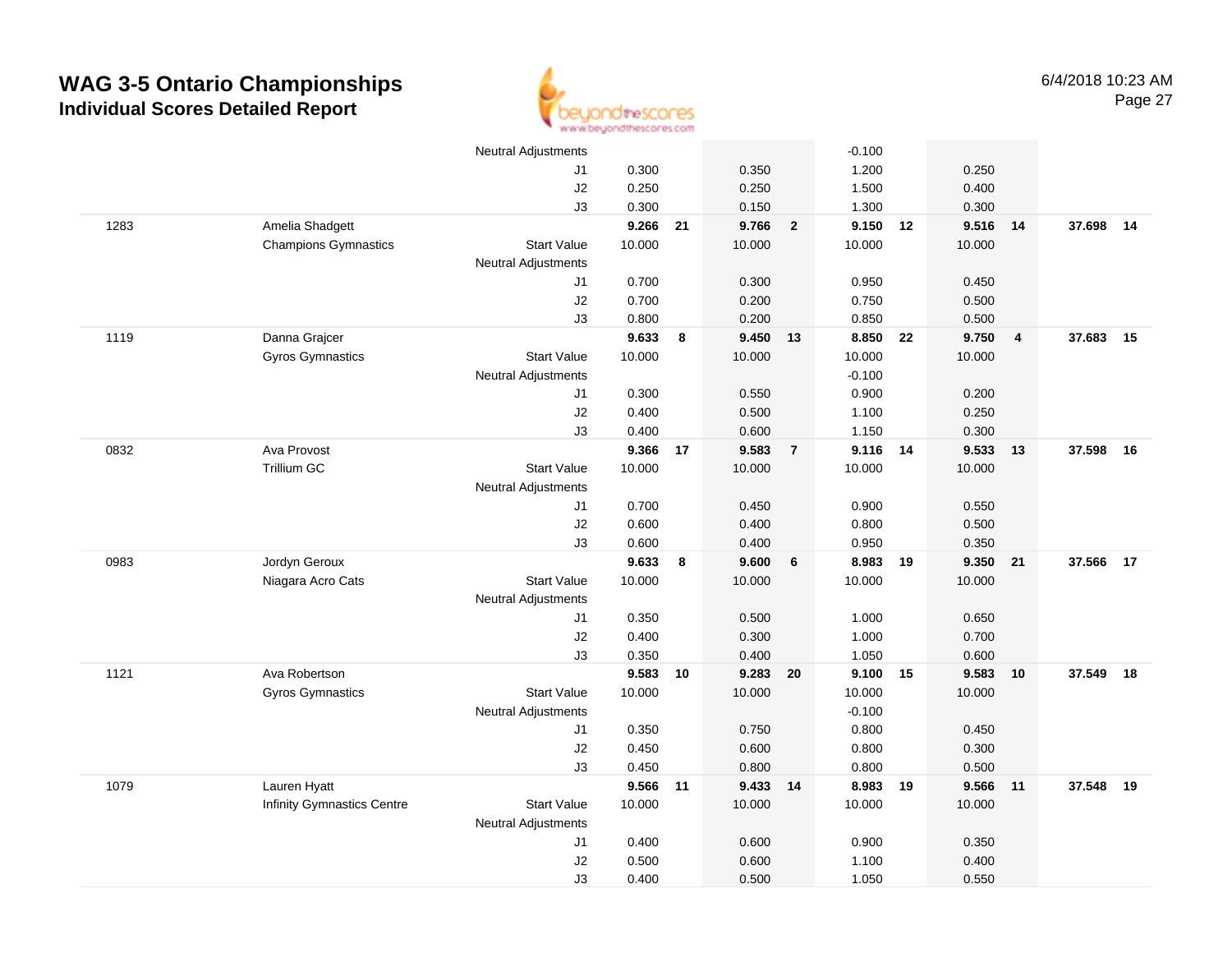# WAG 3-5 Ontario Championships

## Individual Scores Detailed Report

6/4/2018 10:23 AM

| # | Name | | Vault | | Bars | | Beam | | Floor | | AA | |
|---|---|---|---|---|---|---|---|---|---|---|---|---|
| | | Neutral Adjustments | | | | | -0.100 | | | | | |
| | | J1 | 0.300 | | 0.350 | | 1.200 | | 0.250 | | | |
| | | J2 | 0.250 | | 0.250 | | 1.500 | | 0.400 | | | |
| | | J3 | 0.300 | | 0.150 | | 1.300 | | 0.300 | | | |
| 1283 | Amelia Shadgett | | **9.266** | **21** | **9.766** | **2** | **9.150** | **12** | **9.516** | **14** | **37.698** | **14** |
| | Champions Gymnastics | Start Value | 10.000 | | 10.000 | | 10.000 | | 10.000 | | | |
| | | Neutral Adjustments | | | | | | | | | | |
| | | J1 | 0.700 | | 0.300 | | 0.950 | | 0.450 | | | |
| | | J2 | 0.700 | | 0.200 | | 0.750 | | 0.500 | | | |
| | | J3 | 0.800 | | 0.200 | | 0.850 | | 0.500 | | | |
| 1119 | Danna Grajcer | | **9.633** | **8** | **9.450** | **13** | **8.850** | **22** | **9.750** | **4** | **37.683** | **15** |
| | Gyros Gymnastics | Start Value | 10.000 | | 10.000 | | 10.000 | | 10.000 | | | |
| | | Neutral Adjustments | | | | | -0.100 | | | | | |
| | | J1 | 0.300 | | 0.550 | | 0.900 | | 0.200 | | | |
| | | J2 | 0.400 | | 0.500 | | 1.100 | | 0.250 | | | |
| | | J3 | 0.400 | | 0.600 | | 1.150 | | 0.300 | | | |
| 0832 | Ava Provost | | **9.366** | **17** | **9.583** | **7** | **9.116** | **14** | **9.533** | **13** | **37.598** | **16** |
| | Trillium GC | Start Value | 10.000 | | 10.000 | | 10.000 | | 10.000 | | | |
| | | Neutral Adjustments | | | | | | | | | | |
| | | J1 | 0.700 | | 0.450 | | 0.900 | | 0.550 | | | |
| | | J2 | 0.600 | | 0.400 | | 0.800 | | 0.500 | | | |
| | | J3 | 0.600 | | 0.400 | | 0.950 | | 0.350 | | | |
| 0983 | Jordyn Geroux | | **9.633** | **8** | **9.600** | **6** | **8.983** | **19** | **9.350** | **21** | **37.566** | **17** |
| | Niagara Acro Cats | Start Value | 10.000 | | 10.000 | | 10.000 | | 10.000 | | | |
| | | Neutral Adjustments | | | | | | | | | | |
| | | J1 | 0.350 | | 0.500 | | 1.000 | | 0.650 | | | |
| | | J2 | 0.400 | | 0.300 | | 1.000 | | 0.700 | | | |
| | | J3 | 0.350 | | 0.400 | | 1.050 | | 0.600 | | | |
| 1121 | Ava Robertson | | **9.583** | **10** | **9.283** | **20** | **9.100** | **15** | **9.583** | **10** | **37.549** | **18** |
| | Gyros Gymnastics | Start Value | 10.000 | | 10.000 | | 10.000 | | 10.000 | | | |
| | | Neutral Adjustments | | | | | -0.100 | | | | | |
| | | J1 | 0.350 | | 0.750 | | 0.800 | | 0.450 | | | |
| | | J2 | 0.450 | | 0.600 | | 0.800 | | 0.300 | | | |
| | | J3 | 0.450 | | 0.800 | | 0.800 | | 0.500 | | | |
| 1079 | Lauren Hyatt | | **9.566** | **11** | **9.433** | **14** | **8.983** | **19** | **9.566** | **11** | **37.548** | **19** |
| | Infinity Gymnastics Centre | Start Value | 10.000 | | 10.000 | | 10.000 | | 10.000 | | | |
| | | Neutral Adjustments | | | | | | | | | | |
| | | J1 | 0.400 | | 0.600 | | 0.900 | | 0.350 | | | |
| | | J2 | 0.500 | | 0.600 | | 1.100 | | 0.400 | | | |
| | | J3 | 0.400 | | 0.500 | | 1.050 | | 0.550 | | | |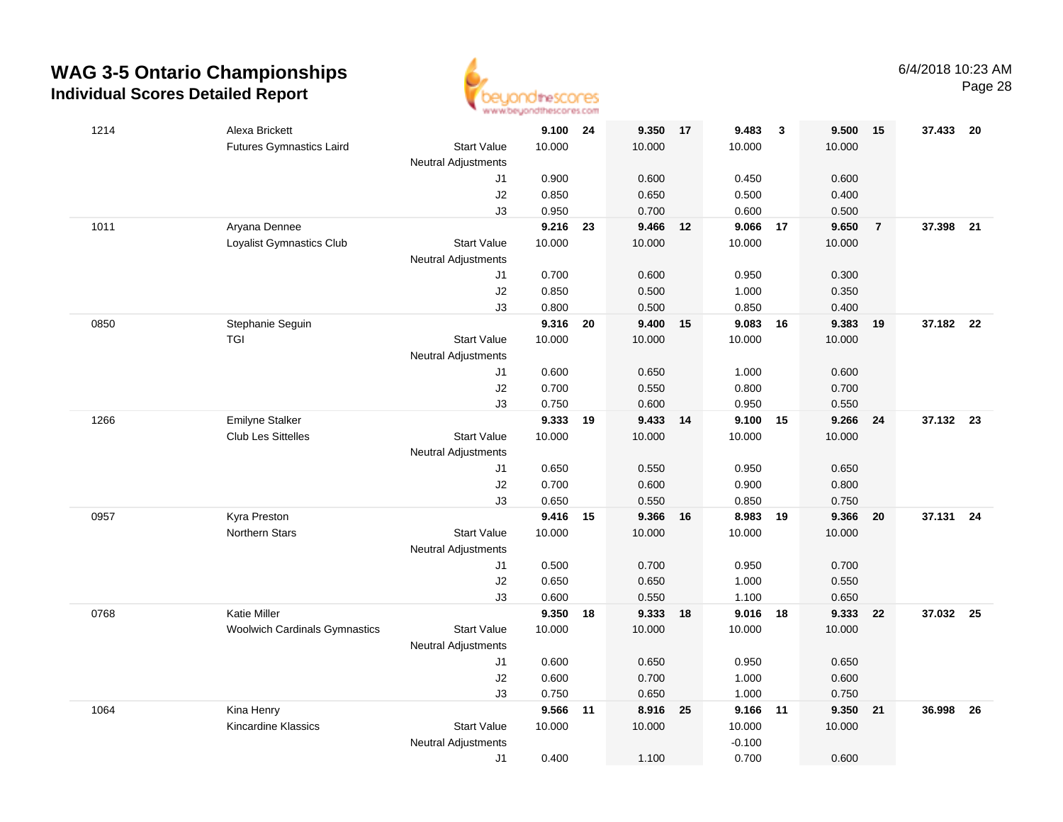# WAG 3-5 Ontario Championships
## Individual Scores Detailed Report

6/4/2018 10:23 AM

| ID | Name / Club | | Vault | Rank | Bars | Rank | Beam | Rank | Floor | Rank | AA | Rank |
|---|---|---|---|---|---|---|---|---|---|---|---|---|
| 1214 | Alexa Brickett | | **9.100** | **24** | **9.350** | **17** | **9.483** | **3** | **9.500** | **15** | **37.433** | **20** |
| | Futures Gymnastics Laird | Start Value | 10.000 | | 10.000 | | 10.000 | | 10.000 | | | |
| | | Neutral Adjustments | | | | | | | | | | |
| | | J1 | 0.900 | | 0.600 | | 0.450 | | 0.600 | | | |
| | | J2 | 0.850 | | 0.650 | | 0.500 | | 0.400 | | | |
| | | J3 | 0.950 | | 0.700 | | 0.600 | | 0.500 | | | |
| 1011 | Aryana Dennee | | **9.216** | **23** | **9.466** | **12** | **9.066** | **17** | **9.650** | **7** | **37.398** | **21** |
| | Loyalist Gymnastics Club | Start Value | 10.000 | | 10.000 | | 10.000 | | 10.000 | | | |
| | | Neutral Adjustments | | | | | | | | | | |
| | | J1 | 0.700 | | 0.600 | | 0.950 | | 0.300 | | | |
| | | J2 | 0.850 | | 0.500 | | 1.000 | | 0.350 | | | |
| | | J3 | 0.800 | | 0.500 | | 0.850 | | 0.400 | | | |
| 0850 | Stephanie Seguin | | **9.316** | **20** | **9.400** | **15** | **9.083** | **16** | **9.383** | **19** | **37.182** | **22** |
| | TGI | Start Value | 10.000 | | 10.000 | | 10.000 | | 10.000 | | | |
| | | Neutral Adjustments | | | | | | | | | | |
| | | J1 | 0.600 | | 0.650 | | 1.000 | | 0.600 | | | |
| | | J2 | 0.700 | | 0.550 | | 0.800 | | 0.700 | | | |
| | | J3 | 0.750 | | 0.600 | | 0.950 | | 0.550 | | | |
| 1266 | Emilyne Stalker | | **9.333** | **19** | **9.433** | **14** | **9.100** | **15** | **9.266** | **24** | **37.132** | **23** |
| | Club Les Sittelles | Start Value | 10.000 | | 10.000 | | 10.000 | | 10.000 | | | |
| | | Neutral Adjustments | | | | | | | | | | |
| | | J1 | 0.650 | | 0.550 | | 0.950 | | 0.650 | | | |
| | | J2 | 0.700 | | 0.600 | | 0.900 | | 0.800 | | | |
| | | J3 | 0.650 | | 0.550 | | 0.850 | | 0.750 | | | |
| 0957 | Kyra Preston | | **9.416** | **15** | **9.366** | **16** | **8.983** | **19** | **9.366** | **20** | **37.131** | **24** |
| | Northern Stars | Start Value | 10.000 | | 10.000 | | 10.000 | | 10.000 | | | |
| | | Neutral Adjustments | | | | | | | | | | |
| | | J1 | 0.500 | | 0.700 | | 0.950 | | 0.700 | | | |
| | | J2 | 0.650 | | 0.650 | | 1.000 | | 0.550 | | | |
| | | J3 | 0.600 | | 0.550 | | 1.100 | | 0.650 | | | |
| 0768 | Katie Miller | | **9.350** | **18** | **9.333** | **18** | **9.016** | **18** | **9.333** | **22** | **37.032** | **25** |
| | Woolwich Cardinals Gymnastics | Start Value | 10.000 | | 10.000 | | 10.000 | | 10.000 | | | |
| | | Neutral Adjustments | | | | | | | | | | |
| | | J1 | 0.600 | | 0.650 | | 0.950 | | 0.650 | | | |
| | | J2 | 0.600 | | 0.700 | | 1.000 | | 0.600 | | | |
| | | J3 | 0.750 | | 0.650 | | 1.000 | | 0.750 | | | |
| 1064 | Kina Henry | | **9.566** | **11** | **8.916** | **25** | **9.166** | **11** | **9.350** | **21** | **36.998** | **26** |
| | Kincardine Klassics | Start Value | 10.000 | | 10.000 | | 10.000 | | 10.000 | | | |
| | | Neutral Adjustments | | | | | -0.100 | | | | | |
| | | J1 | 0.400 | | 1.100 | | 0.700 | | 0.600 | | | |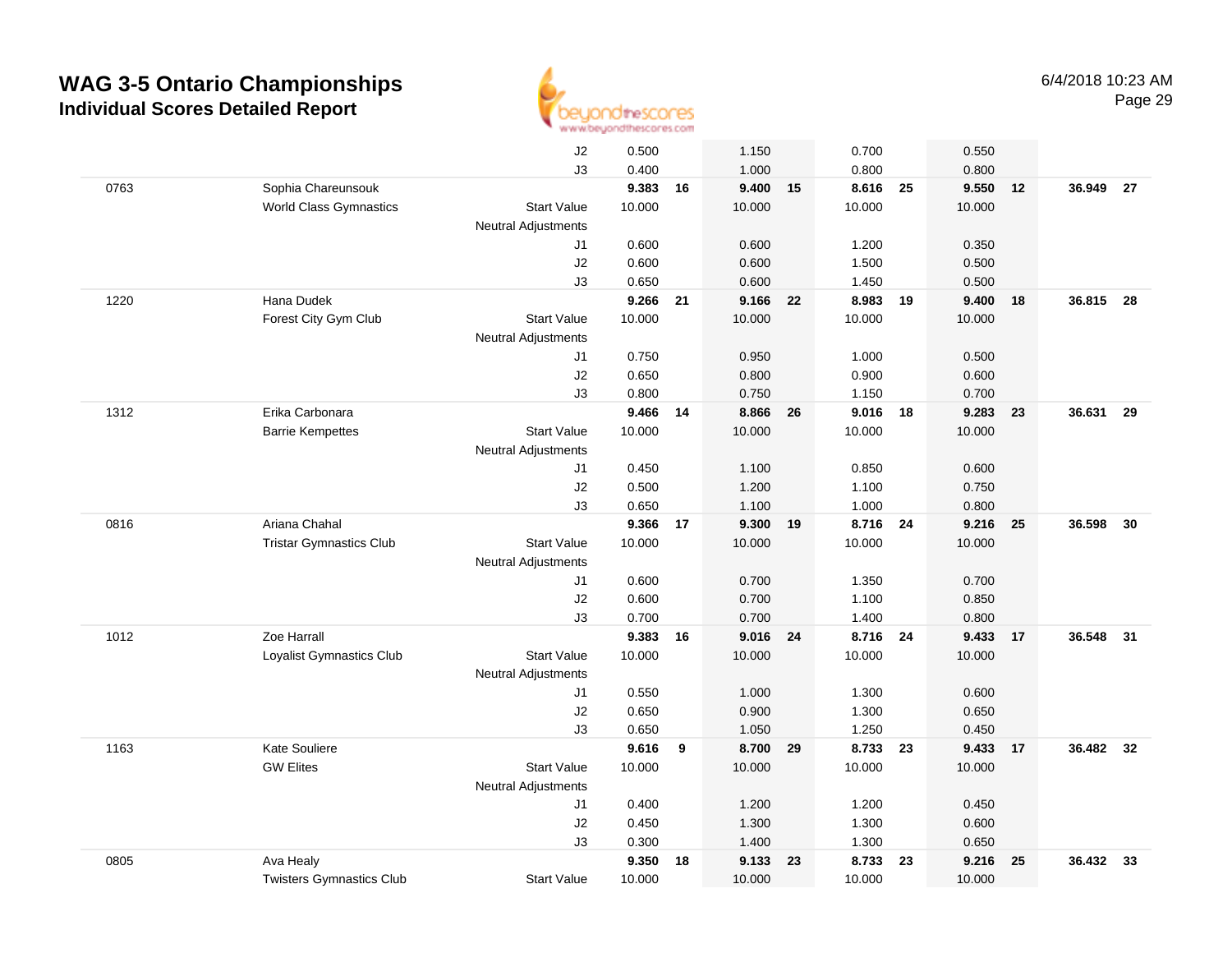# WAG 3-5 Ontario Championships
## Individual Scores Detailed Report

6/4/2018 10:23 AM

| # | Name / Club | | Vault | Rank | Bars | Rank | Beam | Rank | Floor | Rank | AA | Rank |
|---|---|---|---|---|---|---|---|---|---|---|---|---|
| | | J2 | 0.500 | | 1.150 | | 0.700 | | 0.550 | | | |
| | | J3 | 0.400 | | 1.000 | | 0.800 | | 0.800 | | | |
| 0763 | Sophia Chareunsouk | | **9.383** | **16** | **9.400** | **15** | **8.616** | **25** | **9.550** | **12** | **36.949** | **27** |
| | World Class Gymnastics | Start Value | 10.000 | | 10.000 | | 10.000 | | 10.000 | | | |
| | | Neutral Adjustments | | | | | | | | | | |
| | | J1 | 0.600 | | 0.600 | | 1.200 | | 0.350 | | | |
| | | J2 | 0.600 | | 0.600 | | 1.500 | | 0.500 | | | |
| | | J3 | 0.650 | | 0.600 | | 1.450 | | 0.500 | | | |
| 1220 | Hana Dudek | | **9.266** | **21** | **9.166** | **22** | **8.983** | **19** | **9.400** | **18** | **36.815** | **28** |
| | Forest City Gym Club | Start Value | 10.000 | | 10.000 | | 10.000 | | 10.000 | | | |
| | | Neutral Adjustments | | | | | | | | | | |
| | | J1 | 0.750 | | 0.950 | | 1.000 | | 0.500 | | | |
| | | J2 | 0.650 | | 0.800 | | 0.900 | | 0.600 | | | |
| | | J3 | 0.800 | | 0.750 | | 1.150 | | 0.700 | | | |
| 1312 | Erika Carbonara | | **9.466** | **14** | **8.866** | **26** | **9.016** | **18** | **9.283** | **23** | **36.631** | **29** |
| | Barrie Kempettes | Start Value | 10.000 | | 10.000 | | 10.000 | | 10.000 | | | |
| | | Neutral Adjustments | | | | | | | | | | |
| | | J1 | 0.450 | | 1.100 | | 0.850 | | 0.600 | | | |
| | | J2 | 0.500 | | 1.200 | | 1.100 | | 0.750 | | | |
| | | J3 | 0.650 | | 1.100 | | 1.000 | | 0.800 | | | |
| 0816 | Ariana Chahal | | **9.366** | **17** | **9.300** | **19** | **8.716** | **24** | **9.216** | **25** | **36.598** | **30** |
| | Tristar Gymnastics Club | Start Value | 10.000 | | 10.000 | | 10.000 | | 10.000 | | | |
| | | Neutral Adjustments | | | | | | | | | | |
| | | J1 | 0.600 | | 0.700 | | 1.350 | | 0.700 | | | |
| | | J2 | 0.600 | | 0.700 | | 1.100 | | 0.850 | | | |
| | | J3 | 0.700 | | 0.700 | | 1.400 | | 0.800 | | | |
| 1012 | Zoe Harrall | | **9.383** | **16** | **9.016** | **24** | **8.716** | **24** | **9.433** | **17** | **36.548** | **31** |
| | Loyalist Gymnastics Club | Start Value | 10.000 | | 10.000 | | 10.000 | | 10.000 | | | |
| | | Neutral Adjustments | | | | | | | | | | |
| | | J1 | 0.550 | | 1.000 | | 1.300 | | 0.600 | | | |
| | | J2 | 0.650 | | 0.900 | | 1.300 | | 0.650 | | | |
| | | J3 | 0.650 | | 1.050 | | 1.250 | | 0.450 | | | |
| 1163 | Kate Souliere | | **9.616** | **9** | **8.700** | **29** | **8.733** | **23** | **9.433** | **17** | **36.482** | **32** |
| | GW Elites | Start Value | 10.000 | | 10.000 | | 10.000 | | 10.000 | | | |
| | | Neutral Adjustments | | | | | | | | | | |
| | | J1 | 0.400 | | 1.200 | | 1.200 | | 0.450 | | | |
| | | J2 | 0.450 | | 1.300 | | 1.300 | | 0.600 | | | |
| | | J3 | 0.300 | | 1.400 | | 1.300 | | 0.650 | | | |
| 0805 | Ava Healy | | **9.350** | **18** | **9.133** | **23** | **8.733** | **23** | **9.216** | **25** | **36.432** | **33** |
| | Twisters Gymnastics Club | Start Value | 10.000 | | 10.000 | | 10.000 | | 10.000 | | | |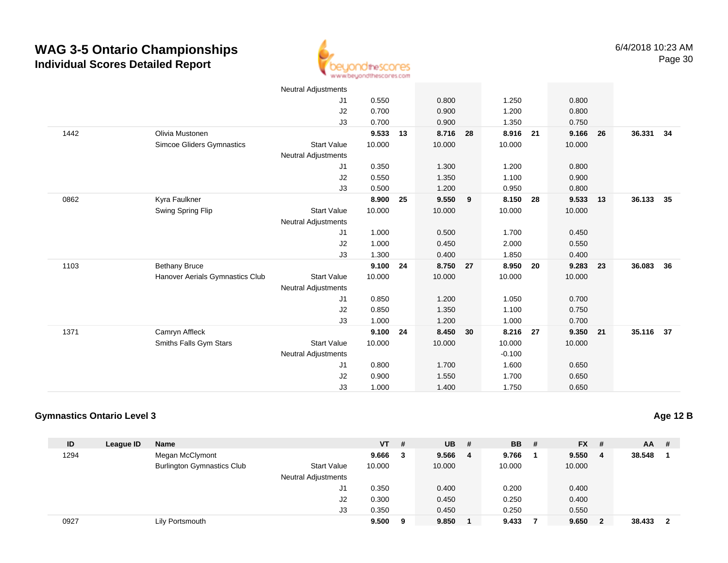# WAG 3-5 Ontario Championships
## Individual Scores Detailed Report

6/4/2018 10:23 AM

| ID | League ID | Name | | VT | # | UB | # | BB | # | FX | # | AA | # |
|---|---|---|---|---|---|---|---|---|---|---|---|---|---|
| | | | Neutral Adjustments | | | | | | | | | | |
| | | | J1 | 0.550 | | 0.800 | | 1.250 | | 0.800 | | | |
| | | | J2 | 0.700 | | 0.900 | | 1.200 | | 0.800 | | | |
| | | | J3 | 0.700 | | 0.900 | | 1.350 | | 0.750 | | | |
| 1442 | | Olivia Mustonen | | **9.533** | **13** | **8.716** | **28** | **8.916** | **21** | **9.166** | **26** | **36.331** | **34** |
| | | Simcoe Gliders Gymnastics | Start Value | 10.000 | | 10.000 | | 10.000 | | 10.000 | | | |
| | | | Neutral Adjustments | | | | | | | | | | |
| | | | J1 | 0.350 | | 1.300 | | 1.200 | | 0.800 | | | |
| | | | J2 | 0.550 | | 1.350 | | 1.100 | | 0.900 | | | |
| | | | J3 | 0.500 | | 1.200 | | 0.950 | | 0.800 | | | |
| 0862 | | Kyra Faulkner | | **8.900** | **25** | **9.550** | **9** | **8.150** | **28** | **9.533** | **13** | **36.133** | **35** |
| | | Swing Spring Flip | Start Value | 10.000 | | 10.000 | | 10.000 | | 10.000 | | | |
| | | | Neutral Adjustments | | | | | | | | | | |
| | | | J1 | 1.000 | | 0.500 | | 1.700 | | 0.450 | | | |
| | | | J2 | 1.000 | | 0.450 | | 2.000 | | 0.550 | | | |
| | | | J3 | 1.300 | | 0.400 | | 1.850 | | 0.400 | | | |
| 1103 | | Bethany Bruce | | **9.100** | **24** | **8.750** | **27** | **8.950** | **20** | **9.283** | **23** | **36.083** | **36** |
| | | Hanover Aerials Gymnastics Club | Start Value | 10.000 | | 10.000 | | 10.000 | | 10.000 | | | |
| | | | Neutral Adjustments | | | | | | | | | | |
| | | | J1 | 0.850 | | 1.200 | | 1.050 | | 0.700 | | | |
| | | | J2 | 0.850 | | 1.350 | | 1.100 | | 0.750 | | | |
| | | | J3 | 1.000 | | 1.200 | | 1.000 | | 0.700 | | | |
| 1371 | | Camryn Affleck | | **9.100** | **24** | **8.450** | **30** | **8.216** | **27** | **9.350** | **21** | **35.116** | **37** |
| | | Smiths Falls Gym Stars | Start Value | 10.000 | | 10.000 | | 10.000 | | 10.000 | | | |
| | | | Neutral Adjustments | | | | | -0.100 | | | | | |
| | | | J1 | 0.800 | | 1.700 | | 1.600 | | 0.650 | | | |
| | | | J2 | 0.900 | | 1.550 | | 1.700 | | 0.650 | | | |
| | | | J3 | 1.000 | | 1.400 | | 1.750 | | 0.650 | | | |

### Gymnastics Ontario Level 3

**Age 12 B**

| ID | League ID | Name | | VT | # | UB | # | BB | # | FX | # | AA | # |
|---|---|---|---|---|---|---|---|---|---|---|---|---|---|
| 1294 | | Megan McClymont | | **9.666** | **3** | **9.566** | **4** | **9.766** | **1** | **9.550** | **4** | **38.548** | **1** |
| | | Burlington Gymnastics Club | Start Value | 10.000 | | 10.000 | | 10.000 | | 10.000 | | | |
| | | | Neutral Adjustments | | | | | | | | | | |
| | | | J1 | 0.350 | | 0.400 | | 0.200 | | 0.400 | | | |
| | | | J2 | 0.300 | | 0.450 | | 0.250 | | 0.400 | | | |
| | | | J3 | 0.350 | | 0.450 | | 0.250 | | 0.550 | | | |
| 0927 | | Lily Portsmouth | | **9.500** | **9** | **9.850** | **1** | **9.433** | **7** | **9.650** | **2** | **38.433** | **2** |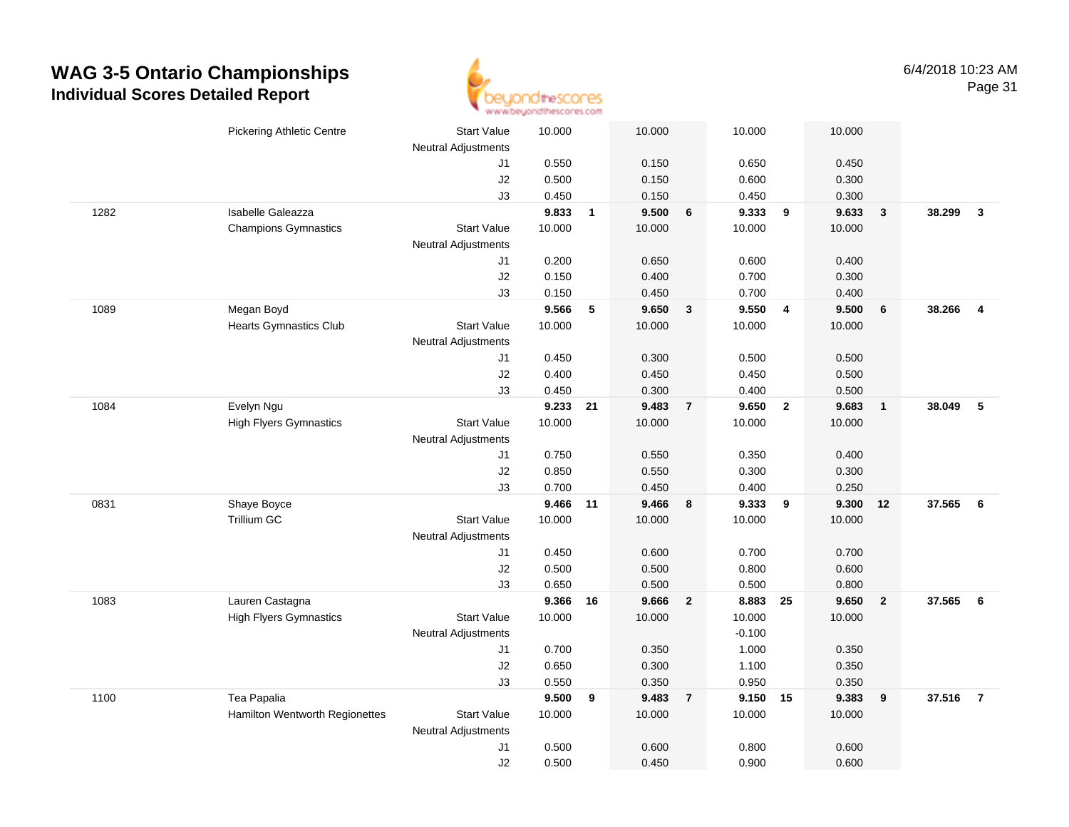# WAG 3-5 Ontario Championships
## Individual Scores Detailed Report

| | | | | | | | | | | | | |
|---|---|---|---|---|---|---|---|---|---|---|---|---|
| | Pickering Athletic Centre | Start Value | 10.000 | | 10.000 | | 10.000 | | 10.000 | | | |
| | | Neutral Adjustments | | | | | | | | | | |
| | | J1 | 0.550 | | 0.150 | | 0.650 | | 0.450 | | | |
| | | J2 | 0.500 | | 0.150 | | 0.600 | | 0.300 | | | |
| | | J3 | 0.450 | | 0.150 | | 0.450 | | 0.300 | | | |
| 1282 | Isabelle Galeazza | | **9.833** | **1** | **9.500** | **6** | **9.333** | **9** | **9.633** | **3** | **38.299** | **3** |
| | Champions Gymnastics | Start Value | 10.000 | | 10.000 | | 10.000 | | 10.000 | | | |
| | | Neutral Adjustments | | | | | | | | | | |
| | | J1 | 0.200 | | 0.650 | | 0.600 | | 0.400 | | | |
| | | J2 | 0.150 | | 0.400 | | 0.700 | | 0.300 | | | |
| | | J3 | 0.150 | | 0.450 | | 0.700 | | 0.400 | | | |
| 1089 | Megan Boyd | | **9.566** | **5** | **9.650** | **3** | **9.550** | **4** | **9.500** | **6** | **38.266** | **4** |
| | Hearts Gymnastics Club | Start Value | 10.000 | | 10.000 | | 10.000 | | 10.000 | | | |
| | | Neutral Adjustments | | | | | | | | | | |
| | | J1 | 0.450 | | 0.300 | | 0.500 | | 0.500 | | | |
| | | J2 | 0.400 | | 0.450 | | 0.450 | | 0.500 | | | |
| | | J3 | 0.450 | | 0.300 | | 0.400 | | 0.500 | | | |
| 1084 | Evelyn Ngu | | **9.233** | **21** | **9.483** | **7** | **9.650** | **2** | **9.683** | **1** | **38.049** | **5** |
| | High Flyers Gymnastics | Start Value | 10.000 | | 10.000 | | 10.000 | | 10.000 | | | |
| | | Neutral Adjustments | | | | | | | | | | |
| | | J1 | 0.750 | | 0.550 | | 0.350 | | 0.400 | | | |
| | | J2 | 0.850 | | 0.550 | | 0.300 | | 0.300 | | | |
| | | J3 | 0.700 | | 0.450 | | 0.400 | | 0.250 | | | |
| 0831 | Shaye Boyce | | **9.466** | **11** | **9.466** | **8** | **9.333** | **9** | **9.300** | **12** | **37.565** | **6** |
| | Trillium GC | Start Value | 10.000 | | 10.000 | | 10.000 | | 10.000 | | | |
| | | Neutral Adjustments | | | | | | | | | | |
| | | J1 | 0.450 | | 0.600 | | 0.700 | | 0.700 | | | |
| | | J2 | 0.500 | | 0.500 | | 0.800 | | 0.600 | | | |
| | | J3 | 0.650 | | 0.500 | | 0.500 | | 0.800 | | | |
| 1083 | Lauren Castagna | | **9.366** | **16** | **9.666** | **2** | **8.883** | **25** | **9.650** | **2** | **37.565** | **6** |
| | High Flyers Gymnastics | Start Value | 10.000 | | 10.000 | | 10.000 | | 10.000 | | | |
| | | Neutral Adjustments | | | | | -0.100 | | | | | |
| | | J1 | 0.700 | | 0.350 | | 1.000 | | 0.350 | | | |
| | | J2 | 0.650 | | 0.300 | | 1.100 | | 0.350 | | | |
| | | J3 | 0.550 | | 0.350 | | 0.950 | | 0.350 | | | |
| 1100 | Tea Papalia | | **9.500** | **9** | **9.483** | **7** | **9.150** | **15** | **9.383** | **9** | **37.516** | **7** |
| | Hamilton Wentworth Regionettes | Start Value | 10.000 | | 10.000 | | 10.000 | | 10.000 | | | |
| | | Neutral Adjustments | | | | | | | | | | |
| | | J1 | 0.500 | | 0.600 | | 0.800 | | 0.600 | | | |
| | | J2 | 0.500 | | 0.450 | | 0.900 | | 0.600 | | | |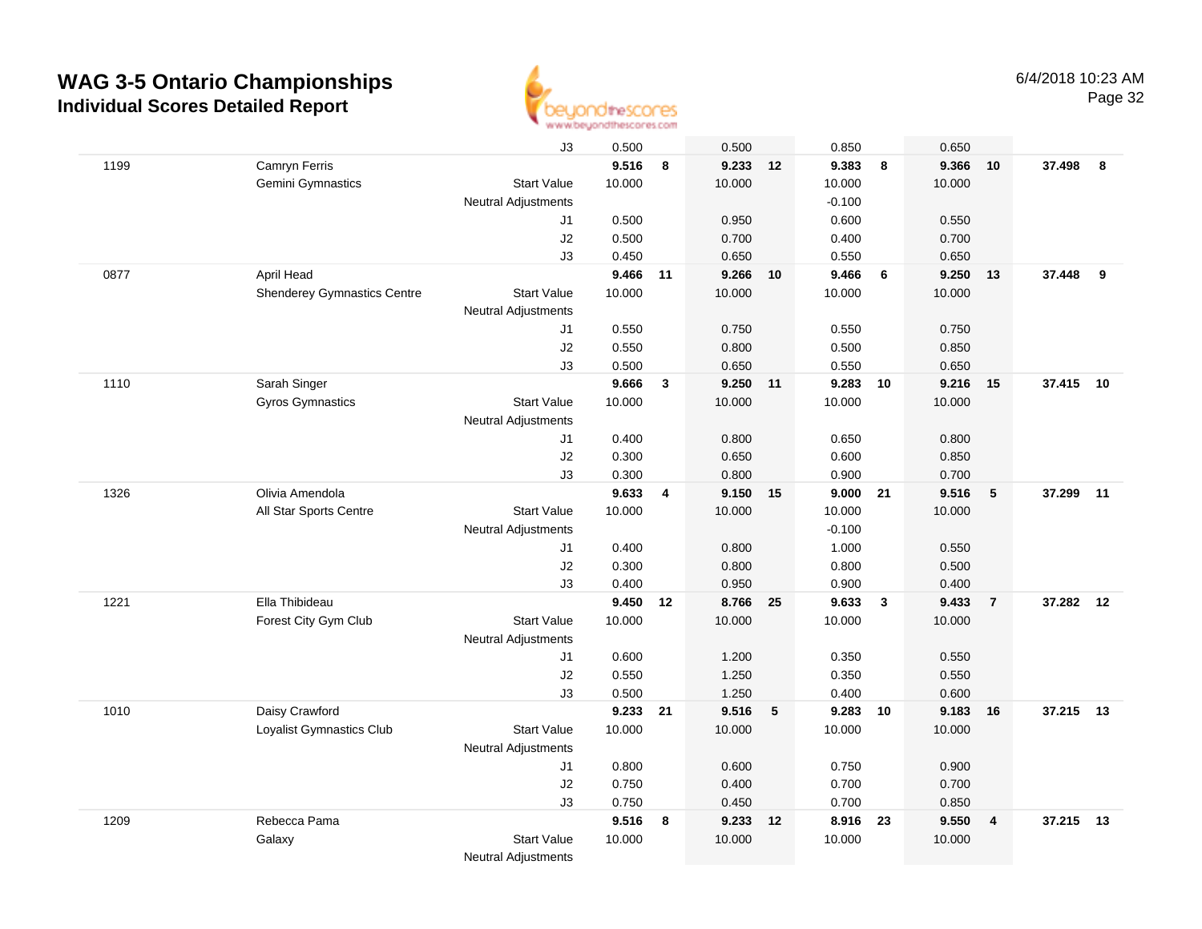# WAG 3-5 Ontario Championships
## Individual Scores Detailed Report

6/4/2018 10:23 AM

| # | Name / Club | | Vault | Rank | Bars | Rank | Beam | Rank | Floor | Rank | AA | Rank |
|---|---|---|---|---|---|---|---|---|---|---|---|---|
| | | J3 | 0.500 | | 0.500 | | 0.850 | | 0.650 | | | |
| 1199 | Camryn Ferris | | **9.516** | **8** | **9.233** | **12** | **9.383** | **8** | **9.366** | **10** | **37.498** | **8** |
| | Gemini Gymnastics | Start Value | 10.000 | | 10.000 | | 10.000 | | 10.000 | | | |
| | | Neutral Adjustments | | | | | -0.100 | | | | | |
| | | J1 | 0.500 | | 0.950 | | 0.600 | | 0.550 | | | |
| | | J2 | 0.500 | | 0.700 | | 0.400 | | 0.700 | | | |
| | | J3 | 0.450 | | 0.650 | | 0.550 | | 0.650 | | | |
| 0877 | April Head | | **9.466** | **11** | **9.266** | **10** | **9.466** | **6** | **9.250** | **13** | **37.448** | **9** |
| | Shenderey Gymnastics Centre | Start Value | 10.000 | | 10.000 | | 10.000 | | 10.000 | | | |
| | | Neutral Adjustments | | | | | | | | | | |
| | | J1 | 0.550 | | 0.750 | | 0.550 | | 0.750 | | | |
| | | J2 | 0.550 | | 0.800 | | 0.500 | | 0.850 | | | |
| | | J3 | 0.500 | | 0.650 | | 0.550 | | 0.650 | | | |
| 1110 | Sarah Singer | | **9.666** | **3** | **9.250** | **11** | **9.283** | **10** | **9.216** | **15** | **37.415** | **10** |
| | Gyros Gymnastics | Start Value | 10.000 | | 10.000 | | 10.000 | | 10.000 | | | |
| | | Neutral Adjustments | | | | | | | | | | |
| | | J1 | 0.400 | | 0.800 | | 0.650 | | 0.800 | | | |
| | | J2 | 0.300 | | 0.650 | | 0.600 | | 0.850 | | | |
| | | J3 | 0.300 | | 0.800 | | 0.900 | | 0.700 | | | |
| 1326 | Olivia Amendola | | **9.633** | **4** | **9.150** | **15** | **9.000** | **21** | **9.516** | **5** | **37.299** | **11** |
| | All Star Sports Centre | Start Value | 10.000 | | 10.000 | | 10.000 | | 10.000 | | | |
| | | Neutral Adjustments | | | | | -0.100 | | | | | |
| | | J1 | 0.400 | | 0.800 | | 1.000 | | 0.550 | | | |
| | | J2 | 0.300 | | 0.800 | | 0.800 | | 0.500 | | | |
| | | J3 | 0.400 | | 0.950 | | 0.900 | | 0.400 | | | |
| 1221 | Ella Thibideau | | **9.450** | **12** | **8.766** | **25** | **9.633** | **3** | **9.433** | **7** | **37.282** | **12** |
| | Forest City Gym Club | Start Value | 10.000 | | 10.000 | | 10.000 | | 10.000 | | | |
| | | Neutral Adjustments | | | | | | | | | | |
| | | J1 | 0.600 | | 1.200 | | 0.350 | | 0.550 | | | |
| | | J2 | 0.550 | | 1.250 | | 0.350 | | 0.550 | | | |
| | | J3 | 0.500 | | 1.250 | | 0.400 | | 0.600 | | | |
| 1010 | Daisy Crawford | | **9.233** | **21** | **9.516** | **5** | **9.283** | **10** | **9.183** | **16** | **37.215** | **13** |
| | Loyalist Gymnastics Club | Start Value | 10.000 | | 10.000 | | 10.000 | | 10.000 | | | |
| | | Neutral Adjustments | | | | | | | | | | |
| | | J1 | 0.800 | | 0.600 | | 0.750 | | 0.900 | | | |
| | | J2 | 0.750 | | 0.400 | | 0.700 | | 0.700 | | | |
| | | J3 | 0.750 | | 0.450 | | 0.700 | | 0.850 | | | |
| 1209 | Rebecca Pama | | **9.516** | **8** | **9.233** | **12** | **8.916** | **23** | **9.550** | **4** | **37.215** | **13** |
| | Galaxy | Start Value | 10.000 | | 10.000 | | 10.000 | | 10.000 | | | |
| | | Neutral Adjustments | | | | | | | | | | |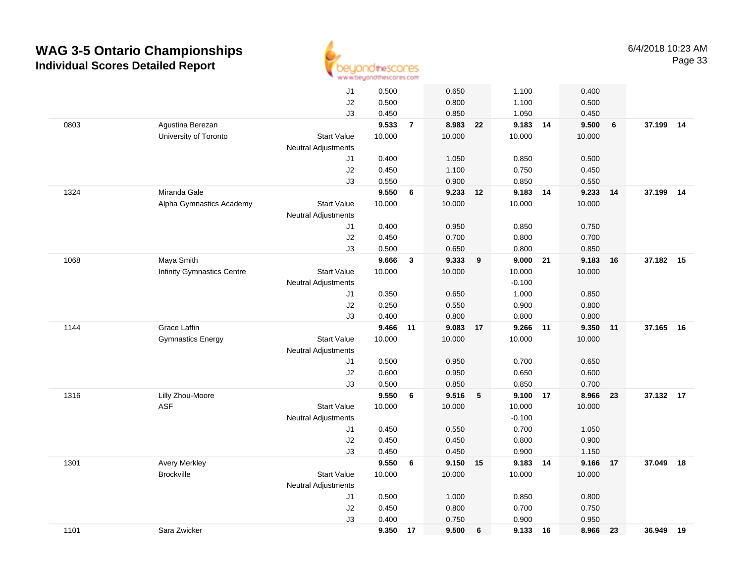# WAG 3-5 Ontario Championships

## Individual Scores Detailed Report

|  |  |  |  |  |  |  |  |  |  |  |  |  |
|---|---|---|---|---|---|---|---|---|---|---|---|---|
|  |  | J1 | 0.500 |  | 0.650 |  | 1.100 |  | 0.400 |  |  |  |
|  |  | J2 | 0.500 |  | 0.800 |  | 1.100 |  | 0.500 |  |  |  |
|  |  | J3 | 0.450 |  | 0.850 |  | 1.050 |  | 0.450 |  |  |  |
| 0803 | Agustina Berezan |  | **9.533** | **7** | **8.983** | **22** | **9.183** | **14** | **9.500** | **6** | **37.199** | **14** |
|  | University of Toronto | Start Value | 10.000 |  | 10.000 |  | 10.000 |  | 10.000 |  |  |  |
|  |  | Neutral Adjustments |  |  |  |  |  |  |  |  |  |  |
|  |  | J1 | 0.400 |  | 1.050 |  | 0.850 |  | 0.500 |  |  |  |
|  |  | J2 | 0.450 |  | 1.100 |  | 0.750 |  | 0.450 |  |  |  |
|  |  | J3 | 0.550 |  | 0.900 |  | 0.850 |  | 0.550 |  |  |  |
| 1324 | Miranda Gale |  | **9.550** | **6** | **9.233** | **12** | **9.183** | **14** | **9.233** | **14** | **37.199** | **14** |
|  | Alpha Gymnastics Academy | Start Value | 10.000 |  | 10.000 |  | 10.000 |  | 10.000 |  |  |  |
|  |  | Neutral Adjustments |  |  |  |  |  |  |  |  |  |  |
|  |  | J1 | 0.400 |  | 0.950 |  | 0.850 |  | 0.750 |  |  |  |
|  |  | J2 | 0.450 |  | 0.700 |  | 0.800 |  | 0.700 |  |  |  |
|  |  | J3 | 0.500 |  | 0.650 |  | 0.800 |  | 0.850 |  |  |  |
| 1068 | Maya Smith |  | **9.666** | **3** | **9.333** | **9** | **9.000** | **21** | **9.183** | **16** | **37.182** | **15** |
|  | Infinity Gymnastics Centre | Start Value | 10.000 |  | 10.000 |  | 10.000 |  | 10.000 |  |  |  |
|  |  | Neutral Adjustments |  |  |  |  | -0.100 |  |  |  |  |  |
|  |  | J1 | 0.350 |  | 0.650 |  | 1.000 |  | 0.850 |  |  |  |
|  |  | J2 | 0.250 |  | 0.550 |  | 0.900 |  | 0.800 |  |  |  |
|  |  | J3 | 0.400 |  | 0.800 |  | 0.800 |  | 0.800 |  |  |  |
| 1144 | Grace Laffin |  | **9.466** | **11** | **9.083** | **17** | **9.266** | **11** | **9.350** | **11** | **37.165** | **16** |
|  | Gymnastics Energy | Start Value | 10.000 |  | 10.000 |  | 10.000 |  | 10.000 |  |  |  |
|  |  | Neutral Adjustments |  |  |  |  |  |  |  |  |  |  |
|  |  | J1 | 0.500 |  | 0.950 |  | 0.700 |  | 0.650 |  |  |  |
|  |  | J2 | 0.600 |  | 0.950 |  | 0.650 |  | 0.600 |  |  |  |
|  |  | J3 | 0.500 |  | 0.850 |  | 0.850 |  | 0.700 |  |  |  |
| 1316 | Lilly Zhou-Moore |  | **9.550** | **6** | **9.516** | **5** | **9.100** | **17** | **8.966** | **23** | **37.132** | **17** |
|  | ASF | Start Value | 10.000 |  | 10.000 |  | 10.000 |  | 10.000 |  |  |  |
|  |  | Neutral Adjustments |  |  |  |  | -0.100 |  |  |  |  |  |
|  |  | J1 | 0.450 |  | 0.550 |  | 0.700 |  | 1.050 |  |  |  |
|  |  | J2 | 0.450 |  | 0.450 |  | 0.800 |  | 0.900 |  |  |  |
|  |  | J3 | 0.450 |  | 0.450 |  | 0.900 |  | 1.150 |  |  |  |
| 1301 | Avery Merkley |  | **9.550** | **6** | **9.150** | **15** | **9.183** | **14** | **9.166** | **17** | **37.049** | **18** |
|  | Brockville | Start Value | 10.000 |  | 10.000 |  | 10.000 |  | 10.000 |  |  |  |
|  |  | Neutral Adjustments |  |  |  |  |  |  |  |  |  |  |
|  |  | J1 | 0.500 |  | 1.000 |  | 0.850 |  | 0.800 |  |  |  |
|  |  | J2 | 0.450 |  | 0.800 |  | 0.700 |  | 0.750 |  |  |  |
|  |  | J3 | 0.400 |  | 0.750 |  | 0.900 |  | 0.950 |  |  |  |
| 1101 | Sara Zwicker |  | **9.350** | **17** | **9.500** | **6** | **9.133** | **16** | **8.966** | **23** | **36.949** | **19** |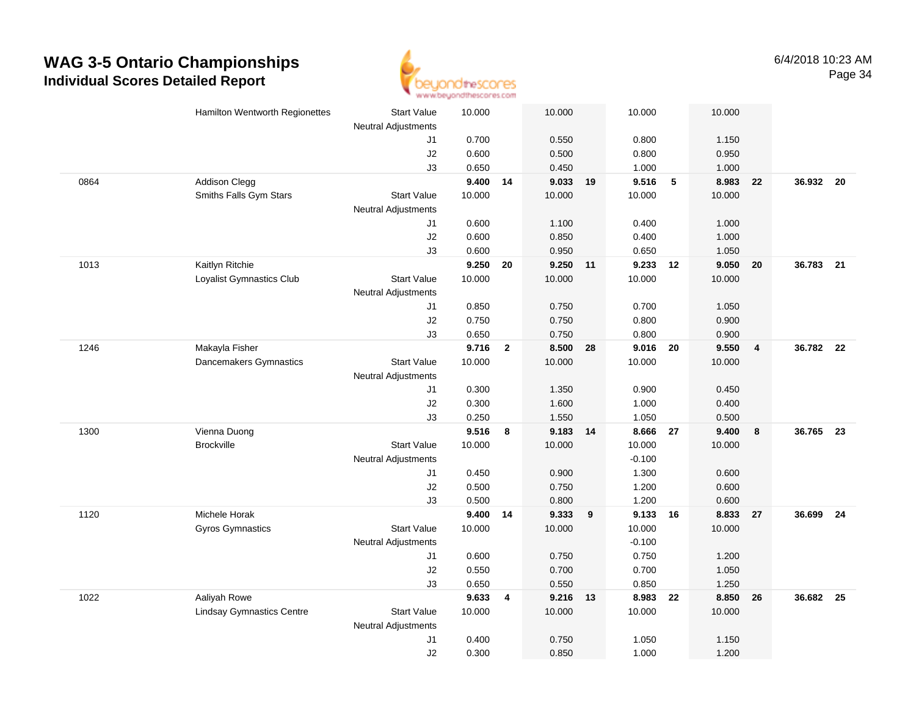# WAG 3-5 Ontario Championships

## Individual Scores Detailed Report

| # | Name / Club | | Vault | Rk | Bars | Rk | Beam | Rk | Floor | Rk | AA | Rk |
|---|---|---|---|---|---|---|---|---|---|---|---|---|
| | Hamilton Wentworth Regionettes | Start Value | 10.000 | | 10.000 | | 10.000 | | 10.000 | | | |
| | | Neutral Adjustments | | | | | | | | | | |
| | | J1 | 0.700 | | 0.550 | | 0.800 | | 1.150 | | | |
| | | J2 | 0.600 | | 0.500 | | 0.800 | | 0.950 | | | |
| | | J3 | 0.650 | | 0.450 | | 1.000 | | 1.000 | | | |
| 0864 | Addison Clegg | | **9.400** | **14** | **9.033** | **19** | **9.516** | **5** | **8.983** | **22** | **36.932** | **20** |
| | Smiths Falls Gym Stars | Start Value | 10.000 | | 10.000 | | 10.000 | | 10.000 | | | |
| | | Neutral Adjustments | | | | | | | | | | |
| | | J1 | 0.600 | | 1.100 | | 0.400 | | 1.000 | | | |
| | | J2 | 0.600 | | 0.850 | | 0.400 | | 1.000 | | | |
| | | J3 | 0.600 | | 0.950 | | 0.650 | | 1.050 | | | |
| 1013 | Kaitlyn Ritchie | | **9.250** | **20** | **9.250** | **11** | **9.233** | **12** | **9.050** | **20** | **36.783** | **21** |
| | Loyalist Gymnastics Club | Start Value | 10.000 | | 10.000 | | 10.000 | | 10.000 | | | |
| | | Neutral Adjustments | | | | | | | | | | |
| | | J1 | 0.850 | | 0.750 | | 0.700 | | 1.050 | | | |
| | | J2 | 0.750 | | 0.750 | | 0.800 | | 0.900 | | | |
| | | J3 | 0.650 | | 0.750 | | 0.800 | | 0.900 | | | |
| 1246 | Makayla Fisher | | **9.716** | **2** | **8.500** | **28** | **9.016** | **20** | **9.550** | **4** | **36.782** | **22** |
| | Dancemakers Gymnastics | Start Value | 10.000 | | 10.000 | | 10.000 | | 10.000 | | | |
| | | Neutral Adjustments | | | | | | | | | | |
| | | J1 | 0.300 | | 1.350 | | 0.900 | | 0.450 | | | |
| | | J2 | 0.300 | | 1.600 | | 1.000 | | 0.400 | | | |
| | | J3 | 0.250 | | 1.550 | | 1.050 | | 0.500 | | | |
| 1300 | Vienna Duong | | **9.516** | **8** | **9.183** | **14** | **8.666** | **27** | **9.400** | **8** | **36.765** | **23** |
| | Brockville | Start Value | 10.000 | | 10.000 | | 10.000 | | 10.000 | | | |
| | | Neutral Adjustments | | | | | -0.100 | | | | | |
| | | J1 | 0.450 | | 0.900 | | 1.300 | | 0.600 | | | |
| | | J2 | 0.500 | | 0.750 | | 1.200 | | 0.600 | | | |
| | | J3 | 0.500 | | 0.800 | | 1.200 | | 0.600 | | | |
| 1120 | Michele Horak | | **9.400** | **14** | **9.333** | **9** | **9.133** | **16** | **8.833** | **27** | **36.699** | **24** |
| | Gyros Gymnastics | Start Value | 10.000 | | 10.000 | | 10.000 | | 10.000 | | | |
| | | Neutral Adjustments | | | | | -0.100 | | | | | |
| | | J1 | 0.600 | | 0.750 | | 0.750 | | 1.200 | | | |
| | | J2 | 0.550 | | 0.700 | | 0.700 | | 1.050 | | | |
| | | J3 | 0.650 | | 0.550 | | 0.850 | | 1.250 | | | |
| 1022 | Aaliyah Rowe | | **9.633** | **4** | **9.216** | **13** | **8.983** | **22** | **8.850** | **26** | **36.682** | **25** |
| | Lindsay Gymnastics Centre | Start Value | 10.000 | | 10.000 | | 10.000 | | 10.000 | | | |
| | | Neutral Adjustments | | | | | | | | | | |
| | | J1 | 0.400 | | 0.750 | | 1.050 | | 1.150 | | | |
| | | J2 | 0.300 | | 0.850 | | 1.000 | | 1.200 | | | |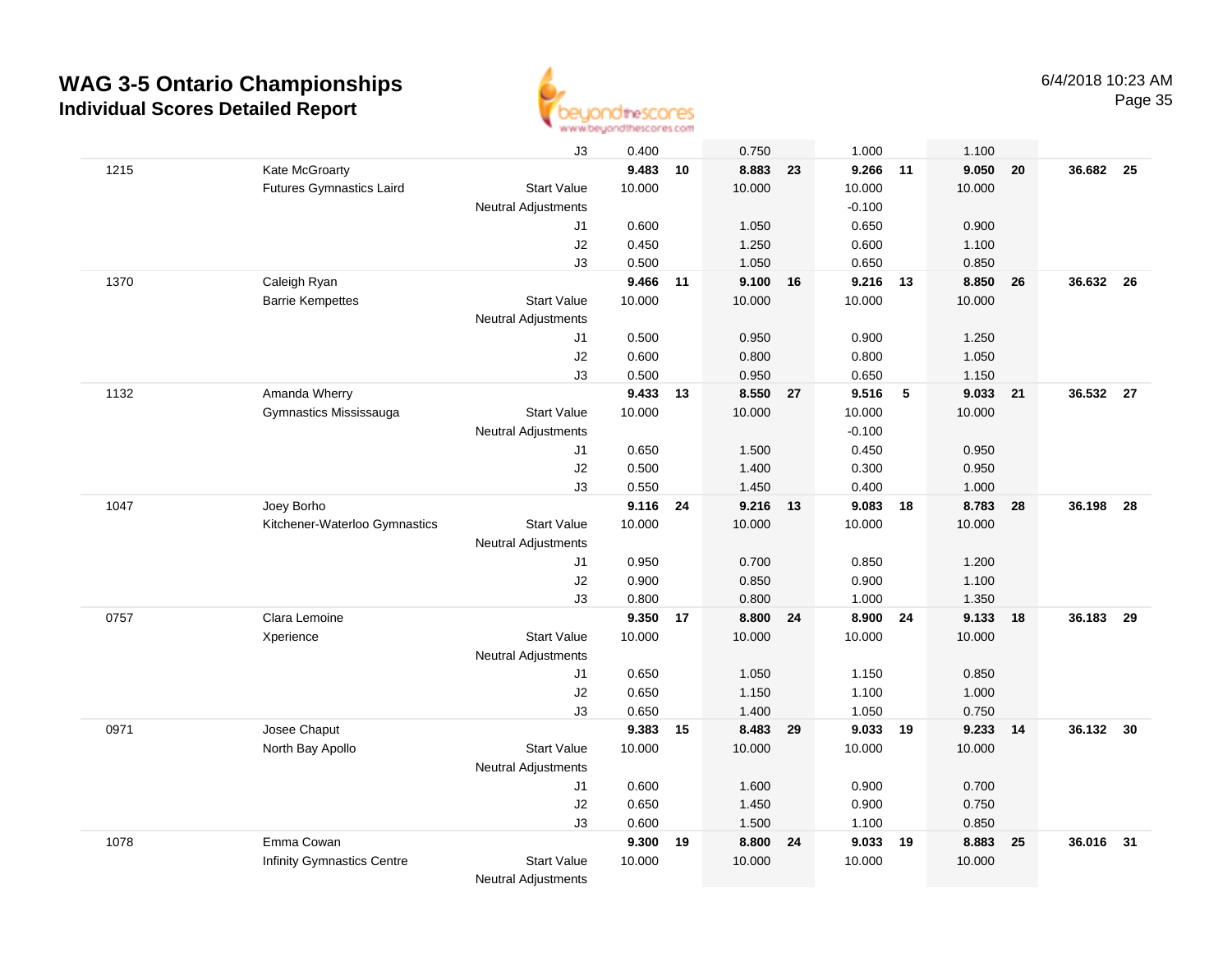# WAG 3-5 Ontario Championships

## Individual Scores Detailed Report

6/4/2018 10:23 AM

| | | | | | | | | | | | | |
|---|---|---|---|---|---|---|---|---|---|---|---|---|
| | | J3 | 0.400 | | 0.750 | | 1.000 | | 1.100 | | | |
| 1215 | Kate McGroarty | | **9.483** | **10** | **8.883** | **23** | **9.266** | **11** | **9.050** | **20** | **36.682** | **25** |
| | Futures Gymnastics Laird | Start Value | 10.000 | | 10.000 | | 10.000 | | 10.000 | | | |
| | | Neutral Adjustments | | | | | -0.100 | | | | | |
| | | J1 | 0.600 | | 1.050 | | 0.650 | | 0.900 | | | |
| | | J2 | 0.450 | | 1.250 | | 0.600 | | 1.100 | | | |
| | | J3 | 0.500 | | 1.050 | | 0.650 | | 0.850 | | | |
| 1370 | Caleigh Ryan | | **9.466** | **11** | **9.100** | **16** | **9.216** | **13** | **8.850** | **26** | **36.632** | **26** |
| | Barrie Kempettes | Start Value | 10.000 | | 10.000 | | 10.000 | | 10.000 | | | |
| | | Neutral Adjustments | | | | | | | | | | |
| | | J1 | 0.500 | | 0.950 | | 0.900 | | 1.250 | | | |
| | | J2 | 0.600 | | 0.800 | | 0.800 | | 1.050 | | | |
| | | J3 | 0.500 | | 0.950 | | 0.650 | | 1.150 | | | |
| 1132 | Amanda Wherry | | **9.433** | **13** | **8.550** | **27** | **9.516** | **5** | **9.033** | **21** | **36.532** | **27** |
| | Gymnastics Mississauga | Start Value | 10.000 | | 10.000 | | 10.000 | | 10.000 | | | |
| | | Neutral Adjustments | | | | | -0.100 | | | | | |
| | | J1 | 0.650 | | 1.500 | | 0.450 | | 0.950 | | | |
| | | J2 | 0.500 | | 1.400 | | 0.300 | | 0.950 | | | |
| | | J3 | 0.550 | | 1.450 | | 0.400 | | 1.000 | | | |
| 1047 | Joey Borho | | **9.116** | **24** | **9.216** | **13** | **9.083** | **18** | **8.783** | **28** | **36.198** | **28** |
| | Kitchener-Waterloo Gymnastics | Start Value | 10.000 | | 10.000 | | 10.000 | | 10.000 | | | |
| | | Neutral Adjustments | | | | | | | | | | |
| | | J1 | 0.950 | | 0.700 | | 0.850 | | 1.200 | | | |
| | | J2 | 0.900 | | 0.850 | | 0.900 | | 1.100 | | | |
| | | J3 | 0.800 | | 0.800 | | 1.000 | | 1.350 | | | |
| 0757 | Clara Lemoine | | **9.350** | **17** | **8.800** | **24** | **8.900** | **24** | **9.133** | **18** | **36.183** | **29** |
| | Xperience | Start Value | 10.000 | | 10.000 | | 10.000 | | 10.000 | | | |
| | | Neutral Adjustments | | | | | | | | | | |
| | | J1 | 0.650 | | 1.050 | | 1.150 | | 0.850 | | | |
| | | J2 | 0.650 | | 1.150 | | 1.100 | | 1.000 | | | |
| | | J3 | 0.650 | | 1.400 | | 1.050 | | 0.750 | | | |
| 0971 | Josee Chaput | | **9.383** | **15** | **8.483** | **29** | **9.033** | **19** | **9.233** | **14** | **36.132** | **30** |
| | North Bay Apollo | Start Value | 10.000 | | 10.000 | | 10.000 | | 10.000 | | | |
| | | Neutral Adjustments | | | | | | | | | | |
| | | J1 | 0.600 | | 1.600 | | 0.900 | | 0.700 | | | |
| | | J2 | 0.650 | | 1.450 | | 0.900 | | 0.750 | | | |
| | | J3 | 0.600 | | 1.500 | | 1.100 | | 0.850 | | | |
| 1078 | Emma Cowan | | **9.300** | **19** | **8.800** | **24** | **9.033** | **19** | **8.883** | **25** | **36.016** | **31** |
| | Infinity Gymnastics Centre | Start Value | 10.000 | | 10.000 | | 10.000 | | 10.000 | | | |
| | | Neutral Adjustments | | | | | | | | | | |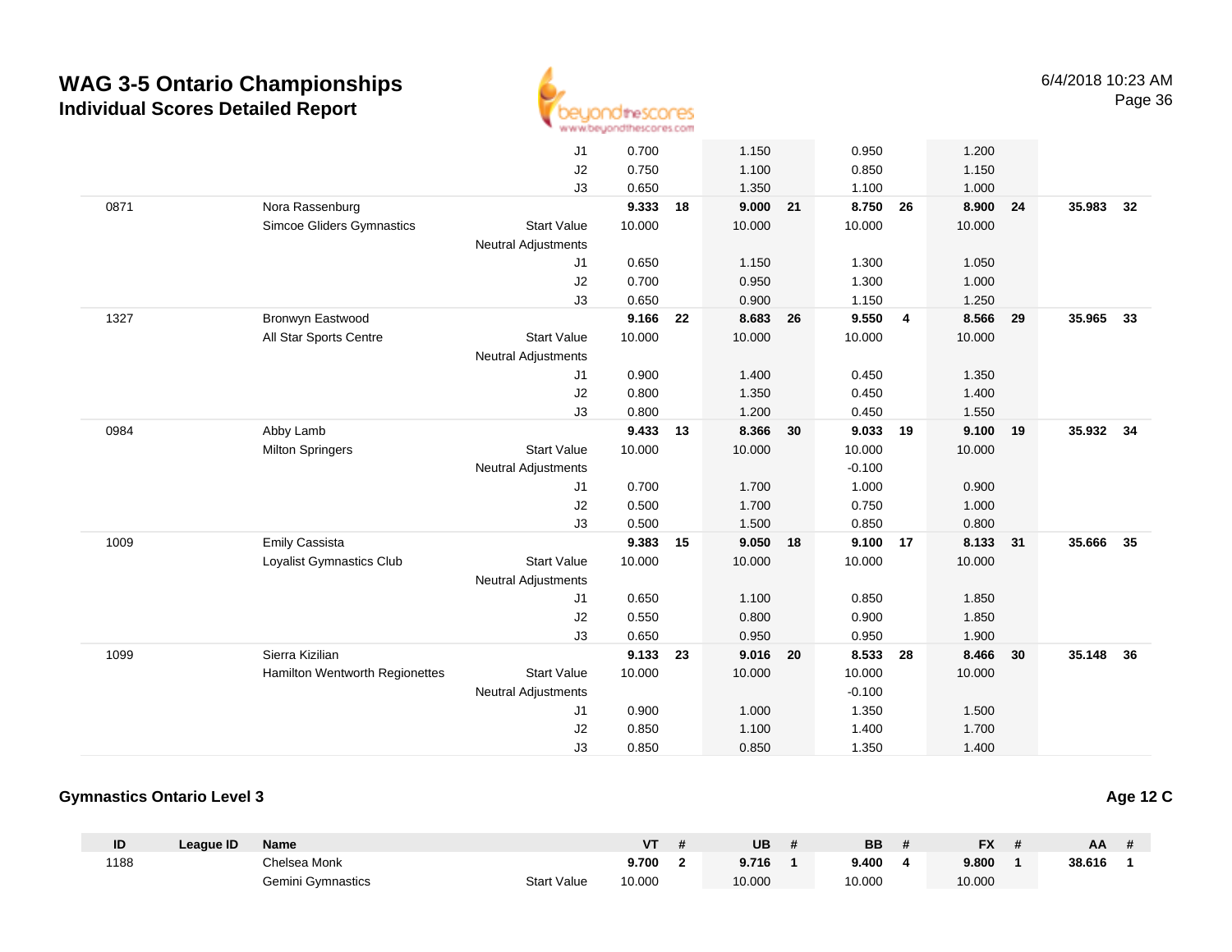# WAG 3-5 Ontario Championships

## Individual Scores Detailed Report

| ID | League ID | Name | | VT | # | UB | # | BB | # | FX | # | AA | # |
|---|---|---|---|---|---|---|---|---|---|---|---|---|---|
| | | | J1 | 0.700 | | 1.150 | | 0.950 | | 1.200 | | | |
| | | | J2 | 0.750 | | 1.100 | | 0.850 | | 1.150 | | | |
| | | | J3 | 0.650 | | 1.350 | | 1.100 | | 1.000 | | | |
| 0871 | | Nora Rassenburg | | **9.333** | **18** | **9.000** | **21** | **8.750** | **26** | **8.900** | **24** | **35.983** | **32** |
| | | Simcoe Gliders Gymnastics | Start Value | 10.000 | | 10.000 | | 10.000 | | 10.000 | | | |
| | | | Neutral Adjustments | | | | | | | | | | |
| | | | J1 | 0.650 | | 1.150 | | 1.300 | | 1.050 | | | |
| | | | J2 | 0.700 | | 0.950 | | 1.300 | | 1.000 | | | |
| | | | J3 | 0.650 | | 0.900 | | 1.150 | | 1.250 | | | |
| 1327 | | Bronwyn Eastwood | | **9.166** | **22** | **8.683** | **26** | **9.550** | **4** | **8.566** | **29** | **35.965** | **33** |
| | | All Star Sports Centre | Start Value | 10.000 | | 10.000 | | 10.000 | | 10.000 | | | |
| | | | Neutral Adjustments | | | | | | | | | | |
| | | | J1 | 0.900 | | 1.400 | | 0.450 | | 1.350 | | | |
| | | | J2 | 0.800 | | 1.350 | | 0.450 | | 1.400 | | | |
| | | | J3 | 0.800 | | 1.200 | | 0.450 | | 1.550 | | | |
| 0984 | | Abby Lamb | | **9.433** | **13** | **8.366** | **30** | **9.033** | **19** | **9.100** | **19** | **35.932** | **34** |
| | | Milton Springers | Start Value | 10.000 | | 10.000 | | 10.000 | | 10.000 | | | |
| | | | Neutral Adjustments | | | | | -0.100 | | | | | |
| | | | J1 | 0.700 | | 1.700 | | 1.000 | | 0.900 | | | |
| | | | J2 | 0.500 | | 1.700 | | 0.750 | | 1.000 | | | |
| | | | J3 | 0.500 | | 1.500 | | 0.850 | | 0.800 | | | |
| 1009 | | Emily Cassista | | **9.383** | **15** | **9.050** | **18** | **9.100** | **17** | **8.133** | **31** | **35.666** | **35** |
| | | Loyalist Gymnastics Club | Start Value | 10.000 | | 10.000 | | 10.000 | | 10.000 | | | |
| | | | Neutral Adjustments | | | | | | | | | | |
| | | | J1 | 0.650 | | 1.100 | | 0.850 | | 1.850 | | | |
| | | | J2 | 0.550 | | 0.800 | | 0.900 | | 1.850 | | | |
| | | | J3 | 0.650 | | 0.950 | | 0.950 | | 1.900 | | | |
| 1099 | | Sierra Kizilian | | **9.133** | **23** | **9.016** | **20** | **8.533** | **28** | **8.466** | **30** | **35.148** | **36** |
| | | Hamilton Wentworth Regionettes | Start Value | 10.000 | | 10.000 | | 10.000 | | 10.000 | | | |
| | | | Neutral Adjustments | | | | | -0.100 | | | | | |
| | | | J1 | 0.900 | | 1.000 | | 1.350 | | 1.500 | | | |
| | | | J2 | 0.850 | | 1.100 | | 1.400 | | 1.700 | | | |
| | | | J3 | 0.850 | | 0.850 | | 1.350 | | 1.400 | | | |

### Gymnastics Ontario Level 3

**Age 12 C**

| ID | League ID | Name | | VT | # | UB | # | BB | # | FX | # | AA | # |
|---|---|---|---|---|---|---|---|---|---|---|---|---|---|
| 1188 | | Chelsea Monk | | **9.700** | **2** | **9.716** | **1** | **9.400** | **4** | **9.800** | **1** | **38.616** | **1** |
| | | Gemini Gymnastics | Start Value | 10.000 | | 10.000 | | 10.000 | | 10.000 | | | |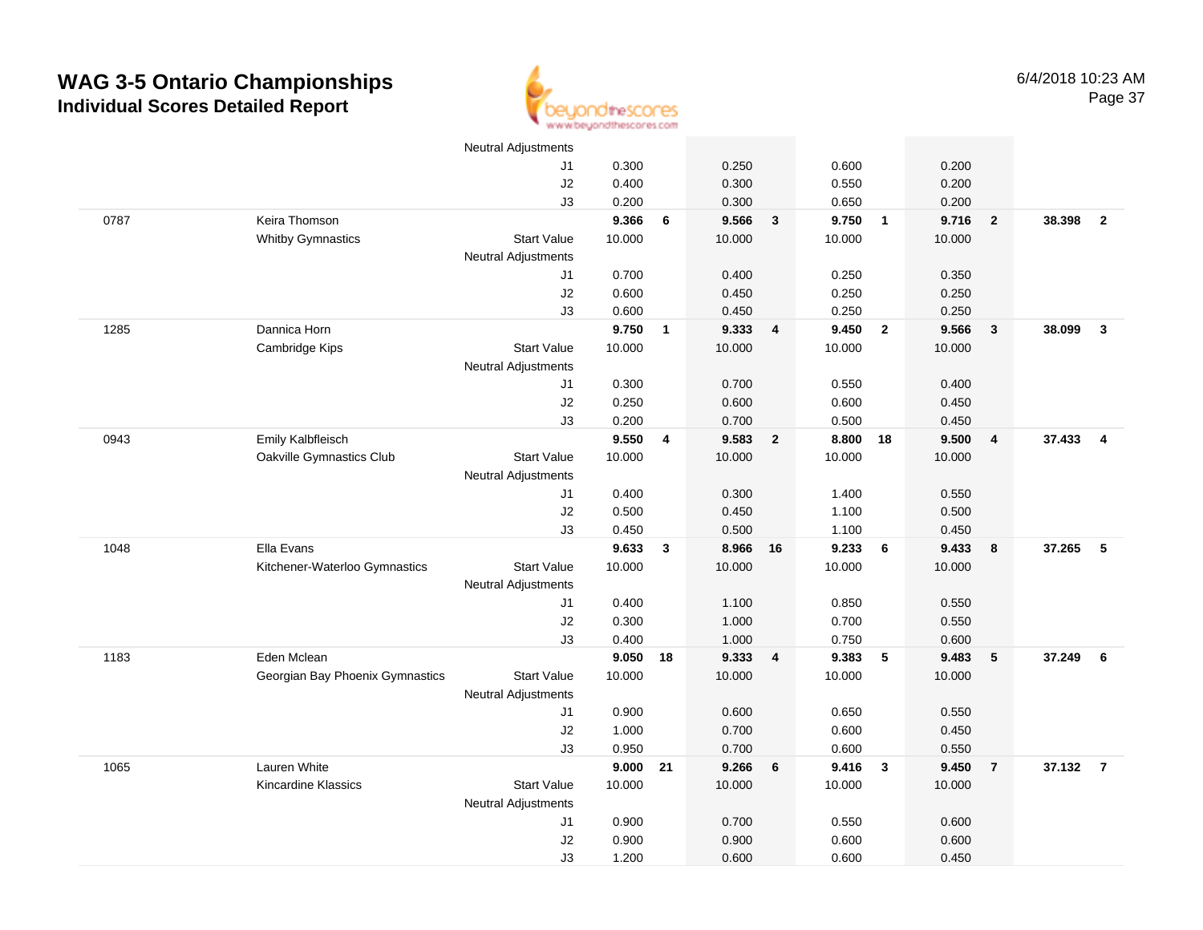# WAG 3-5 Ontario Championships

## Individual Scores Detailed Report

| Num | Name / Club | | Vault | Rank | Bars | Rank | Beam | Rank | Floor | Rank | AA | Rank |
|---|---|---|---|---|---|---|---|---|---|---|---|---|
| | | Neutral Adjustments | | | | | | | | | | |
| | | J1 | 0.300 | | 0.250 | | 0.600 | | 0.200 | | | |
| | | J2 | 0.400 | | 0.300 | | 0.550 | | 0.200 | | | |
| | | J3 | 0.200 | | 0.300 | | 0.650 | | 0.200 | | | |
| 0787 | Keira Thomson | | **9.366** | **6** | **9.566** | **3** | **9.750** | **1** | **9.716** | **2** | **38.398** | **2** |
| | Whitby Gymnastics | Start Value | 10.000 | | 10.000 | | 10.000 | | 10.000 | | | |
| | | Neutral Adjustments | | | | | | | | | | |
| | | J1 | 0.700 | | 0.400 | | 0.250 | | 0.350 | | | |
| | | J2 | 0.600 | | 0.450 | | 0.250 | | 0.250 | | | |
| | | J3 | 0.600 | | 0.450 | | 0.250 | | 0.250 | | | |
| 1285 | Dannica Horn | | **9.750** | **1** | **9.333** | **4** | **9.450** | **2** | **9.566** | **3** | **38.099** | **3** |
| | Cambridge Kips | Start Value | 10.000 | | 10.000 | | 10.000 | | 10.000 | | | |
| | | Neutral Adjustments | | | | | | | | | | |
| | | J1 | 0.300 | | 0.700 | | 0.550 | | 0.400 | | | |
| | | J2 | 0.250 | | 0.600 | | 0.600 | | 0.450 | | | |
| | | J3 | 0.200 | | 0.700 | | 0.500 | | 0.450 | | | |
| 0943 | Emily Kalbfleisch | | **9.550** | **4** | **9.583** | **2** | **8.800** | **18** | **9.500** | **4** | **37.433** | **4** |
| | Oakville Gymnastics Club | Start Value | 10.000 | | 10.000 | | 10.000 | | 10.000 | | | |
| | | Neutral Adjustments | | | | | | | | | | |
| | | J1 | 0.400 | | 0.300 | | 1.400 | | 0.550 | | | |
| | | J2 | 0.500 | | 0.450 | | 1.100 | | 0.500 | | | |
| | | J3 | 0.450 | | 0.500 | | 1.100 | | 0.450 | | | |
| 1048 | Ella Evans | | **9.633** | **3** | **8.966** | **16** | **9.233** | **6** | **9.433** | **8** | **37.265** | **5** |
| | Kitchener-Waterloo Gymnastics | Start Value | 10.000 | | 10.000 | | 10.000 | | 10.000 | | | |
| | | Neutral Adjustments | | | | | | | | | | |
| | | J1 | 0.400 | | 1.100 | | 0.850 | | 0.550 | | | |
| | | J2 | 0.300 | | 1.000 | | 0.700 | | 0.550 | | | |
| | | J3 | 0.400 | | 1.000 | | 0.750 | | 0.600 | | | |
| 1183 | Eden Mclean | | **9.050** | **18** | **9.333** | **4** | **9.383** | **5** | **9.483** | **5** | **37.249** | **6** |
| | Georgian Bay Phoenix Gymnastics | Start Value | 10.000 | | 10.000 | | 10.000 | | 10.000 | | | |
| | | Neutral Adjustments | | | | | | | | | | |
| | | J1 | 0.900 | | 0.600 | | 0.650 | | 0.550 | | | |
| | | J2 | 1.000 | | 0.700 | | 0.600 | | 0.450 | | | |
| | | J3 | 0.950 | | 0.700 | | 0.600 | | 0.550 | | | |
| 1065 | Lauren White | | **9.000** | **21** | **9.266** | **6** | **9.416** | **3** | **9.450** | **7** | **37.132** | **7** |
| | Kincardine Klassics | Start Value | 10.000 | | 10.000 | | 10.000 | | 10.000 | | | |
| | | Neutral Adjustments | | | | | | | | | | |
| | | J1 | 0.900 | | 0.700 | | 0.550 | | 0.600 | | | |
| | | J2 | 0.900 | | 0.900 | | 0.600 | | 0.600 | | | |
| | | J3 | 1.200 | | 0.600 | | 0.600 | | 0.450 | | | |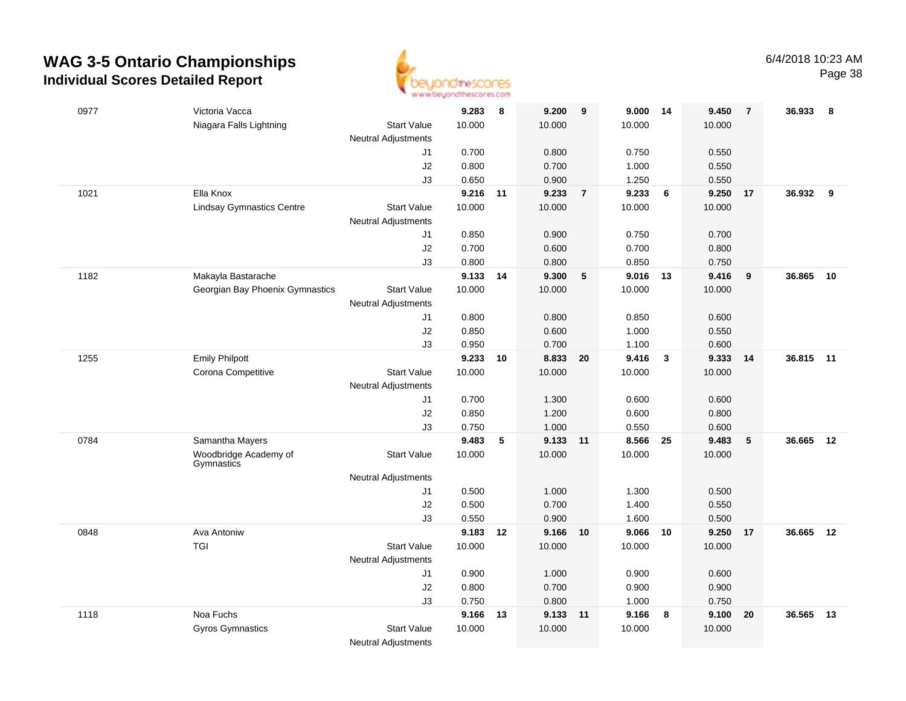# WAG 3-5 Ontario Championships
## Individual Scores Detailed Report

6/4/2018 10:23 AM

| # | Name / Club | | Vault | Rank | Bars | Rank | Beam | Rank | Floor | Rank | AA | Rank |
|---|---|---|---|---|---|---|---|---|---|---|---|---|
| 0977 | Victoria Vacca | | **9.283** | **8** | **9.200** | **9** | **9.000** | **14** | **9.450** | **7** | **36.933** | **8** |
| | Niagara Falls Lightning | Start Value | 10.000 | | 10.000 | | 10.000 | | 10.000 | | | |
| | | Neutral Adjustments | | | | | | | | | | |
| | | J1 | 0.700 | | 0.800 | | 0.750 | | 0.550 | | | |
| | | J2 | 0.800 | | 0.700 | | 1.000 | | 0.550 | | | |
| | | J3 | 0.650 | | 0.900 | | 1.250 | | 0.550 | | | |
| 1021 | Ella Knox | | **9.216** | **11** | **9.233** | **7** | **9.233** | **6** | **9.250** | **17** | **36.932** | **9** |
| | Lindsay Gymnastics Centre | Start Value | 10.000 | | 10.000 | | 10.000 | | 10.000 | | | |
| | | Neutral Adjustments | | | | | | | | | | |
| | | J1 | 0.850 | | 0.900 | | 0.750 | | 0.700 | | | |
| | | J2 | 0.700 | | 0.600 | | 0.700 | | 0.800 | | | |
| | | J3 | 0.800 | | 0.800 | | 0.850 | | 0.750 | | | |
| 1182 | Makayla Bastarache | | **9.133** | **14** | **9.300** | **5** | **9.016** | **13** | **9.416** | **9** | **36.865** | **10** |
| | Georgian Bay Phoenix Gymnastics | Start Value | 10.000 | | 10.000 | | 10.000 | | 10.000 | | | |
| | | Neutral Adjustments | | | | | | | | | | |
| | | J1 | 0.800 | | 0.800 | | 0.850 | | 0.600 | | | |
| | | J2 | 0.850 | | 0.600 | | 1.000 | | 0.550 | | | |
| | | J3 | 0.950 | | 0.700 | | 1.100 | | 0.600 | | | |
| 1255 | Emily Philpott | | **9.233** | **10** | **8.833** | **20** | **9.416** | **3** | **9.333** | **14** | **36.815** | **11** |
| | Corona Competitive | Start Value | 10.000 | | 10.000 | | 10.000 | | 10.000 | | | |
| | | Neutral Adjustments | | | | | | | | | | |
| | | J1 | 0.700 | | 1.300 | | 0.600 | | 0.600 | | | |
| | | J2 | 0.850 | | 1.200 | | 0.600 | | 0.800 | | | |
| | | J3 | 0.750 | | 1.000 | | 0.550 | | 0.600 | | | |
| 0784 | Samantha Mayers | | **9.483** | **5** | **9.133** | **11** | **8.566** | **25** | **9.483** | **5** | **36.665** | **12** |
| | Woodbridge Academy of Gymnastics | Start Value | 10.000 | | 10.000 | | 10.000 | | 10.000 | | | |
| | | Neutral Adjustments | | | | | | | | | | |
| | | J1 | 0.500 | | 1.000 | | 1.300 | | 0.500 | | | |
| | | J2 | 0.500 | | 0.700 | | 1.400 | | 0.550 | | | |
| | | J3 | 0.550 | | 0.900 | | 1.600 | | 0.500 | | | |
| 0848 | Ava Antoniw | | **9.183** | **12** | **9.166** | **10** | **9.066** | **10** | **9.250** | **17** | **36.665** | **12** |
| | TGI | Start Value | 10.000 | | 10.000 | | 10.000 | | 10.000 | | | |
| | | Neutral Adjustments | | | | | | | | | | |
| | | J1 | 0.900 | | 1.000 | | 0.900 | | 0.600 | | | |
| | | J2 | 0.800 | | 0.700 | | 0.900 | | 0.900 | | | |
| | | J3 | 0.750 | | 0.800 | | 1.000 | | 0.750 | | | |
| 1118 | Noa Fuchs | | **9.166** | **13** | **9.133** | **11** | **9.166** | **8** | **9.100** | **20** | **36.565** | **13** |
| | Gyros Gymnastics | Start Value | 10.000 | | 10.000 | | 10.000 | | 10.000 | | | |
| | | Neutral Adjustments | | | | | | | | | | |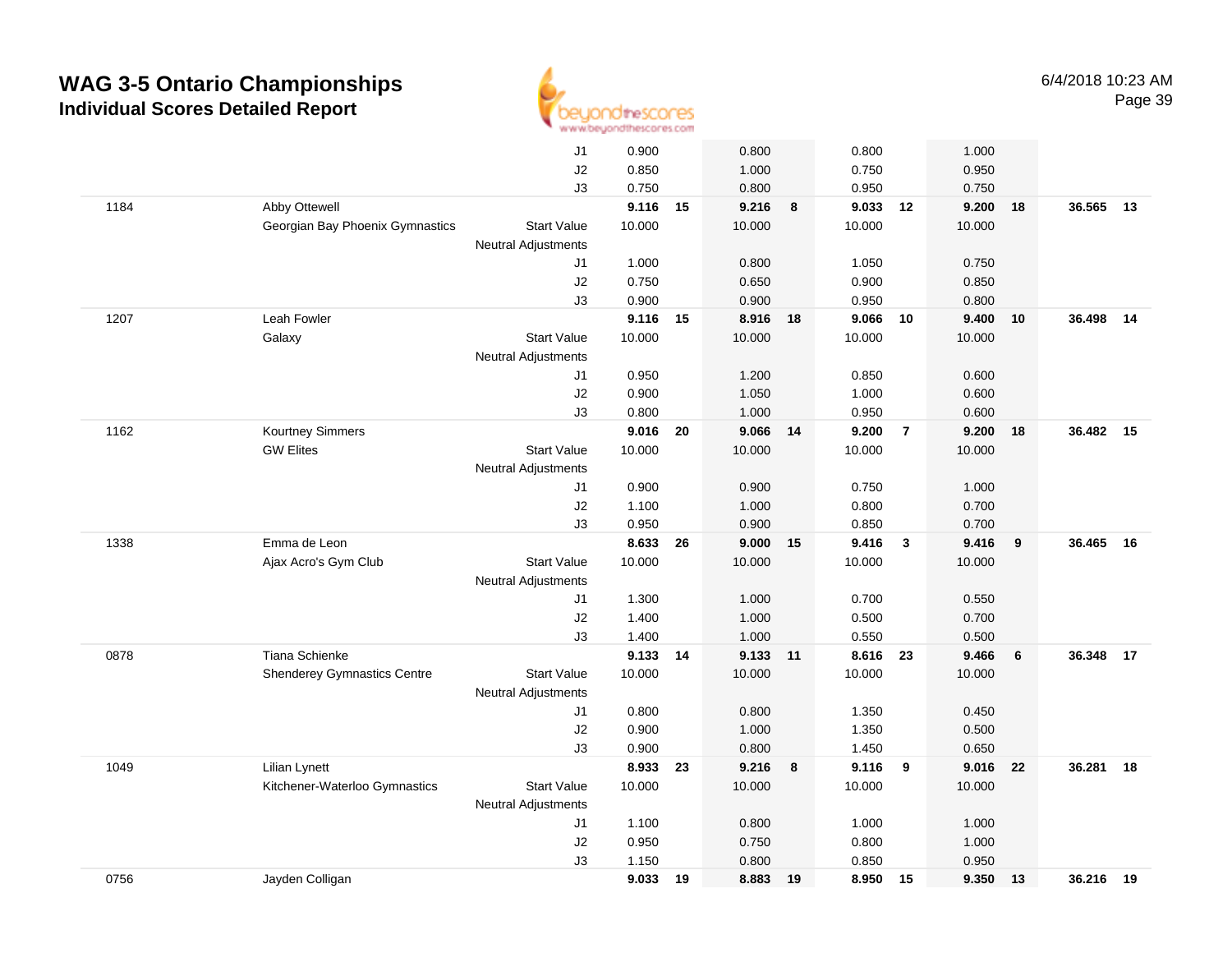# WAG 3-5 Ontario Championships

## Individual Scores Detailed Report

6/4/2018 10:23 AM

| | | | Vault | | Bars | | Beam | | Floor | | AA | |
|---|---|---|---|---|---|---|---|---|---|---|---|---|
| | | J1 | 0.900 | | 0.800 | | 0.800 | | 1.000 | | | |
| | | J2 | 0.850 | | 1.000 | | 0.750 | | 0.950 | | | |
| | | J3 | 0.750 | | 0.800 | | 0.950 | | 0.750 | | | |
| 1184 | Abby Ottewell | | **9.116** | **15** | **9.216** | **8** | **9.033** | **12** | **9.200** | **18** | **36.565** | **13** |
| | Georgian Bay Phoenix Gymnastics | Start Value | 10.000 | | 10.000 | | 10.000 | | 10.000 | | | |
| | | Neutral Adjustments | | | | | | | | | | |
| | | J1 | 1.000 | | 0.800 | | 1.050 | | 0.750 | | | |
| | | J2 | 0.750 | | 0.650 | | 0.900 | | 0.850 | | | |
| | | J3 | 0.900 | | 0.900 | | 0.950 | | 0.800 | | | |
| 1207 | Leah Fowler | | **9.116** | **15** | **8.916** | **18** | **9.066** | **10** | **9.400** | **10** | **36.498** | **14** |
| | Galaxy | Start Value | 10.000 | | 10.000 | | 10.000 | | 10.000 | | | |
| | | Neutral Adjustments | | | | | | | | | | |
| | | J1 | 0.950 | | 1.200 | | 0.850 | | 0.600 | | | |
| | | J2 | 0.900 | | 1.050 | | 1.000 | | 0.600 | | | |
| | | J3 | 0.800 | | 1.000 | | 0.950 | | 0.600 | | | |
| 1162 | Kourtney Simmers | | **9.016** | **20** | **9.066** | **14** | **9.200** | **7** | **9.200** | **18** | **36.482** | **15** |
| | GW Elites | Start Value | 10.000 | | 10.000 | | 10.000 | | 10.000 | | | |
| | | Neutral Adjustments | | | | | | | | | | |
| | | J1 | 0.900 | | 0.900 | | 0.750 | | 1.000 | | | |
| | | J2 | 1.100 | | 1.000 | | 0.800 | | 0.700 | | | |
| | | J3 | 0.950 | | 0.900 | | 0.850 | | 0.700 | | | |
| 1338 | Emma de Leon | | **8.633** | **26** | **9.000** | **15** | **9.416** | **3** | **9.416** | **9** | **36.465** | **16** |
| | Ajax Acro's Gym Club | Start Value | 10.000 | | 10.000 | | 10.000 | | 10.000 | | | |
| | | Neutral Adjustments | | | | | | | | | | |
| | | J1 | 1.300 | | 1.000 | | 0.700 | | 0.550 | | | |
| | | J2 | 1.400 | | 1.000 | | 0.500 | | 0.700 | | | |
| | | J3 | 1.400 | | 1.000 | | 0.550 | | 0.500 | | | |
| 0878 | Tiana Schienke | | **9.133** | **14** | **9.133** | **11** | **8.616** | **23** | **9.466** | **6** | **36.348** | **17** |
| | Shenderey Gymnastics Centre | Start Value | 10.000 | | 10.000 | | 10.000 | | 10.000 | | | |
| | | Neutral Adjustments | | | | | | | | | | |
| | | J1 | 0.800 | | 0.800 | | 1.350 | | 0.450 | | | |
| | | J2 | 0.900 | | 1.000 | | 1.350 | | 0.500 | | | |
| | | J3 | 0.900 | | 0.800 | | 1.450 | | 0.650 | | | |
| 1049 | Lilian Lynett | | **8.933** | **23** | **9.216** | **8** | **9.116** | **9** | **9.016** | **22** | **36.281** | **18** |
| | Kitchener-Waterloo Gymnastics | Start Value | 10.000 | | 10.000 | | 10.000 | | 10.000 | | | |
| | | Neutral Adjustments | | | | | | | | | | |
| | | J1 | 1.100 | | 0.800 | | 1.000 | | 1.000 | | | |
| | | J2 | 0.950 | | 0.750 | | 0.800 | | 1.000 | | | |
| | | J3 | 1.150 | | 0.800 | | 0.850 | | 0.950 | | | |
| 0756 | Jayden Colligan | | **9.033** | **19** | **8.883** | **19** | **8.950** | **15** | **9.350** | **13** | **36.216** | **19** |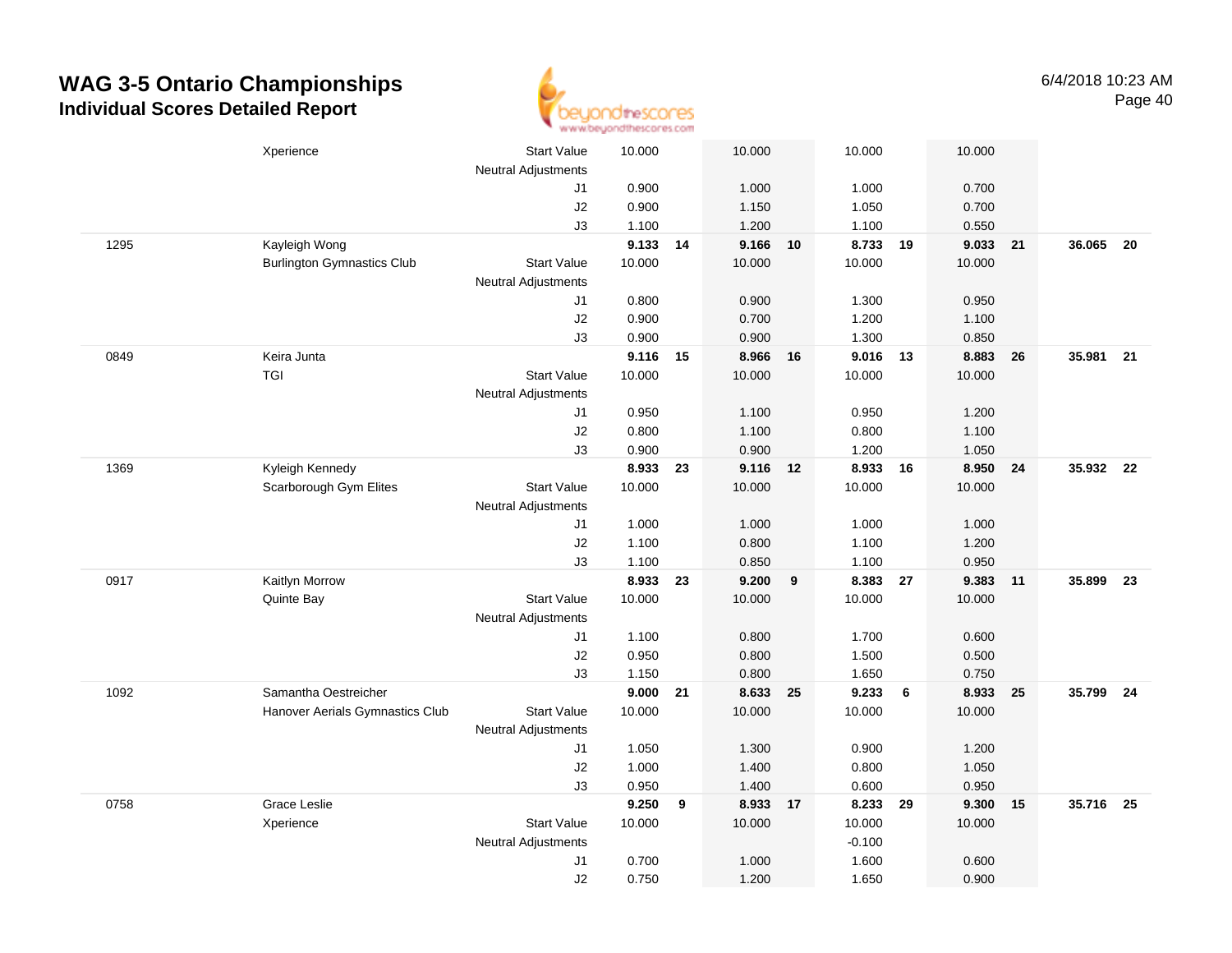# WAG 3-5 Ontario Championships
## Individual Scores Detailed Report

6/4/2018 10:23 AM

| # | Name / Club | | Vault | Rank | Bars | Rank | Beam | Rank | Floor | Rank | AA | Rank |
|---|---|---|---|---|---|---|---|---|---|---|---|---|
| | Xperience | Start Value | 10.000 | | 10.000 | | 10.000 | | 10.000 | | | |
| | | Neutral Adjustments | | | | | | | | | | |
| | | J1 | 0.900 | | 1.000 | | 1.000 | | 0.700 | | | |
| | | J2 | 0.900 | | 1.150 | | 1.050 | | 0.700 | | | |
| | | J3 | 1.100 | | 1.200 | | 1.100 | | 0.550 | | | |
| 1295 | Kayleigh Wong | | **9.133** | **14** | **9.166** | **10** | **8.733** | **19** | **9.033** | **21** | **36.065** | **20** |
| | Burlington Gymnastics Club | Start Value | 10.000 | | 10.000 | | 10.000 | | 10.000 | | | |
| | | Neutral Adjustments | | | | | | | | | | |
| | | J1 | 0.800 | | 0.900 | | 1.300 | | 0.950 | | | |
| | | J2 | 0.900 | | 0.700 | | 1.200 | | 1.100 | | | |
| | | J3 | 0.900 | | 0.900 | | 1.300 | | 0.850 | | | |
| 0849 | Keira Junta | | **9.116** | **15** | **8.966** | **16** | **9.016** | **13** | **8.883** | **26** | **35.981** | **21** |
| | TGI | Start Value | 10.000 | | 10.000 | | 10.000 | | 10.000 | | | |
| | | Neutral Adjustments | | | | | | | | | | |
| | | J1 | 0.950 | | 1.100 | | 0.950 | | 1.200 | | | |
| | | J2 | 0.800 | | 1.100 | | 0.800 | | 1.100 | | | |
| | | J3 | 0.900 | | 0.900 | | 1.200 | | 1.050 | | | |
| 1369 | Kyleigh Kennedy | | **8.933** | **23** | **9.116** | **12** | **8.933** | **16** | **8.950** | **24** | **35.932** | **22** |
| | Scarborough Gym Elites | Start Value | 10.000 | | 10.000 | | 10.000 | | 10.000 | | | |
| | | Neutral Adjustments | | | | | | | | | | |
| | | J1 | 1.000 | | 1.000 | | 1.000 | | 1.000 | | | |
| | | J2 | 1.100 | | 0.800 | | 1.100 | | 1.200 | | | |
| | | J3 | 1.100 | | 0.850 | | 1.100 | | 0.950 | | | |
| 0917 | Kaitlyn Morrow | | **8.933** | **23** | **9.200** | **9** | **8.383** | **27** | **9.383** | **11** | **35.899** | **23** |
| | Quinte Bay | Start Value | 10.000 | | 10.000 | | 10.000 | | 10.000 | | | |
| | | Neutral Adjustments | | | | | | | | | | |
| | | J1 | 1.100 | | 0.800 | | 1.700 | | 0.600 | | | |
| | | J2 | 0.950 | | 0.800 | | 1.500 | | 0.500 | | | |
| | | J3 | 1.150 | | 0.800 | | 1.650 | | 0.750 | | | |
| 1092 | Samantha Oestreicher | | **9.000** | **21** | **8.633** | **25** | **9.233** | **6** | **8.933** | **25** | **35.799** | **24** |
| | Hanover Aerials Gymnastics Club | Start Value | 10.000 | | 10.000 | | 10.000 | | 10.000 | | | |
| | | Neutral Adjustments | | | | | | | | | | |
| | | J1 | 1.050 | | 1.300 | | 0.900 | | 1.200 | | | |
| | | J2 | 1.000 | | 1.400 | | 0.800 | | 1.050 | | | |
| | | J3 | 0.950 | | 1.400 | | 0.600 | | 0.950 | | | |
| 0758 | Grace Leslie | | **9.250** | **9** | **8.933** | **17** | **8.233** | **29** | **9.300** | **15** | **35.716** | **25** |
| | Xperience | Start Value | 10.000 | | 10.000 | | 10.000 | | 10.000 | | | |
| | | Neutral Adjustments | | | | | -0.100 | | | | | |
| | | J1 | 0.700 | | 1.000 | | 1.600 | | 0.600 | | | |
| | | J2 | 0.750 | | 1.200 | | 1.650 | | 0.900 | | | |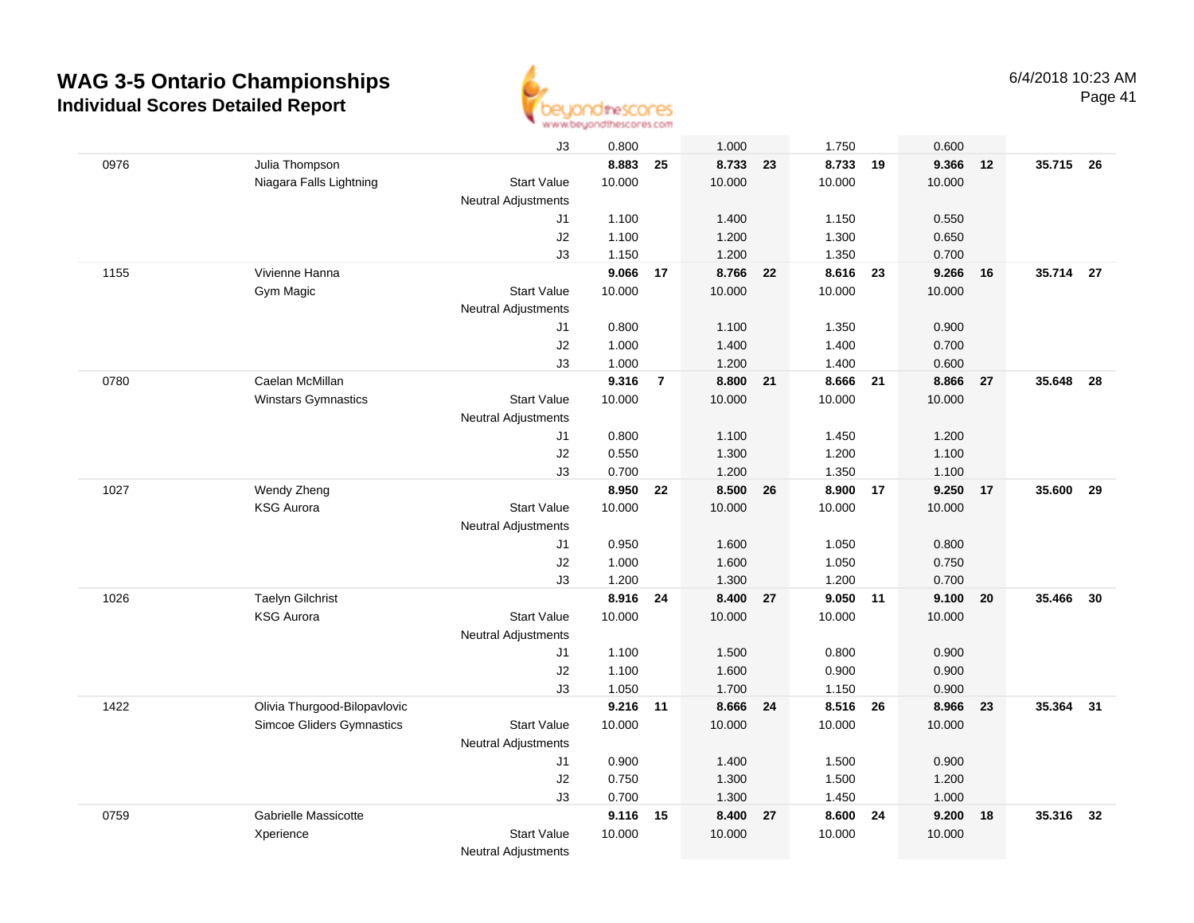# WAG 3-5 Ontario Championships

## Individual Scores Detailed Report

6/4/2018 10:23 AM

| # | Name / Club | | Vault | Rank | Bars | Rank | Beam | Rank | Floor | Rank | AA | Rank |
|---|---|---|---|---|---|---|---|---|---|---|---|---|
| | | J3 | 0.800 | | 1.000 | | 1.750 | | 0.600 | | | |
| 0976 | Julia Thompson | | **8.883** | **25** | **8.733** | **23** | **8.733** | **19** | **9.366** | **12** | **35.715** | **26** |
| | Niagara Falls Lightning | Start Value | 10.000 | | 10.000 | | 10.000 | | 10.000 | | | |
| | | Neutral Adjustments | | | | | | | | | | |
| | | J1 | 1.100 | | 1.400 | | 1.150 | | 0.550 | | | |
| | | J2 | 1.100 | | 1.200 | | 1.300 | | 0.650 | | | |
| | | J3 | 1.150 | | 1.200 | | 1.350 | | 0.700 | | | |
| 1155 | Vivienne Hanna | | **9.066** | **17** | **8.766** | **22** | **8.616** | **23** | **9.266** | **16** | **35.714** | **27** |
| | Gym Magic | Start Value | 10.000 | | 10.000 | | 10.000 | | 10.000 | | | |
| | | Neutral Adjustments | | | | | | | | | | |
| | | J1 | 0.800 | | 1.100 | | 1.350 | | 0.900 | | | |
| | | J2 | 1.000 | | 1.400 | | 1.400 | | 0.700 | | | |
| | | J3 | 1.000 | | 1.200 | | 1.400 | | 0.600 | | | |
| 0780 | Caelan McMillan | | **9.316** | **7** | **8.800** | **21** | **8.666** | **21** | **8.866** | **27** | **35.648** | **28** |
| | Winstars Gymnastics | Start Value | 10.000 | | 10.000 | | 10.000 | | 10.000 | | | |
| | | Neutral Adjustments | | | | | | | | | | |
| | | J1 | 0.800 | | 1.100 | | 1.450 | | 1.200 | | | |
| | | J2 | 0.550 | | 1.300 | | 1.200 | | 1.100 | | | |
| | | J3 | 0.700 | | 1.200 | | 1.350 | | 1.100 | | | |
| 1027 | Wendy Zheng | | **8.950** | **22** | **8.500** | **26** | **8.900** | **17** | **9.250** | **17** | **35.600** | **29** |
| | KSG Aurora | Start Value | 10.000 | | 10.000 | | 10.000 | | 10.000 | | | |
| | | Neutral Adjustments | | | | | | | | | | |
| | | J1 | 0.950 | | 1.600 | | 1.050 | | 0.800 | | | |
| | | J2 | 1.000 | | 1.600 | | 1.050 | | 0.750 | | | |
| | | J3 | 1.200 | | 1.300 | | 1.200 | | 0.700 | | | |
| 1026 | Taelyn Gilchrist | | **8.916** | **24** | **8.400** | **27** | **9.050** | **11** | **9.100** | **20** | **35.466** | **30** |
| | KSG Aurora | Start Value | 10.000 | | 10.000 | | 10.000 | | 10.000 | | | |
| | | Neutral Adjustments | | | | | | | | | | |
| | | J1 | 1.100 | | 1.500 | | 0.800 | | 0.900 | | | |
| | | J2 | 1.100 | | 1.600 | | 0.900 | | 0.900 | | | |
| | | J3 | 1.050 | | 1.700 | | 1.150 | | 0.900 | | | |
| 1422 | Olivia Thurgood-Bilopavlovic | | **9.216** | **11** | **8.666** | **24** | **8.516** | **26** | **8.966** | **23** | **35.364** | **31** |
| | Simcoe Gliders Gymnastics | Start Value | 10.000 | | 10.000 | | 10.000 | | 10.000 | | | |
| | | Neutral Adjustments | | | | | | | | | | |
| | | J1 | 0.900 | | 1.400 | | 1.500 | | 0.900 | | | |
| | | J2 | 0.750 | | 1.300 | | 1.500 | | 1.200 | | | |
| | | J3 | 0.700 | | 1.300 | | 1.450 | | 1.000 | | | |
| 0759 | Gabrielle Massicotte | | **9.116** | **15** | **8.400** | **27** | **8.600** | **24** | **9.200** | **18** | **35.316** | **32** |
| | Xperience | Start Value | 10.000 | | 10.000 | | 10.000 | | 10.000 | | | |
| | | Neutral Adjustments | | | | | | | | | | |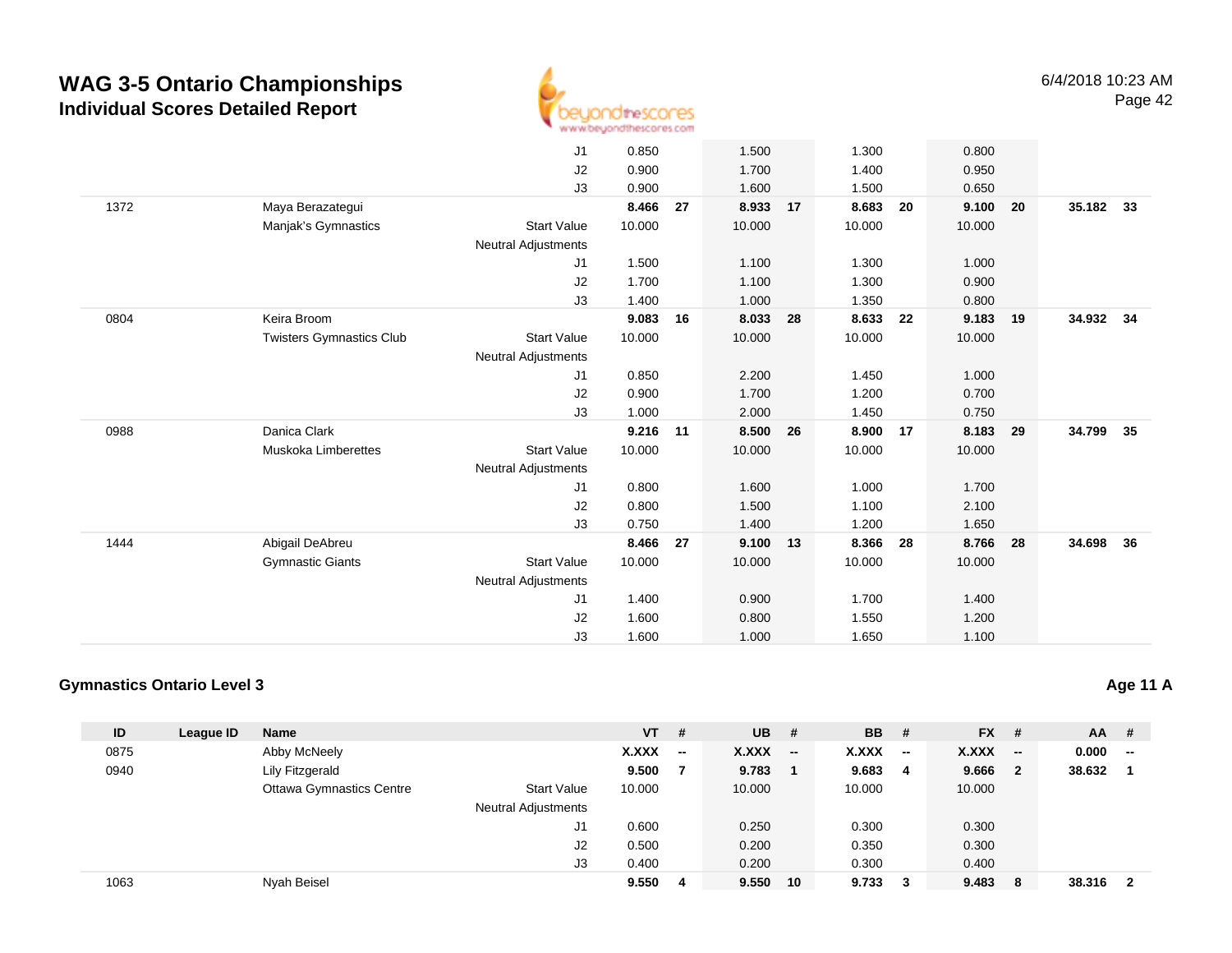# WAG 3-5 Ontario Championships
## Individual Scores Detailed Report

| ID | League ID | Name | | VT | # | UB | # | BB | # | FX | # | AA | # |
|---|---|---|---|---|---|---|---|---|---|---|---|---|---|
| | | | J1 | 0.850 | | 1.500 | | 1.300 | | 0.800 | | | |
| | | | J2 | 0.900 | | 1.700 | | 1.400 | | 0.950 | | | |
| | | | J3 | 0.900 | | 1.600 | | 1.500 | | 0.650 | | | |
| 1372 | | Maya Berazategui | | **8.466** | **27** | **8.933** | **17** | **8.683** | **20** | **9.100** | **20** | **35.182** | **33** |
| | | Manjak's Gymnastics | Start Value | 10.000 | | 10.000 | | 10.000 | | 10.000 | | | |
| | | | Neutral Adjustments | | | | | | | | | | |
| | | | J1 | 1.500 | | 1.100 | | 1.300 | | 1.000 | | | |
| | | | J2 | 1.700 | | 1.100 | | 1.300 | | 0.900 | | | |
| | | | J3 | 1.400 | | 1.000 | | 1.350 | | 0.800 | | | |
| 0804 | | Keira Broom | | **9.083** | **16** | **8.033** | **28** | **8.633** | **22** | **9.183** | **19** | **34.932** | **34** |
| | | Twisters Gymnastics Club | Start Value | 10.000 | | 10.000 | | 10.000 | | 10.000 | | | |
| | | | Neutral Adjustments | | | | | | | | | | |
| | | | J1 | 0.850 | | 2.200 | | 1.450 | | 1.000 | | | |
| | | | J2 | 0.900 | | 1.700 | | 1.200 | | 0.700 | | | |
| | | | J3 | 1.000 | | 2.000 | | 1.450 | | 0.750 | | | |
| 0988 | | Danica Clark | | **9.216** | **11** | **8.500** | **26** | **8.900** | **17** | **8.183** | **29** | **34.799** | **35** |
| | | Muskoka Limberettes | Start Value | 10.000 | | 10.000 | | 10.000 | | 10.000 | | | |
| | | | Neutral Adjustments | | | | | | | | | | |
| | | | J1 | 0.800 | | 1.600 | | 1.000 | | 1.700 | | | |
| | | | J2 | 0.800 | | 1.500 | | 1.100 | | 2.100 | | | |
| | | | J3 | 0.750 | | 1.400 | | 1.200 | | 1.650 | | | |
| 1444 | | Abigail DeAbreu | | **8.466** | **27** | **9.100** | **13** | **8.366** | **28** | **8.766** | **28** | **34.698** | **36** |
| | | Gymnastic Giants | Start Value | 10.000 | | 10.000 | | 10.000 | | 10.000 | | | |
| | | | Neutral Adjustments | | | | | | | | | | |
| | | | J1 | 1.400 | | 0.900 | | 1.700 | | 1.400 | | | |
| | | | J2 | 1.600 | | 0.800 | | 1.550 | | 1.200 | | | |
| | | | J3 | 1.600 | | 1.000 | | 1.650 | | 1.100 | | | |

### Gymnastics Ontario Level 3

**Age 11 A**

| ID | League ID | Name | | VT | # | UB | # | BB | # | FX | # | AA | # |
|---|---|---|---|---|---|---|---|---|---|---|---|---|---|
| 0875 | | Abby McNeely | | **X.XXX** | **--** | **X.XXX** | **--** | **X.XXX** | **--** | **X.XXX** | **--** | **0.000** | **--** |
| 0940 | | Lily Fitzgerald | | **9.500** | **7** | **9.783** | **1** | **9.683** | **4** | **9.666** | **2** | **38.632** | **1** |
| | | Ottawa Gymnastics Centre | Start Value | 10.000 | | 10.000 | | 10.000 | | 10.000 | | | |
| | | | Neutral Adjustments | | | | | | | | | | |
| | | | J1 | 0.600 | | 0.250 | | 0.300 | | 0.300 | | | |
| | | | J2 | 0.500 | | 0.200 | | 0.350 | | 0.300 | | | |
| | | | J3 | 0.400 | | 0.200 | | 0.300 | | 0.400 | | | |
| 1063 | | Nyah Beisel | | **9.550** | **4** | **9.550** | **10** | **9.733** | **3** | **9.483** | **8** | **38.316** | **2** |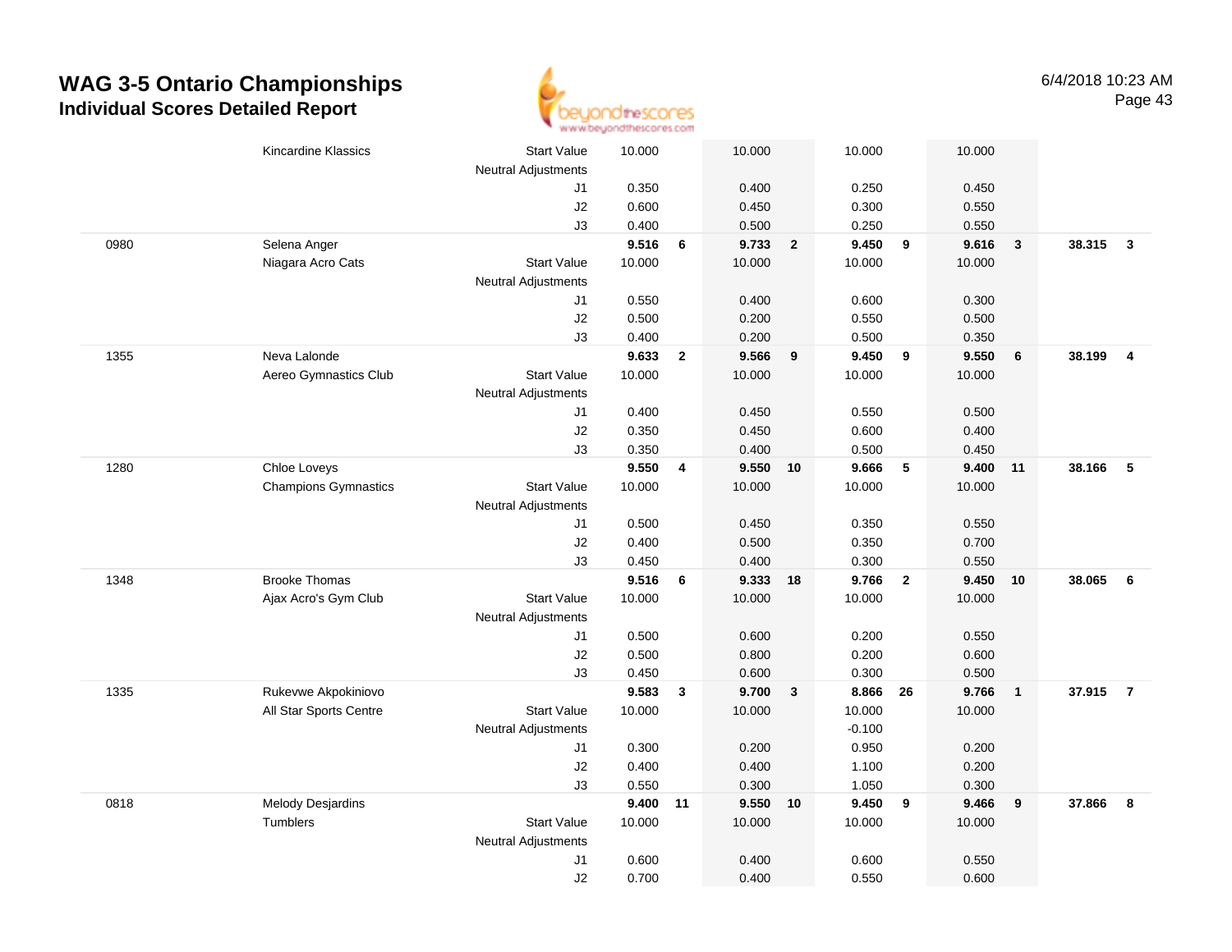# WAG 3-5 Ontario Championships
## Individual Scores Detailed Report

6/4/2018 10:23 AM

| # | Name / Club | | Vault | Rank | Bars | Rank | Beam | Rank | Floor | Rank | AA | Rank |
|---|---|---|---|---|---|---|---|---|---|---|---|---|
| | Kincardine Klassics | Start Value | 10.000 | | 10.000 | | 10.000 | | 10.000 | | | |
| | | Neutral Adjustments | | | | | | | | | | |
| | | J1 | 0.350 | | 0.400 | | 0.250 | | 0.450 | | | |
| | | J2 | 0.600 | | 0.450 | | 0.300 | | 0.550 | | | |
| | | J3 | 0.400 | | 0.500 | | 0.250 | | 0.550 | | | |
| 0980 | Selena Anger | | **9.516** | **6** | **9.733** | **2** | **9.450** | **9** | **9.616** | **3** | **38.315** | **3** |
| | Niagara Acro Cats | Start Value | 10.000 | | 10.000 | | 10.000 | | 10.000 | | | |
| | | Neutral Adjustments | | | | | | | | | | |
| | | J1 | 0.550 | | 0.400 | | 0.600 | | 0.300 | | | |
| | | J2 | 0.500 | | 0.200 | | 0.550 | | 0.500 | | | |
| | | J3 | 0.400 | | 0.200 | | 0.500 | | 0.350 | | | |
| 1355 | Neva Lalonde | | **9.633** | **2** | **9.566** | **9** | **9.450** | **9** | **9.550** | **6** | **38.199** | **4** |
| | Aereo Gymnastics Club | Start Value | 10.000 | | 10.000 | | 10.000 | | 10.000 | | | |
| | | Neutral Adjustments | | | | | | | | | | |
| | | J1 | 0.400 | | 0.450 | | 0.550 | | 0.500 | | | |
| | | J2 | 0.350 | | 0.450 | | 0.600 | | 0.400 | | | |
| | | J3 | 0.350 | | 0.400 | | 0.500 | | 0.450 | | | |
| 1280 | Chloe Loveys | | **9.550** | **4** | **9.550** | **10** | **9.666** | **5** | **9.400** | **11** | **38.166** | **5** |
| | Champions Gymnastics | Start Value | 10.000 | | 10.000 | | 10.000 | | 10.000 | | | |
| | | Neutral Adjustments | | | | | | | | | | |
| | | J1 | 0.500 | | 0.450 | | 0.350 | | 0.550 | | | |
| | | J2 | 0.400 | | 0.500 | | 0.350 | | 0.700 | | | |
| | | J3 | 0.450 | | 0.400 | | 0.300 | | 0.550 | | | |
| 1348 | Brooke Thomas | | **9.516** | **6** | **9.333** | **18** | **9.766** | **2** | **9.450** | **10** | **38.065** | **6** |
| | Ajax Acro's Gym Club | Start Value | 10.000 | | 10.000 | | 10.000 | | 10.000 | | | |
| | | Neutral Adjustments | | | | | | | | | | |
| | | J1 | 0.500 | | 0.600 | | 0.200 | | 0.550 | | | |
| | | J2 | 0.500 | | 0.800 | | 0.200 | | 0.600 | | | |
| | | J3 | 0.450 | | 0.600 | | 0.300 | | 0.500 | | | |
| 1335 | Rukevwe Akpokiniovo | | **9.583** | **3** | **9.700** | **3** | **8.866** | **26** | **9.766** | **1** | **37.915** | **7** |
| | All Star Sports Centre | Start Value | 10.000 | | 10.000 | | 10.000 | | 10.000 | | | |
| | | Neutral Adjustments | | | | | -0.100 | | | | | |
| | | J1 | 0.300 | | 0.200 | | 0.950 | | 0.200 | | | |
| | | J2 | 0.400 | | 0.400 | | 1.100 | | 0.200 | | | |
| | | J3 | 0.550 | | 0.300 | | 1.050 | | 0.300 | | | |
| 0818 | Melody Desjardins | | **9.400** | **11** | **9.550** | **10** | **9.450** | **9** | **9.466** | **9** | **37.866** | **8** |
| | Tumblers | Start Value | 10.000 | | 10.000 | | 10.000 | | 10.000 | | | |
| | | Neutral Adjustments | | | | | | | | | | |
| | | J1 | 0.600 | | 0.400 | | 0.600 | | 0.550 | | | |
| | | J2 | 0.700 | | 0.400 | | 0.550 | | 0.600 | | | |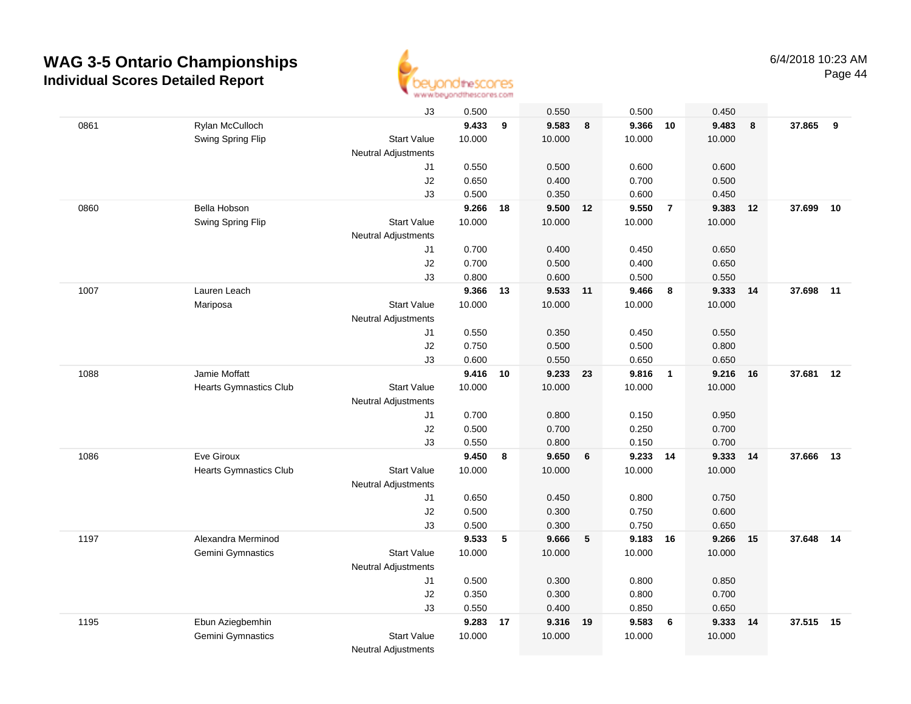# WAG 3-5 Ontario Championships
## Individual Scores Detailed Report

6/4/2018 10:23 AM

| | | | Vault | Rank | Bars | Rank | Beam | Rank | Floor | Rank | AA | Rank |
|---|---|---|---|---|---|---|---|---|---|---|---|---|
| | | J3 | 0.500 | | 0.550 | | 0.500 | | 0.450 | | | |
| 0861 | Rylan McCulloch | | **9.433** | **9** | **9.583** | **8** | **9.366** | **10** | **9.483** | **8** | **37.865** | **9** |
| | Swing Spring Flip | Start Value | 10.000 | | 10.000 | | 10.000 | | 10.000 | | | |
| | | Neutral Adjustments | | | | | | | | | | |
| | | J1 | 0.550 | | 0.500 | | 0.600 | | 0.600 | | | |
| | | J2 | 0.650 | | 0.400 | | 0.700 | | 0.500 | | | |
| | | J3 | 0.500 | | 0.350 | | 0.600 | | 0.450 | | | |
| 0860 | Bella Hobson | | **9.266** | **18** | **9.500** | **12** | **9.550** | **7** | **9.383** | **12** | **37.699** | **10** |
| | Swing Spring Flip | Start Value | 10.000 | | 10.000 | | 10.000 | | 10.000 | | | |
| | | Neutral Adjustments | | | | | | | | | | |
| | | J1 | 0.700 | | 0.400 | | 0.450 | | 0.650 | | | |
| | | J2 | 0.700 | | 0.500 | | 0.400 | | 0.650 | | | |
| | | J3 | 0.800 | | 0.600 | | 0.500 | | 0.550 | | | |
| 1007 | Lauren Leach | | **9.366** | **13** | **9.533** | **11** | **9.466** | **8** | **9.333** | **14** | **37.698** | **11** |
| | Mariposa | Start Value | 10.000 | | 10.000 | | 10.000 | | 10.000 | | | |
| | | Neutral Adjustments | | | | | | | | | | |
| | | J1 | 0.550 | | 0.350 | | 0.450 | | 0.550 | | | |
| | | J2 | 0.750 | | 0.500 | | 0.500 | | 0.800 | | | |
| | | J3 | 0.600 | | 0.550 | | 0.650 | | 0.650 | | | |
| 1088 | Jamie Moffatt | | **9.416** | **10** | **9.233** | **23** | **9.816** | **1** | **9.216** | **16** | **37.681** | **12** |
| | Hearts Gymnastics Club | Start Value | 10.000 | | 10.000 | | 10.000 | | 10.000 | | | |
| | | Neutral Adjustments | | | | | | | | | | |
| | | J1 | 0.700 | | 0.800 | | 0.150 | | 0.950 | | | |
| | | J2 | 0.500 | | 0.700 | | 0.250 | | 0.700 | | | |
| | | J3 | 0.550 | | 0.800 | | 0.150 | | 0.700 | | | |
| 1086 | Eve Giroux | | **9.450** | **8** | **9.650** | **6** | **9.233** | **14** | **9.333** | **14** | **37.666** | **13** |
| | Hearts Gymnastics Club | Start Value | 10.000 | | 10.000 | | 10.000 | | 10.000 | | | |
| | | Neutral Adjustments | | | | | | | | | | |
| | | J1 | 0.650 | | 0.450 | | 0.800 | | 0.750 | | | |
| | | J2 | 0.500 | | 0.300 | | 0.750 | | 0.600 | | | |
| | | J3 | 0.500 | | 0.300 | | 0.750 | | 0.650 | | | |
| 1197 | Alexandra Merminod | | **9.533** | **5** | **9.666** | **5** | **9.183** | **16** | **9.266** | **15** | **37.648** | **14** |
| | Gemini Gymnastics | Start Value | 10.000 | | 10.000 | | 10.000 | | 10.000 | | | |
| | | Neutral Adjustments | | | | | | | | | | |
| | | J1 | 0.500 | | 0.300 | | 0.800 | | 0.850 | | | |
| | | J2 | 0.350 | | 0.300 | | 0.800 | | 0.700 | | | |
| | | J3 | 0.550 | | 0.400 | | 0.850 | | 0.650 | | | |
| 1195 | Ebun Aziegbemhin | | **9.283** | **17** | **9.316** | **19** | **9.583** | **6** | **9.333** | **14** | **37.515** | **15** |
| | Gemini Gymnastics | Start Value | 10.000 | | 10.000 | | 10.000 | | 10.000 | | | |
| | | Neutral Adjustments | | | | | | | | | | |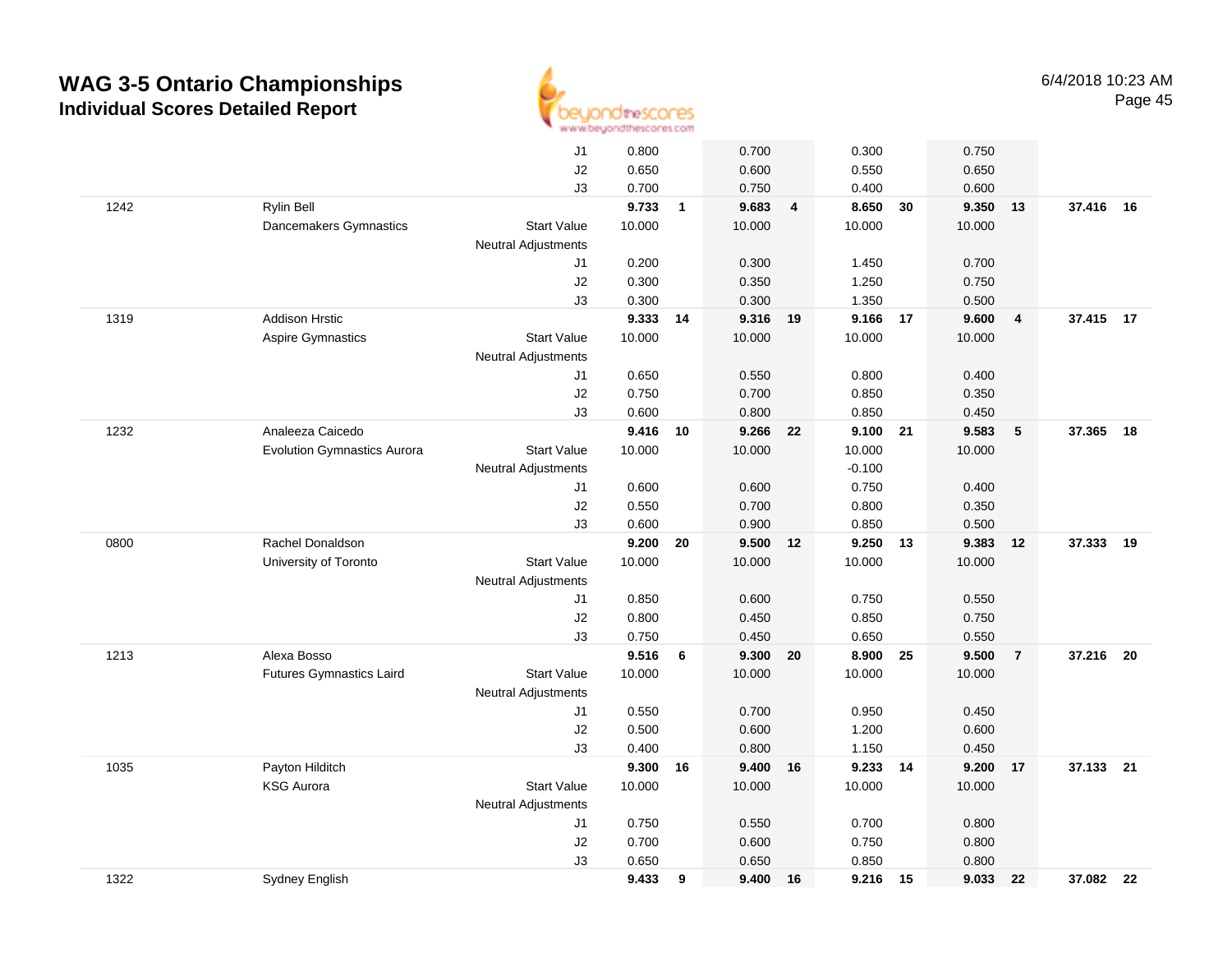# WAG 3-5 Ontario Championships

## Individual Scores Detailed Report

| # | Name / Club | | Vault | Rank | Bars | Rank | Beam | Rank | Floor | Rank | AA | Rank |
|---|---|---|---|---|---|---|---|---|---|---|---|---|
| | | J1 | 0.800 | | 0.700 | | 0.300 | | 0.750 | | | |
| | | J2 | 0.650 | | 0.600 | | 0.550 | | 0.650 | | | |
| | | J3 | 0.700 | | 0.750 | | 0.400 | | 0.600 | | | |
| 1242 | Rylin Bell | | **9.733** | **1** | **9.683** | **4** | **8.650** | **30** | **9.350** | **13** | **37.416** | **16** |
| | Dancemakers Gymnastics | Start Value | 10.000 | | 10.000 | | 10.000 | | 10.000 | | | |
| | | Neutral Adjustments | | | | | | | | | | |
| | | J1 | 0.200 | | 0.300 | | 1.450 | | 0.700 | | | |
| | | J2 | 0.300 | | 0.350 | | 1.250 | | 0.750 | | | |
| | | J3 | 0.300 | | 0.300 | | 1.350 | | 0.500 | | | |
| 1319 | Addison Hrstic | | **9.333** | **14** | **9.316** | **19** | **9.166** | **17** | **9.600** | **4** | **37.415** | **17** |
| | Aspire Gymnastics | Start Value | 10.000 | | 10.000 | | 10.000 | | 10.000 | | | |
| | | Neutral Adjustments | | | | | | | | | | |
| | | J1 | 0.650 | | 0.550 | | 0.800 | | 0.400 | | | |
| | | J2 | 0.750 | | 0.700 | | 0.850 | | 0.350 | | | |
| | | J3 | 0.600 | | 0.800 | | 0.850 | | 0.450 | | | |
| 1232 | Analeeza Caicedo | | **9.416** | **10** | **9.266** | **22** | **9.100** | **21** | **9.583** | **5** | **37.365** | **18** |
| | Evolution Gymnastics Aurora | Start Value | 10.000 | | 10.000 | | 10.000 | | 10.000 | | | |
| | | Neutral Adjustments | | | | | -0.100 | | | | | |
| | | J1 | 0.600 | | 0.600 | | 0.750 | | 0.400 | | | |
| | | J2 | 0.550 | | 0.700 | | 0.800 | | 0.350 | | | |
| | | J3 | 0.600 | | 0.900 | | 0.850 | | 0.500 | | | |
| 0800 | Rachel Donaldson | | **9.200** | **20** | **9.500** | **12** | **9.250** | **13** | **9.383** | **12** | **37.333** | **19** |
| | University of Toronto | Start Value | 10.000 | | 10.000 | | 10.000 | | 10.000 | | | |
| | | Neutral Adjustments | | | | | | | | | | |
| | | J1 | 0.850 | | 0.600 | | 0.750 | | 0.550 | | | |
| | | J2 | 0.800 | | 0.450 | | 0.850 | | 0.750 | | | |
| | | J3 | 0.750 | | 0.450 | | 0.650 | | 0.550 | | | |
| 1213 | Alexa Bosso | | **9.516** | **6** | **9.300** | **20** | **8.900** | **25** | **9.500** | **7** | **37.216** | **20** |
| | Futures Gymnastics Laird | Start Value | 10.000 | | 10.000 | | 10.000 | | 10.000 | | | |
| | | Neutral Adjustments | | | | | | | | | | |
| | | J1 | 0.550 | | 0.700 | | 0.950 | | 0.450 | | | |
| | | J2 | 0.500 | | 0.600 | | 1.200 | | 0.600 | | | |
| | | J3 | 0.400 | | 0.800 | | 1.150 | | 0.450 | | | |
| 1035 | Payton Hilditch | | **9.300** | **16** | **9.400** | **16** | **9.233** | **14** | **9.200** | **17** | **37.133** | **21** |
| | KSG Aurora | Start Value | 10.000 | | 10.000 | | 10.000 | | 10.000 | | | |
| | | Neutral Adjustments | | | | | | | | | | |
| | | J1 | 0.750 | | 0.550 | | 0.700 | | 0.800 | | | |
| | | J2 | 0.700 | | 0.600 | | 0.750 | | 0.800 | | | |
| | | J3 | 0.650 | | 0.650 | | 0.850 | | 0.800 | | | |
| 1322 | Sydney English | | **9.433** | **9** | **9.400** | **16** | **9.216** | **15** | **9.033** | **22** | **37.082** | **22** |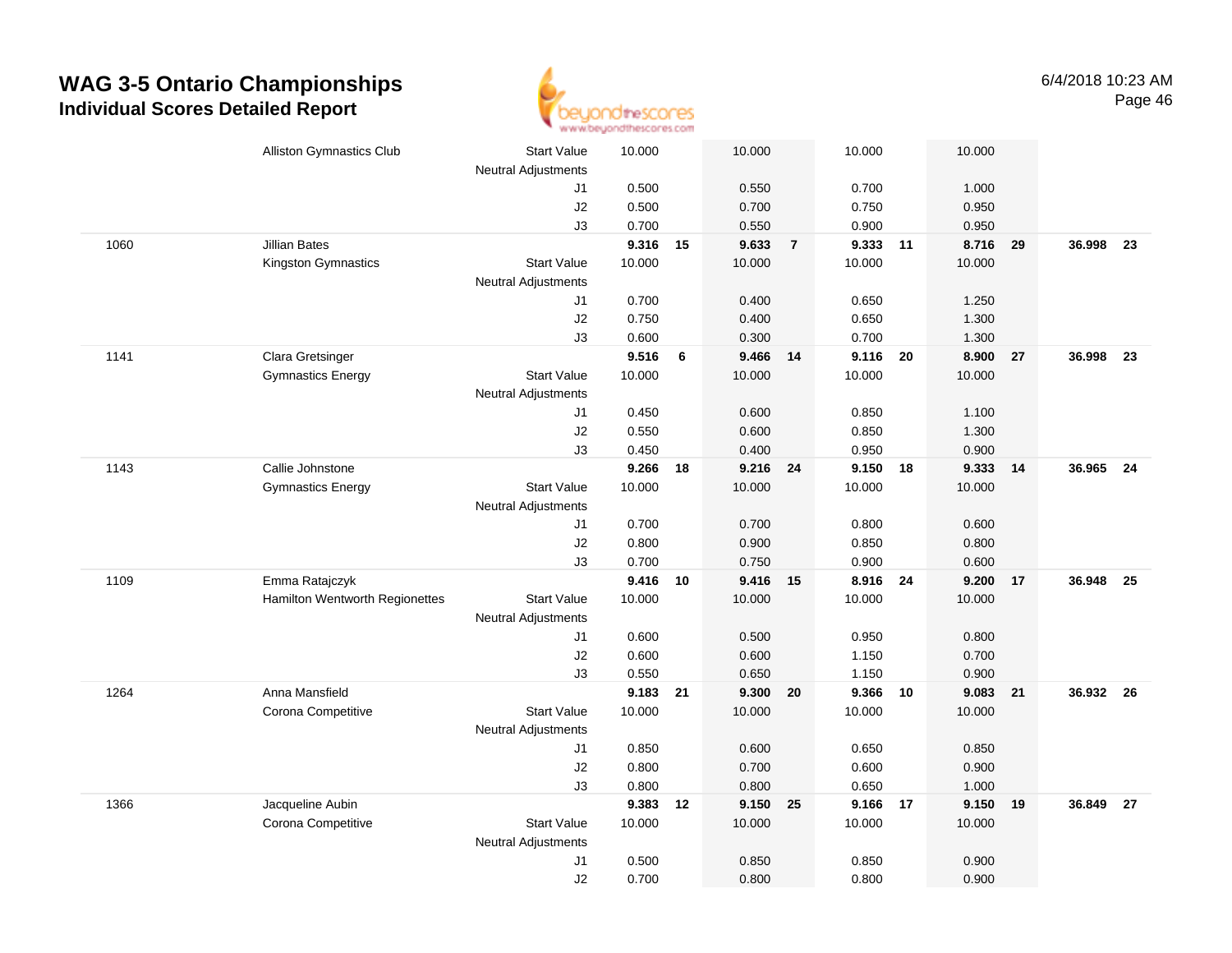# WAG 3-5 Ontario Championships
## Individual Scores Detailed Report

6/4/2018 10:23 AM

| # | Name / Club | | Vault | Rank | Bars | Rank | Beam | Rank | Floor | Rank | AA | Rank |
|---|---|---|---|---|---|---|---|---|---|---|---|---|
| | Alliston Gymnastics Club | Start Value | 10.000 | | 10.000 | | 10.000 | | 10.000 | | | |
| | | Neutral Adjustments | | | | | | | | | | |
| | | J1 | 0.500 | | 0.550 | | 0.700 | | 1.000 | | | |
| | | J2 | 0.500 | | 0.700 | | 0.750 | | 0.950 | | | |
| | | J3 | 0.700 | | 0.550 | | 0.900 | | 0.950 | | | |
| 1060 | Jillian Bates | | **9.316** | **15** | **9.633** | **7** | **9.333** | **11** | **8.716** | **29** | **36.998** | **23** |
| | Kingston Gymnastics | Start Value | 10.000 | | 10.000 | | 10.000 | | 10.000 | | | |
| | | Neutral Adjustments | | | | | | | | | | |
| | | J1 | 0.700 | | 0.400 | | 0.650 | | 1.250 | | | |
| | | J2 | 0.750 | | 0.400 | | 0.650 | | 1.300 | | | |
| | | J3 | 0.600 | | 0.300 | | 0.700 | | 1.300 | | | |
| 1141 | Clara Gretsinger | | **9.516** | **6** | **9.466** | **14** | **9.116** | **20** | **8.900** | **27** | **36.998** | **23** |
| | Gymnastics Energy | Start Value | 10.000 | | 10.000 | | 10.000 | | 10.000 | | | |
| | | Neutral Adjustments | | | | | | | | | | |
| | | J1 | 0.450 | | 0.600 | | 0.850 | | 1.100 | | | |
| | | J2 | 0.550 | | 0.600 | | 0.850 | | 1.300 | | | |
| | | J3 | 0.450 | | 0.400 | | 0.950 | | 0.900 | | | |
| 1143 | Callie Johnstone | | **9.266** | **18** | **9.216** | **24** | **9.150** | **18** | **9.333** | **14** | **36.965** | **24** |
| | Gymnastics Energy | Start Value | 10.000 | | 10.000 | | 10.000 | | 10.000 | | | |
| | | Neutral Adjustments | | | | | | | | | | |
| | | J1 | 0.700 | | 0.700 | | 0.800 | | 0.600 | | | |
| | | J2 | 0.800 | | 0.900 | | 0.850 | | 0.800 | | | |
| | | J3 | 0.700 | | 0.750 | | 0.900 | | 0.600 | | | |
| 1109 | Emma Ratajczyk | | **9.416** | **10** | **9.416** | **15** | **8.916** | **24** | **9.200** | **17** | **36.948** | **25** |
| | Hamilton Wentworth Regionettes | Start Value | 10.000 | | 10.000 | | 10.000 | | 10.000 | | | |
| | | Neutral Adjustments | | | | | | | | | | |
| | | J1 | 0.600 | | 0.500 | | 0.950 | | 0.800 | | | |
| | | J2 | 0.600 | | 0.600 | | 1.150 | | 0.700 | | | |
| | | J3 | 0.550 | | 0.650 | | 1.150 | | 0.900 | | | |
| 1264 | Anna Mansfield | | **9.183** | **21** | **9.300** | **20** | **9.366** | **10** | **9.083** | **21** | **36.932** | **26** |
| | Corona Competitive | Start Value | 10.000 | | 10.000 | | 10.000 | | 10.000 | | | |
| | | Neutral Adjustments | | | | | | | | | | |
| | | J1 | 0.850 | | 0.600 | | 0.650 | | 0.850 | | | |
| | | J2 | 0.800 | | 0.700 | | 0.600 | | 0.900 | | | |
| | | J3 | 0.800 | | 0.800 | | 0.650 | | 1.000 | | | |
| 1366 | Jacqueline Aubin | | **9.383** | **12** | **9.150** | **25** | **9.166** | **17** | **9.150** | **19** | **36.849** | **27** |
| | Corona Competitive | Start Value | 10.000 | | 10.000 | | 10.000 | | 10.000 | | | |
| | | Neutral Adjustments | | | | | | | | | | |
| | | J1 | 0.500 | | 0.850 | | 0.850 | | 0.900 | | | |
| | | J2 | 0.700 | | 0.800 | | 0.800 | | 0.900 | | | |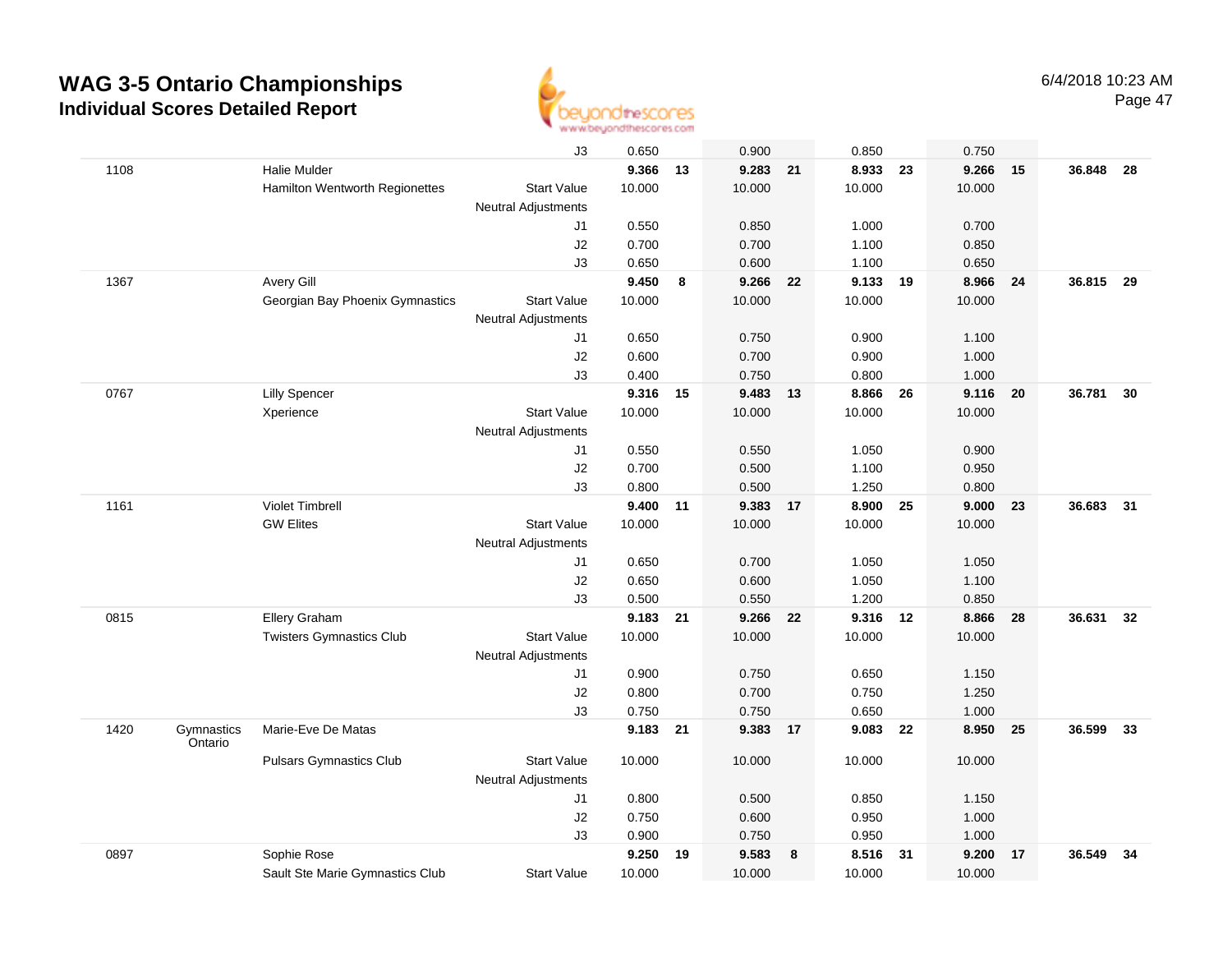# WAG 3-5 Ontario Championships
## Individual Scores Detailed Report

6/4/2018 10:23 AM

| # | Prov | Name / Club | | Vault | Rank | Bars | Rank | Beam | Rank | Floor | Rank | AA | Rank |
|---|---|---|---|---|---|---|---|---|---|---|---|---|---|
| | | | J3 | 0.650 | | 0.900 | | 0.850 | | 0.750 | | | |
| 1108 | | Halie Mulder | | **9.366** | **13** | **9.283** | **21** | **8.933** | **23** | **9.266** | **15** | **36.848** | **28** |
| | | Hamilton Wentworth Regionettes | Start Value | 10.000 | | 10.000 | | 10.000 | | 10.000 | | | |
| | | | Neutral Adjustments | | | | | | | | | | |
| | | | J1 | 0.550 | | 0.850 | | 1.000 | | 0.700 | | | |
| | | | J2 | 0.700 | | 0.700 | | 1.100 | | 0.850 | | | |
| | | | J3 | 0.650 | | 0.600 | | 1.100 | | 0.650 | | | |
| 1367 | | Avery Gill | | **9.450** | **8** | **9.266** | **22** | **9.133** | **19** | **8.966** | **24** | **36.815** | **29** |
| | | Georgian Bay Phoenix Gymnastics | Start Value | 10.000 | | 10.000 | | 10.000 | | 10.000 | | | |
| | | | Neutral Adjustments | | | | | | | | | | |
| | | | J1 | 0.650 | | 0.750 | | 0.900 | | 1.100 | | | |
| | | | J2 | 0.600 | | 0.700 | | 0.900 | | 1.000 | | | |
| | | | J3 | 0.400 | | 0.750 | | 0.800 | | 1.000 | | | |
| 0767 | | Lilly Spencer | | **9.316** | **15** | **9.483** | **13** | **8.866** | **26** | **9.116** | **20** | **36.781** | **30** |
| | | Xperience | Start Value | 10.000 | | 10.000 | | 10.000 | | 10.000 | | | |
| | | | Neutral Adjustments | | | | | | | | | | |
| | | | J1 | 0.550 | | 0.550 | | 1.050 | | 0.900 | | | |
| | | | J2 | 0.700 | | 0.500 | | 1.100 | | 0.950 | | | |
| | | | J3 | 0.800 | | 0.500 | | 1.250 | | 0.800 | | | |
| 1161 | | Violet Timbrell | | **9.400** | **11** | **9.383** | **17** | **8.900** | **25** | **9.000** | **23** | **36.683** | **31** |
| | | GW Elites | Start Value | 10.000 | | 10.000 | | 10.000 | | 10.000 | | | |
| | | | Neutral Adjustments | | | | | | | | | | |
| | | | J1 | 0.650 | | 0.700 | | 1.050 | | 1.050 | | | |
| | | | J2 | 0.650 | | 0.600 | | 1.050 | | 1.100 | | | |
| | | | J3 | 0.500 | | 0.550 | | 1.200 | | 0.850 | | | |
| 0815 | | Ellery Graham | | **9.183** | **21** | **9.266** | **22** | **9.316** | **12** | **8.866** | **28** | **36.631** | **32** |
| | | Twisters Gymnastics Club | Start Value | 10.000 | | 10.000 | | 10.000 | | 10.000 | | | |
| | | | Neutral Adjustments | | | | | | | | | | |
| | | | J1 | 0.900 | | 0.750 | | 0.650 | | 1.150 | | | |
| | | | J2 | 0.800 | | 0.700 | | 0.750 | | 1.250 | | | |
| | | | J3 | 0.750 | | 0.750 | | 0.650 | | 1.000 | | | |
| 1420 | Gymnastics Ontario | Marie-Eve De Matas | | **9.183** | **21** | **9.383** | **17** | **9.083** | **22** | **8.950** | **25** | **36.599** | **33** |
| | | Pulsars Gymnastics Club | Start Value | 10.000 | | 10.000 | | 10.000 | | 10.000 | | | |
| | | | Neutral Adjustments | | | | | | | | | | |
| | | | J1 | 0.800 | | 0.500 | | 0.850 | | 1.150 | | | |
| | | | J2 | 0.750 | | 0.600 | | 0.950 | | 1.000 | | | |
| | | | J3 | 0.900 | | 0.750 | | 0.950 | | 1.000 | | | |
| 0897 | | Sophie Rose | | **9.250** | **19** | **9.583** | **8** | **8.516** | **31** | **9.200** | **17** | **36.549** | **34** |
| | | Sault Ste Marie Gymnastics Club | Start Value | 10.000 | | 10.000 | | 10.000 | | 10.000 | | | |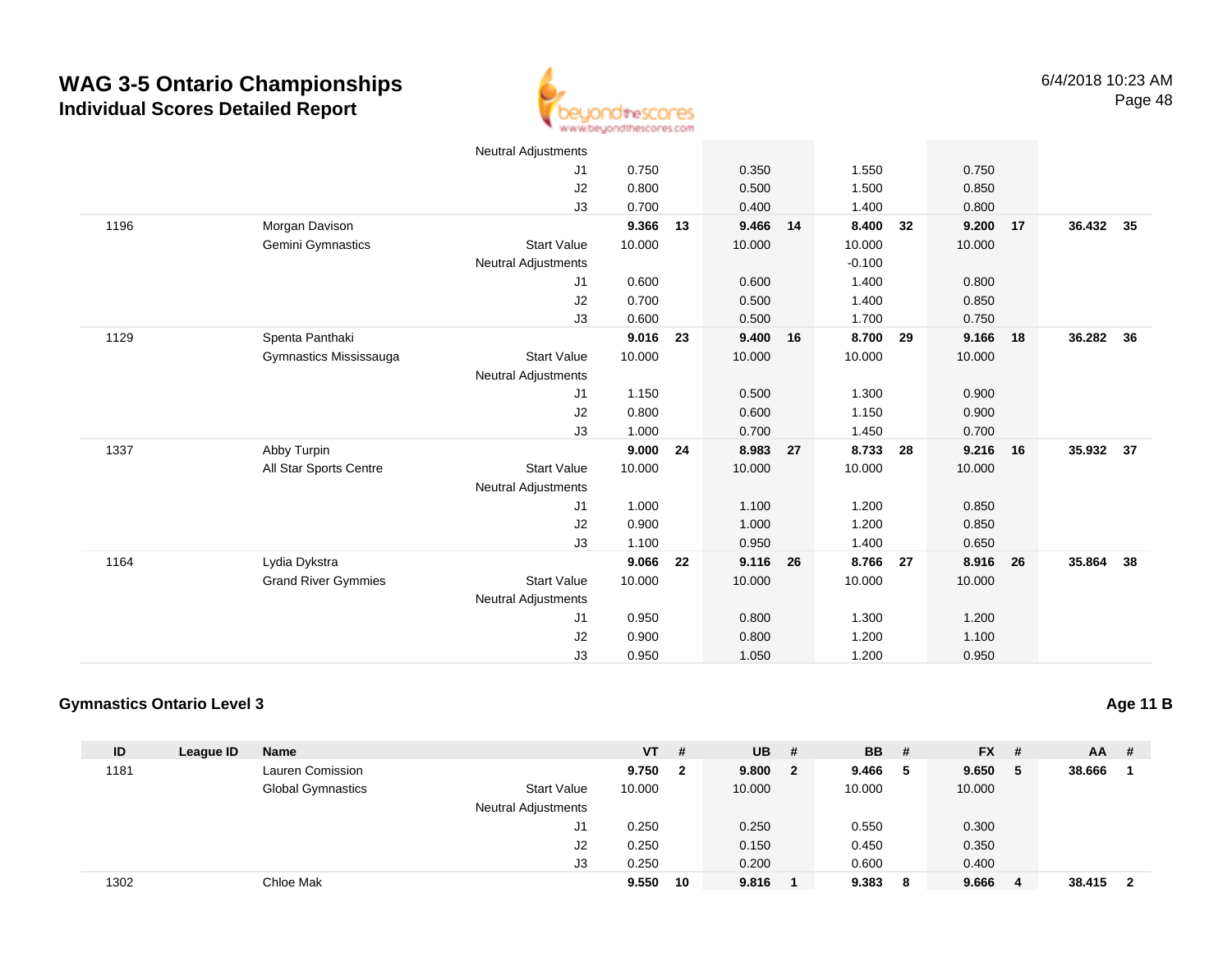# WAG 3-5 Ontario Championships
## Individual Scores Detailed Report

6/4/2018 10:23 AM

| ID | League ID | Name | | VT | # | UB | # | BB | # | FX | # | AA | # |
|---|---|---|---|---|---|---|---|---|---|---|---|---|---|
| | | | Neutral Adjustments | | | | | | | | | | |
| | | | J1 | 0.750 | | 0.350 | | 1.550 | | 0.750 | | | |
| | | | J2 | 0.800 | | 0.500 | | 1.500 | | 0.850 | | | |
| | | | J3 | 0.700 | | 0.400 | | 1.400 | | 0.800 | | | |
| 1196 | | Morgan Davison | | **9.366** | **13** | **9.466** | **14** | **8.400** | **32** | **9.200** | **17** | **36.432** | **35** |
| | | Gemini Gymnastics | Start Value | 10.000 | | 10.000 | | 10.000 | | 10.000 | | | |
| | | | Neutral Adjustments | | | | | -0.100 | | | | | |
| | | | J1 | 0.600 | | 0.600 | | 1.400 | | 0.800 | | | |
| | | | J2 | 0.700 | | 0.500 | | 1.400 | | 0.850 | | | |
| | | | J3 | 0.600 | | 0.500 | | 1.700 | | 0.750 | | | |
| 1129 | | Spenta Panthaki | | **9.016** | **23** | **9.400** | **16** | **8.700** | **29** | **9.166** | **18** | **36.282** | **36** |
| | | Gymnastics Mississauga | Start Value | 10.000 | | 10.000 | | 10.000 | | 10.000 | | | |
| | | | Neutral Adjustments | | | | | | | | | | |
| | | | J1 | 1.150 | | 0.500 | | 1.300 | | 0.900 | | | |
| | | | J2 | 0.800 | | 0.600 | | 1.150 | | 0.900 | | | |
| | | | J3 | 1.000 | | 0.700 | | 1.450 | | 0.700 | | | |
| 1337 | | Abby Turpin | | **9.000** | **24** | **8.983** | **27** | **8.733** | **28** | **9.216** | **16** | **35.932** | **37** |
| | | All Star Sports Centre | Start Value | 10.000 | | 10.000 | | 10.000 | | 10.000 | | | |
| | | | Neutral Adjustments | | | | | | | | | | |
| | | | J1 | 1.000 | | 1.100 | | 1.200 | | 0.850 | | | |
| | | | J2 | 0.900 | | 1.000 | | 1.200 | | 0.850 | | | |
| | | | J3 | 1.100 | | 0.950 | | 1.400 | | 0.650 | | | |
| 1164 | | Lydia Dykstra | | **9.066** | **22** | **9.116** | **26** | **8.766** | **27** | **8.916** | **26** | **35.864** | **38** |
| | | Grand River Gymmies | Start Value | 10.000 | | 10.000 | | 10.000 | | 10.000 | | | |
| | | | Neutral Adjustments | | | | | | | | | | |
| | | | J1 | 0.950 | | 0.800 | | 1.300 | | 1.200 | | | |
| | | | J2 | 0.900 | | 0.800 | | 1.200 | | 1.100 | | | |
| | | | J3 | 0.950 | | 1.050 | | 1.200 | | 0.950 | | | |

### Gymnastics Ontario Level 3

**Age 11 B**

| ID | League ID | Name | | VT | # | UB | # | BB | # | FX | # | AA | # |
|---|---|---|---|---|---|---|---|---|---|---|---|---|---|
| 1181 | | Lauren Comission | | **9.750** | **2** | **9.800** | **2** | **9.466** | **5** | **9.650** | **5** | **38.666** | **1** |
| | | Global Gymnastics | Start Value | 10.000 | | 10.000 | | 10.000 | | 10.000 | | | |
| | | | Neutral Adjustments | | | | | | | | | | |
| | | | J1 | 0.250 | | 0.250 | | 0.550 | | 0.300 | | | |
| | | | J2 | 0.250 | | 0.150 | | 0.450 | | 0.350 | | | |
| | | | J3 | 0.250 | | 0.200 | | 0.600 | | 0.400 | | | |
| 1302 | | Chloe Mak | | **9.550** | **10** | **9.816** | **1** | **9.383** | **8** | **9.666** | **4** | **38.415** | **2** |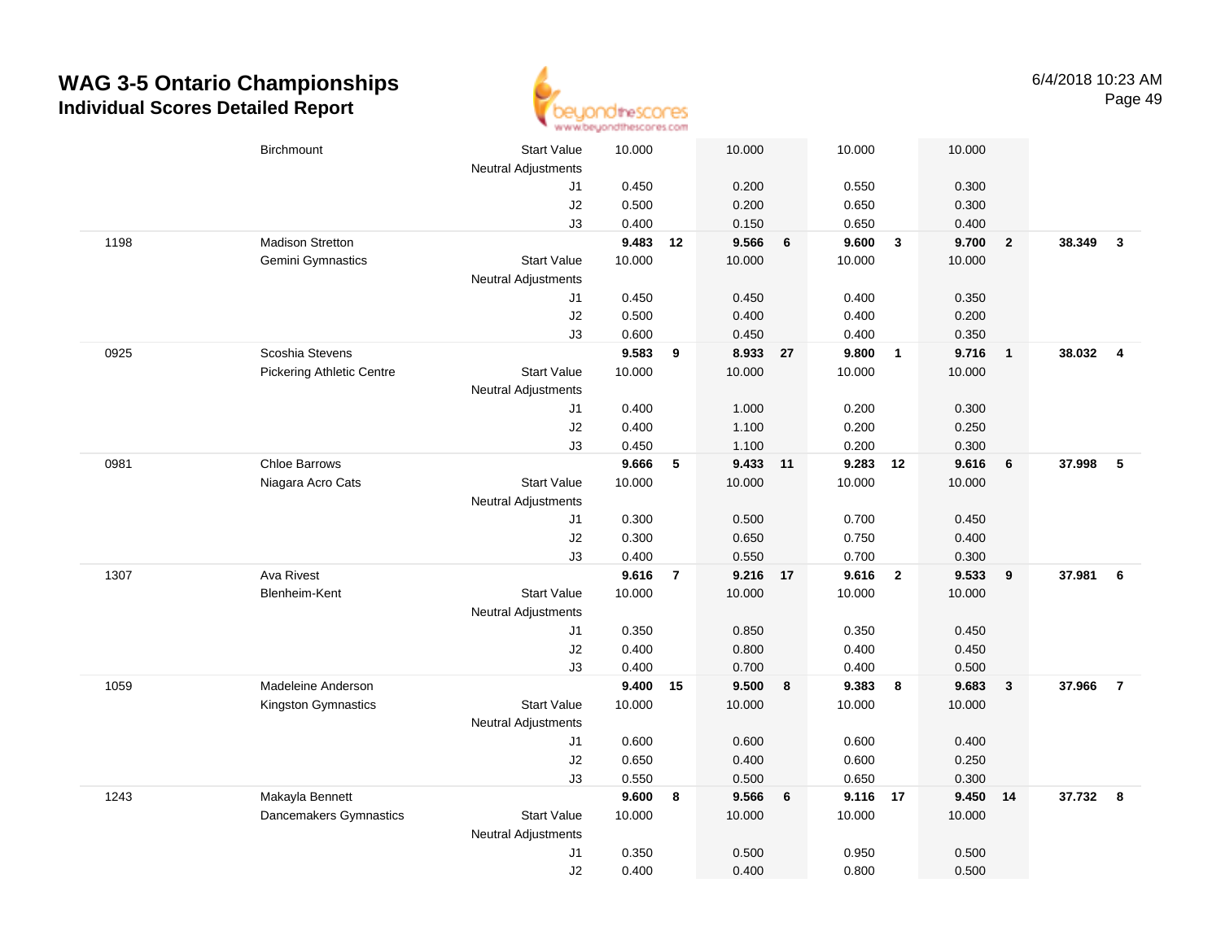# WAG 3-5 Ontario Championships

## Individual Scores Detailed Report

| | | | | | | | | | | | | |
|---|---|---|---|---|---|---|---|---|---|---|---|---|
| | Birchmount | Start Value | 10.000 | | 10.000 | | 10.000 | | 10.000 | | | |
| | | Neutral Adjustments | | | | | | | | | | |
| | | J1 | 0.450 | | 0.200 | | 0.550 | | 0.300 | | | |
| | | J2 | 0.500 | | 0.200 | | 0.650 | | 0.300 | | | |
| | | J3 | 0.400 | | 0.150 | | 0.650 | | 0.400 | | | |
| 1198 | Madison Stretton | | **9.483** | **12** | **9.566** | **6** | **9.600** | **3** | **9.700** | **2** | **38.349** | **3** |
| | Gemini Gymnastics | Start Value | 10.000 | | 10.000 | | 10.000 | | 10.000 | | | |
| | | Neutral Adjustments | | | | | | | | | | |
| | | J1 | 0.450 | | 0.450 | | 0.400 | | 0.350 | | | |
| | | J2 | 0.500 | | 0.400 | | 0.400 | | 0.200 | | | |
| | | J3 | 0.600 | | 0.450 | | 0.400 | | 0.350 | | | |
| 0925 | Scoshia Stevens | | **9.583** | **9** | **8.933** | **27** | **9.800** | **1** | **9.716** | **1** | **38.032** | **4** |
| | Pickering Athletic Centre | Start Value | 10.000 | | 10.000 | | 10.000 | | 10.000 | | | |
| | | Neutral Adjustments | | | | | | | | | | |
| | | J1 | 0.400 | | 1.000 | | 0.200 | | 0.300 | | | |
| | | J2 | 0.400 | | 1.100 | | 0.200 | | 0.250 | | | |
| | | J3 | 0.450 | | 1.100 | | 0.200 | | 0.300 | | | |
| 0981 | Chloe Barrows | | **9.666** | **5** | **9.433** | **11** | **9.283** | **12** | **9.616** | **6** | **37.998** | **5** |
| | Niagara Acro Cats | Start Value | 10.000 | | 10.000 | | 10.000 | | 10.000 | | | |
| | | Neutral Adjustments | | | | | | | | | | |
| | | J1 | 0.300 | | 0.500 | | 0.700 | | 0.450 | | | |
| | | J2 | 0.300 | | 0.650 | | 0.750 | | 0.400 | | | |
| | | J3 | 0.400 | | 0.550 | | 0.700 | | 0.300 | | | |
| 1307 | Ava Rivest | | **9.616** | **7** | **9.216** | **17** | **9.616** | **2** | **9.533** | **9** | **37.981** | **6** |
| | Blenheim-Kent | Start Value | 10.000 | | 10.000 | | 10.000 | | 10.000 | | | |
| | | Neutral Adjustments | | | | | | | | | | |
| | | J1 | 0.350 | | 0.850 | | 0.350 | | 0.450 | | | |
| | | J2 | 0.400 | | 0.800 | | 0.400 | | 0.450 | | | |
| | | J3 | 0.400 | | 0.700 | | 0.400 | | 0.500 | | | |
| 1059 | Madeleine Anderson | | **9.400** | **15** | **9.500** | **8** | **9.383** | **8** | **9.683** | **3** | **37.966** | **7** |
| | Kingston Gymnastics | Start Value | 10.000 | | 10.000 | | 10.000 | | 10.000 | | | |
| | | Neutral Adjustments | | | | | | | | | | |
| | | J1 | 0.600 | | 0.600 | | 0.600 | | 0.400 | | | |
| | | J2 | 0.650 | | 0.400 | | 0.600 | | 0.250 | | | |
| | | J3 | 0.550 | | 0.500 | | 0.650 | | 0.300 | | | |
| 1243 | Makayla Bennett | | **9.600** | **8** | **9.566** | **6** | **9.116** | **17** | **9.450** | **14** | **37.732** | **8** |
| | Dancemakers Gymnastics | Start Value | 10.000 | | 10.000 | | 10.000 | | 10.000 | | | |
| | | Neutral Adjustments | | | | | | | | | | |
| | | J1 | 0.350 | | 0.500 | | 0.950 | | 0.500 | | | |
| | | J2 | 0.400 | | 0.400 | | 0.800 | | 0.500 | | | |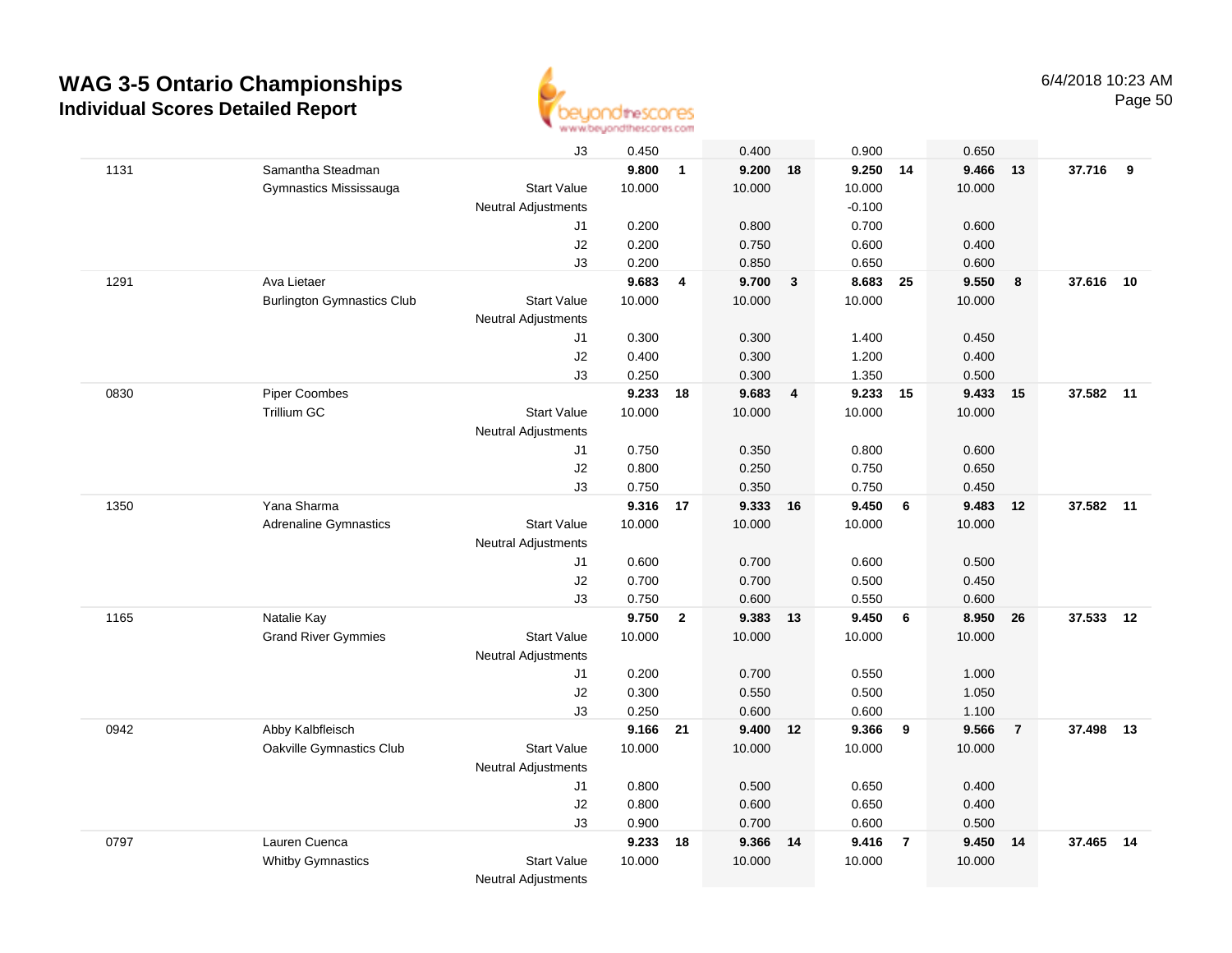# WAG 3-5 Ontario Championships

## Individual Scores Detailed Report

6/4/2018 10:23 AM

| # | Name / Club | | Vault | Rank | Bars | Rank | Beam | Rank | Floor | Rank | AA | Rank |
|---|---|---|---|---|---|---|---|---|---|---|---|---|
| | | J3 | 0.450 | | 0.400 | | 0.900 | | 0.650 | | | |
| 1131 | Samantha Steadman | | **9.800** | **1** | **9.200** | **18** | **9.250** | **14** | **9.466** | **13** | **37.716** | **9** |
| | Gymnastics Mississauga | Start Value | 10.000 | | 10.000 | | 10.000 | | 10.000 | | | |
| | | Neutral Adjustments | | | | | -0.100 | | | | | |
| | | J1 | 0.200 | | 0.800 | | 0.700 | | 0.600 | | | |
| | | J2 | 0.200 | | 0.750 | | 0.600 | | 0.400 | | | |
| | | J3 | 0.200 | | 0.850 | | 0.650 | | 0.600 | | | |
| 1291 | Ava Lietaer | | **9.683** | **4** | **9.700** | **3** | **8.683** | **25** | **9.550** | **8** | **37.616** | **10** |
| | Burlington Gymnastics Club | Start Value | 10.000 | | 10.000 | | 10.000 | | 10.000 | | | |
| | | Neutral Adjustments | | | | | | | | | | |
| | | J1 | 0.300 | | 0.300 | | 1.400 | | 0.450 | | | |
| | | J2 | 0.400 | | 0.300 | | 1.200 | | 0.400 | | | |
| | | J3 | 0.250 | | 0.300 | | 1.350 | | 0.500 | | | |
| 0830 | Piper Coombes | | **9.233** | **18** | **9.683** | **4** | **9.233** | **15** | **9.433** | **15** | **37.582** | **11** |
| | Trillium GC | Start Value | 10.000 | | 10.000 | | 10.000 | | 10.000 | | | |
| | | Neutral Adjustments | | | | | | | | | | |
| | | J1 | 0.750 | | 0.350 | | 0.800 | | 0.600 | | | |
| | | J2 | 0.800 | | 0.250 | | 0.750 | | 0.650 | | | |
| | | J3 | 0.750 | | 0.350 | | 0.750 | | 0.450 | | | |
| 1350 | Yana Sharma | | **9.316** | **17** | **9.333** | **16** | **9.450** | **6** | **9.483** | **12** | **37.582** | **11** |
| | Adrenaline Gymnastics | Start Value | 10.000 | | 10.000 | | 10.000 | | 10.000 | | | |
| | | Neutral Adjustments | | | | | | | | | | |
| | | J1 | 0.600 | | 0.700 | | 0.600 | | 0.500 | | | |
| | | J2 | 0.700 | | 0.700 | | 0.500 | | 0.450 | | | |
| | | J3 | 0.750 | | 0.600 | | 0.550 | | 0.600 | | | |
| 1165 | Natalie Kay | | **9.750** | **2** | **9.383** | **13** | **9.450** | **6** | **8.950** | **26** | **37.533** | **12** |
| | Grand River Gymmies | Start Value | 10.000 | | 10.000 | | 10.000 | | 10.000 | | | |
| | | Neutral Adjustments | | | | | | | | | | |
| | | J1 | 0.200 | | 0.700 | | 0.550 | | 1.000 | | | |
| | | J2 | 0.300 | | 0.550 | | 0.500 | | 1.050 | | | |
| | | J3 | 0.250 | | 0.600 | | 0.600 | | 1.100 | | | |
| 0942 | Abby Kalbfleisch | | **9.166** | **21** | **9.400** | **12** | **9.366** | **9** | **9.566** | **7** | **37.498** | **13** |
| | Oakville Gymnastics Club | Start Value | 10.000 | | 10.000 | | 10.000 | | 10.000 | | | |
| | | Neutral Adjustments | | | | | | | | | | |
| | | J1 | 0.800 | | 0.500 | | 0.650 | | 0.400 | | | |
| | | J2 | 0.800 | | 0.600 | | 0.650 | | 0.400 | | | |
| | | J3 | 0.900 | | 0.700 | | 0.600 | | 0.500 | | | |
| 0797 | Lauren Cuenca | | **9.233** | **18** | **9.366** | **14** | **9.416** | **7** | **9.450** | **14** | **37.465** | **14** |
| | Whitby Gymnastics | Start Value | 10.000 | | 10.000 | | 10.000 | | 10.000 | | | |
| | | Neutral Adjustments | | | | | | | | | | |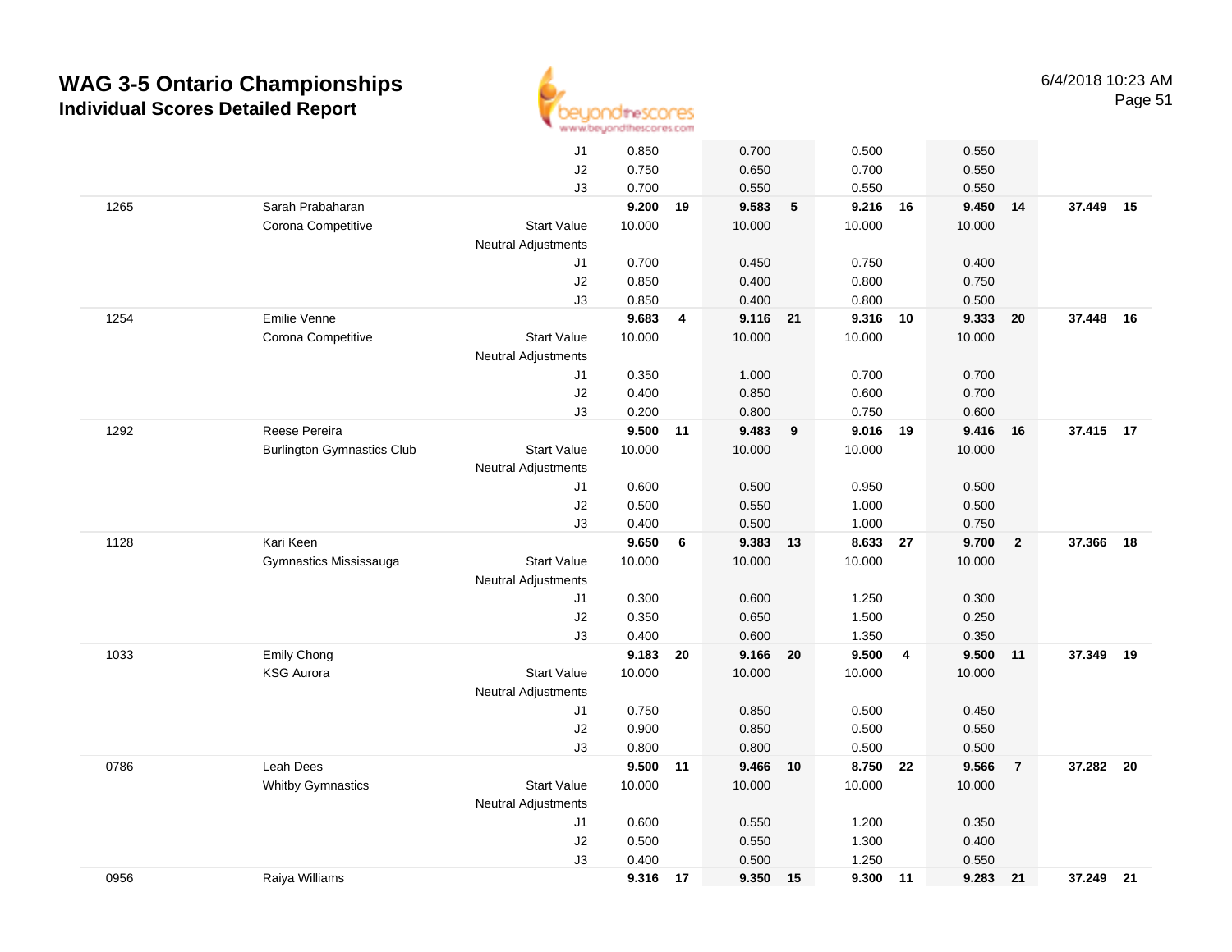# WAG 3-5 Ontario Championships

## Individual Scores Detailed Report

6/4/2018 10:23 AM

| | | | Vault | Rank | Bars | Rank | Beam | Rank | Floor | Rank | AA | Rank |
|---|---|---|---|---|---|---|---|---|---|---|---|---|
| | | J1 | 0.850 | | 0.700 | | 0.500 | | 0.550 | | | |
| | | J2 | 0.750 | | 0.650 | | 0.700 | | 0.550 | | | |
| | | J3 | 0.700 | | 0.550 | | 0.550 | | 0.550 | | | |
| 1265 | Sarah Prabaharan | | **9.200** | **19** | **9.583** | **5** | **9.216** | **16** | **9.450** | **14** | **37.449** | **15** |
| | Corona Competitive | Start Value | 10.000 | | 10.000 | | 10.000 | | 10.000 | | | |
| | | Neutral Adjustments | | | | | | | | | | |
| | | J1 | 0.700 | | 0.450 | | 0.750 | | 0.400 | | | |
| | | J2 | 0.850 | | 0.400 | | 0.800 | | 0.750 | | | |
| | | J3 | 0.850 | | 0.400 | | 0.800 | | 0.500 | | | |
| 1254 | Emilie Venne | | **9.683** | **4** | **9.116** | **21** | **9.316** | **10** | **9.333** | **20** | **37.448** | **16** |
| | Corona Competitive | Start Value | 10.000 | | 10.000 | | 10.000 | | 10.000 | | | |
| | | Neutral Adjustments | | | | | | | | | | |
| | | J1 | 0.350 | | 1.000 | | 0.700 | | 0.700 | | | |
| | | J2 | 0.400 | | 0.850 | | 0.600 | | 0.700 | | | |
| | | J3 | 0.200 | | 0.800 | | 0.750 | | 0.600 | | | |
| 1292 | Reese Pereira | | **9.500** | **11** | **9.483** | **9** | **9.016** | **19** | **9.416** | **16** | **37.415** | **17** |
| | Burlington Gymnastics Club | Start Value | 10.000 | | 10.000 | | 10.000 | | 10.000 | | | |
| | | Neutral Adjustments | | | | | | | | | | |
| | | J1 | 0.600 | | 0.500 | | 0.950 | | 0.500 | | | |
| | | J2 | 0.500 | | 0.550 | | 1.000 | | 0.500 | | | |
| | | J3 | 0.400 | | 0.500 | | 1.000 | | 0.750 | | | |
| 1128 | Kari Keen | | **9.650** | **6** | **9.383** | **13** | **8.633** | **27** | **9.700** | **2** | **37.366** | **18** |
| | Gymnastics Mississauga | Start Value | 10.000 | | 10.000 | | 10.000 | | 10.000 | | | |
| | | Neutral Adjustments | | | | | | | | | | |
| | | J1 | 0.300 | | 0.600 | | 1.250 | | 0.300 | | | |
| | | J2 | 0.350 | | 0.650 | | 1.500 | | 0.250 | | | |
| | | J3 | 0.400 | | 0.600 | | 1.350 | | 0.350 | | | |
| 1033 | Emily Chong | | **9.183** | **20** | **9.166** | **20** | **9.500** | **4** | **9.500** | **11** | **37.349** | **19** |
| | KSG Aurora | Start Value | 10.000 | | 10.000 | | 10.000 | | 10.000 | | | |
| | | Neutral Adjustments | | | | | | | | | | |
| | | J1 | 0.750 | | 0.850 | | 0.500 | | 0.450 | | | |
| | | J2 | 0.900 | | 0.850 | | 0.500 | | 0.550 | | | |
| | | J3 | 0.800 | | 0.800 | | 0.500 | | 0.500 | | | |
| 0786 | Leah Dees | | **9.500** | **11** | **9.466** | **10** | **8.750** | **22** | **9.566** | **7** | **37.282** | **20** |
| | Whitby Gymnastics | Start Value | 10.000 | | 10.000 | | 10.000 | | 10.000 | | | |
| | | Neutral Adjustments | | | | | | | | | | |
| | | J1 | 0.600 | | 0.550 | | 1.200 | | 0.350 | | | |
| | | J2 | 0.500 | | 0.550 | | 1.300 | | 0.400 | | | |
| | | J3 | 0.400 | | 0.500 | | 1.250 | | 0.550 | | | |
| 0956 | Raiya Williams | | **9.316** | **17** | **9.350** | **15** | **9.300** | **11** | **9.283** | **21** | **37.249** | **21** |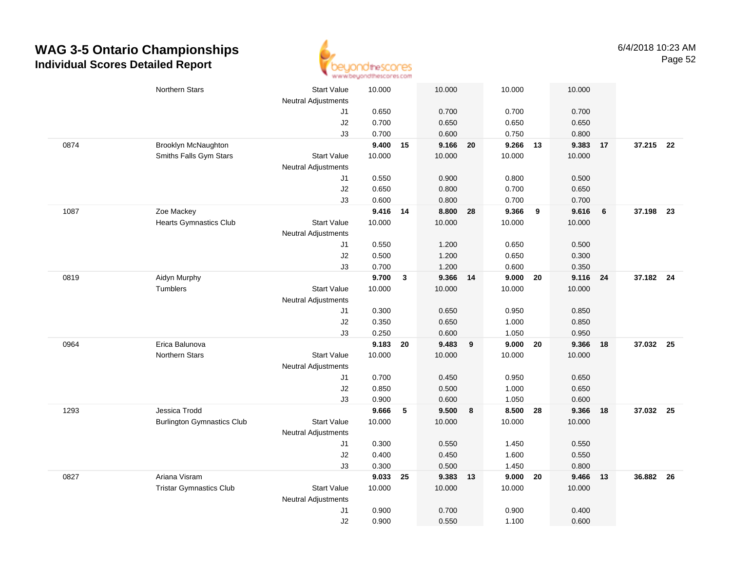# WAG 3-5 Ontario Championships

## Individual Scores Detailed Report

6/4/2018 10:23 AM

| | | | | | | | | | | | | |
|---|---|---|---|---|---|---|---|---|---|---|---|---|
| | Northern Stars | Start Value | 10.000 | | 10.000 | | 10.000 | | 10.000 | | | |
| | | Neutral Adjustments | | | | | | | | | | |
| | | J1 | 0.650 | | 0.700 | | 0.700 | | 0.700 | | | |
| | | J2 | 0.700 | | 0.650 | | 0.650 | | 0.650 | | | |
| | | J3 | 0.700 | | 0.600 | | 0.750 | | 0.800 | | | |
| 0874 | Brooklyn McNaughton | | **9.400** | **15** | **9.166** | **20** | **9.266** | **13** | **9.383** | **17** | **37.215** | **22** |
| | Smiths Falls Gym Stars | Start Value | 10.000 | | 10.000 | | 10.000 | | 10.000 | | | |
| | | Neutral Adjustments | | | | | | | | | | |
| | | J1 | 0.550 | | 0.900 | | 0.800 | | 0.500 | | | |
| | | J2 | 0.650 | | 0.800 | | 0.700 | | 0.650 | | | |
| | | J3 | 0.600 | | 0.800 | | 0.700 | | 0.700 | | | |
| 1087 | Zoe Mackey | | **9.416** | **14** | **8.800** | **28** | **9.366** | **9** | **9.616** | **6** | **37.198** | **23** |
| | Hearts Gymnastics Club | Start Value | 10.000 | | 10.000 | | 10.000 | | 10.000 | | | |
| | | Neutral Adjustments | | | | | | | | | | |
| | | J1 | 0.550 | | 1.200 | | 0.650 | | 0.500 | | | |
| | | J2 | 0.500 | | 1.200 | | 0.650 | | 0.300 | | | |
| | | J3 | 0.700 | | 1.200 | | 0.600 | | 0.350 | | | |
| 0819 | Aidyn Murphy | | **9.700** | **3** | **9.366** | **14** | **9.000** | **20** | **9.116** | **24** | **37.182** | **24** |
| | Tumblers | Start Value | 10.000 | | 10.000 | | 10.000 | | 10.000 | | | |
| | | Neutral Adjustments | | | | | | | | | | |
| | | J1 | 0.300 | | 0.650 | | 0.950 | | 0.850 | | | |
| | | J2 | 0.350 | | 0.650 | | 1.000 | | 0.850 | | | |
| | | J3 | 0.250 | | 0.600 | | 1.050 | | 0.950 | | | |
| 0964 | Erica Balunova | | **9.183** | **20** | **9.483** | **9** | **9.000** | **20** | **9.366** | **18** | **37.032** | **25** |
| | Northern Stars | Start Value | 10.000 | | 10.000 | | 10.000 | | 10.000 | | | |
| | | Neutral Adjustments | | | | | | | | | | |
| | | J1 | 0.700 | | 0.450 | | 0.950 | | 0.650 | | | |
| | | J2 | 0.850 | | 0.500 | | 1.000 | | 0.650 | | | |
| | | J3 | 0.900 | | 0.600 | | 1.050 | | 0.600 | | | |
| 1293 | Jessica Trodd | | **9.666** | **5** | **9.500** | **8** | **8.500** | **28** | **9.366** | **18** | **37.032** | **25** |
| | Burlington Gymnastics Club | Start Value | 10.000 | | 10.000 | | 10.000 | | 10.000 | | | |
| | | Neutral Adjustments | | | | | | | | | | |
| | | J1 | 0.300 | | 0.550 | | 1.450 | | 0.550 | | | |
| | | J2 | 0.400 | | 0.450 | | 1.600 | | 0.550 | | | |
| | | J3 | 0.300 | | 0.500 | | 1.450 | | 0.800 | | | |
| 0827 | Ariana Visram | | **9.033** | **25** | **9.383** | **13** | **9.000** | **20** | **9.466** | **13** | **36.882** | **26** |
| | Tristar Gymnastics Club | Start Value | 10.000 | | 10.000 | | 10.000 | | 10.000 | | | |
| | | Neutral Adjustments | | | | | | | | | | |
| | | J1 | 0.900 | | 0.700 | | 0.900 | | 0.400 | | | |
| | | J2 | 0.900 | | 0.550 | | 1.100 | | 0.600 | | | |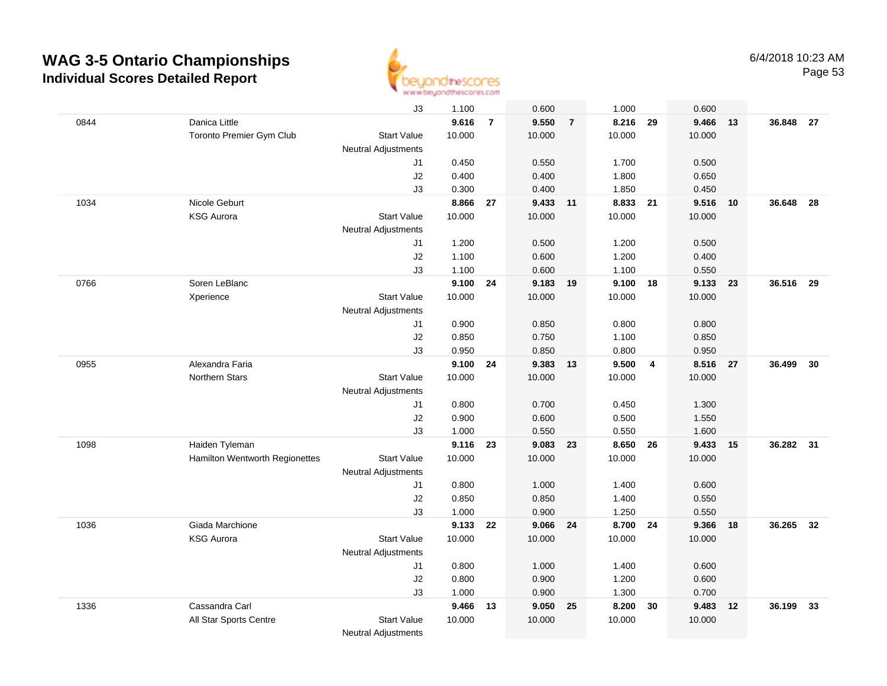# WAG 3-5 Ontario Championships

## Individual Scores Detailed Report

6/4/2018 10:23 AM

| | | | Vault | | Bars | | Beam | | Floor | | AA | |
|---|---|---|---|---|---|---|---|---|---|---|---|---|
| | | J3 | 1.100 | | 0.600 | | 1.000 | | 0.600 | | | |
| 0844 | Danica Little | | **9.616** | **7** | **9.550** | **7** | **8.216** | **29** | **9.466** | **13** | **36.848** | **27** |
| | Toronto Premier Gym Club | Start Value | 10.000 | | 10.000 | | 10.000 | | 10.000 | | | |
| | | Neutral Adjustments | | | | | | | | | | |
| | | J1 | 0.450 | | 0.550 | | 1.700 | | 0.500 | | | |
| | | J2 | 0.400 | | 0.400 | | 1.800 | | 0.650 | | | |
| | | J3 | 0.300 | | 0.400 | | 1.850 | | 0.450 | | | |
| 1034 | Nicole Geburt | | **8.866** | **27** | **9.433** | **11** | **8.833** | **21** | **9.516** | **10** | **36.648** | **28** |
| | KSG Aurora | Start Value | 10.000 | | 10.000 | | 10.000 | | 10.000 | | | |
| | | Neutral Adjustments | | | | | | | | | | |
| | | J1 | 1.200 | | 0.500 | | 1.200 | | 0.500 | | | |
| | | J2 | 1.100 | | 0.600 | | 1.200 | | 0.400 | | | |
| | | J3 | 1.100 | | 0.600 | | 1.100 | | 0.550 | | | |
| 0766 | Soren LeBlanc | | **9.100** | **24** | **9.183** | **19** | **9.100** | **18** | **9.133** | **23** | **36.516** | **29** |
| | Xperience | Start Value | 10.000 | | 10.000 | | 10.000 | | 10.000 | | | |
| | | Neutral Adjustments | | | | | | | | | | |
| | | J1 | 0.900 | | 0.850 | | 0.800 | | 0.800 | | | |
| | | J2 | 0.850 | | 0.750 | | 1.100 | | 0.850 | | | |
| | | J3 | 0.950 | | 0.850 | | 0.800 | | 0.950 | | | |
| 0955 | Alexandra Faria | | **9.100** | **24** | **9.383** | **13** | **9.500** | **4** | **8.516** | **27** | **36.499** | **30** |
| | Northern Stars | Start Value | 10.000 | | 10.000 | | 10.000 | | 10.000 | | | |
| | | Neutral Adjustments | | | | | | | | | | |
| | | J1 | 0.800 | | 0.700 | | 0.450 | | 1.300 | | | |
| | | J2 | 0.900 | | 0.600 | | 0.500 | | 1.550 | | | |
| | | J3 | 1.000 | | 0.550 | | 0.550 | | 1.600 | | | |
| 1098 | Haiden Tyleman | | **9.116** | **23** | **9.083** | **23** | **8.650** | **26** | **9.433** | **15** | **36.282** | **31** |
| | Hamilton Wentworth Regionettes | Start Value | 10.000 | | 10.000 | | 10.000 | | 10.000 | | | |
| | | Neutral Adjustments | | | | | | | | | | |
| | | J1 | 0.800 | | 1.000 | | 1.400 | | 0.600 | | | |
| | | J2 | 0.850 | | 0.850 | | 1.400 | | 0.550 | | | |
| | | J3 | 1.000 | | 0.900 | | 1.250 | | 0.550 | | | |
| 1036 | Giada Marchione | | **9.133** | **22** | **9.066** | **24** | **8.700** | **24** | **9.366** | **18** | **36.265** | **32** |
| | KSG Aurora | Start Value | 10.000 | | 10.000 | | 10.000 | | 10.000 | | | |
| | | Neutral Adjustments | | | | | | | | | | |
| | | J1 | 0.800 | | 1.000 | | 1.400 | | 0.600 | | | |
| | | J2 | 0.800 | | 0.900 | | 1.200 | | 0.600 | | | |
| | | J3 | 1.000 | | 0.900 | | 1.300 | | 0.700 | | | |
| 1336 | Cassandra Carl | | **9.466** | **13** | **9.050** | **25** | **8.200** | **30** | **9.483** | **12** | **36.199** | **33** |
| | All Star Sports Centre | Start Value | 10.000 | | 10.000 | | 10.000 | | 10.000 | | | |
| | | Neutral Adjustments | | | | | | | | | | |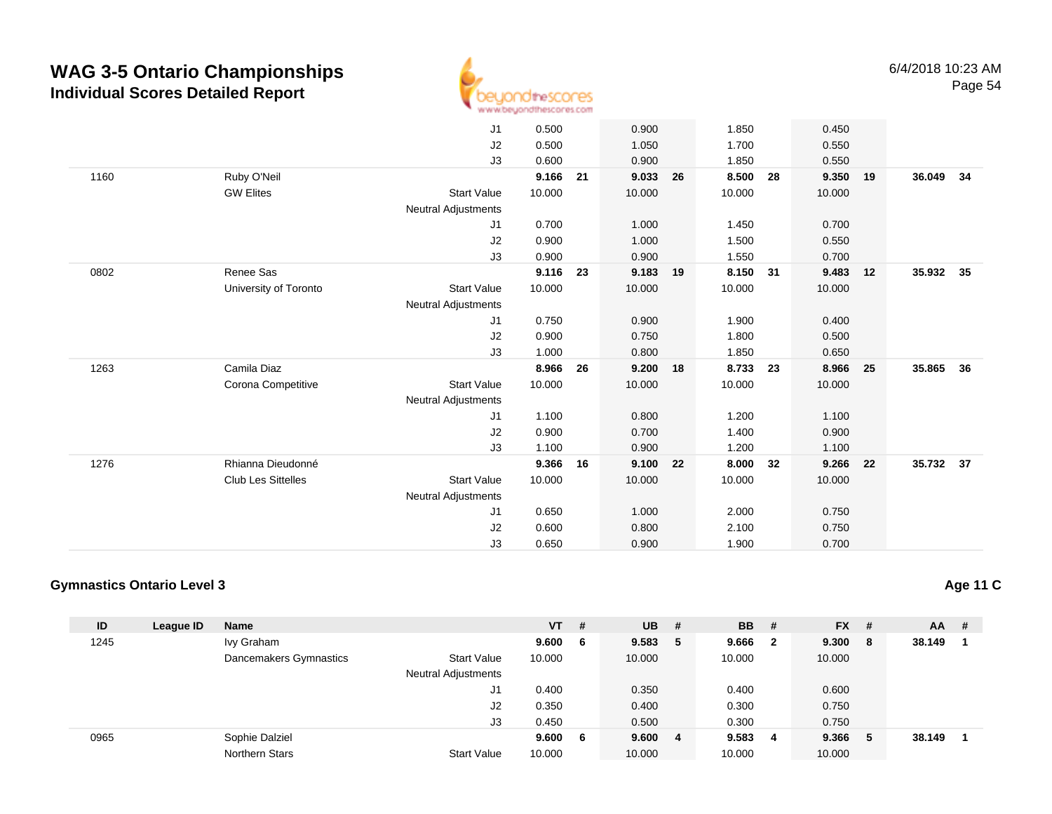# WAG 3-5 Ontario Championships
## Individual Scores Detailed Report

| ID | League ID | Name | | VT | # | UB | # | BB | # | FX | # | AA | # |
|---|---|---|---|---|---|---|---|---|---|---|---|---|---|
| | | | J1 | 0.500 | | 0.900 | | 1.850 | | 0.450 | | | |
| | | | J2 | 0.500 | | 1.050 | | 1.700 | | 0.550 | | | |
| | | | J3 | 0.600 | | 0.900 | | 1.850 | | 0.550 | | | |
| 1160 | | Ruby O'Neil | | **9.166** | **21** | **9.033** | **26** | **8.500** | **28** | **9.350** | **19** | **36.049** | **34** |
| | | GW Elites | Start Value | 10.000 | | 10.000 | | 10.000 | | 10.000 | | | |
| | | | Neutral Adjustments | | | | | | | | | | |
| | | | J1 | 0.700 | | 1.000 | | 1.450 | | 0.700 | | | |
| | | | J2 | 0.900 | | 1.000 | | 1.500 | | 0.550 | | | |
| | | | J3 | 0.900 | | 0.900 | | 1.550 | | 0.700 | | | |
| 0802 | | Renee Sas | | **9.116** | **23** | **9.183** | **19** | **8.150** | **31** | **9.483** | **12** | **35.932** | **35** |
| | | University of Toronto | Start Value | 10.000 | | 10.000 | | 10.000 | | 10.000 | | | |
| | | | Neutral Adjustments | | | | | | | | | | |
| | | | J1 | 0.750 | | 0.900 | | 1.900 | | 0.400 | | | |
| | | | J2 | 0.900 | | 0.750 | | 1.800 | | 0.500 | | | |
| | | | J3 | 1.000 | | 0.800 | | 1.850 | | 0.650 | | | |
| 1263 | | Camila Diaz | | **8.966** | **26** | **9.200** | **18** | **8.733** | **23** | **8.966** | **25** | **35.865** | **36** |
| | | Corona Competitive | Start Value | 10.000 | | 10.000 | | 10.000 | | 10.000 | | | |
| | | | Neutral Adjustments | | | | | | | | | | |
| | | | J1 | 1.100 | | 0.800 | | 1.200 | | 1.100 | | | |
| | | | J2 | 0.900 | | 0.700 | | 1.400 | | 0.900 | | | |
| | | | J3 | 1.100 | | 0.900 | | 1.200 | | 1.100 | | | |
| 1276 | | Rhianna Dieudonné | | **9.366** | **16** | **9.100** | **22** | **8.000** | **32** | **9.266** | **22** | **35.732** | **37** |
| | | Club Les Sittelles | Start Value | 10.000 | | 10.000 | | 10.000 | | 10.000 | | | |
| | | | Neutral Adjustments | | | | | | | | | | |
| | | | J1 | 0.650 | | 1.000 | | 2.000 | | 0.750 | | | |
| | | | J2 | 0.600 | | 0.800 | | 2.100 | | 0.750 | | | |
| | | | J3 | 0.650 | | 0.900 | | 1.900 | | 0.700 | | | |

### Gymnastics Ontario Level 3

**Age 11 C**

| ID | League ID | Name | | VT | # | UB | # | BB | # | FX | # | AA | # |
|---|---|---|---|---|---|---|---|---|---|---|---|---|---|
| 1245 | | Ivy Graham | | **9.600** | **6** | **9.583** | **5** | **9.666** | **2** | **9.300** | **8** | **38.149** | **1** |
| | | Dancemakers Gymnastics | Start Value | 10.000 | | 10.000 | | 10.000 | | 10.000 | | | |
| | | | Neutral Adjustments | | | | | | | | | | |
| | | | J1 | 0.400 | | 0.350 | | 0.400 | | 0.600 | | | |
| | | | J2 | 0.350 | | 0.400 | | 0.300 | | 0.750 | | | |
| | | | J3 | 0.450 | | 0.500 | | 0.300 | | 0.750 | | | |
| 0965 | | Sophie Dalziel | | **9.600** | **6** | **9.600** | **4** | **9.583** | **4** | **9.366** | **5** | **38.149** | **1** |
| | | Northern Stars | Start Value | 10.000 | | 10.000 | | 10.000 | | 10.000 | | | |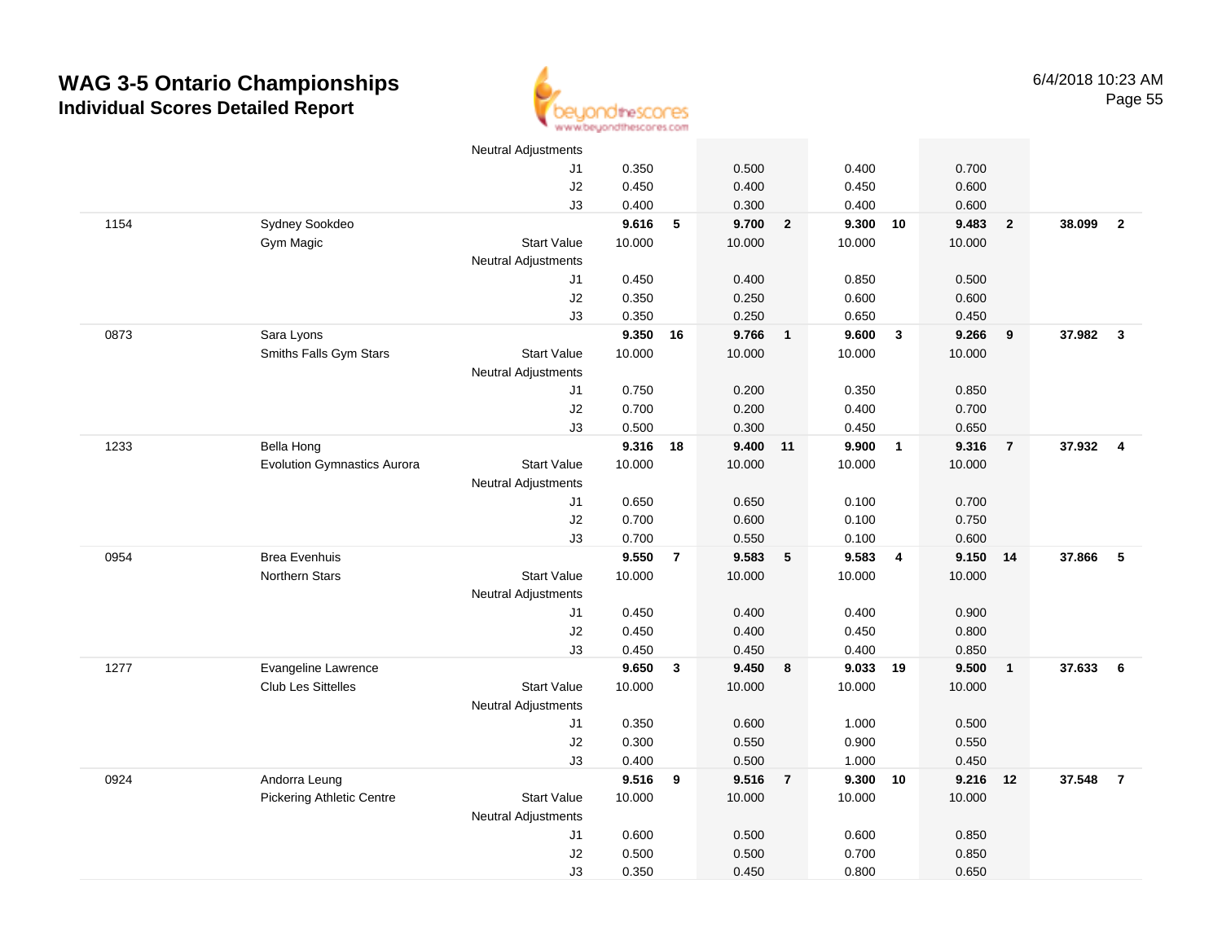# WAG 3-5 Ontario Championships
## Individual Scores Detailed Report

6/4/2018 10:23 AM

| # | Name / Club | | Vault | Rank | Bars | Rank | Beam | Rank | Floor | Rank | AA | Rank |
|---|---|---|---|---|---|---|---|---|---|---|---|---|
| | | Neutral Adjustments | | | | | | | | | | |
| | | J1 | 0.350 | | 0.500 | | 0.400 | | 0.700 | | | |
| | | J2 | 0.450 | | 0.400 | | 0.450 | | 0.600 | | | |
| | | J3 | 0.400 | | 0.300 | | 0.400 | | 0.600 | | | |
| 1154 | Sydney Sookdeo | | **9.616** | **5** | **9.700** | **2** | **9.300** | **10** | **9.483** | **2** | **38.099** | **2** |
| | Gym Magic | Start Value | 10.000 | | 10.000 | | 10.000 | | 10.000 | | | |
| | | Neutral Adjustments | | | | | | | | | | |
| | | J1 | 0.450 | | 0.400 | | 0.850 | | 0.500 | | | |
| | | J2 | 0.350 | | 0.250 | | 0.600 | | 0.600 | | | |
| | | J3 | 0.350 | | 0.250 | | 0.650 | | 0.450 | | | |
| 0873 | Sara Lyons | | **9.350** | **16** | **9.766** | **1** | **9.600** | **3** | **9.266** | **9** | **37.982** | **3** |
| | Smiths Falls Gym Stars | Start Value | 10.000 | | 10.000 | | 10.000 | | 10.000 | | | |
| | | Neutral Adjustments | | | | | | | | | | |
| | | J1 | 0.750 | | 0.200 | | 0.350 | | 0.850 | | | |
| | | J2 | 0.700 | | 0.200 | | 0.400 | | 0.700 | | | |
| | | J3 | 0.500 | | 0.300 | | 0.450 | | 0.650 | | | |
| 1233 | Bella Hong | | **9.316** | **18** | **9.400** | **11** | **9.900** | **1** | **9.316** | **7** | **37.932** | **4** |
| | Evolution Gymnastics Aurora | Start Value | 10.000 | | 10.000 | | 10.000 | | 10.000 | | | |
| | | Neutral Adjustments | | | | | | | | | | |
| | | J1 | 0.650 | | 0.650 | | 0.100 | | 0.700 | | | |
| | | J2 | 0.700 | | 0.600 | | 0.100 | | 0.750 | | | |
| | | J3 | 0.700 | | 0.550 | | 0.100 | | 0.600 | | | |
| 0954 | Brea Evenhuis | | **9.550** | **7** | **9.583** | **5** | **9.583** | **4** | **9.150** | **14** | **37.866** | **5** |
| | Northern Stars | Start Value | 10.000 | | 10.000 | | 10.000 | | 10.000 | | | |
| | | Neutral Adjustments | | | | | | | | | | |
| | | J1 | 0.450 | | 0.400 | | 0.400 | | 0.900 | | | |
| | | J2 | 0.450 | | 0.400 | | 0.450 | | 0.800 | | | |
| | | J3 | 0.450 | | 0.450 | | 0.400 | | 0.850 | | | |
| 1277 | Evangeline Lawrence | | **9.650** | **3** | **9.450** | **8** | **9.033** | **19** | **9.500** | **1** | **37.633** | **6** |
| | Club Les Sittelles | Start Value | 10.000 | | 10.000 | | 10.000 | | 10.000 | | | |
| | | Neutral Adjustments | | | | | | | | | | |
| | | J1 | 0.350 | | 0.600 | | 1.000 | | 0.500 | | | |
| | | J2 | 0.300 | | 0.550 | | 0.900 | | 0.550 | | | |
| | | J3 | 0.400 | | 0.500 | | 1.000 | | 0.450 | | | |
| 0924 | Andorra Leung | | **9.516** | **9** | **9.516** | **7** | **9.300** | **10** | **9.216** | **12** | **37.548** | **7** |
| | Pickering Athletic Centre | Start Value | 10.000 | | 10.000 | | 10.000 | | 10.000 | | | |
| | | Neutral Adjustments | | | | | | | | | | |
| | | J1 | 0.600 | | 0.500 | | 0.600 | | 0.850 | | | |
| | | J2 | 0.500 | | 0.500 | | 0.700 | | 0.850 | | | |
| | | J3 | 0.350 | | 0.450 | | 0.800 | | 0.650 | | | |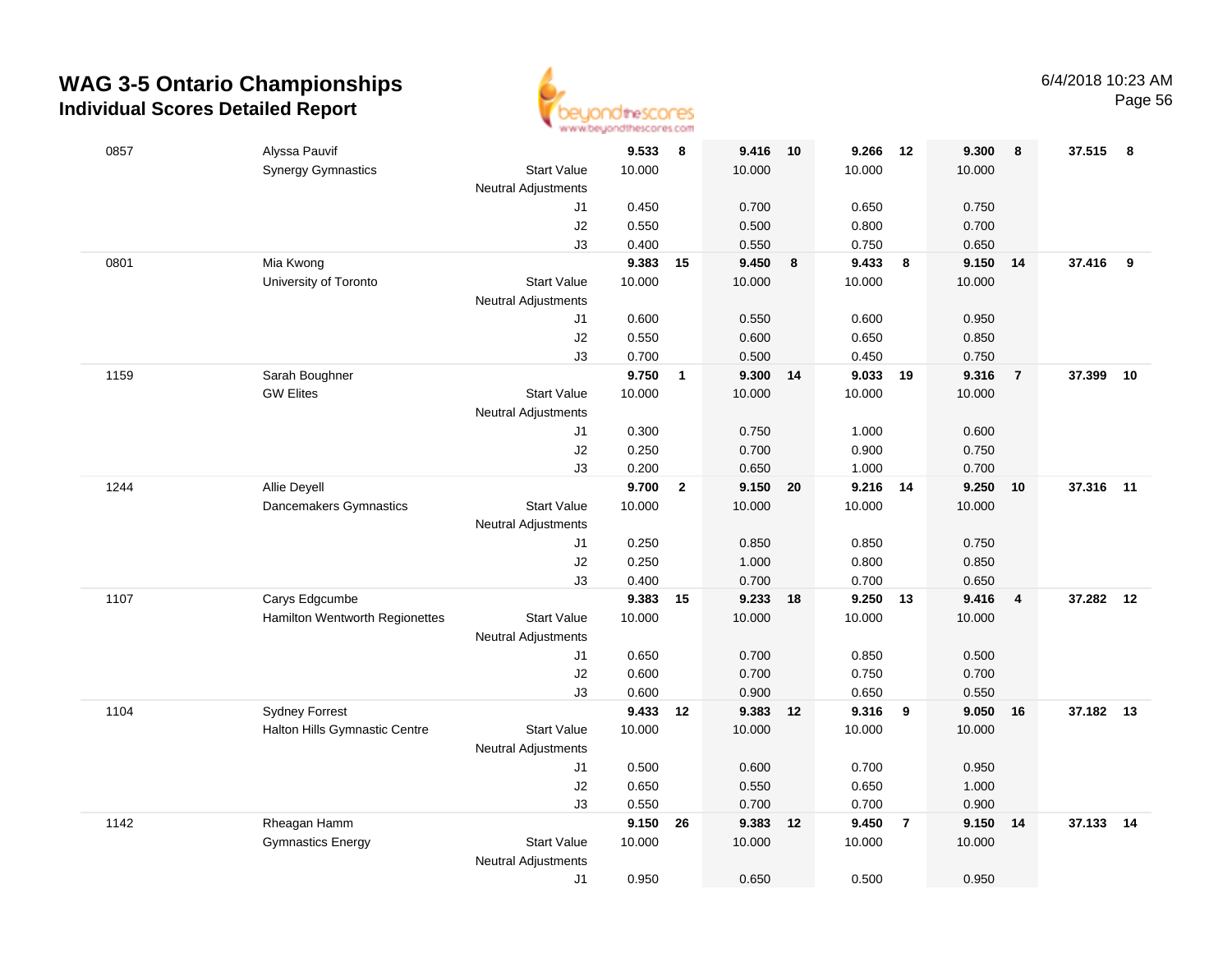# WAG 3-5 Ontario Championships
## Individual Scores Detailed Report

6/4/2018 10:23 AM

| # | Name / Club | | Vault | Rank | Bars | Rank | Beam | Rank | Floor | Rank | AA | Rank |
|---|---|---|---|---|---|---|---|---|---|---|---|---|
| 0857 | Alyssa Pauvif | | **9.533** | **8** | **9.416** | **10** | **9.266** | **12** | **9.300** | **8** | **37.515** | **8** |
| | Synergy Gymnastics | Start Value | 10.000 | | 10.000 | | 10.000 | | 10.000 | | | |
| | | Neutral Adjustments | | | | | | | | | | |
| | | J1 | 0.450 | | 0.700 | | 0.650 | | 0.750 | | | |
| | | J2 | 0.550 | | 0.500 | | 0.800 | | 0.700 | | | |
| | | J3 | 0.400 | | 0.550 | | 0.750 | | 0.650 | | | |
| 0801 | Mia Kwong | | **9.383** | **15** | **9.450** | **8** | **9.433** | **8** | **9.150** | **14** | **37.416** | **9** |
| | University of Toronto | Start Value | 10.000 | | 10.000 | | 10.000 | | 10.000 | | | |
| | | Neutral Adjustments | | | | | | | | | | |
| | | J1 | 0.600 | | 0.550 | | 0.600 | | 0.950 | | | |
| | | J2 | 0.550 | | 0.600 | | 0.650 | | 0.850 | | | |
| | | J3 | 0.700 | | 0.500 | | 0.450 | | 0.750 | | | |
| 1159 | Sarah Boughner | | **9.750** | **1** | **9.300** | **14** | **9.033** | **19** | **9.316** | **7** | **37.399** | **10** |
| | GW Elites | Start Value | 10.000 | | 10.000 | | 10.000 | | 10.000 | | | |
| | | Neutral Adjustments | | | | | | | | | | |
| | | J1 | 0.300 | | 0.750 | | 1.000 | | 0.600 | | | |
| | | J2 | 0.250 | | 0.700 | | 0.900 | | 0.750 | | | |
| | | J3 | 0.200 | | 0.650 | | 1.000 | | 0.700 | | | |
| 1244 | Allie Deyell | | **9.700** | **2** | **9.150** | **20** | **9.216** | **14** | **9.250** | **10** | **37.316** | **11** |
| | Dancemakers Gymnastics | Start Value | 10.000 | | 10.000 | | 10.000 | | 10.000 | | | |
| | | Neutral Adjustments | | | | | | | | | | |
| | | J1 | 0.250 | | 0.850 | | 0.850 | | 0.750 | | | |
| | | J2 | 0.250 | | 1.000 | | 0.800 | | 0.850 | | | |
| | | J3 | 0.400 | | 0.700 | | 0.700 | | 0.650 | | | |
| 1107 | Carys Edgcumbe | | **9.383** | **15** | **9.233** | **18** | **9.250** | **13** | **9.416** | **4** | **37.282** | **12** |
| | Hamilton Wentworth Regionettes | Start Value | 10.000 | | 10.000 | | 10.000 | | 10.000 | | | |
| | | Neutral Adjustments | | | | | | | | | | |
| | | J1 | 0.650 | | 0.700 | | 0.850 | | 0.500 | | | |
| | | J2 | 0.600 | | 0.700 | | 0.750 | | 0.700 | | | |
| | | J3 | 0.600 | | 0.900 | | 0.650 | | 0.550 | | | |
| 1104 | Sydney Forrest | | **9.433** | **12** | **9.383** | **12** | **9.316** | **9** | **9.050** | **16** | **37.182** | **13** |
| | Halton Hills Gymnastic Centre | Start Value | 10.000 | | 10.000 | | 10.000 | | 10.000 | | | |
| | | Neutral Adjustments | | | | | | | | | | |
| | | J1 | 0.500 | | 0.600 | | 0.700 | | 0.950 | | | |
| | | J2 | 0.650 | | 0.550 | | 0.650 | | 1.000 | | | |
| | | J3 | 0.550 | | 0.700 | | 0.700 | | 0.900 | | | |
| 1142 | Rheagan Hamm | | **9.150** | **26** | **9.383** | **12** | **9.450** | **7** | **9.150** | **14** | **37.133** | **14** |
| | Gymnastics Energy | Start Value | 10.000 | | 10.000 | | 10.000 | | 10.000 | | | |
| | | Neutral Adjustments | | | | | | | | | | |
| | | J1 | 0.950 | | 0.650 | | 0.500 | | 0.950 | | | |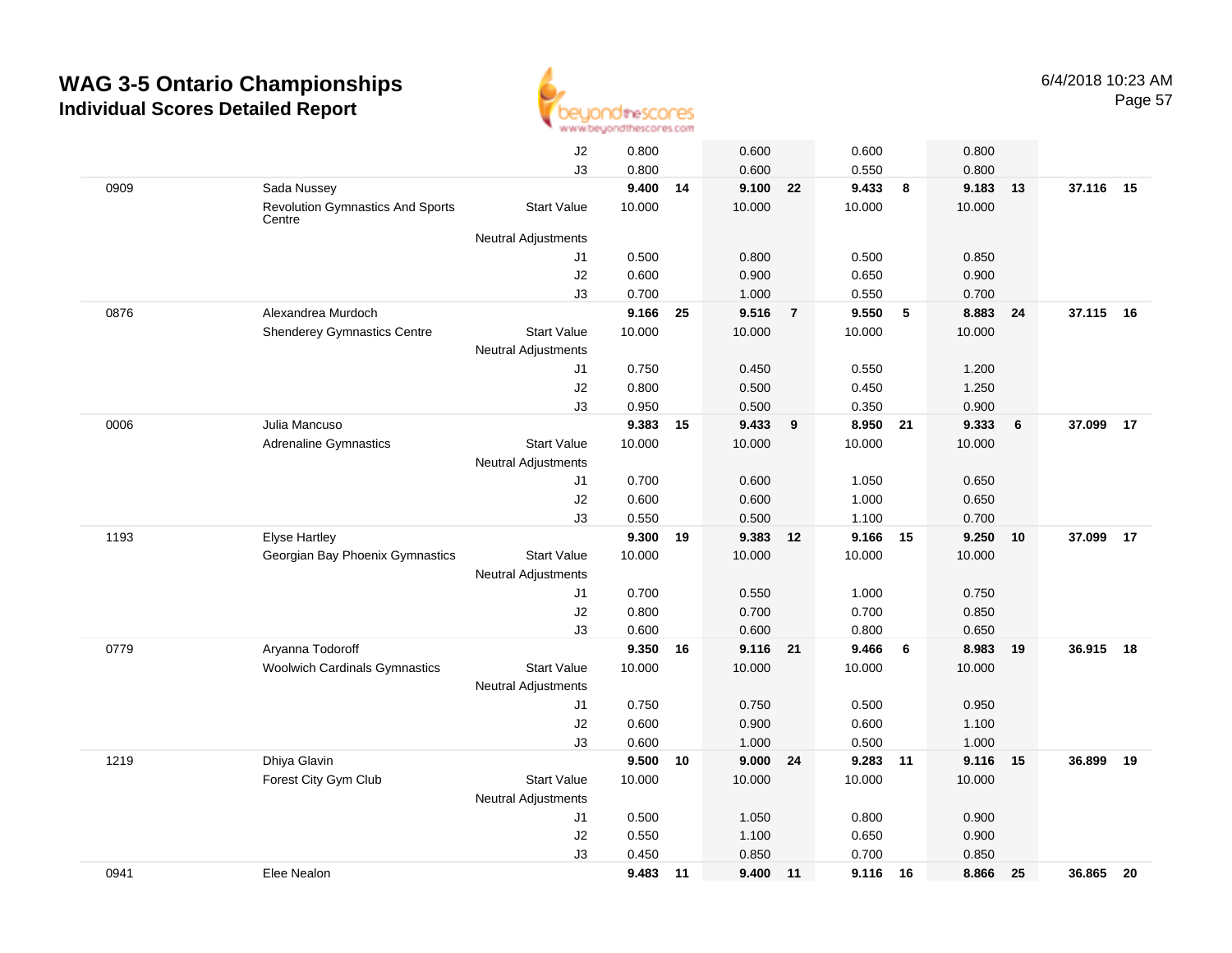# WAG 3-5 Ontario Championships

## Individual Scores Detailed Report

6/4/2018 10:23 AM

| | | | | | | | | | | | | |
|---|---|---|---|---|---|---|---|---|---|---|---|---|
| | | J2 | 0.800 | | 0.600 | | 0.600 | | 0.800 | | | |
| | | J3 | 0.800 | | 0.600 | | 0.550 | | 0.800 | | | |
| 0909 | Sada Nussey | | **9.400** | **14** | **9.100** | **22** | **9.433** | **8** | **9.183** | **13** | **37.116** | **15** |
| | Revolution Gymnastics And Sports Centre | Start Value | 10.000 | | 10.000 | | 10.000 | | 10.000 | | | |
| | | Neutral Adjustments | | | | | | | | | | |
| | | J1 | 0.500 | | 0.800 | | 0.500 | | 0.850 | | | |
| | | J2 | 0.600 | | 0.900 | | 0.650 | | 0.900 | | | |
| | | J3 | 0.700 | | 1.000 | | 0.550 | | 0.700 | | | |
| 0876 | Alexandrea Murdoch | | **9.166** | **25** | **9.516** | **7** | **9.550** | **5** | **8.883** | **24** | **37.115** | **16** |
| | Shenderey Gymnastics Centre | Start Value | 10.000 | | 10.000 | | 10.000 | | 10.000 | | | |
| | | Neutral Adjustments | | | | | | | | | | |
| | | J1 | 0.750 | | 0.450 | | 0.550 | | 1.200 | | | |
| | | J2 | 0.800 | | 0.500 | | 0.450 | | 1.250 | | | |
| | | J3 | 0.950 | | 0.500 | | 0.350 | | 0.900 | | | |
| 0006 | Julia Mancuso | | **9.383** | **15** | **9.433** | **9** | **8.950** | **21** | **9.333** | **6** | **37.099** | **17** |
| | Adrenaline Gymnastics | Start Value | 10.000 | | 10.000 | | 10.000 | | 10.000 | | | |
| | | Neutral Adjustments | | | | | | | | | | |
| | | J1 | 0.700 | | 0.600 | | 1.050 | | 0.650 | | | |
| | | J2 | 0.600 | | 0.600 | | 1.000 | | 0.650 | | | |
| | | J3 | 0.550 | | 0.500 | | 1.100 | | 0.700 | | | |
| 1193 | Elyse Hartley | | **9.300** | **19** | **9.383** | **12** | **9.166** | **15** | **9.250** | **10** | **37.099** | **17** |
| | Georgian Bay Phoenix Gymnastics | Start Value | 10.000 | | 10.000 | | 10.000 | | 10.000 | | | |
| | | Neutral Adjustments | | | | | | | | | | |
| | | J1 | 0.700 | | 0.550 | | 1.000 | | 0.750 | | | |
| | | J2 | 0.800 | | 0.700 | | 0.700 | | 0.850 | | | |
| | | J3 | 0.600 | | 0.600 | | 0.800 | | 0.650 | | | |
| 0779 | Aryanna Todoroff | | **9.350** | **16** | **9.116** | **21** | **9.466** | **6** | **8.983** | **19** | **36.915** | **18** |
| | Woolwich Cardinals Gymnastics | Start Value | 10.000 | | 10.000 | | 10.000 | | 10.000 | | | |
| | | Neutral Adjustments | | | | | | | | | | |
| | | J1 | 0.750 | | 0.750 | | 0.500 | | 0.950 | | | |
| | | J2 | 0.600 | | 0.900 | | 0.600 | | 1.100 | | | |
| | | J3 | 0.600 | | 1.000 | | 0.500 | | 1.000 | | | |
| 1219 | Dhiya Glavin | | **9.500** | **10** | **9.000** | **24** | **9.283** | **11** | **9.116** | **15** | **36.899** | **19** |
| | Forest City Gym Club | Start Value | 10.000 | | 10.000 | | 10.000 | | 10.000 | | | |
| | | Neutral Adjustments | | | | | | | | | | |
| | | J1 | 0.500 | | 1.050 | | 0.800 | | 0.900 | | | |
| | | J2 | 0.550 | | 1.100 | | 0.650 | | 0.900 | | | |
| | | J3 | 0.450 | | 0.850 | | 0.700 | | 0.850 | | | |
| 0941 | Elee Nealon | | **9.483** | **11** | **9.400** | **11** | **9.116** | **16** | **8.866** | **25** | **36.865** | **20** |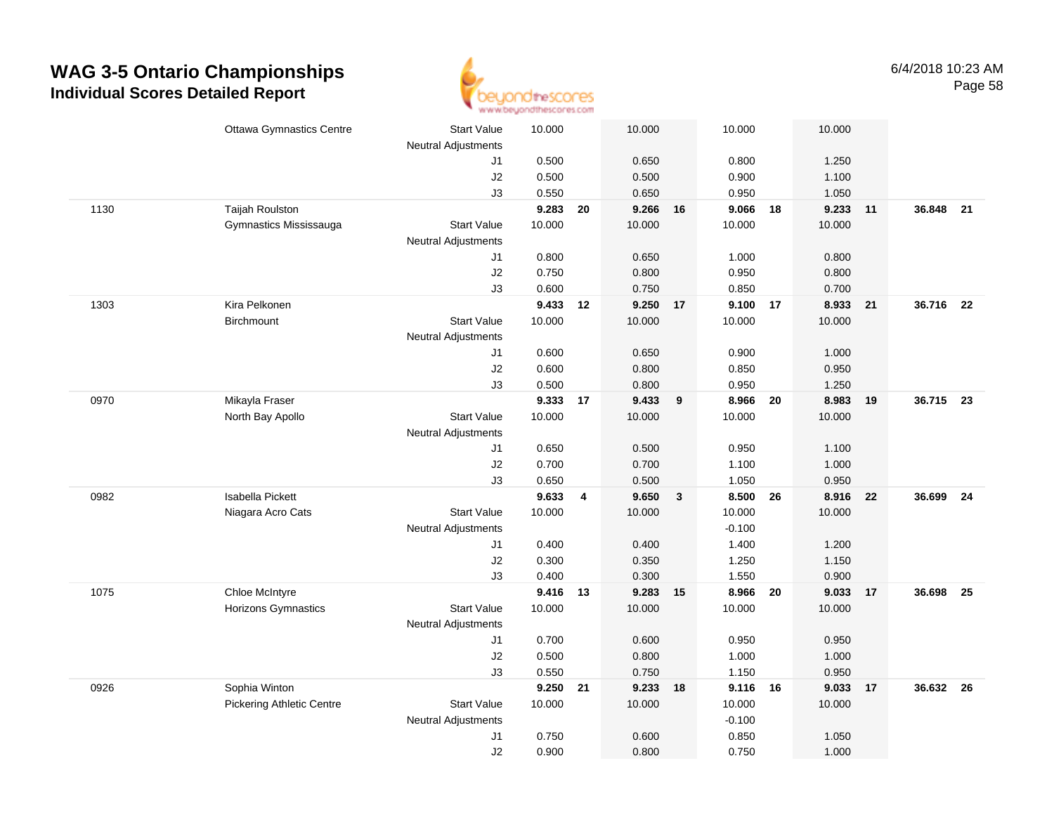# WAG 3-5 Ontario Championships
## Individual Scores Detailed Report

6/4/2018 10:23 AM

| # | Name / Club | | Vault | Rank | Bars | Rank | Beam | Rank | Floor | Rank | AA | Rank |
|---|---|---|---|---|---|---|---|---|---|---|---|---|
| | Ottawa Gymnastics Centre | Start Value | 10.000 | | 10.000 | | 10.000 | | 10.000 | | | |
| | | Neutral Adjustments | | | | | | | | | | |
| | | J1 | 0.500 | | 0.650 | | 0.800 | | 1.250 | | | |
| | | J2 | 0.500 | | 0.500 | | 0.900 | | 1.100 | | | |
| | | J3 | 0.550 | | 0.650 | | 0.950 | | 1.050 | | | |
| 1130 | Taijah Roulston | | **9.283** | **20** | **9.266** | **16** | **9.066** | **18** | **9.233** | **11** | **36.848** | **21** |
| | Gymnastics Mississauga | Start Value | 10.000 | | 10.000 | | 10.000 | | 10.000 | | | |
| | | Neutral Adjustments | | | | | | | | | | |
| | | J1 | 0.800 | | 0.650 | | 1.000 | | 0.800 | | | |
| | | J2 | 0.750 | | 0.800 | | 0.950 | | 0.800 | | | |
| | | J3 | 0.600 | | 0.750 | | 0.850 | | 0.700 | | | |
| 1303 | Kira Pelkonen | | **9.433** | **12** | **9.250** | **17** | **9.100** | **17** | **8.933** | **21** | **36.716** | **22** |
| | Birchmount | Start Value | 10.000 | | 10.000 | | 10.000 | | 10.000 | | | |
| | | Neutral Adjustments | | | | | | | | | | |
| | | J1 | 0.600 | | 0.650 | | 0.900 | | 1.000 | | | |
| | | J2 | 0.600 | | 0.800 | | 0.850 | | 0.950 | | | |
| | | J3 | 0.500 | | 0.800 | | 0.950 | | 1.250 | | | |
| 0970 | Mikayla Fraser | | **9.333** | **17** | **9.433** | **9** | **8.966** | **20** | **8.983** | **19** | **36.715** | **23** |
| | North Bay Apollo | Start Value | 10.000 | | 10.000 | | 10.000 | | 10.000 | | | |
| | | Neutral Adjustments | | | | | | | | | | |
| | | J1 | 0.650 | | 0.500 | | 0.950 | | 1.100 | | | |
| | | J2 | 0.700 | | 0.700 | | 1.100 | | 1.000 | | | |
| | | J3 | 0.650 | | 0.500 | | 1.050 | | 0.950 | | | |
| 0982 | Isabella Pickett | | **9.633** | **4** | **9.650** | **3** | **8.500** | **26** | **8.916** | **22** | **36.699** | **24** |
| | Niagara Acro Cats | Start Value | 10.000 | | 10.000 | | 10.000 | | 10.000 | | | |
| | | Neutral Adjustments | | | | | -0.100 | | | | | |
| | | J1 | 0.400 | | 0.400 | | 1.400 | | 1.200 | | | |
| | | J2 | 0.300 | | 0.350 | | 1.250 | | 1.150 | | | |
| | | J3 | 0.400 | | 0.300 | | 1.550 | | 0.900 | | | |
| 1075 | Chloe McIntyre | | **9.416** | **13** | **9.283** | **15** | **8.966** | **20** | **9.033** | **17** | **36.698** | **25** |
| | Horizons Gymnastics | Start Value | 10.000 | | 10.000 | | 10.000 | | 10.000 | | | |
| | | Neutral Adjustments | | | | | | | | | | |
| | | J1 | 0.700 | | 0.600 | | 0.950 | | 0.950 | | | |
| | | J2 | 0.500 | | 0.800 | | 1.000 | | 1.000 | | | |
| | | J3 | 0.550 | | 0.750 | | 1.150 | | 0.950 | | | |
| 0926 | Sophia Winton | | **9.250** | **21** | **9.233** | **18** | **9.116** | **16** | **9.033** | **17** | **36.632** | **26** |
| | Pickering Athletic Centre | Start Value | 10.000 | | 10.000 | | 10.000 | | 10.000 | | | |
| | | Neutral Adjustments | | | | | -0.100 | | | | | |
| | | J1 | 0.750 | | 0.600 | | 0.850 | | 1.050 | | | |
| | | J2 | 0.900 | | 0.800 | | 0.750 | | 1.000 | | | |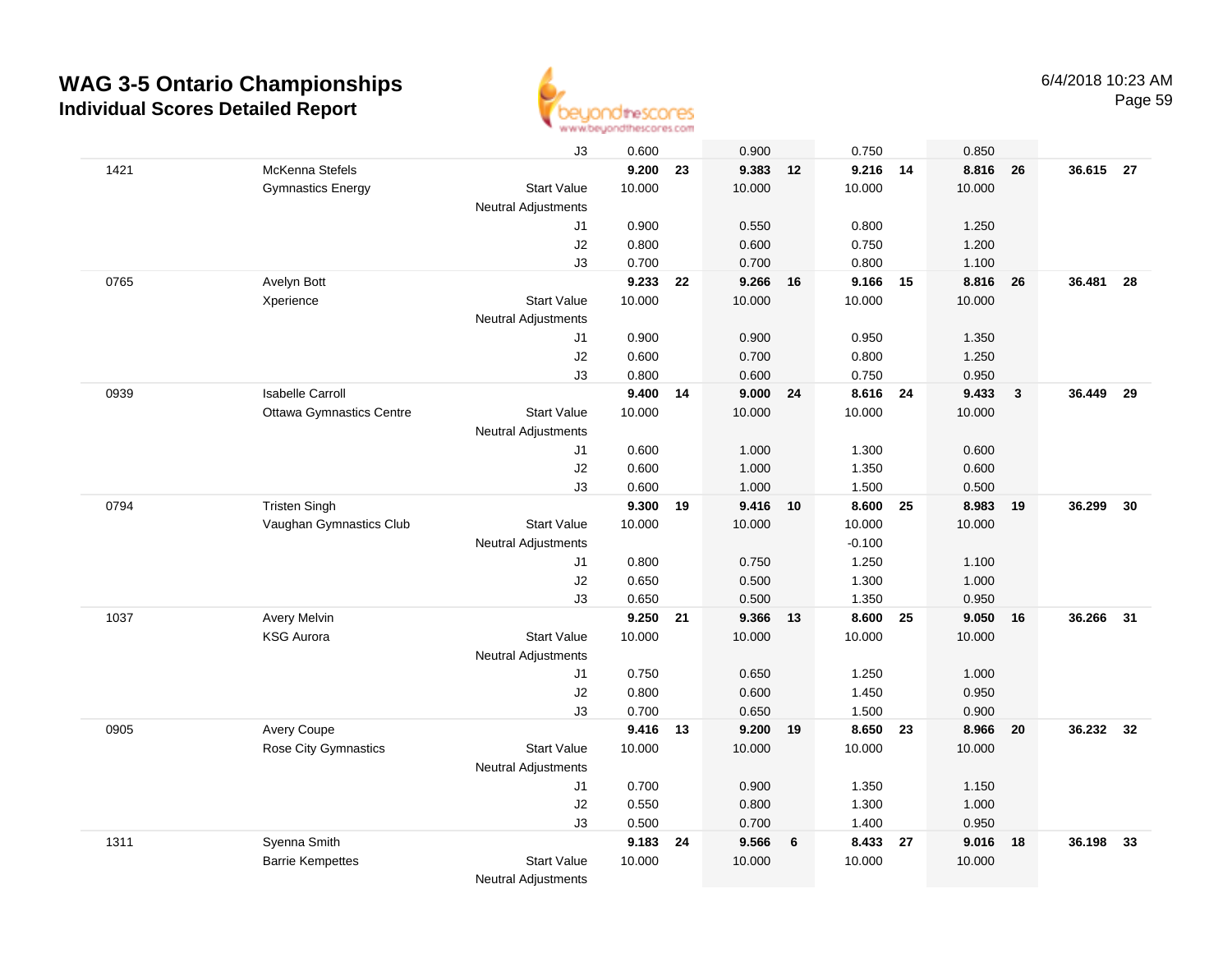# WAG 3-5 Ontario Championships

## Individual Scores Detailed Report

6/4/2018 10:23 AM

| # | Name / Club | | Vault | Rank | Bars | Rank | Beam | Rank | Floor | Rank | AA | Rank |
|---|---|---|---|---|---|---|---|---|---|---|---|---|
| | | J3 | 0.600 | | 0.900 | | 0.750 | | 0.850 | | | |
| 1421 | McKenna Stefels | | **9.200** | **23** | **9.383** | **12** | **9.216** | **14** | **8.816** | **26** | **36.615** | **27** |
| | Gymnastics Energy | Start Value | 10.000 | | 10.000 | | 10.000 | | 10.000 | | | |
| | | Neutral Adjustments | | | | | | | | | | |
| | | J1 | 0.900 | | 0.550 | | 0.800 | | 1.250 | | | |
| | | J2 | 0.800 | | 0.600 | | 0.750 | | 1.200 | | | |
| | | J3 | 0.700 | | 0.700 | | 0.800 | | 1.100 | | | |
| 0765 | Avelyn Bott | | **9.233** | **22** | **9.266** | **16** | **9.166** | **15** | **8.816** | **26** | **36.481** | **28** |
| | Xperience | Start Value | 10.000 | | 10.000 | | 10.000 | | 10.000 | | | |
| | | Neutral Adjustments | | | | | | | | | | |
| | | J1 | 0.900 | | 0.900 | | 0.950 | | 1.350 | | | |
| | | J2 | 0.600 | | 0.700 | | 0.800 | | 1.250 | | | |
| | | J3 | 0.800 | | 0.600 | | 0.750 | | 0.950 | | | |
| 0939 | Isabelle Carroll | | **9.400** | **14** | **9.000** | **24** | **8.616** | **24** | **9.433** | **3** | **36.449** | **29** |
| | Ottawa Gymnastics Centre | Start Value | 10.000 | | 10.000 | | 10.000 | | 10.000 | | | |
| | | Neutral Adjustments | | | | | | | | | | |
| | | J1 | 0.600 | | 1.000 | | 1.300 | | 0.600 | | | |
| | | J2 | 0.600 | | 1.000 | | 1.350 | | 0.600 | | | |
| | | J3 | 0.600 | | 1.000 | | 1.500 | | 0.500 | | | |
| 0794 | Tristen Singh | | **9.300** | **19** | **9.416** | **10** | **8.600** | **25** | **8.983** | **19** | **36.299** | **30** |
| | Vaughan Gymnastics Club | Start Value | 10.000 | | 10.000 | | 10.000 | | 10.000 | | | |
| | | Neutral Adjustments | | | | | -0.100 | | | | | |
| | | J1 | 0.800 | | 0.750 | | 1.250 | | 1.100 | | | |
| | | J2 | 0.650 | | 0.500 | | 1.300 | | 1.000 | | | |
| | | J3 | 0.650 | | 0.500 | | 1.350 | | 0.950 | | | |
| 1037 | Avery Melvin | | **9.250** | **21** | **9.366** | **13** | **8.600** | **25** | **9.050** | **16** | **36.266** | **31** |
| | KSG Aurora | Start Value | 10.000 | | 10.000 | | 10.000 | | 10.000 | | | |
| | | Neutral Adjustments | | | | | | | | | | |
| | | J1 | 0.750 | | 0.650 | | 1.250 | | 1.000 | | | |
| | | J2 | 0.800 | | 0.600 | | 1.450 | | 0.950 | | | |
| | | J3 | 0.700 | | 0.650 | | 1.500 | | 0.900 | | | |
| 0905 | Avery Coupe | | **9.416** | **13** | **9.200** | **19** | **8.650** | **23** | **8.966** | **20** | **36.232** | **32** |
| | Rose City Gymnastics | Start Value | 10.000 | | 10.000 | | 10.000 | | 10.000 | | | |
| | | Neutral Adjustments | | | | | | | | | | |
| | | J1 | 0.700 | | 0.900 | | 1.350 | | 1.150 | | | |
| | | J2 | 0.550 | | 0.800 | | 1.300 | | 1.000 | | | |
| | | J3 | 0.500 | | 0.700 | | 1.400 | | 0.950 | | | |
| 1311 | Syenna Smith | | **9.183** | **24** | **9.566** | **6** | **8.433** | **27** | **9.016** | **18** | **36.198** | **33** |
| | Barrie Kempettes | Start Value | 10.000 | | 10.000 | | 10.000 | | 10.000 | | | |
| | | Neutral Adjustments | | | | | | | | | | |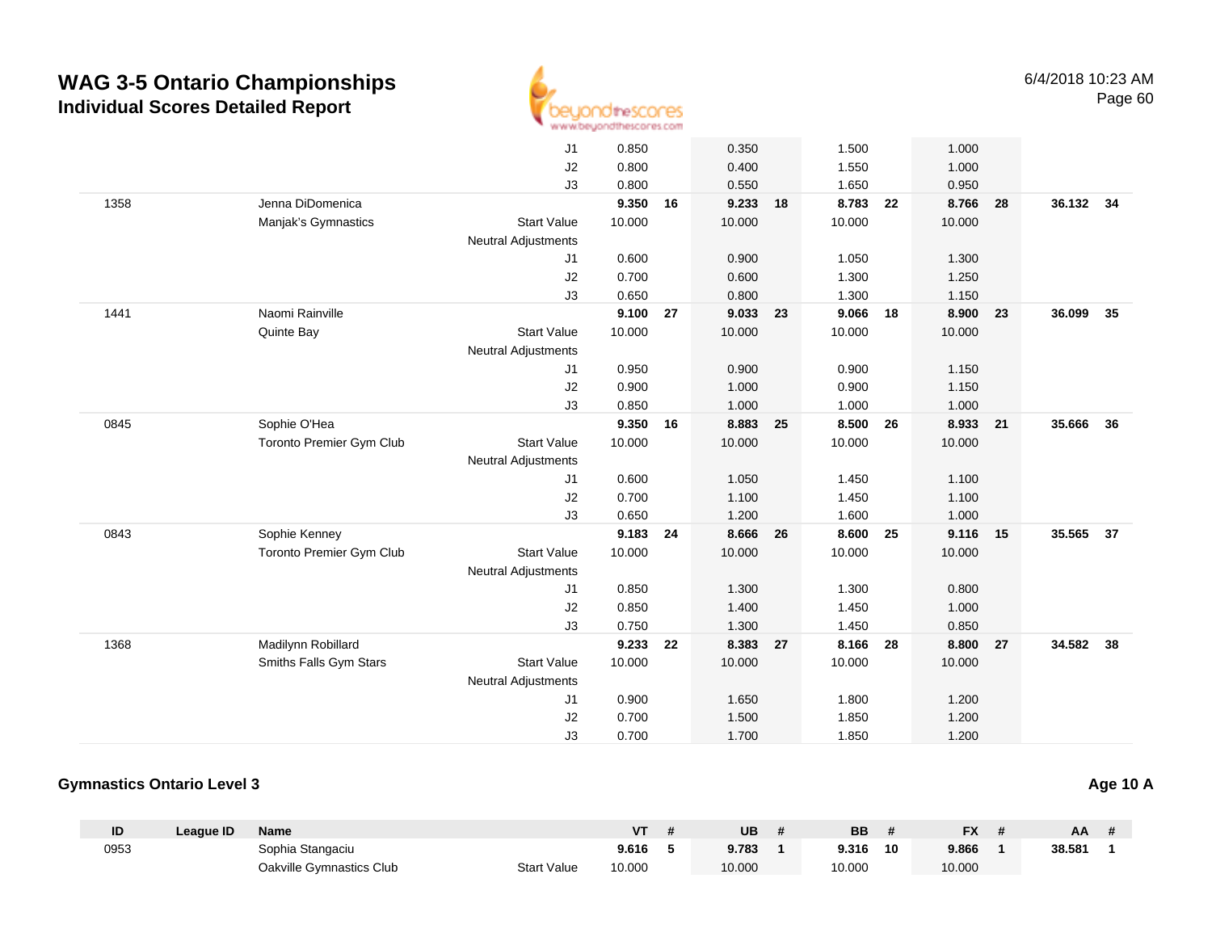# WAG 3-5 Ontario Championships

## Individual Scores Detailed Report

| ID | League ID | Name | | VT | # | UB | # | BB | # | FX | # | AA | # |
|---|---|---|---|---|---|---|---|---|---|---|---|---|---|
| | | | J1 | 0.850 | | 0.350 | | 1.500 | | 1.000 | | | |
| | | | J2 | 0.800 | | 0.400 | | 1.550 | | 1.000 | | | |
| | | | J3 | 0.800 | | 0.550 | | 1.650 | | 0.950 | | | |
| 1358 | | Jenna DiDomenica | | **9.350** | **16** | **9.233** | **18** | **8.783** | **22** | **8.766** | **28** | **36.132** | **34** |
| | | Manjak's Gymnastics | Start Value | 10.000 | | 10.000 | | 10.000 | | 10.000 | | | |
| | | | Neutral Adjustments | | | | | | | | | | |
| | | | J1 | 0.600 | | 0.900 | | 1.050 | | 1.300 | | | |
| | | | J2 | 0.700 | | 0.600 | | 1.300 | | 1.250 | | | |
| | | | J3 | 0.650 | | 0.800 | | 1.300 | | 1.150 | | | |
| 1441 | | Naomi Rainville | | **9.100** | **27** | **9.033** | **23** | **9.066** | **18** | **8.900** | **23** | **36.099** | **35** |
| | | Quinte Bay | Start Value | 10.000 | | 10.000 | | 10.000 | | 10.000 | | | |
| | | | Neutral Adjustments | | | | | | | | | | |
| | | | J1 | 0.950 | | 0.900 | | 0.900 | | 1.150 | | | |
| | | | J2 | 0.900 | | 1.000 | | 0.900 | | 1.150 | | | |
| | | | J3 | 0.850 | | 1.000 | | 1.000 | | 1.000 | | | |
| 0845 | | Sophie O'Hea | | **9.350** | **16** | **8.883** | **25** | **8.500** | **26** | **8.933** | **21** | **35.666** | **36** |
| | | Toronto Premier Gym Club | Start Value | 10.000 | | 10.000 | | 10.000 | | 10.000 | | | |
| | | | Neutral Adjustments | | | | | | | | | | |
| | | | J1 | 0.600 | | 1.050 | | 1.450 | | 1.100 | | | |
| | | | J2 | 0.700 | | 1.100 | | 1.450 | | 1.100 | | | |
| | | | J3 | 0.650 | | 1.200 | | 1.600 | | 1.000 | | | |
| 0843 | | Sophie Kenney | | **9.183** | **24** | **8.666** | **26** | **8.600** | **25** | **9.116** | **15** | **35.565** | **37** |
| | | Toronto Premier Gym Club | Start Value | 10.000 | | 10.000 | | 10.000 | | 10.000 | | | |
| | | | Neutral Adjustments | | | | | | | | | | |
| | | | J1 | 0.850 | | 1.300 | | 1.300 | | 0.800 | | | |
| | | | J2 | 0.850 | | 1.400 | | 1.450 | | 1.000 | | | |
| | | | J3 | 0.750 | | 1.300 | | 1.450 | | 0.850 | | | |
| 1368 | | Madilynn Robillard | | **9.233** | **22** | **8.383** | **27** | **8.166** | **28** | **8.800** | **27** | **34.582** | **38** |
| | | Smiths Falls Gym Stars | Start Value | 10.000 | | 10.000 | | 10.000 | | 10.000 | | | |
| | | | Neutral Adjustments | | | | | | | | | | |
| | | | J1 | 0.900 | | 1.650 | | 1.800 | | 1.200 | | | |
| | | | J2 | 0.700 | | 1.500 | | 1.850 | | 1.200 | | | |
| | | | J3 | 0.700 | | 1.700 | | 1.850 | | 1.200 | | | |

### Gymnastics Ontario Level 3

**Age 10 A**

| ID | League ID | Name | | VT | # | UB | # | BB | # | FX | # | AA | # |
|---|---|---|---|---|---|---|---|---|---|---|---|---|---|
| 0953 | | Sophia Stangaciu | | **9.616** | **5** | **9.783** | **1** | **9.316** | **10** | **9.866** | **1** | **38.581** | **1** |
| | | Oakville Gymnastics Club | Start Value | 10.000 | | 10.000 | | 10.000 | | 10.000 | | | |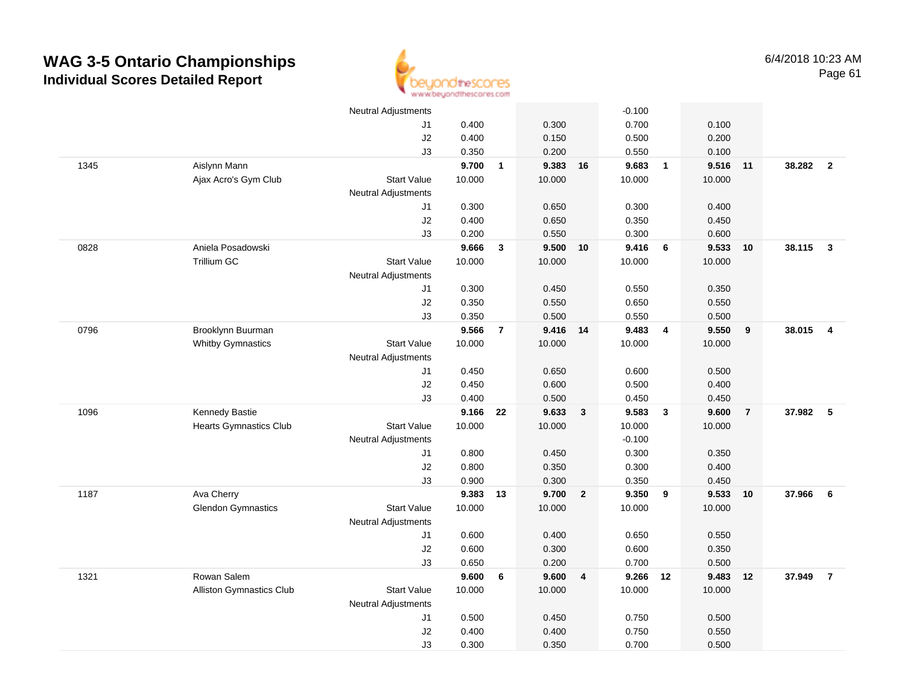# WAG 3-5 Ontario Championships
## Individual Scores Detailed Report

6/4/2018 10:23 AM

| # | Name / Club | | Vault | Rank | Bars | Rank | Beam | Rank | Floor | Rank | AA | Rank |
|---|---|---|---|---|---|---|---|---|---|---|---|---|
| | | Neutral Adjustments | | | | | -0.100 | | | | | |
| | | J1 | 0.400 | | 0.300 | | 0.700 | | 0.100 | | | |
| | | J2 | 0.400 | | 0.150 | | 0.500 | | 0.200 | | | |
| | | J3 | 0.350 | | 0.200 | | 0.550 | | 0.100 | | | |
| 1345 | Aislynn Mann | | **9.700** | **1** | **9.383** | **16** | **9.683** | **1** | **9.516** | **11** | **38.282** | **2** |
| | Ajax Acro's Gym Club | Start Value | 10.000 | | 10.000 | | 10.000 | | 10.000 | | | |
| | | Neutral Adjustments | | | | | | | | | | |
| | | J1 | 0.300 | | 0.650 | | 0.300 | | 0.400 | | | |
| | | J2 | 0.400 | | 0.650 | | 0.350 | | 0.450 | | | |
| | | J3 | 0.200 | | 0.550 | | 0.300 | | 0.600 | | | |
| 0828 | Aniela Posadowski | | **9.666** | **3** | **9.500** | **10** | **9.416** | **6** | **9.533** | **10** | **38.115** | **3** |
| | Trillium GC | Start Value | 10.000 | | 10.000 | | 10.000 | | 10.000 | | | |
| | | Neutral Adjustments | | | | | | | | | | |
| | | J1 | 0.300 | | 0.450 | | 0.550 | | 0.350 | | | |
| | | J2 | 0.350 | | 0.550 | | 0.650 | | 0.550 | | | |
| | | J3 | 0.350 | | 0.500 | | 0.550 | | 0.500 | | | |
| 0796 | Brooklynn Buurman | | **9.566** | **7** | **9.416** | **14** | **9.483** | **4** | **9.550** | **9** | **38.015** | **4** |
| | Whitby Gymnastics | Start Value | 10.000 | | 10.000 | | 10.000 | | 10.000 | | | |
| | | Neutral Adjustments | | | | | | | | | | |
| | | J1 | 0.450 | | 0.650 | | 0.600 | | 0.500 | | | |
| | | J2 | 0.450 | | 0.600 | | 0.500 | | 0.400 | | | |
| | | J3 | 0.400 | | 0.500 | | 0.450 | | 0.450 | | | |
| 1096 | Kennedy Bastie | | **9.166** | **22** | **9.633** | **3** | **9.583** | **3** | **9.600** | **7** | **37.982** | **5** |
| | Hearts Gymnastics Club | Start Value | 10.000 | | 10.000 | | 10.000 | | 10.000 | | | |
| | | Neutral Adjustments | | | | | -0.100 | | | | | |
| | | J1 | 0.800 | | 0.450 | | 0.300 | | 0.350 | | | |
| | | J2 | 0.800 | | 0.350 | | 0.300 | | 0.400 | | | |
| | | J3 | 0.900 | | 0.300 | | 0.350 | | 0.450 | | | |
| 1187 | Ava Cherry | | **9.383** | **13** | **9.700** | **2** | **9.350** | **9** | **9.533** | **10** | **37.966** | **6** |
| | Glendon Gymnastics | Start Value | 10.000 | | 10.000 | | 10.000 | | 10.000 | | | |
| | | Neutral Adjustments | | | | | | | | | | |
| | | J1 | 0.600 | | 0.400 | | 0.650 | | 0.550 | | | |
| | | J2 | 0.600 | | 0.300 | | 0.600 | | 0.350 | | | |
| | | J3 | 0.650 | | 0.200 | | 0.700 | | 0.500 | | | |
| 1321 | Rowan Salem | | **9.600** | **6** | **9.600** | **4** | **9.266** | **12** | **9.483** | **12** | **37.949** | **7** |
| | Alliston Gymnastics Club | Start Value | 10.000 | | 10.000 | | 10.000 | | 10.000 | | | |
| | | Neutral Adjustments | | | | | | | | | | |
| | | J1 | 0.500 | | 0.450 | | 0.750 | | 0.500 | | | |
| | | J2 | 0.400 | | 0.400 | | 0.750 | | 0.550 | | | |
| | | J3 | 0.300 | | 0.350 | | 0.700 | | 0.500 | | | |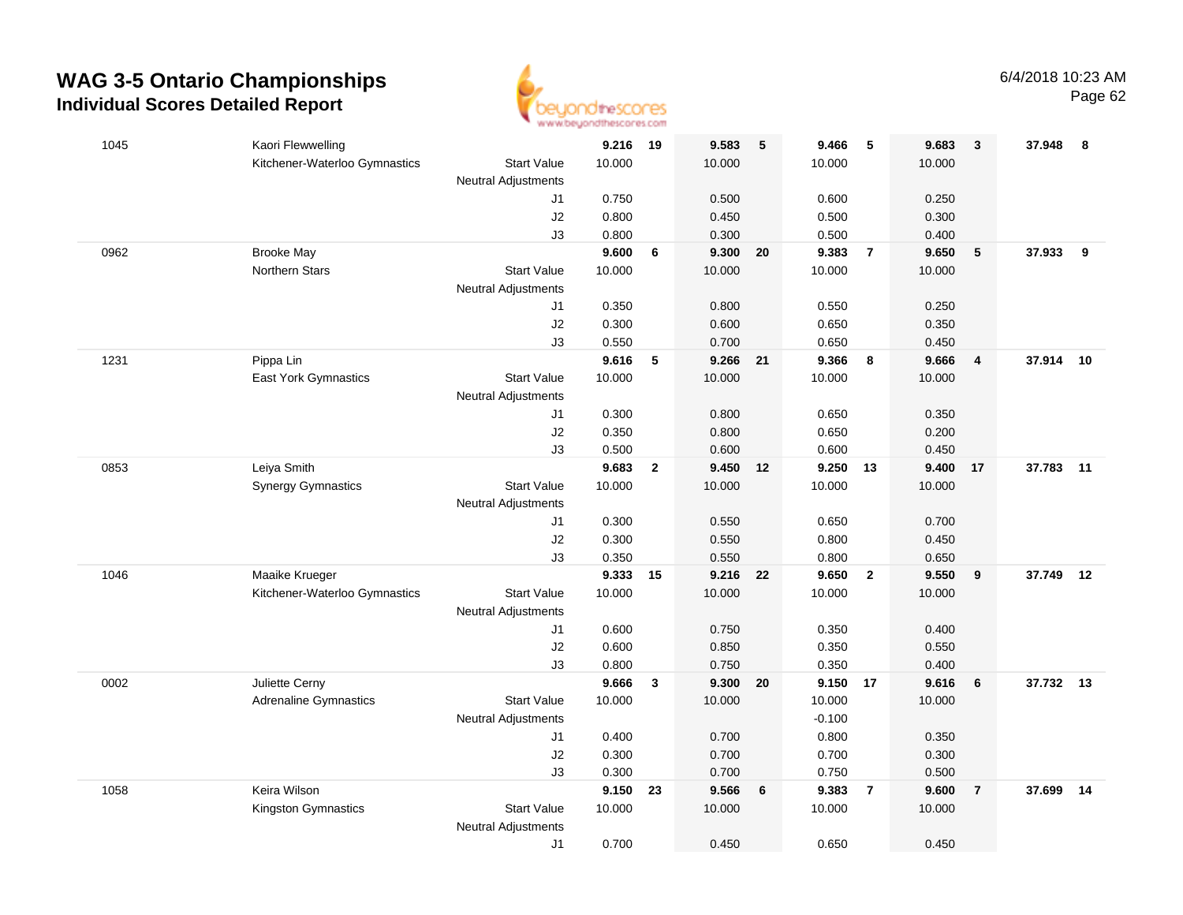# WAG 3-5 Ontario Championships
## Individual Scores Detailed Report

6/4/2018 10:23 AM

| # | Name / Club | | Vault | Rank | Bars | Rank | Beam | Rank | Floor | Rank | AA | Rank |
|---|---|---|---|---|---|---|---|---|---|---|---|---|
| 1045 | Kaori Flewwelling | | **9.216** | **19** | **9.583** | **5** | **9.466** | **5** | **9.683** | **3** | **37.948** | **8** |
| | Kitchener-Waterloo Gymnastics | Start Value | 10.000 | | 10.000 | | 10.000 | | 10.000 | | | |
| | | Neutral Adjustments | | | | | | | | | | |
| | | J1 | 0.750 | | 0.500 | | 0.600 | | 0.250 | | | |
| | | J2 | 0.800 | | 0.450 | | 0.500 | | 0.300 | | | |
| | | J3 | 0.800 | | 0.300 | | 0.500 | | 0.400 | | | |
| 0962 | Brooke May | | **9.600** | **6** | **9.300** | **20** | **9.383** | **7** | **9.650** | **5** | **37.933** | **9** |
| | Northern Stars | Start Value | 10.000 | | 10.000 | | 10.000 | | 10.000 | | | |
| | | Neutral Adjustments | | | | | | | | | | |
| | | J1 | 0.350 | | 0.800 | | 0.550 | | 0.250 | | | |
| | | J2 | 0.300 | | 0.600 | | 0.650 | | 0.350 | | | |
| | | J3 | 0.550 | | 0.700 | | 0.650 | | 0.450 | | | |
| 1231 | Pippa Lin | | **9.616** | **5** | **9.266** | **21** | **9.366** | **8** | **9.666** | **4** | **37.914** | **10** |
| | East York Gymnastics | Start Value | 10.000 | | 10.000 | | 10.000 | | 10.000 | | | |
| | | Neutral Adjustments | | | | | | | | | | |
| | | J1 | 0.300 | | 0.800 | | 0.650 | | 0.350 | | | |
| | | J2 | 0.350 | | 0.800 | | 0.650 | | 0.200 | | | |
| | | J3 | 0.500 | | 0.600 | | 0.600 | | 0.450 | | | |
| 0853 | Leiya Smith | | **9.683** | **2** | **9.450** | **12** | **9.250** | **13** | **9.400** | **17** | **37.783** | **11** |
| | Synergy Gymnastics | Start Value | 10.000 | | 10.000 | | 10.000 | | 10.000 | | | |
| | | Neutral Adjustments | | | | | | | | | | |
| | | J1 | 0.300 | | 0.550 | | 0.650 | | 0.700 | | | |
| | | J2 | 0.300 | | 0.550 | | 0.800 | | 0.450 | | | |
| | | J3 | 0.350 | | 0.550 | | 0.800 | | 0.650 | | | |
| 1046 | Maaike Krueger | | **9.333** | **15** | **9.216** | **22** | **9.650** | **2** | **9.550** | **9** | **37.749** | **12** |
| | Kitchener-Waterloo Gymnastics | Start Value | 10.000 | | 10.000 | | 10.000 | | 10.000 | | | |
| | | Neutral Adjustments | | | | | | | | | | |
| | | J1 | 0.600 | | 0.750 | | 0.350 | | 0.400 | | | |
| | | J2 | 0.600 | | 0.850 | | 0.350 | | 0.550 | | | |
| | | J3 | 0.800 | | 0.750 | | 0.350 | | 0.400 | | | |
| 0002 | Juliette Cerny | | **9.666** | **3** | **9.300** | **20** | **9.150** | **17** | **9.616** | **6** | **37.732** | **13** |
| | Adrenaline Gymnastics | Start Value | 10.000 | | 10.000 | | 10.000 | | 10.000 | | | |
| | | Neutral Adjustments | | | | | -0.100 | | | | | |
| | | J1 | 0.400 | | 0.700 | | 0.800 | | 0.350 | | | |
| | | J2 | 0.300 | | 0.700 | | 0.700 | | 0.300 | | | |
| | | J3 | 0.300 | | 0.700 | | 0.750 | | 0.500 | | | |
| 1058 | Keira Wilson | | **9.150** | **23** | **9.566** | **6** | **9.383** | **7** | **9.600** | **7** | **37.699** | **14** |
| | Kingston Gymnastics | Start Value | 10.000 | | 10.000 | | 10.000 | | 10.000 | | | |
| | | Neutral Adjustments | | | | | | | | | | |
| | | J1 | 0.700 | | 0.450 | | 0.650 | | 0.450 | | | |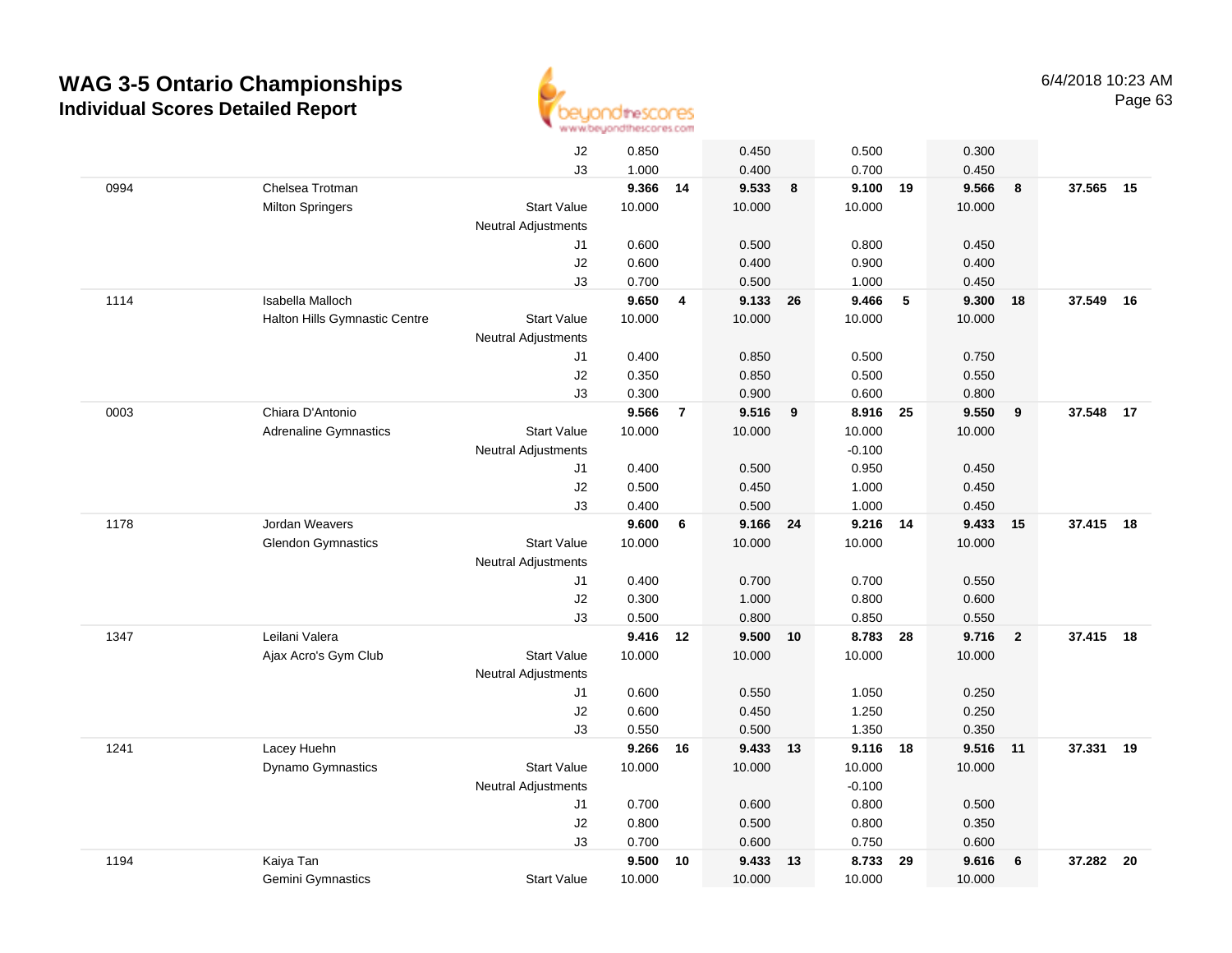# WAG 3-5 Ontario Championships

## Individual Scores Detailed Report

6/4/2018 10:23 AM

| | | | | | | | | | | | | |
|---|---|---|---|---|---|---|---|---|---|---|---|---|
| | | J2 | 0.850 | | 0.450 | | 0.500 | | 0.300 | | | |
| | | J3 | 1.000 | | 0.400 | | 0.700 | | 0.450 | | | |
| 0994 | Chelsea Trotman | | **9.366** | **14** | **9.533** | **8** | **9.100** | **19** | **9.566** | **8** | **37.565** | **15** |
| | Milton Springers | Start Value | 10.000 | | 10.000 | | 10.000 | | 10.000 | | | |
| | | Neutral Adjustments | | | | | | | | | | |
| | | J1 | 0.600 | | 0.500 | | 0.800 | | 0.450 | | | |
| | | J2 | 0.600 | | 0.400 | | 0.900 | | 0.400 | | | |
| | | J3 | 0.700 | | 0.500 | | 1.000 | | 0.450 | | | |
| 1114 | Isabella Malloch | | **9.650** | **4** | **9.133** | **26** | **9.466** | **5** | **9.300** | **18** | **37.549** | **16** |
| | Halton Hills Gymnastic Centre | Start Value | 10.000 | | 10.000 | | 10.000 | | 10.000 | | | |
| | | Neutral Adjustments | | | | | | | | | | |
| | | J1 | 0.400 | | 0.850 | | 0.500 | | 0.750 | | | |
| | | J2 | 0.350 | | 0.850 | | 0.500 | | 0.550 | | | |
| | | J3 | 0.300 | | 0.900 | | 0.600 | | 0.800 | | | |
| 0003 | Chiara D'Antonio | | **9.566** | **7** | **9.516** | **9** | **8.916** | **25** | **9.550** | **9** | **37.548** | **17** |
| | Adrenaline Gymnastics | Start Value | 10.000 | | 10.000 | | 10.000 | | 10.000 | | | |
| | | Neutral Adjustments | | | | | -0.100 | | | | | |
| | | J1 | 0.400 | | 0.500 | | 0.950 | | 0.450 | | | |
| | | J2 | 0.500 | | 0.450 | | 1.000 | | 0.450 | | | |
| | | J3 | 0.400 | | 0.500 | | 1.000 | | 0.450 | | | |
| 1178 | Jordan Weavers | | **9.600** | **6** | **9.166** | **24** | **9.216** | **14** | **9.433** | **15** | **37.415** | **18** |
| | Glendon Gymnastics | Start Value | 10.000 | | 10.000 | | 10.000 | | 10.000 | | | |
| | | Neutral Adjustments | | | | | | | | | | |
| | | J1 | 0.400 | | 0.700 | | 0.700 | | 0.550 | | | |
| | | J2 | 0.300 | | 1.000 | | 0.800 | | 0.600 | | | |
| | | J3 | 0.500 | | 0.800 | | 0.850 | | 0.550 | | | |
| 1347 | Leilani Valera | | **9.416** | **12** | **9.500** | **10** | **8.783** | **28** | **9.716** | **2** | **37.415** | **18** |
| | Ajax Acro's Gym Club | Start Value | 10.000 | | 10.000 | | 10.000 | | 10.000 | | | |
| | | Neutral Adjustments | | | | | | | | | | |
| | | J1 | 0.600 | | 0.550 | | 1.050 | | 0.250 | | | |
| | | J2 | 0.600 | | 0.450 | | 1.250 | | 0.250 | | | |
| | | J3 | 0.550 | | 0.500 | | 1.350 | | 0.350 | | | |
| 1241 | Lacey Huehn | | **9.266** | **16** | **9.433** | **13** | **9.116** | **18** | **9.516** | **11** | **37.331** | **19** |
| | Dynamo Gymnastics | Start Value | 10.000 | | 10.000 | | 10.000 | | 10.000 | | | |
| | | Neutral Adjustments | | | | | -0.100 | | | | | |
| | | J1 | 0.700 | | 0.600 | | 0.800 | | 0.500 | | | |
| | | J2 | 0.800 | | 0.500 | | 0.800 | | 0.350 | | | |
| | | J3 | 0.700 | | 0.600 | | 0.750 | | 0.600 | | | |
| 1194 | Kaiya Tan | | **9.500** | **10** | **9.433** | **13** | **8.733** | **29** | **9.616** | **6** | **37.282** | **20** |
| | Gemini Gymnastics | Start Value | 10.000 | | 10.000 | | 10.000 | | 10.000 | | | |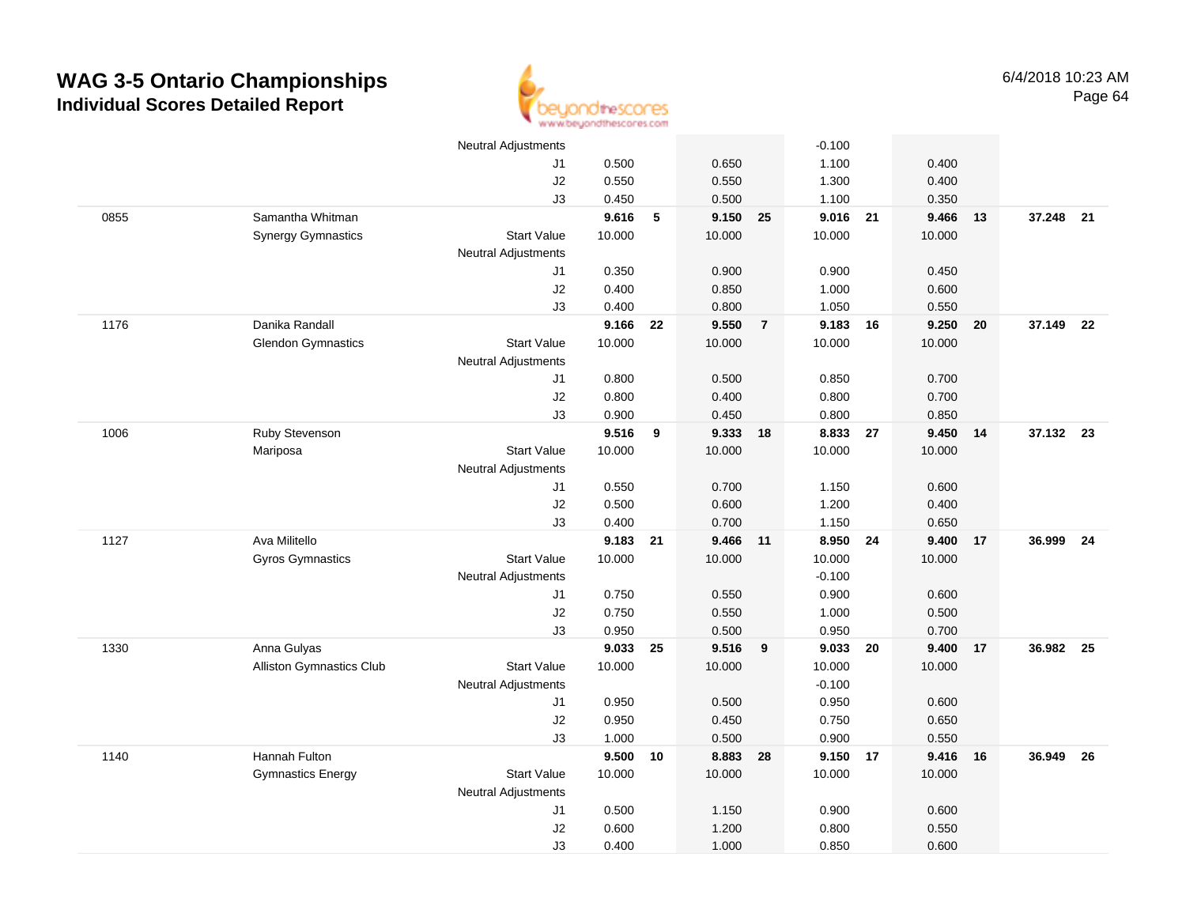# WAG 3-5 Ontario Championships
## Individual Scores Detailed Report

6/4/2018 10:23 AM

| # | Name / Club | | Vault | Rank | Bars | Rank | Beam | Rank | Floor | Rank | AA | Rank |
|---|---|---|---|---|---|---|---|---|---|---|---|---|
| | | Neutral Adjustments | | | | | -0.100 | | | | | |
| | | J1 | 0.500 | | 0.650 | | 1.100 | | 0.400 | | | |
| | | J2 | 0.550 | | 0.550 | | 1.300 | | 0.400 | | | |
| | | J3 | 0.450 | | 0.500 | | 1.100 | | 0.350 | | | |
| 0855 | Samantha Whitman | | **9.616** | **5** | **9.150** | **25** | **9.016** | **21** | **9.466** | **13** | **37.248** | **21** |
| | Synergy Gymnastics | Start Value | 10.000 | | 10.000 | | 10.000 | | 10.000 | | | |
| | | Neutral Adjustments | | | | | | | | | | |
| | | J1 | 0.350 | | 0.900 | | 0.900 | | 0.450 | | | |
| | | J2 | 0.400 | | 0.850 | | 1.000 | | 0.600 | | | |
| | | J3 | 0.400 | | 0.800 | | 1.050 | | 0.550 | | | |
| 1176 | Danika Randall | | **9.166** | **22** | **9.550** | **7** | **9.183** | **16** | **9.250** | **20** | **37.149** | **22** |
| | Glendon Gymnastics | Start Value | 10.000 | | 10.000 | | 10.000 | | 10.000 | | | |
| | | Neutral Adjustments | | | | | | | | | | |
| | | J1 | 0.800 | | 0.500 | | 0.850 | | 0.700 | | | |
| | | J2 | 0.800 | | 0.400 | | 0.800 | | 0.700 | | | |
| | | J3 | 0.900 | | 0.450 | | 0.800 | | 0.850 | | | |
| 1006 | Ruby Stevenson | | **9.516** | **9** | **9.333** | **18** | **8.833** | **27** | **9.450** | **14** | **37.132** | **23** |
| | Mariposa | Start Value | 10.000 | | 10.000 | | 10.000 | | 10.000 | | | |
| | | Neutral Adjustments | | | | | | | | | | |
| | | J1 | 0.550 | | 0.700 | | 1.150 | | 0.600 | | | |
| | | J2 | 0.500 | | 0.600 | | 1.200 | | 0.400 | | | |
| | | J3 | 0.400 | | 0.700 | | 1.150 | | 0.650 | | | |
| 1127 | Ava Militello | | **9.183** | **21** | **9.466** | **11** | **8.950** | **24** | **9.400** | **17** | **36.999** | **24** |
| | Gyros Gymnastics | Start Value | 10.000 | | 10.000 | | 10.000 | | 10.000 | | | |
| | | Neutral Adjustments | | | | | -0.100 | | | | | |
| | | J1 | 0.750 | | 0.550 | | 0.900 | | 0.600 | | | |
| | | J2 | 0.750 | | 0.550 | | 1.000 | | 0.500 | | | |
| | | J3 | 0.950 | | 0.500 | | 0.950 | | 0.700 | | | |
| 1330 | Anna Gulyas | | **9.033** | **25** | **9.516** | **9** | **9.033** | **20** | **9.400** | **17** | **36.982** | **25** |
| | Alliston Gymnastics Club | Start Value | 10.000 | | 10.000 | | 10.000 | | 10.000 | | | |
| | | Neutral Adjustments | | | | | -0.100 | | | | | |
| | | J1 | 0.950 | | 0.500 | | 0.950 | | 0.600 | | | |
| | | J2 | 0.950 | | 0.450 | | 0.750 | | 0.650 | | | |
| | | J3 | 1.000 | | 0.500 | | 0.900 | | 0.550 | | | |
| 1140 | Hannah Fulton | | **9.500** | **10** | **8.883** | **28** | **9.150** | **17** | **9.416** | **16** | **36.949** | **26** |
| | Gymnastics Energy | Start Value | 10.000 | | 10.000 | | 10.000 | | 10.000 | | | |
| | | Neutral Adjustments | | | | | | | | | | |
| | | J1 | 0.500 | | 1.150 | | 0.900 | | 0.600 | | | |
| | | J2 | 0.600 | | 1.200 | | 0.800 | | 0.550 | | | |
| | | J3 | 0.400 | | 1.000 | | 0.850 | | 0.600 | | | |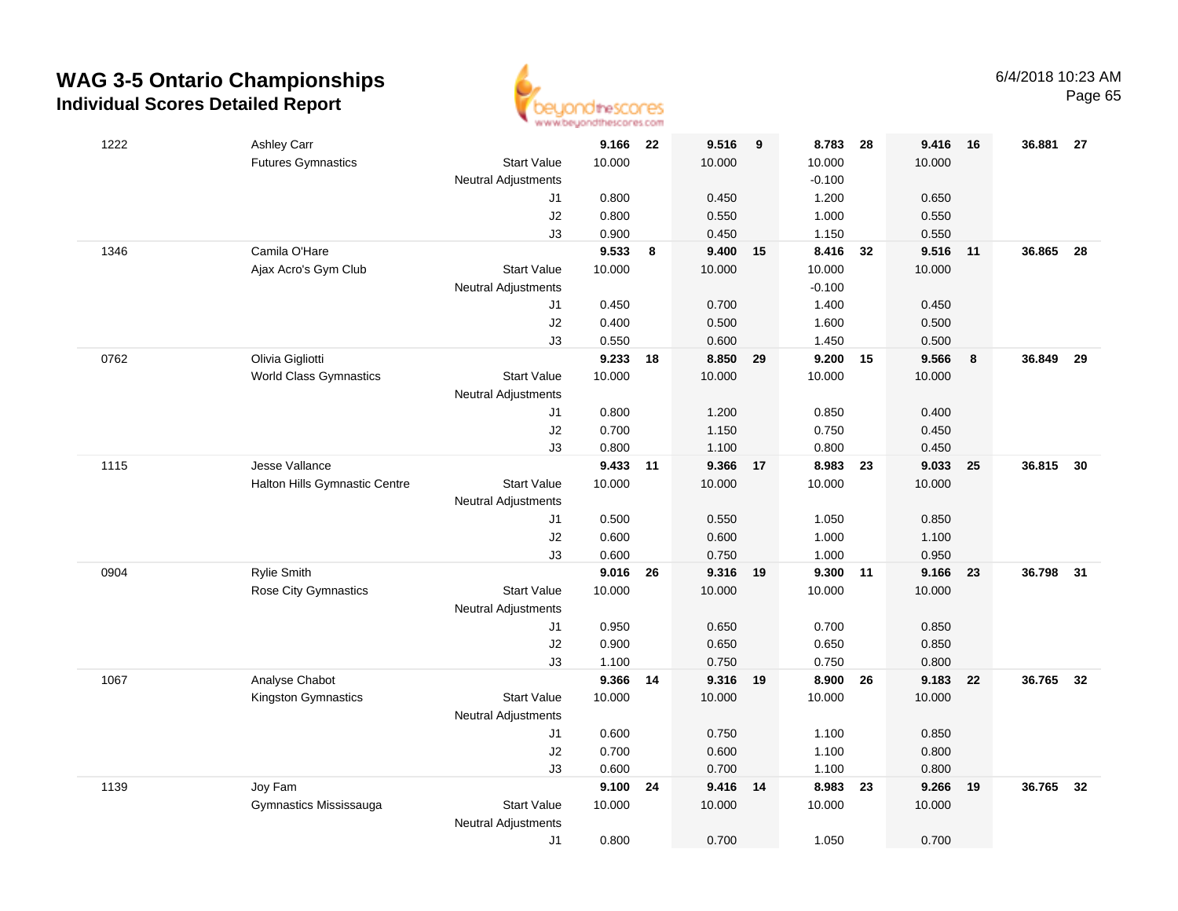# WAG 3-5 Ontario Championships

## Individual Scores Detailed Report

6/4/2018 10:23 AM

| # | Name / Club | | Vault | Rank | Bars | Rank | Beam | Rank | Floor | Rank | AA | Rank |
|---|---|---|---|---|---|---|---|---|---|---|---|---|
| 1222 | Ashley Carr | | **9.166** | **22** | **9.516** | **9** | **8.783** | **28** | **9.416** | **16** | **36.881** | **27** |
| | Futures Gymnastics | Start Value | 10.000 | | 10.000 | | 10.000 | | 10.000 | | | |
| | | Neutral Adjustments | | | | | -0.100 | | | | | |
| | | J1 | 0.800 | | 0.450 | | 1.200 | | 0.650 | | | |
| | | J2 | 0.800 | | 0.550 | | 1.000 | | 0.550 | | | |
| | | J3 | 0.900 | | 0.450 | | 1.150 | | 0.550 | | | |
| 1346 | Camila O'Hare | | **9.533** | **8** | **9.400** | **15** | **8.416** | **32** | **9.516** | **11** | **36.865** | **28** |
| | Ajax Acro's Gym Club | Start Value | 10.000 | | 10.000 | | 10.000 | | 10.000 | | | |
| | | Neutral Adjustments | | | | | -0.100 | | | | | |
| | | J1 | 0.450 | | 0.700 | | 1.400 | | 0.450 | | | |
| | | J2 | 0.400 | | 0.500 | | 1.600 | | 0.500 | | | |
| | | J3 | 0.550 | | 0.600 | | 1.450 | | 0.500 | | | |
| 0762 | Olivia Gigliotti | | **9.233** | **18** | **8.850** | **29** | **9.200** | **15** | **9.566** | **8** | **36.849** | **29** |
| | World Class Gymnastics | Start Value | 10.000 | | 10.000 | | 10.000 | | 10.000 | | | |
| | | Neutral Adjustments | | | | | | | | | | |
| | | J1 | 0.800 | | 1.200 | | 0.850 | | 0.400 | | | |
| | | J2 | 0.700 | | 1.150 | | 0.750 | | 0.450 | | | |
| | | J3 | 0.800 | | 1.100 | | 0.800 | | 0.450 | | | |
| 1115 | Jesse Vallance | | **9.433** | **11** | **9.366** | **17** | **8.983** | **23** | **9.033** | **25** | **36.815** | **30** |
| | Halton Hills Gymnastic Centre | Start Value | 10.000 | | 10.000 | | 10.000 | | 10.000 | | | |
| | | Neutral Adjustments | | | | | | | | | | |
| | | J1 | 0.500 | | 0.550 | | 1.050 | | 0.850 | | | |
| | | J2 | 0.600 | | 0.600 | | 1.000 | | 1.100 | | | |
| | | J3 | 0.600 | | 0.750 | | 1.000 | | 0.950 | | | |
| 0904 | Rylie Smith | | **9.016** | **26** | **9.316** | **19** | **9.300** | **11** | **9.166** | **23** | **36.798** | **31** |
| | Rose City Gymnastics | Start Value | 10.000 | | 10.000 | | 10.000 | | 10.000 | | | |
| | | Neutral Adjustments | | | | | | | | | | |
| | | J1 | 0.950 | | 0.650 | | 0.700 | | 0.850 | | | |
| | | J2 | 0.900 | | 0.650 | | 0.650 | | 0.850 | | | |
| | | J3 | 1.100 | | 0.750 | | 0.750 | | 0.800 | | | |
| 1067 | Analyse Chabot | | **9.366** | **14** | **9.316** | **19** | **8.900** | **26** | **9.183** | **22** | **36.765** | **32** |
| | Kingston Gymnastics | Start Value | 10.000 | | 10.000 | | 10.000 | | 10.000 | | | |
| | | Neutral Adjustments | | | | | | | | | | |
| | | J1 | 0.600 | | 0.750 | | 1.100 | | 0.850 | | | |
| | | J2 | 0.700 | | 0.600 | | 1.100 | | 0.800 | | | |
| | | J3 | 0.600 | | 0.700 | | 1.100 | | 0.800 | | | |
| 1139 | Joy Fam | | **9.100** | **24** | **9.416** | **14** | **8.983** | **23** | **9.266** | **19** | **36.765** | **32** |
| | Gymnastics Mississauga | Start Value | 10.000 | | 10.000 | | 10.000 | | 10.000 | | | |
| | | Neutral Adjustments | | | | | | | | | | |
| | | J1 | 0.800 | | 0.700 | | 1.050 | | 0.700 | | | |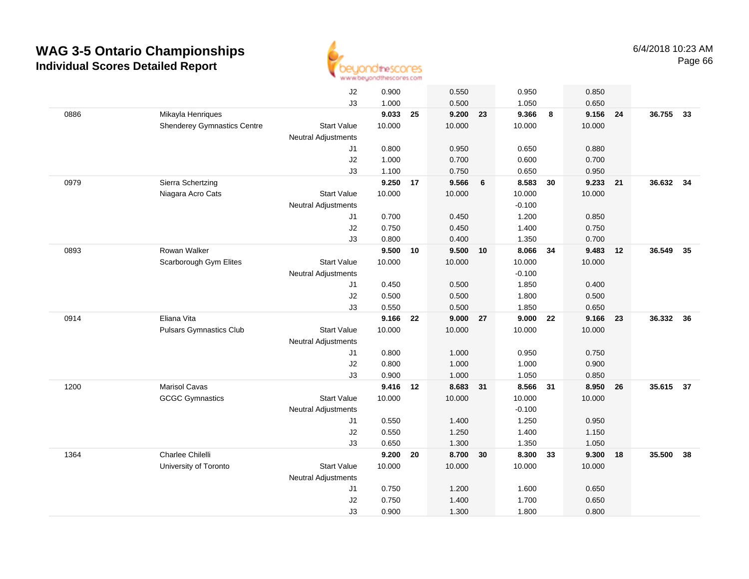# WAG 3-5 Ontario Championships

## Individual Scores Detailed Report

| | | | | | | | | | | | | |
|---|---|---|---|---|---|---|---|---|---|---|---|---|
| | | J2 | 0.900 | | 0.550 | | 0.950 | | 0.850 | | | |
| | | J3 | 1.000 | | 0.500 | | 1.050 | | 0.650 | | | |
| 0886 | Mikayla Henriques | | **9.033** | **25** | **9.200** | **23** | **9.366** | **8** | **9.156** | **24** | **36.755** | **33** |
| | Shenderey Gymnastics Centre | Start Value | 10.000 | | 10.000 | | 10.000 | | 10.000 | | | |
| | | Neutral Adjustments | | | | | | | | | | |
| | | J1 | 0.800 | | 0.950 | | 0.650 | | 0.880 | | | |
| | | J2 | 1.000 | | 0.700 | | 0.600 | | 0.700 | | | |
| | | J3 | 1.100 | | 0.750 | | 0.650 | | 0.950 | | | |
| 0979 | Sierra Schertzing | | **9.250** | **17** | **9.566** | **6** | **8.583** | **30** | **9.233** | **21** | **36.632** | **34** |
| | Niagara Acro Cats | Start Value | 10.000 | | 10.000 | | 10.000 | | 10.000 | | | |
| | | Neutral Adjustments | | | | | -0.100 | | | | | |
| | | J1 | 0.700 | | 0.450 | | 1.200 | | 0.850 | | | |
| | | J2 | 0.750 | | 0.450 | | 1.400 | | 0.750 | | | |
| | | J3 | 0.800 | | 0.400 | | 1.350 | | 0.700 | | | |
| 0893 | Rowan Walker | | **9.500** | **10** | **9.500** | **10** | **8.066** | **34** | **9.483** | **12** | **36.549** | **35** |
| | Scarborough Gym Elites | Start Value | 10.000 | | 10.000 | | 10.000 | | 10.000 | | | |
| | | Neutral Adjustments | | | | | -0.100 | | | | | |
| | | J1 | 0.450 | | 0.500 | | 1.850 | | 0.400 | | | |
| | | J2 | 0.500 | | 0.500 | | 1.800 | | 0.500 | | | |
| | | J3 | 0.550 | | 0.500 | | 1.850 | | 0.650 | | | |
| 0914 | Eliana Vita | | **9.166** | **22** | **9.000** | **27** | **9.000** | **22** | **9.166** | **23** | **36.332** | **36** |
| | Pulsars Gymnastics Club | Start Value | 10.000 | | 10.000 | | 10.000 | | 10.000 | | | |
| | | Neutral Adjustments | | | | | | | | | | |
| | | J1 | 0.800 | | 1.000 | | 0.950 | | 0.750 | | | |
| | | J2 | 0.800 | | 1.000 | | 1.000 | | 0.900 | | | |
| | | J3 | 0.900 | | 1.000 | | 1.050 | | 0.850 | | | |
| 1200 | Marisol Cavas | | **9.416** | **12** | **8.683** | **31** | **8.566** | **31** | **8.950** | **26** | **35.615** | **37** |
| | GCGC Gymnastics | Start Value | 10.000 | | 10.000 | | 10.000 | | 10.000 | | | |
| | | Neutral Adjustments | | | | | -0.100 | | | | | |
| | | J1 | 0.550 | | 1.400 | | 1.250 | | 0.950 | | | |
| | | J2 | 0.550 | | 1.250 | | 1.400 | | 1.150 | | | |
| | | J3 | 0.650 | | 1.300 | | 1.350 | | 1.050 | | | |
| 1364 | Charlee Chilelli | | **9.200** | **20** | **8.700** | **30** | **8.300** | **33** | **9.300** | **18** | **35.500** | **38** |
| | University of Toronto | Start Value | 10.000 | | 10.000 | | 10.000 | | 10.000 | | | |
| | | Neutral Adjustments | | | | | | | | | | |
| | | J1 | 0.750 | | 1.200 | | 1.600 | | 0.650 | | | |
| | | J2 | 0.750 | | 1.400 | | 1.700 | | 0.650 | | | |
| | | J3 | 0.900 | | 1.300 | | 1.800 | | 0.800 | | | |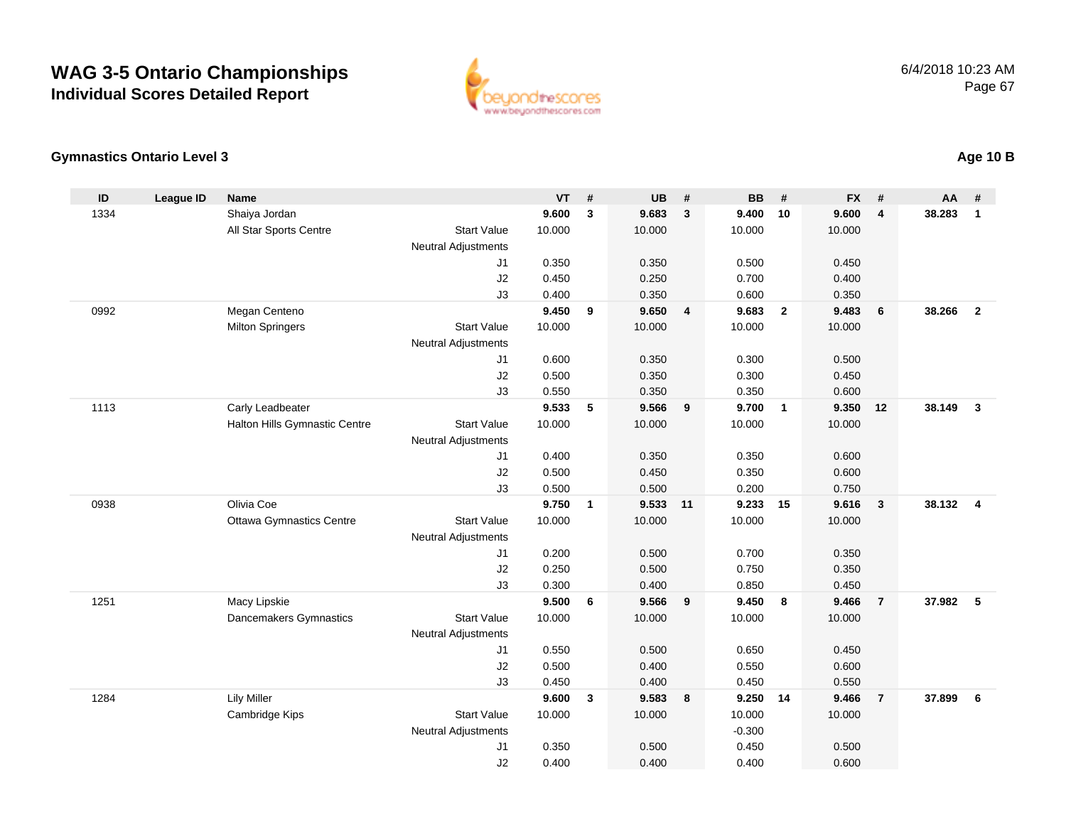# WAG 3-5 Ontario Championships
## Individual Scores Detailed Report

6/4/2018 10:23 AM

### Gymnastics Ontario Level 3

**Age 10 B**

| ID | League ID | Name | | VT | # | UB | # | BB | # | FX | # | AA | # |
|---|---|---|---|---|---|---|---|---|---|---|---|---|---|
| 1334 | | Shaiya Jordan | | **9.600** | **3** | **9.683** | **3** | **9.400** | **10** | **9.600** | **4** | **38.283** | **1** |
| | | All Star Sports Centre | Start Value | 10.000 | | 10.000 | | 10.000 | | 10.000 | | | |
| | | | Neutral Adjustments | | | | | | | | | | |
| | | | J1 | 0.350 | | 0.350 | | 0.500 | | 0.450 | | | |
| | | | J2 | 0.450 | | 0.250 | | 0.700 | | 0.400 | | | |
| | | | J3 | 0.400 | | 0.350 | | 0.600 | | 0.350 | | | |
| 0992 | | Megan Centeno | | **9.450** | **9** | **9.650** | **4** | **9.683** | **2** | **9.483** | **6** | **38.266** | **2** |
| | | Milton Springers | Start Value | 10.000 | | 10.000 | | 10.000 | | 10.000 | | | |
| | | | Neutral Adjustments | | | | | | | | | | |
| | | | J1 | 0.600 | | 0.350 | | 0.300 | | 0.500 | | | |
| | | | J2 | 0.500 | | 0.350 | | 0.300 | | 0.450 | | | |
| | | | J3 | 0.550 | | 0.350 | | 0.350 | | 0.600 | | | |
| 1113 | | Carly Leadbeater | | **9.533** | **5** | **9.566** | **9** | **9.700** | **1** | **9.350** | **12** | **38.149** | **3** |
| | | Halton Hills Gymnastic Centre | Start Value | 10.000 | | 10.000 | | 10.000 | | 10.000 | | | |
| | | | Neutral Adjustments | | | | | | | | | | |
| | | | J1 | 0.400 | | 0.350 | | 0.350 | | 0.600 | | | |
| | | | J2 | 0.500 | | 0.450 | | 0.350 | | 0.600 | | | |
| | | | J3 | 0.500 | | 0.500 | | 0.200 | | 0.750 | | | |
| 0938 | | Olivia Coe | | **9.750** | **1** | **9.533** | **11** | **9.233** | **15** | **9.616** | **3** | **38.132** | **4** |
| | | Ottawa Gymnastics Centre | Start Value | 10.000 | | 10.000 | | 10.000 | | 10.000 | | | |
| | | | Neutral Adjustments | | | | | | | | | | |
| | | | J1 | 0.200 | | 0.500 | | 0.700 | | 0.350 | | | |
| | | | J2 | 0.250 | | 0.500 | | 0.750 | | 0.350 | | | |
| | | | J3 | 0.300 | | 0.400 | | 0.850 | | 0.450 | | | |
| 1251 | | Macy Lipskie | | **9.500** | **6** | **9.566** | **9** | **9.450** | **8** | **9.466** | **7** | **37.982** | **5** |
| | | Dancemakers Gymnastics | Start Value | 10.000 | | 10.000 | | 10.000 | | 10.000 | | | |
| | | | Neutral Adjustments | | | | | | | | | | |
| | | | J1 | 0.550 | | 0.500 | | 0.650 | | 0.450 | | | |
| | | | J2 | 0.500 | | 0.400 | | 0.550 | | 0.600 | | | |
| | | | J3 | 0.450 | | 0.400 | | 0.450 | | 0.550 | | | |
| 1284 | | Lily Miller | | **9.600** | **3** | **9.583** | **8** | **9.250** | **14** | **9.466** | **7** | **37.899** | **6** |
| | | Cambridge Kips | Start Value | 10.000 | | 10.000 | | 10.000 | | 10.000 | | | |
| | | | Neutral Adjustments | | | | | -0.300 | | | | | |
| | | | J1 | 0.350 | | 0.500 | | 0.450 | | 0.500 | | | |
| | | | J2 | 0.400 | | 0.400 | | 0.400 | | 0.600 | | | |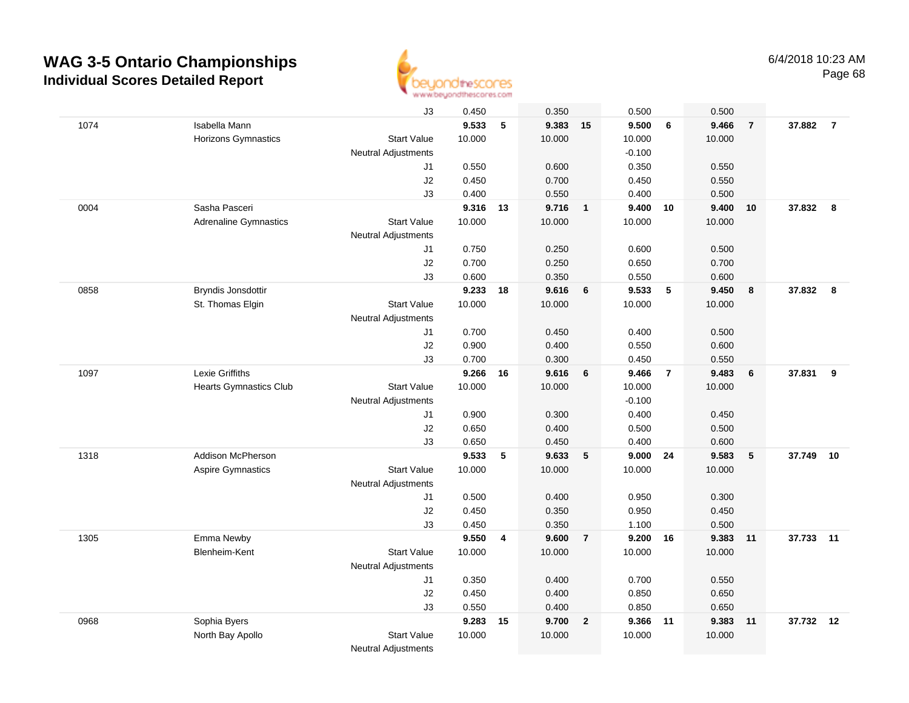# WAG 3-5 Ontario Championships

## Individual Scores Detailed Report

6/4/2018 10:23 AM

| | | | | | | | | | | | | |
|---|---|---|---|---|---|---|---|---|---|---|---|---|
| | | J3 | 0.450 | | 0.350 | | 0.500 | | 0.500 | | | |
| 1074 | Isabella Mann | | 9.533 | 5 | 9.383 | 15 | 9.500 | 6 | 9.466 | 7 | 37.882 | 7 |
| | Horizons Gymnastics | Start Value | 10.000 | | 10.000 | | 10.000 | | 10.000 | | | |
| | | Neutral Adjustments | | | | | -0.100 | | | | | |
| | | J1 | 0.550 | | 0.600 | | 0.350 | | 0.550 | | | |
| | | J2 | 0.450 | | 0.700 | | 0.450 | | 0.550 | | | |
| | | J3 | 0.400 | | 0.550 | | 0.400 | | 0.500 | | | |
| 0004 | Sasha Pasceri | | 9.316 | 13 | 9.716 | 1 | 9.400 | 10 | 9.400 | 10 | 37.832 | 8 |
| | Adrenaline Gymnastics | Start Value | 10.000 | | 10.000 | | 10.000 | | 10.000 | | | |
| | | Neutral Adjustments | | | | | | | | | | |
| | | J1 | 0.750 | | 0.250 | | 0.600 | | 0.500 | | | |
| | | J2 | 0.700 | | 0.250 | | 0.650 | | 0.700 | | | |
| | | J3 | 0.600 | | 0.350 | | 0.550 | | 0.600 | | | |
| 0858 | Bryndis Jonsdottir | | 9.233 | 18 | 9.616 | 6 | 9.533 | 5 | 9.450 | 8 | 37.832 | 8 |
| | St. Thomas Elgin | Start Value | 10.000 | | 10.000 | | 10.000 | | 10.000 | | | |
| | | Neutral Adjustments | | | | | | | | | | |
| | | J1 | 0.700 | | 0.450 | | 0.400 | | 0.500 | | | |
| | | J2 | 0.900 | | 0.400 | | 0.550 | | 0.600 | | | |
| | | J3 | 0.700 | | 0.300 | | 0.450 | | 0.550 | | | |
| 1097 | Lexie Griffiths | | 9.266 | 16 | 9.616 | 6 | 9.466 | 7 | 9.483 | 6 | 37.831 | 9 |
| | Hearts Gymnastics Club | Start Value | 10.000 | | 10.000 | | 10.000 | | 10.000 | | | |
| | | Neutral Adjustments | | | | | -0.100 | | | | | |
| | | J1 | 0.900 | | 0.300 | | 0.400 | | 0.450 | | | |
| | | J2 | 0.650 | | 0.400 | | 0.500 | | 0.500 | | | |
| | | J3 | 0.650 | | 0.450 | | 0.400 | | 0.600 | | | |
| 1318 | Addison McPherson | | 9.533 | 5 | 9.633 | 5 | 9.000 | 24 | 9.583 | 5 | 37.749 | 10 |
| | Aspire Gymnastics | Start Value | 10.000 | | 10.000 | | 10.000 | | 10.000 | | | |
| | | Neutral Adjustments | | | | | | | | | | |
| | | J1 | 0.500 | | 0.400 | | 0.950 | | 0.300 | | | |
| | | J2 | 0.450 | | 0.350 | | 0.950 | | 0.450 | | | |
| | | J3 | 0.450 | | 0.350 | | 1.100 | | 0.500 | | | |
| 1305 | Emma Newby | | 9.550 | 4 | 9.600 | 7 | 9.200 | 16 | 9.383 | 11 | 37.733 | 11 |
| | Blenheim-Kent | Start Value | 10.000 | | 10.000 | | 10.000 | | 10.000 | | | |
| | | Neutral Adjustments | | | | | | | | | | |
| | | J1 | 0.350 | | 0.400 | | 0.700 | | 0.550 | | | |
| | | J2 | 0.450 | | 0.400 | | 0.850 | | 0.650 | | | |
| | | J3 | 0.550 | | 0.400 | | 0.850 | | 0.650 | | | |
| 0968 | Sophia Byers | | 9.283 | 15 | 9.700 | 2 | 9.366 | 11 | 9.383 | 11 | 37.732 | 12 |
| | North Bay Apollo | Start Value | 10.000 | | 10.000 | | 10.000 | | 10.000 | | | |
| | | Neutral Adjustments | | | | | | | | | | |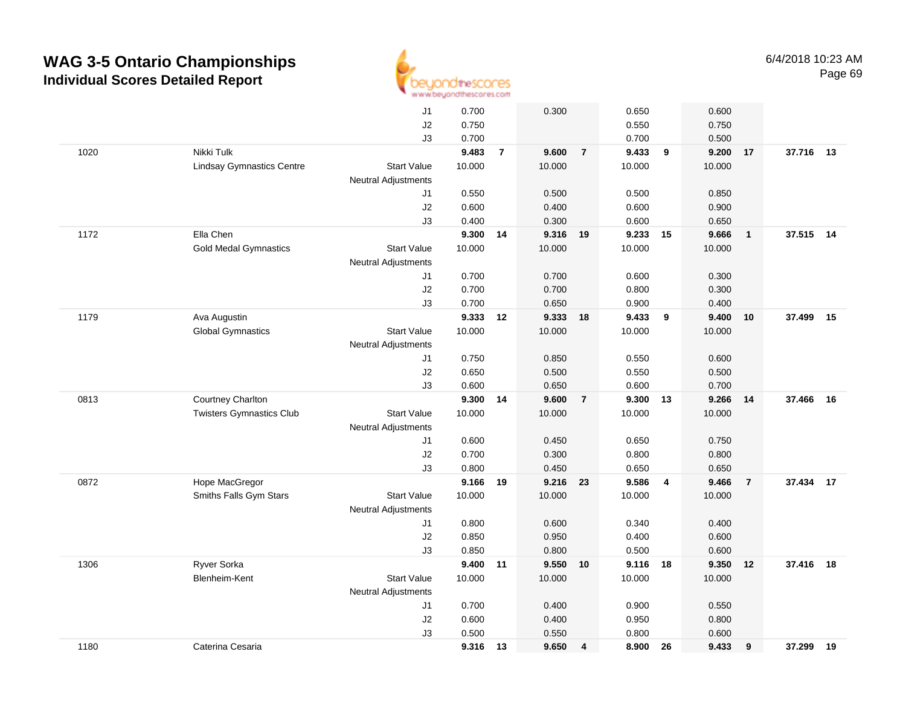# WAG 3-5 Ontario Championships

## Individual Scores Detailed Report

6/4/2018 10:23 AM

| # | Name / Club | | Vault | Rank | Bars | Rank | Beam | Rank | Floor | Rank | AA | Rank |
|---|---|---|---|---|---|---|---|---|---|---|---|---|
| | | J1 | 0.700 | | 0.300 | | 0.650 | | 0.600 | | | |
| | | J2 | 0.750 | | | | 0.550 | | 0.750 | | | |
| | | J3 | 0.700 | | | | 0.700 | | 0.500 | | | |
| 1020 | Nikki Tulk | | **9.483** | **7** | **9.600** | **7** | **9.433** | **9** | **9.200** | **17** | **37.716** | **13** |
| | Lindsay Gymnastics Centre | Start Value | 10.000 | | 10.000 | | 10.000 | | 10.000 | | | |
| | | Neutral Adjustments | | | | | | | | | | |
| | | J1 | 0.550 | | 0.500 | | 0.500 | | 0.850 | | | |
| | | J2 | 0.600 | | 0.400 | | 0.600 | | 0.900 | | | |
| | | J3 | 0.400 | | 0.300 | | 0.600 | | 0.650 | | | |
| 1172 | Ella Chen | | **9.300** | **14** | **9.316** | **19** | **9.233** | **15** | **9.666** | **1** | **37.515** | **14** |
| | Gold Medal Gymnastics | Start Value | 10.000 | | 10.000 | | 10.000 | | 10.000 | | | |
| | | Neutral Adjustments | | | | | | | | | | |
| | | J1 | 0.700 | | 0.700 | | 0.600 | | 0.300 | | | |
| | | J2 | 0.700 | | 0.700 | | 0.800 | | 0.300 | | | |
| | | J3 | 0.700 | | 0.650 | | 0.900 | | 0.400 | | | |
| 1179 | Ava Augustin | | **9.333** | **12** | **9.333** | **18** | **9.433** | **9** | **9.400** | **10** | **37.499** | **15** |
| | Global Gymnastics | Start Value | 10.000 | | 10.000 | | 10.000 | | 10.000 | | | |
| | | Neutral Adjustments | | | | | | | | | | |
| | | J1 | 0.750 | | 0.850 | | 0.550 | | 0.600 | | | |
| | | J2 | 0.650 | | 0.500 | | 0.550 | | 0.500 | | | |
| | | J3 | 0.600 | | 0.650 | | 0.600 | | 0.700 | | | |
| 0813 | Courtney Charlton | | **9.300** | **14** | **9.600** | **7** | **9.300** | **13** | **9.266** | **14** | **37.466** | **16** |
| | Twisters Gymnastics Club | Start Value | 10.000 | | 10.000 | | 10.000 | | 10.000 | | | |
| | | Neutral Adjustments | | | | | | | | | | |
| | | J1 | 0.600 | | 0.450 | | 0.650 | | 0.750 | | | |
| | | J2 | 0.700 | | 0.300 | | 0.800 | | 0.800 | | | |
| | | J3 | 0.800 | | 0.450 | | 0.650 | | 0.650 | | | |
| 0872 | Hope MacGregor | | **9.166** | **19** | **9.216** | **23** | **9.586** | **4** | **9.466** | **7** | **37.434** | **17** |
| | Smiths Falls Gym Stars | Start Value | 10.000 | | 10.000 | | 10.000 | | 10.000 | | | |
| | | Neutral Adjustments | | | | | | | | | | |
| | | J1 | 0.800 | | 0.600 | | 0.340 | | 0.400 | | | |
| | | J2 | 0.850 | | 0.950 | | 0.400 | | 0.600 | | | |
| | | J3 | 0.850 | | 0.800 | | 0.500 | | 0.600 | | | |
| 1306 | Ryver Sorka | | **9.400** | **11** | **9.550** | **10** | **9.116** | **18** | **9.350** | **12** | **37.416** | **18** |
| | Blenheim-Kent | Start Value | 10.000 | | 10.000 | | 10.000 | | 10.000 | | | |
| | | Neutral Adjustments | | | | | | | | | | |
| | | J1 | 0.700 | | 0.400 | | 0.900 | | 0.550 | | | |
| | | J2 | 0.600 | | 0.400 | | 0.950 | | 0.800 | | | |
| | | J3 | 0.500 | | 0.550 | | 0.800 | | 0.600 | | | |
| 1180 | Caterina Cesaria | | **9.316** | **13** | **9.650** | **4** | **8.900** | **26** | **9.433** | **9** | **37.299** | **19** |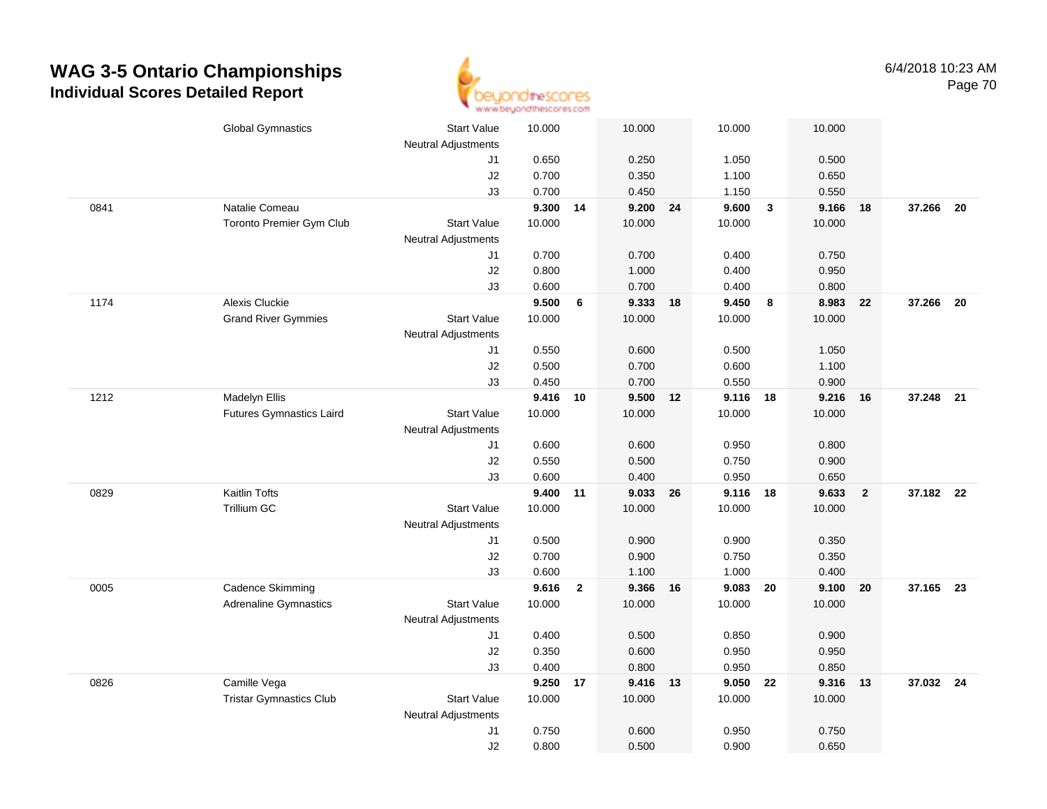# WAG 3-5 Ontario Championships
## Individual Scores Detailed Report

6/4/2018 10:23 AM

| # | Name / Club | | Score | Rank | Score | Rank | Score | Rank | Score | Rank | AA | Rank |
|---|---|---|---|---|---|---|---|---|---|---|---|---|
| | Global Gymnastics | Start Value | 10.000 | | 10.000 | | 10.000 | | 10.000 | | | |
| | | Neutral Adjustments | | | | | | | | | | |
| | | J1 | 0.650 | | 0.250 | | 1.050 | | 0.500 | | | |
| | | J2 | 0.700 | | 0.350 | | 1.100 | | 0.650 | | | |
| | | J3 | 0.700 | | 0.450 | | 1.150 | | 0.550 | | | |
| 0841 | Natalie Comeau | | **9.300** | **14** | **9.200** | **24** | **9.600** | **3** | **9.166** | **18** | **37.266** | **20** |
| | Toronto Premier Gym Club | Start Value | 10.000 | | 10.000 | | 10.000 | | 10.000 | | | |
| | | Neutral Adjustments | | | | | | | | | | |
| | | J1 | 0.700 | | 0.700 | | 0.400 | | 0.750 | | | |
| | | J2 | 0.800 | | 1.000 | | 0.400 | | 0.950 | | | |
| | | J3 | 0.600 | | 0.700 | | 0.400 | | 0.800 | | | |
| 1174 | Alexis Cluckie | | **9.500** | **6** | **9.333** | **18** | **9.450** | **8** | **8.983** | **22** | **37.266** | **20** |
| | Grand River Gymmies | Start Value | 10.000 | | 10.000 | | 10.000 | | 10.000 | | | |
| | | Neutral Adjustments | | | | | | | | | | |
| | | J1 | 0.550 | | 0.600 | | 0.500 | | 1.050 | | | |
| | | J2 | 0.500 | | 0.700 | | 0.600 | | 1.100 | | | |
| | | J3 | 0.450 | | 0.700 | | 0.550 | | 0.900 | | | |
| 1212 | Madelyn Ellis | | **9.416** | **10** | **9.500** | **12** | **9.116** | **18** | **9.216** | **16** | **37.248** | **21** |
| | Futures Gymnastics Laird | Start Value | 10.000 | | 10.000 | | 10.000 | | 10.000 | | | |
| | | Neutral Adjustments | | | | | | | | | | |
| | | J1 | 0.600 | | 0.600 | | 0.950 | | 0.800 | | | |
| | | J2 | 0.550 | | 0.500 | | 0.750 | | 0.900 | | | |
| | | J3 | 0.600 | | 0.400 | | 0.950 | | 0.650 | | | |
| 0829 | Kaitlin Tofts | | **9.400** | **11** | **9.033** | **26** | **9.116** | **18** | **9.633** | **2** | **37.182** | **22** |
| | Trillium GC | Start Value | 10.000 | | 10.000 | | 10.000 | | 10.000 | | | |
| | | Neutral Adjustments | | | | | | | | | | |
| | | J1 | 0.500 | | 0.900 | | 0.900 | | 0.350 | | | |
| | | J2 | 0.700 | | 0.900 | | 0.750 | | 0.350 | | | |
| | | J3 | 0.600 | | 1.100 | | 1.000 | | 0.400 | | | |
| 0005 | Cadence Skimming | | **9.616** | **2** | **9.366** | **16** | **9.083** | **20** | **9.100** | **20** | **37.165** | **23** |
| | Adrenaline Gymnastics | Start Value | 10.000 | | 10.000 | | 10.000 | | 10.000 | | | |
| | | Neutral Adjustments | | | | | | | | | | |
| | | J1 | 0.400 | | 0.500 | | 0.850 | | 0.900 | | | |
| | | J2 | 0.350 | | 0.600 | | 0.950 | | 0.950 | | | |
| | | J3 | 0.400 | | 0.800 | | 0.950 | | 0.850 | | | |
| 0826 | Camille Vega | | **9.250** | **17** | **9.416** | **13** | **9.050** | **22** | **9.316** | **13** | **37.032** | **24** |
| | Tristar Gymnastics Club | Start Value | 10.000 | | 10.000 | | 10.000 | | 10.000 | | | |
| | | Neutral Adjustments | | | | | | | | | | |
| | | J1 | 0.750 | | 0.600 | | 0.950 | | 0.750 | | | |
| | | J2 | 0.800 | | 0.500 | | 0.900 | | 0.650 | | | |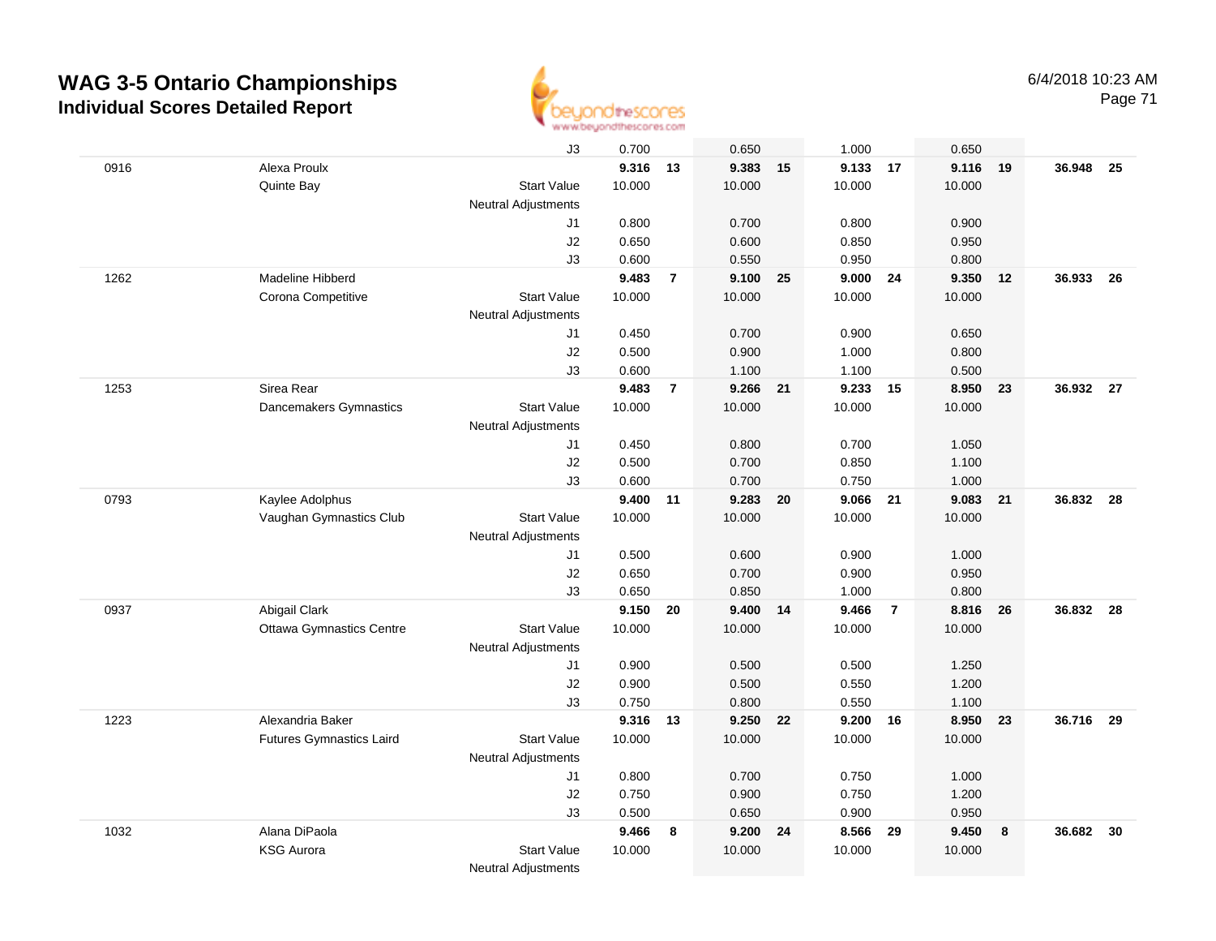# WAG 3-5 Ontario Championships

## Individual Scores Detailed Report

6/4/2018 10:23 AM

| | | | | | | | | | | | | |
|---|---|---|---|---|---|---|---|---|---|---|---|---|
| | | J3 | 0.700 | | 0.650 | | 1.000 | | 0.650 | | | |
| 0916 | Alexa Proulx | | **9.316** | **13** | **9.383** | **15** | **9.133** | **17** | **9.116** | **19** | **36.948** | **25** |
| | Quinte Bay | Start Value | 10.000 | | 10.000 | | 10.000 | | 10.000 | | | |
| | | Neutral Adjustments | | | | | | | | | | |
| | | J1 | 0.800 | | 0.700 | | 0.800 | | 0.900 | | | |
| | | J2 | 0.650 | | 0.600 | | 0.850 | | 0.950 | | | |
| | | J3 | 0.600 | | 0.550 | | 0.950 | | 0.800 | | | |
| 1262 | Madeline Hibberd | | **9.483** | **7** | **9.100** | **25** | **9.000** | **24** | **9.350** | **12** | **36.933** | **26** |
| | Corona Competitive | Start Value | 10.000 | | 10.000 | | 10.000 | | 10.000 | | | |
| | | Neutral Adjustments | | | | | | | | | | |
| | | J1 | 0.450 | | 0.700 | | 0.900 | | 0.650 | | | |
| | | J2 | 0.500 | | 0.900 | | 1.000 | | 0.800 | | | |
| | | J3 | 0.600 | | 1.100 | | 1.100 | | 0.500 | | | |
| 1253 | Sirea Rear | | **9.483** | **7** | **9.266** | **21** | **9.233** | **15** | **8.950** | **23** | **36.932** | **27** |
| | Dancemakers Gymnastics | Start Value | 10.000 | | 10.000 | | 10.000 | | 10.000 | | | |
| | | Neutral Adjustments | | | | | | | | | | |
| | | J1 | 0.450 | | 0.800 | | 0.700 | | 1.050 | | | |
| | | J2 | 0.500 | | 0.700 | | 0.850 | | 1.100 | | | |
| | | J3 | 0.600 | | 0.700 | | 0.750 | | 1.000 | | | |
| 0793 | Kaylee Adolphus | | **9.400** | **11** | **9.283** | **20** | **9.066** | **21** | **9.083** | **21** | **36.832** | **28** |
| | Vaughan Gymnastics Club | Start Value | 10.000 | | 10.000 | | 10.000 | | 10.000 | | | |
| | | Neutral Adjustments | | | | | | | | | | |
| | | J1 | 0.500 | | 0.600 | | 0.900 | | 1.000 | | | |
| | | J2 | 0.650 | | 0.700 | | 0.900 | | 0.950 | | | |
| | | J3 | 0.650 | | 0.850 | | 1.000 | | 0.800 | | | |
| 0937 | Abigail Clark | | **9.150** | **20** | **9.400** | **14** | **9.466** | **7** | **8.816** | **26** | **36.832** | **28** |
| | Ottawa Gymnastics Centre | Start Value | 10.000 | | 10.000 | | 10.000 | | 10.000 | | | |
| | | Neutral Adjustments | | | | | | | | | | |
| | | J1 | 0.900 | | 0.500 | | 0.500 | | 1.250 | | | |
| | | J2 | 0.900 | | 0.500 | | 0.550 | | 1.200 | | | |
| | | J3 | 0.750 | | 0.800 | | 0.550 | | 1.100 | | | |
| 1223 | Alexandria Baker | | **9.316** | **13** | **9.250** | **22** | **9.200** | **16** | **8.950** | **23** | **36.716** | **29** |
| | Futures Gymnastics Laird | Start Value | 10.000 | | 10.000 | | 10.000 | | 10.000 | | | |
| | | Neutral Adjustments | | | | | | | | | | |
| | | J1 | 0.800 | | 0.700 | | 0.750 | | 1.000 | | | |
| | | J2 | 0.750 | | 0.900 | | 0.750 | | 1.200 | | | |
| | | J3 | 0.500 | | 0.650 | | 0.900 | | 0.950 | | | |
| 1032 | Alana DiPaola | | **9.466** | **8** | **9.200** | **24** | **8.566** | **29** | **9.450** | **8** | **36.682** | **30** |
| | KSG Aurora | Start Value | 10.000 | | 10.000 | | 10.000 | | 10.000 | | | |
| | | Neutral Adjustments | | | | | | | | | | |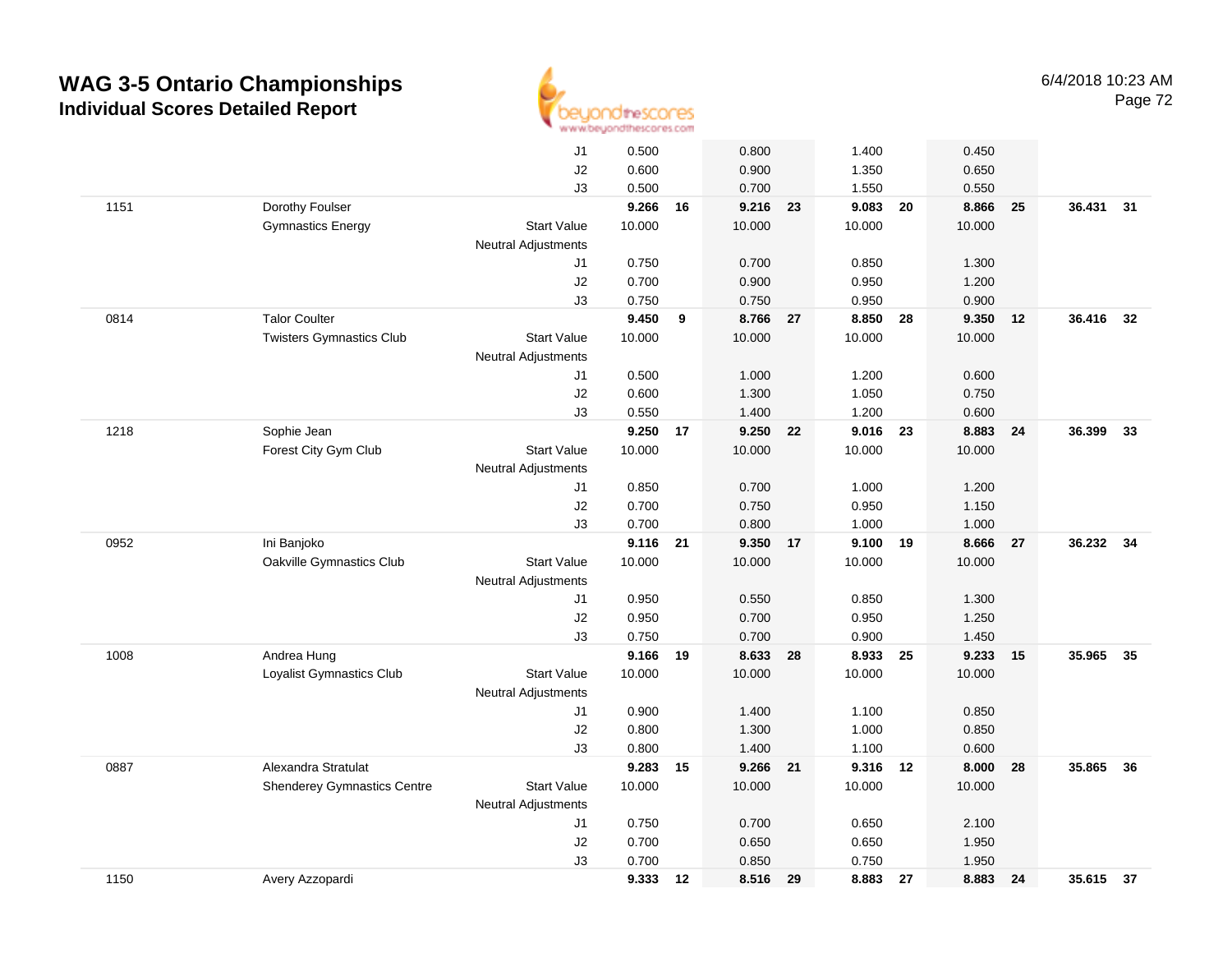# WAG 3-5 Ontario Championships

## Individual Scores Detailed Report

6/4/2018 10:23 AM

| # | Name / Club | | Vault | Rk | Bars | Rk | Beam | Rk | Floor | Rk | AA | Rk |
|---|---|---|---|---|---|---|---|---|---|---|---|---|
| | | J1 | 0.500 | | 0.800 | | 1.400 | | 0.450 | | | |
| | | J2 | 0.600 | | 0.900 | | 1.350 | | 0.650 | | | |
| | | J3 | 0.500 | | 0.700 | | 1.550 | | 0.550 | | | |
| 1151 | Dorothy Foulser | | **9.266** | **16** | **9.216** | **23** | **9.083** | **20** | **8.866** | **25** | **36.431** | **31** |
| | Gymnastics Energy | Start Value | 10.000 | | 10.000 | | 10.000 | | 10.000 | | | |
| | | Neutral Adjustments | | | | | | | | | | |
| | | J1 | 0.750 | | 0.700 | | 0.850 | | 1.300 | | | |
| | | J2 | 0.700 | | 0.900 | | 0.950 | | 1.200 | | | |
| | | J3 | 0.750 | | 0.750 | | 0.950 | | 0.900 | | | |
| 0814 | Talor Coulter | | **9.450** | **9** | **8.766** | **27** | **8.850** | **28** | **9.350** | **12** | **36.416** | **32** |
| | Twisters Gymnastics Club | Start Value | 10.000 | | 10.000 | | 10.000 | | 10.000 | | | |
| | | Neutral Adjustments | | | | | | | | | | |
| | | J1 | 0.500 | | 1.000 | | 1.200 | | 0.600 | | | |
| | | J2 | 0.600 | | 1.300 | | 1.050 | | 0.750 | | | |
| | | J3 | 0.550 | | 1.400 | | 1.200 | | 0.600 | | | |
| 1218 | Sophie Jean | | **9.250** | **17** | **9.250** | **22** | **9.016** | **23** | **8.883** | **24** | **36.399** | **33** |
| | Forest City Gym Club | Start Value | 10.000 | | 10.000 | | 10.000 | | 10.000 | | | |
| | | Neutral Adjustments | | | | | | | | | | |
| | | J1 | 0.850 | | 0.700 | | 1.000 | | 1.200 | | | |
| | | J2 | 0.700 | | 0.750 | | 0.950 | | 1.150 | | | |
| | | J3 | 0.700 | | 0.800 | | 1.000 | | 1.000 | | | |
| 0952 | Ini Banjoko | | **9.116** | **21** | **9.350** | **17** | **9.100** | **19** | **8.666** | **27** | **36.232** | **34** |
| | Oakville Gymnastics Club | Start Value | 10.000 | | 10.000 | | 10.000 | | 10.000 | | | |
| | | Neutral Adjustments | | | | | | | | | | |
| | | J1 | 0.950 | | 0.550 | | 0.850 | | 1.300 | | | |
| | | J2 | 0.950 | | 0.700 | | 0.950 | | 1.250 | | | |
| | | J3 | 0.750 | | 0.700 | | 0.900 | | 1.450 | | | |
| 1008 | Andrea Hung | | **9.166** | **19** | **8.633** | **28** | **8.933** | **25** | **9.233** | **15** | **35.965** | **35** |
| | Loyalist Gymnastics Club | Start Value | 10.000 | | 10.000 | | 10.000 | | 10.000 | | | |
| | | Neutral Adjustments | | | | | | | | | | |
| | | J1 | 0.900 | | 1.400 | | 1.100 | | 0.850 | | | |
| | | J2 | 0.800 | | 1.300 | | 1.000 | | 0.850 | | | |
| | | J3 | 0.800 | | 1.400 | | 1.100 | | 0.600 | | | |
| 0887 | Alexandra Stratulat | | **9.283** | **15** | **9.266** | **21** | **9.316** | **12** | **8.000** | **28** | **35.865** | **36** |
| | Shenderey Gymnastics Centre | Start Value | 10.000 | | 10.000 | | 10.000 | | 10.000 | | | |
| | | Neutral Adjustments | | | | | | | | | | |
| | | J1 | 0.750 | | 0.700 | | 0.650 | | 2.100 | | | |
| | | J2 | 0.700 | | 0.650 | | 0.650 | | 1.950 | | | |
| | | J3 | 0.700 | | 0.850 | | 0.750 | | 1.950 | | | |
| 1150 | Avery Azzopardi | | **9.333** | **12** | **8.516** | **29** | **8.883** | **27** | **8.883** | **24** | **35.615** | **37** |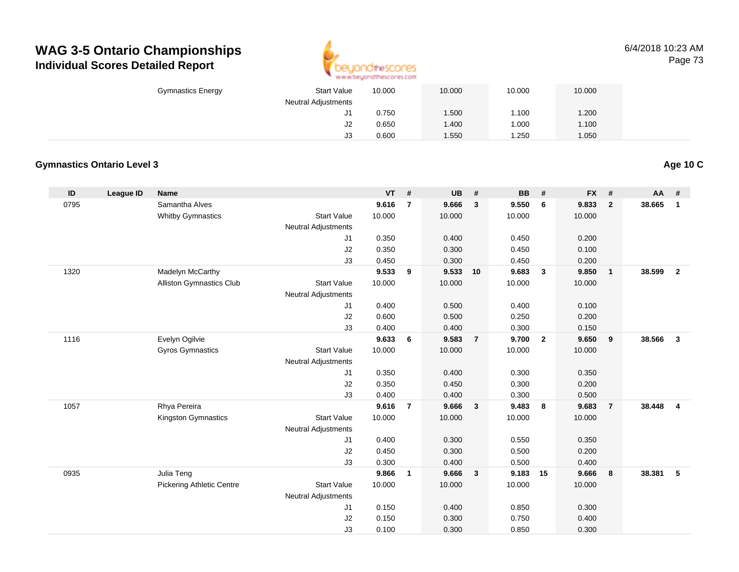# WAG 3-5 Ontario Championships

## Individual Scores Detailed Report

6/4/2018 10:23 AM

| | | | | VT | # | UB | # | BB | # | FX | # | AA | # |
|---|---|---|---|---|---|---|---|---|---|---|---|---|---|
| | | Gymnastics Energy | Start Value | 10.000 | | 10.000 | | 10.000 | | 10.000 | | | |
| | | | Neutral Adjustments | | | | | | | | | | |
| | | | J1 | 0.750 | | 1.500 | | 1.100 | | 1.200 | | | |
| | | | J2 | 0.650 | | 1.400 | | 1.000 | | 1.100 | | | |
| | | | J3 | 0.600 | | 1.550 | | 1.250 | | 1.050 | | | |

### Gymnastics Ontario Level 3

**Age 10 C**

| ID | League ID | Name | | VT | # | UB | # | BB | # | FX | # | AA | # |
|---|---|---|---|---|---|---|---|---|---|---|---|---|---|
| 0795 | | Samantha Alves | | **9.616** | **7** | **9.666** | **3** | **9.550** | **6** | **9.833** | **2** | **38.665** | **1** |
| | | Whitby Gymnastics | Start Value | 10.000 | | 10.000 | | 10.000 | | 10.000 | | | |
| | | | Neutral Adjustments | | | | | | | | | | |
| | | | J1 | 0.350 | | 0.400 | | 0.450 | | 0.200 | | | |
| | | | J2 | 0.350 | | 0.300 | | 0.450 | | 0.100 | | | |
| | | | J3 | 0.450 | | 0.300 | | 0.450 | | 0.200 | | | |
| 1320 | | Madelyn McCarthy | | **9.533** | **9** | **9.533** | **10** | **9.683** | **3** | **9.850** | **1** | **38.599** | **2** |
| | | Alliston Gymnastics Club | Start Value | 10.000 | | 10.000 | | 10.000 | | 10.000 | | | |
| | | | Neutral Adjustments | | | | | | | | | | |
| | | | J1 | 0.400 | | 0.500 | | 0.400 | | 0.100 | | | |
| | | | J2 | 0.600 | | 0.500 | | 0.250 | | 0.200 | | | |
| | | | J3 | 0.400 | | 0.400 | | 0.300 | | 0.150 | | | |
| 1116 | | Evelyn Ogilvie | | **9.633** | **6** | **9.583** | **7** | **9.700** | **2** | **9.650** | **9** | **38.566** | **3** |
| | | Gyros Gymnastics | Start Value | 10.000 | | 10.000 | | 10.000 | | 10.000 | | | |
| | | | Neutral Adjustments | | | | | | | | | | |
| | | | J1 | 0.350 | | 0.400 | | 0.300 | | 0.350 | | | |
| | | | J2 | 0.350 | | 0.450 | | 0.300 | | 0.200 | | | |
| | | | J3 | 0.400 | | 0.400 | | 0.300 | | 0.500 | | | |
| 1057 | | Rhya Pereira | | **9.616** | **7** | **9.666** | **3** | **9.483** | **8** | **9.683** | **7** | **38.448** | **4** |
| | | Kingston Gymnastics | Start Value | 10.000 | | 10.000 | | 10.000 | | 10.000 | | | |
| | | | Neutral Adjustments | | | | | | | | | | |
| | | | J1 | 0.400 | | 0.300 | | 0.550 | | 0.350 | | | |
| | | | J2 | 0.450 | | 0.300 | | 0.500 | | 0.200 | | | |
| | | | J3 | 0.300 | | 0.400 | | 0.500 | | 0.400 | | | |
| 0935 | | Julia Teng | | **9.866** | **1** | **9.666** | **3** | **9.183** | **15** | **9.666** | **8** | **38.381** | **5** |
| | | Pickering Athletic Centre | Start Value | 10.000 | | 10.000 | | 10.000 | | 10.000 | | | |
| | | | Neutral Adjustments | | | | | | | | | | |
| | | | J1 | 0.150 | | 0.400 | | 0.850 | | 0.300 | | | |
| | | | J2 | 0.150 | | 0.300 | | 0.750 | | 0.400 | | | |
| | | | J3 | 0.100 | | 0.300 | | 0.850 | | 0.300 | | | |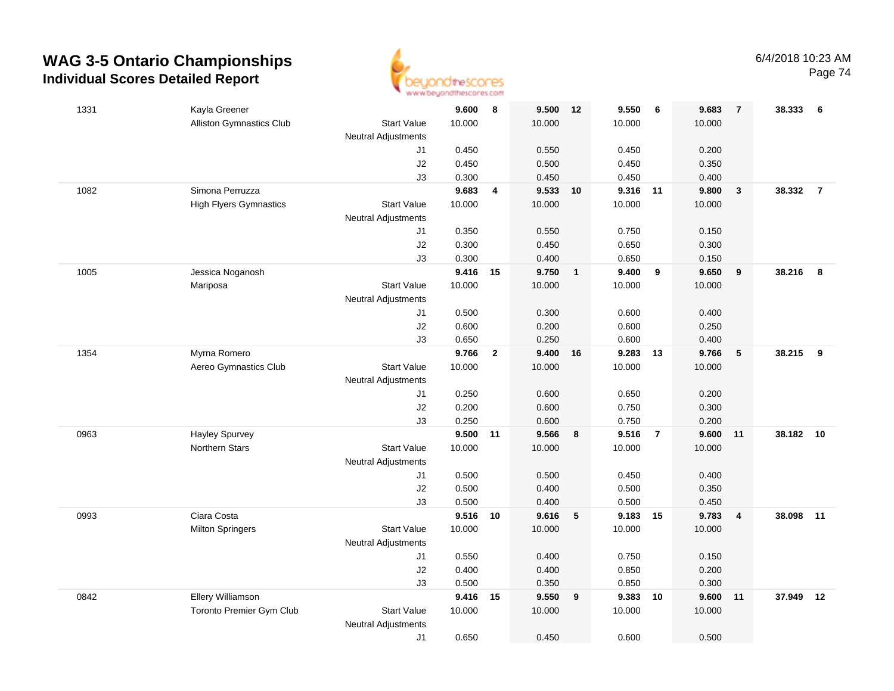# WAG 3-5 Ontario Championships
## Individual Scores Detailed Report

6/4/2018 10:23 AM

| # | Name / Club | | Vault | Rank | Bars | Rank | Beam | Rank | Floor | Rank | AA | Rank |
|---|---|---|---|---|---|---|---|---|---|---|---|---|
| 1331 | Kayla Greener | | **9.600** | **8** | **9.500** | **12** | **9.550** | **6** | **9.683** | **7** | **38.333** | **6** |
| | Alliston Gymnastics Club | Start Value | 10.000 | | 10.000 | | 10.000 | | 10.000 | | | |
| | | Neutral Adjustments | | | | | | | | | | |
| | | J1 | 0.450 | | 0.550 | | 0.450 | | 0.200 | | | |
| | | J2 | 0.450 | | 0.500 | | 0.450 | | 0.350 | | | |
| | | J3 | 0.300 | | 0.450 | | 0.450 | | 0.400 | | | |
| 1082 | Simona Perruzza | | **9.683** | **4** | **9.533** | **10** | **9.316** | **11** | **9.800** | **3** | **38.332** | **7** |
| | High Flyers Gymnastics | Start Value | 10.000 | | 10.000 | | 10.000 | | 10.000 | | | |
| | | Neutral Adjustments | | | | | | | | | | |
| | | J1 | 0.350 | | 0.550 | | 0.750 | | 0.150 | | | |
| | | J2 | 0.300 | | 0.450 | | 0.650 | | 0.300 | | | |
| | | J3 | 0.300 | | 0.400 | | 0.650 | | 0.150 | | | |
| 1005 | Jessica Noganosh | | **9.416** | **15** | **9.750** | **1** | **9.400** | **9** | **9.650** | **9** | **38.216** | **8** |
| | Mariposa | Start Value | 10.000 | | 10.000 | | 10.000 | | 10.000 | | | |
| | | Neutral Adjustments | | | | | | | | | | |
| | | J1 | 0.500 | | 0.300 | | 0.600 | | 0.400 | | | |
| | | J2 | 0.600 | | 0.200 | | 0.600 | | 0.250 | | | |
| | | J3 | 0.650 | | 0.250 | | 0.600 | | 0.400 | | | |
| 1354 | Myrna Romero | | **9.766** | **2** | **9.400** | **16** | **9.283** | **13** | **9.766** | **5** | **38.215** | **9** |
| | Aereo Gymnastics Club | Start Value | 10.000 | | 10.000 | | 10.000 | | 10.000 | | | |
| | | Neutral Adjustments | | | | | | | | | | |
| | | J1 | 0.250 | | 0.600 | | 0.650 | | 0.200 | | | |
| | | J2 | 0.200 | | 0.600 | | 0.750 | | 0.300 | | | |
| | | J3 | 0.250 | | 0.600 | | 0.750 | | 0.200 | | | |
| 0963 | Hayley Spurvey | | **9.500** | **11** | **9.566** | **8** | **9.516** | **7** | **9.600** | **11** | **38.182** | **10** |
| | Northern Stars | Start Value | 10.000 | | 10.000 | | 10.000 | | 10.000 | | | |
| | | Neutral Adjustments | | | | | | | | | | |
| | | J1 | 0.500 | | 0.500 | | 0.450 | | 0.400 | | | |
| | | J2 | 0.500 | | 0.400 | | 0.500 | | 0.350 | | | |
| | | J3 | 0.500 | | 0.400 | | 0.500 | | 0.450 | | | |
| 0993 | Ciara Costa | | **9.516** | **10** | **9.616** | **5** | **9.183** | **15** | **9.783** | **4** | **38.098** | **11** |
| | Milton Springers | Start Value | 10.000 | | 10.000 | | 10.000 | | 10.000 | | | |
| | | Neutral Adjustments | | | | | | | | | | |
| | | J1 | 0.550 | | 0.400 | | 0.750 | | 0.150 | | | |
| | | J2 | 0.400 | | 0.400 | | 0.850 | | 0.200 | | | |
| | | J3 | 0.500 | | 0.350 | | 0.850 | | 0.300 | | | |
| 0842 | Ellery Williamson | | **9.416** | **15** | **9.550** | **9** | **9.383** | **10** | **9.600** | **11** | **37.949** | **12** |
| | Toronto Premier Gym Club | Start Value | 10.000 | | 10.000 | | 10.000 | | 10.000 | | | |
| | | Neutral Adjustments | | | | | | | | | | |
| | | J1 | 0.650 | | 0.450 | | 0.600 | | 0.500 | | | |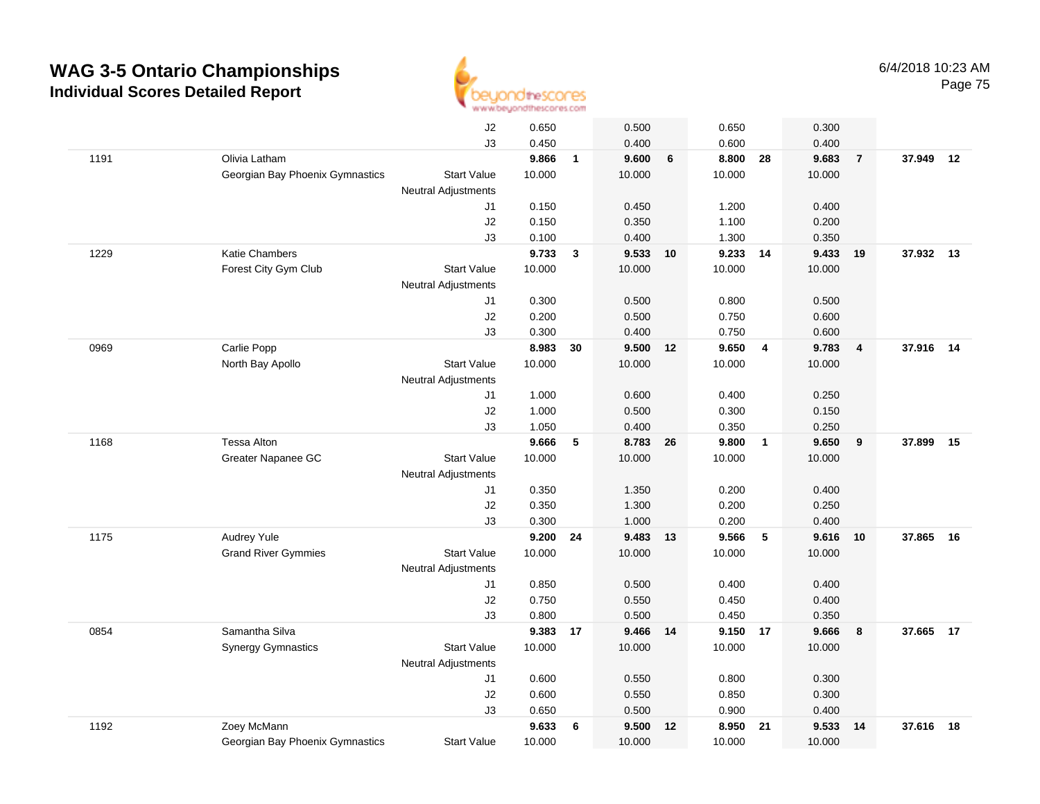# WAG 3-5 Ontario Championships
## Individual Scores Detailed Report

6/4/2018 10:23 AM

| | | | | | | | | | | | | |
|---|---|---|---|---|---|---|---|---|---|---|---|---|
| | | J2 | 0.650 | | 0.500 | | 0.650 | | 0.300 | | | |
| | | J3 | 0.450 | | 0.400 | | 0.600 | | 0.400 | | | |
| 1191 | Olivia Latham | | **9.866** | **1** | **9.600** | **6** | **8.800** | **28** | **9.683** | **7** | **37.949** | **12** |
| | Georgian Bay Phoenix Gymnastics | Start Value | 10.000 | | 10.000 | | 10.000 | | 10.000 | | | |
| | | Neutral Adjustments | | | | | | | | | | |
| | | J1 | 0.150 | | 0.450 | | 1.200 | | 0.400 | | | |
| | | J2 | 0.150 | | 0.350 | | 1.100 | | 0.200 | | | |
| | | J3 | 0.100 | | 0.400 | | 1.300 | | 0.350 | | | |
| 1229 | Katie Chambers | | **9.733** | **3** | **9.533** | **10** | **9.233** | **14** | **9.433** | **19** | **37.932** | **13** |
| | Forest City Gym Club | Start Value | 10.000 | | 10.000 | | 10.000 | | 10.000 | | | |
| | | Neutral Adjustments | | | | | | | | | | |
| | | J1 | 0.300 | | 0.500 | | 0.800 | | 0.500 | | | |
| | | J2 | 0.200 | | 0.500 | | 0.750 | | 0.600 | | | |
| | | J3 | 0.300 | | 0.400 | | 0.750 | | 0.600 | | | |
| 0969 | Carlie Popp | | **8.983** | **30** | **9.500** | **12** | **9.650** | **4** | **9.783** | **4** | **37.916** | **14** |
| | North Bay Apollo | Start Value | 10.000 | | 10.000 | | 10.000 | | 10.000 | | | |
| | | Neutral Adjustments | | | | | | | | | | |
| | | J1 | 1.000 | | 0.600 | | 0.400 | | 0.250 | | | |
| | | J2 | 1.000 | | 0.500 | | 0.300 | | 0.150 | | | |
| | | J3 | 1.050 | | 0.400 | | 0.350 | | 0.250 | | | |
| 1168 | Tessa Alton | | **9.666** | **5** | **8.783** | **26** | **9.800** | **1** | **9.650** | **9** | **37.899** | **15** |
| | Greater Napanee GC | Start Value | 10.000 | | 10.000 | | 10.000 | | 10.000 | | | |
| | | Neutral Adjustments | | | | | | | | | | |
| | | J1 | 0.350 | | 1.350 | | 0.200 | | 0.400 | | | |
| | | J2 | 0.350 | | 1.300 | | 0.200 | | 0.250 | | | |
| | | J3 | 0.300 | | 1.000 | | 0.200 | | 0.400 | | | |
| 1175 | Audrey Yule | | **9.200** | **24** | **9.483** | **13** | **9.566** | **5** | **9.616** | **10** | **37.865** | **16** |
| | Grand River Gymmies | Start Value | 10.000 | | 10.000 | | 10.000 | | 10.000 | | | |
| | | Neutral Adjustments | | | | | | | | | | |
| | | J1 | 0.850 | | 0.500 | | 0.400 | | 0.400 | | | |
| | | J2 | 0.750 | | 0.550 | | 0.450 | | 0.400 | | | |
| | | J3 | 0.800 | | 0.500 | | 0.450 | | 0.350 | | | |
| 0854 | Samantha Silva | | **9.383** | **17** | **9.466** | **14** | **9.150** | **17** | **9.666** | **8** | **37.665** | **17** |
| | Synergy Gymnastics | Start Value | 10.000 | | 10.000 | | 10.000 | | 10.000 | | | |
| | | Neutral Adjustments | | | | | | | | | | |
| | | J1 | 0.600 | | 0.550 | | 0.800 | | 0.300 | | | |
| | | J2 | 0.600 | | 0.550 | | 0.850 | | 0.300 | | | |
| | | J3 | 0.650 | | 0.500 | | 0.900 | | 0.400 | | | |
| 1192 | Zoey McMann | | **9.633** | **6** | **9.500** | **12** | **8.950** | **21** | **9.533** | **14** | **37.616** | **18** |
| | Georgian Bay Phoenix Gymnastics | Start Value | 10.000 | | 10.000 | | 10.000 | | 10.000 | | | |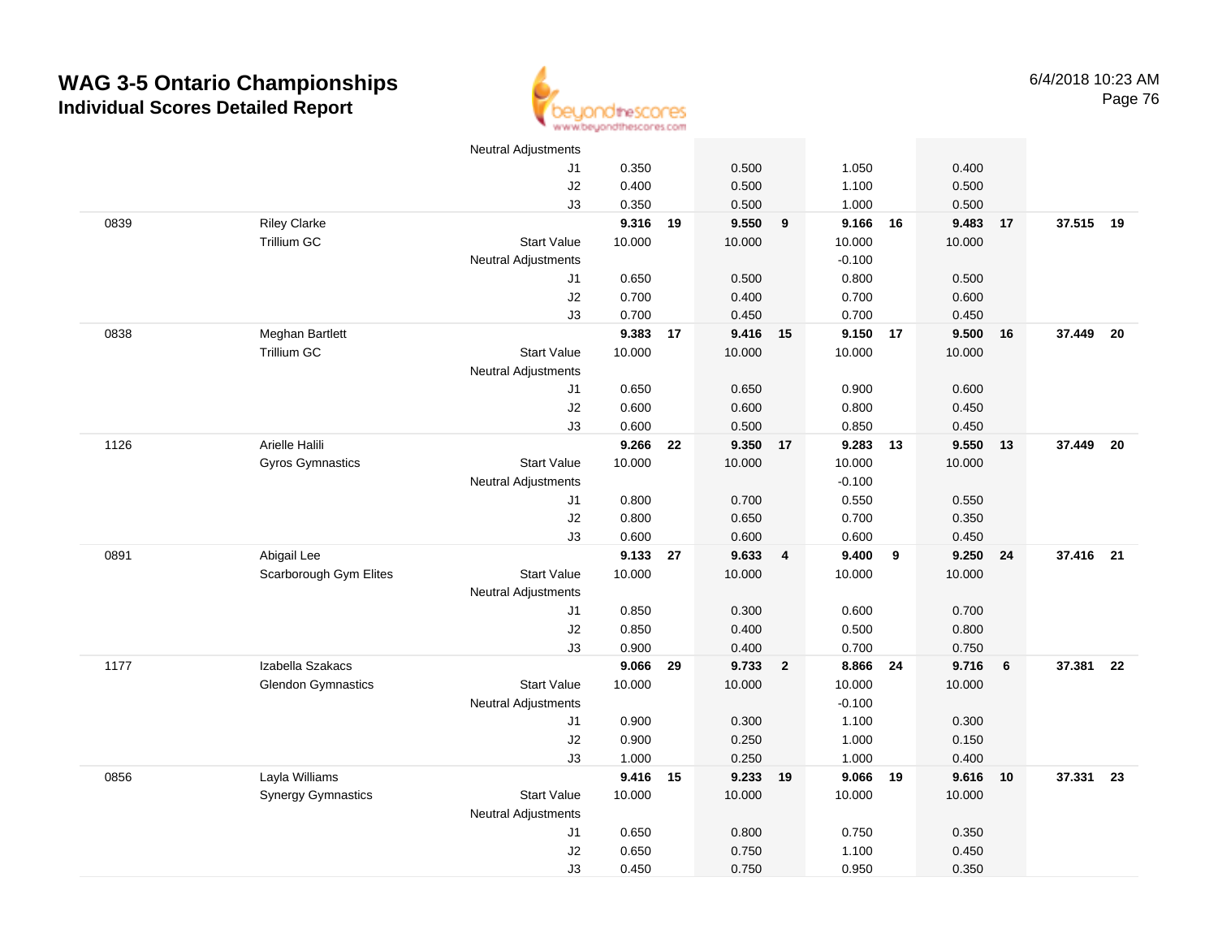# WAG 3-5 Ontario Championships

## Individual Scores Detailed Report

6/4/2018 10:23 AM

| | | | | | | | | | | | | |
|---|---|---|---|---|---|---|---|---|---|---|---|---|
| | | Neutral Adjustments | | | | | | | | | | |
| | | J1 | 0.350 | | 0.500 | | 1.050 | | 0.400 | | | |
| | | J2 | 0.400 | | 0.500 | | 1.100 | | 0.500 | | | |
| | | J3 | 0.350 | | 0.500 | | 1.000 | | 0.500 | | | |
| 0839 | Riley Clarke | | **9.316** | **19** | **9.550** | **9** | **9.166** | **16** | **9.483** | **17** | **37.515** | **19** |
| | Trillium GC | Start Value | 10.000 | | 10.000 | | 10.000 | | 10.000 | | | |
| | | Neutral Adjustments | | | | | -0.100 | | | | | |
| | | J1 | 0.650 | | 0.500 | | 0.800 | | 0.500 | | | |
| | | J2 | 0.700 | | 0.400 | | 0.700 | | 0.600 | | | |
| | | J3 | 0.700 | | 0.450 | | 0.700 | | 0.450 | | | |
| 0838 | Meghan Bartlett | | **9.383** | **17** | **9.416** | **15** | **9.150** | **17** | **9.500** | **16** | **37.449** | **20** |
| | Trillium GC | Start Value | 10.000 | | 10.000 | | 10.000 | | 10.000 | | | |
| | | Neutral Adjustments | | | | | | | | | | |
| | | J1 | 0.650 | | 0.650 | | 0.900 | | 0.600 | | | |
| | | J2 | 0.600 | | 0.600 | | 0.800 | | 0.450 | | | |
| | | J3 | 0.600 | | 0.500 | | 0.850 | | 0.450 | | | |
| 1126 | Arielle Halili | | **9.266** | **22** | **9.350** | **17** | **9.283** | **13** | **9.550** | **13** | **37.449** | **20** |
| | Gyros Gymnastics | Start Value | 10.000 | | 10.000 | | 10.000 | | 10.000 | | | |
| | | Neutral Adjustments | | | | | -0.100 | | | | | |
| | | J1 | 0.800 | | 0.700 | | 0.550 | | 0.550 | | | |
| | | J2 | 0.800 | | 0.650 | | 0.700 | | 0.350 | | | |
| | | J3 | 0.600 | | 0.600 | | 0.600 | | 0.450 | | | |
| 0891 | Abigail Lee | | **9.133** | **27** | **9.633** | **4** | **9.400** | **9** | **9.250** | **24** | **37.416** | **21** |
| | Scarborough Gym Elites | Start Value | 10.000 | | 10.000 | | 10.000 | | 10.000 | | | |
| | | Neutral Adjustments | | | | | | | | | | |
| | | J1 | 0.850 | | 0.300 | | 0.600 | | 0.700 | | | |
| | | J2 | 0.850 | | 0.400 | | 0.500 | | 0.800 | | | |
| | | J3 | 0.900 | | 0.400 | | 0.700 | | 0.750 | | | |
| 1177 | Izabella Szakacs | | **9.066** | **29** | **9.733** | **2** | **8.866** | **24** | **9.716** | **6** | **37.381** | **22** |
| | Glendon Gymnastics | Start Value | 10.000 | | 10.000 | | 10.000 | | 10.000 | | | |
| | | Neutral Adjustments | | | | | -0.100 | | | | | |
| | | J1 | 0.900 | | 0.300 | | 1.100 | | 0.300 | | | |
| | | J2 | 0.900 | | 0.250 | | 1.000 | | 0.150 | | | |
| | | J3 | 1.000 | | 0.250 | | 1.000 | | 0.400 | | | |
| 0856 | Layla Williams | | **9.416** | **15** | **9.233** | **19** | **9.066** | **19** | **9.616** | **10** | **37.331** | **23** |
| | Synergy Gymnastics | Start Value | 10.000 | | 10.000 | | 10.000 | | 10.000 | | | |
| | | Neutral Adjustments | | | | | | | | | | |
| | | J1 | 0.650 | | 0.800 | | 0.750 | | 0.350 | | | |
| | | J2 | 0.650 | | 0.750 | | 1.100 | | 0.450 | | | |
| | | J3 | 0.450 | | 0.750 | | 0.950 | | 0.350 | | | |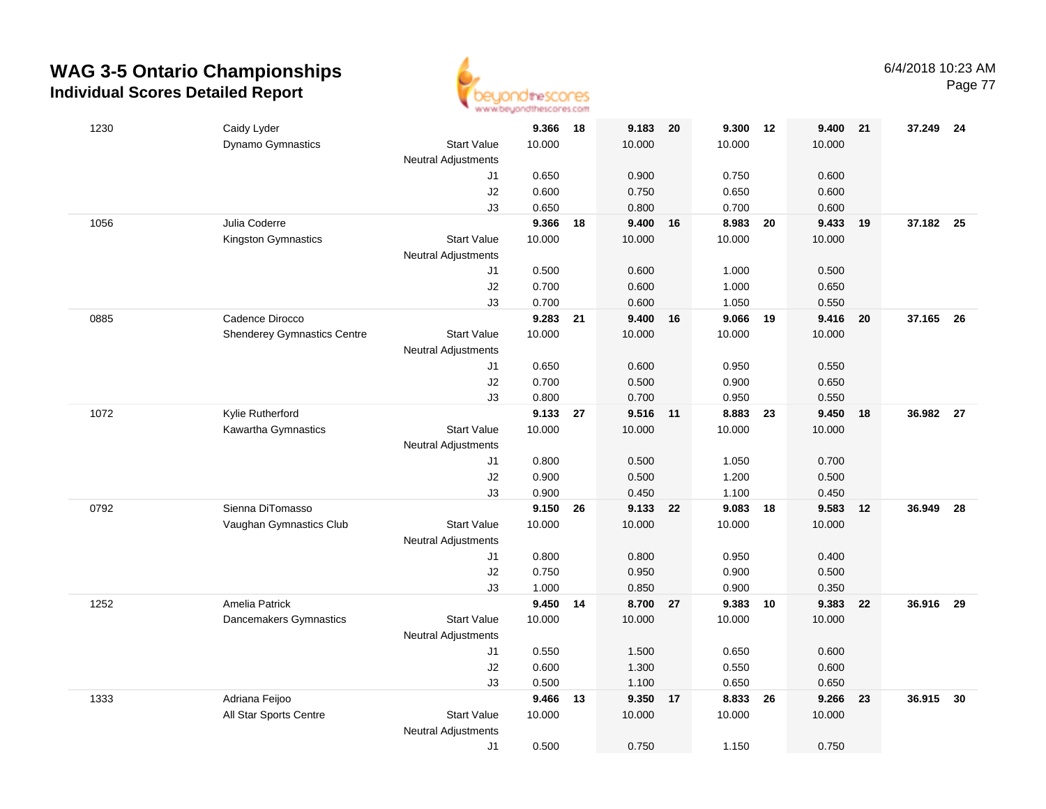# WAG 3-5 Ontario Championships

## Individual Scores Detailed Report

6/4/2018 10:23 AM

| ID | Name / Club | | Vault | Rank | Bars | Rank | Beam | Rank | Floor | Rank | AA | Rank |
|---|---|---|---|---|---|---|---|---|---|---|---|---|
| 1230 | Caidy Lyder | | 9.366 | 18 | 9.183 | 20 | 9.300 | 12 | 9.400 | 21 | 37.249 | 24 |
| | Dynamo Gymnastics | Start Value | 10.000 | | 10.000 | | 10.000 | | 10.000 | | | |
| | | Neutral Adjustments | | | | | | | | | | |
| | | J1 | 0.650 | | 0.900 | | 0.750 | | 0.600 | | | |
| | | J2 | 0.600 | | 0.750 | | 0.650 | | 0.600 | | | |
| | | J3 | 0.650 | | 0.800 | | 0.700 | | 0.600 | | | |
| 1056 | Julia Coderre | | 9.366 | 18 | 9.400 | 16 | 8.983 | 20 | 9.433 | 19 | 37.182 | 25 |
| | Kingston Gymnastics | Start Value | 10.000 | | 10.000 | | 10.000 | | 10.000 | | | |
| | | Neutral Adjustments | | | | | | | | | | |
| | | J1 | 0.500 | | 0.600 | | 1.000 | | 0.500 | | | |
| | | J2 | 0.700 | | 0.600 | | 1.000 | | 0.650 | | | |
| | | J3 | 0.700 | | 0.600 | | 1.050 | | 0.550 | | | |
| 0885 | Cadence Dirocco | | 9.283 | 21 | 9.400 | 16 | 9.066 | 19 | 9.416 | 20 | 37.165 | 26 |
| | Shenderey Gymnastics Centre | Start Value | 10.000 | | 10.000 | | 10.000 | | 10.000 | | | |
| | | Neutral Adjustments | | | | | | | | | | |
| | | J1 | 0.650 | | 0.600 | | 0.950 | | 0.550 | | | |
| | | J2 | 0.700 | | 0.500 | | 0.900 | | 0.650 | | | |
| | | J3 | 0.800 | | 0.700 | | 0.950 | | 0.550 | | | |
| 1072 | Kylie Rutherford | | 9.133 | 27 | 9.516 | 11 | 8.883 | 23 | 9.450 | 18 | 36.982 | 27 |
| | Kawartha Gymnastics | Start Value | 10.000 | | 10.000 | | 10.000 | | 10.000 | | | |
| | | Neutral Adjustments | | | | | | | | | | |
| | | J1 | 0.800 | | 0.500 | | 1.050 | | 0.700 | | | |
| | | J2 | 0.900 | | 0.500 | | 1.200 | | 0.500 | | | |
| | | J3 | 0.900 | | 0.450 | | 1.100 | | 0.450 | | | |
| 0792 | Sienna DiTomasso | | 9.150 | 26 | 9.133 | 22 | 9.083 | 18 | 9.583 | 12 | 36.949 | 28 |
| | Vaughan Gymnastics Club | Start Value | 10.000 | | 10.000 | | 10.000 | | 10.000 | | | |
| | | Neutral Adjustments | | | | | | | | | | |
| | | J1 | 0.800 | | 0.800 | | 0.950 | | 0.400 | | | |
| | | J2 | 0.750 | | 0.950 | | 0.900 | | 0.500 | | | |
| | | J3 | 1.000 | | 0.850 | | 0.900 | | 0.350 | | | |
| 1252 | Amelia Patrick | | 9.450 | 14 | 8.700 | 27 | 9.383 | 10 | 9.383 | 22 | 36.916 | 29 |
| | Dancemakers Gymnastics | Start Value | 10.000 | | 10.000 | | 10.000 | | 10.000 | | | |
| | | Neutral Adjustments | | | | | | | | | | |
| | | J1 | 0.550 | | 1.500 | | 0.650 | | 0.600 | | | |
| | | J2 | 0.600 | | 1.300 | | 0.550 | | 0.600 | | | |
| | | J3 | 0.500 | | 1.100 | | 0.650 | | 0.650 | | | |
| 1333 | Adriana Feijoo | | 9.466 | 13 | 9.350 | 17 | 8.833 | 26 | 9.266 | 23 | 36.915 | 30 |
| | All Star Sports Centre | Start Value | 10.000 | | 10.000 | | 10.000 | | 10.000 | | | |
| | | Neutral Adjustments | | | | | | | | | | |
| | | J1 | 0.500 | | 0.750 | | 1.150 | | 0.750 | | | |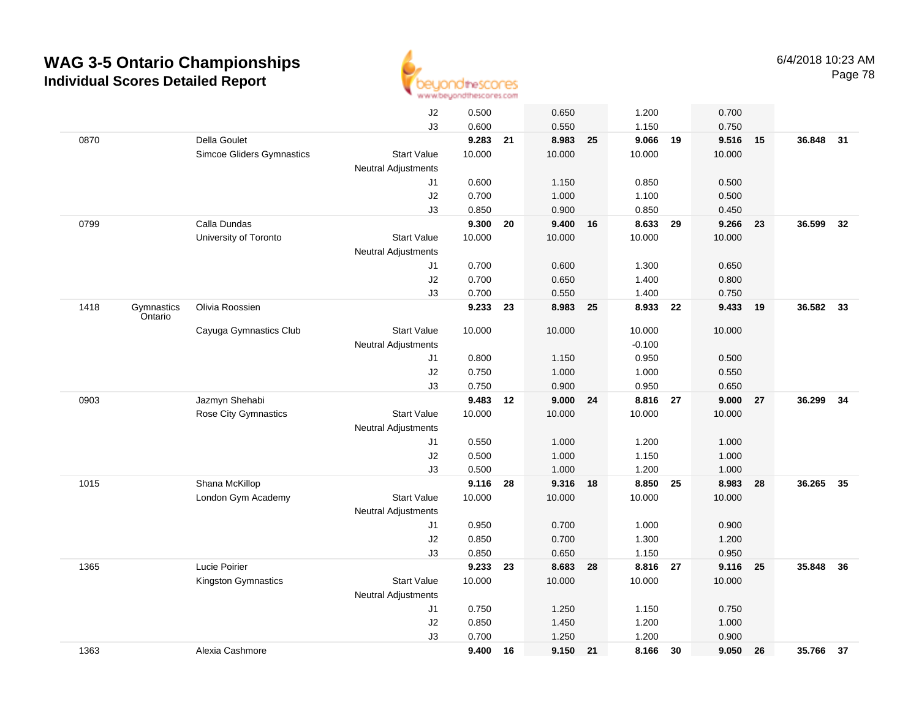# WAG 3-5 Ontario Championships

## Individual Scores Detailed Report

6/4/2018 10:23 AM

| # | Prov | Name / Club | | Vault | Rk | Bars | Rk | Beam | Rk | Floor | Rk | AA | Rk |
|---|---|---|---|---|---|---|---|---|---|---|---|---|---|
| | | | J2 | 0.500 | | 0.650 | | 1.200 | | 0.700 | | | |
| | | | J3 | 0.600 | | 0.550 | | 1.150 | | 0.750 | | | |
| 0870 | | Della Goulet | | **9.283** | **21** | **8.983** | **25** | **9.066** | **19** | **9.516** | **15** | **36.848** | **31** |
| | | Simcoe Gliders Gymnastics | Start Value | 10.000 | | 10.000 | | 10.000 | | 10.000 | | | |
| | | | Neutral Adjustments | | | | | | | | | | |
| | | | J1 | 0.600 | | 1.150 | | 0.850 | | 0.500 | | | |
| | | | J2 | 0.700 | | 1.000 | | 1.100 | | 0.500 | | | |
| | | | J3 | 0.850 | | 0.900 | | 0.850 | | 0.450 | | | |
| 0799 | | Calla Dundas | | **9.300** | **20** | **9.400** | **16** | **8.633** | **29** | **9.266** | **23** | **36.599** | **32** |
| | | University of Toronto | Start Value | 10.000 | | 10.000 | | 10.000 | | 10.000 | | | |
| | | | Neutral Adjustments | | | | | | | | | | |
| | | | J1 | 0.700 | | 0.600 | | 1.300 | | 0.650 | | | |
| | | | J2 | 0.700 | | 0.650 | | 1.400 | | 0.800 | | | |
| | | | J3 | 0.700 | | 0.550 | | 1.400 | | 0.750 | | | |
| 1418 | Gymnastics Ontario | Olivia Roossien | | **9.233** | **23** | **8.983** | **25** | **8.933** | **22** | **9.433** | **19** | **36.582** | **33** |
| | | Cayuga Gymnastics Club | Start Value | 10.000 | | 10.000 | | 10.000 | | 10.000 | | | |
| | | | Neutral Adjustments | | | | | -0.100 | | | | | |
| | | | J1 | 0.800 | | 1.150 | | 0.950 | | 0.500 | | | |
| | | | J2 | 0.750 | | 1.000 | | 1.000 | | 0.550 | | | |
| | | | J3 | 0.750 | | 0.900 | | 0.950 | | 0.650 | | | |
| 0903 | | Jazmyn Shehabi | | **9.483** | **12** | **9.000** | **24** | **8.816** | **27** | **9.000** | **27** | **36.299** | **34** |
| | | Rose City Gymnastics | Start Value | 10.000 | | 10.000 | | 10.000 | | 10.000 | | | |
| | | | Neutral Adjustments | | | | | | | | | | |
| | | | J1 | 0.550 | | 1.000 | | 1.200 | | 1.000 | | | |
| | | | J2 | 0.500 | | 1.000 | | 1.150 | | 1.000 | | | |
| | | | J3 | 0.500 | | 1.000 | | 1.200 | | 1.000 | | | |
| 1015 | | Shana McKillop | | **9.116** | **28** | **9.316** | **18** | **8.850** | **25** | **8.983** | **28** | **36.265** | **35** |
| | | London Gym Academy | Start Value | 10.000 | | 10.000 | | 10.000 | | 10.000 | | | |
| | | | Neutral Adjustments | | | | | | | | | | |
| | | | J1 | 0.950 | | 0.700 | | 1.000 | | 0.900 | | | |
| | | | J2 | 0.850 | | 0.700 | | 1.300 | | 1.200 | | | |
| | | | J3 | 0.850 | | 0.650 | | 1.150 | | 0.950 | | | |
| 1365 | | Lucie Poirier | | **9.233** | **23** | **8.683** | **28** | **8.816** | **27** | **9.116** | **25** | **35.848** | **36** |
| | | Kingston Gymnastics | Start Value | 10.000 | | 10.000 | | 10.000 | | 10.000 | | | |
| | | | Neutral Adjustments | | | | | | | | | | |
| | | | J1 | 0.750 | | 1.250 | | 1.150 | | 0.750 | | | |
| | | | J2 | 0.850 | | 1.450 | | 1.200 | | 1.000 | | | |
| | | | J3 | 0.700 | | 1.250 | | 1.200 | | 0.900 | | | |
| 1363 | | Alexia Cashmore | | **9.400** | **16** | **9.150** | **21** | **8.166** | **30** | **9.050** | **26** | **35.766** | **37** |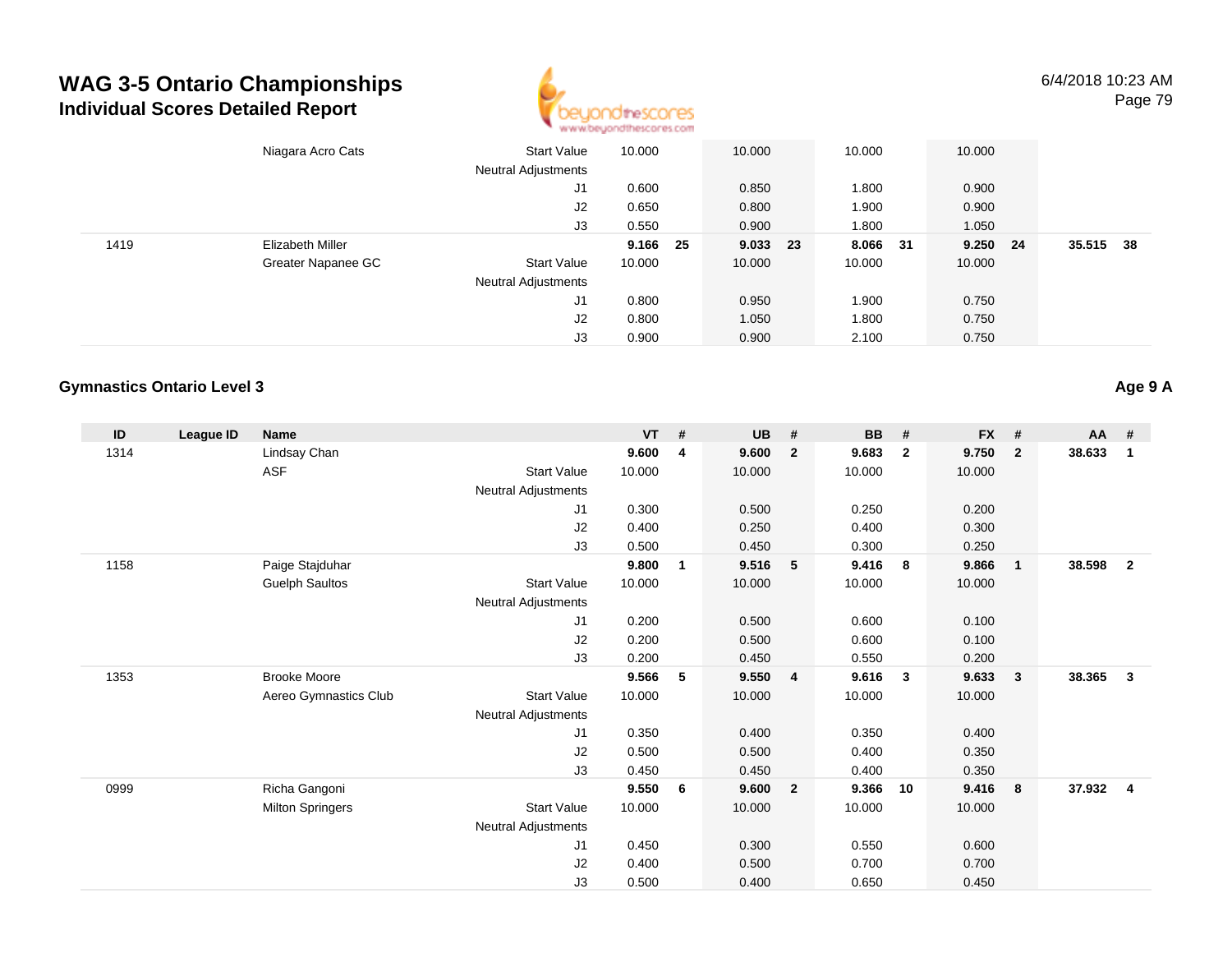# WAG 3-5 Ontario Championships
## Individual Scores Detailed Report

6/4/2018 10:23 AM

| ID | League ID | Name | | VT | # | UB | # | BB | # | FX | # | AA | # |
|---|---|---|---|---|---|---|---|---|---|---|---|---|---|
| | | Niagara Acro Cats | Start Value | 10.000 | | 10.000 | | 10.000 | | 10.000 | | | |
| | | | Neutral Adjustments | | | | | | | | | | |
| | | | J1 | 0.600 | | 0.850 | | 1.800 | | 0.900 | | | |
| | | | J2 | 0.650 | | 0.800 | | 1.900 | | 0.900 | | | |
| | | | J3 | 0.550 | | 0.900 | | 1.800 | | 1.050 | | | |
| 1419 | | Elizabeth Miller | | **9.166** | **25** | **9.033** | **23** | **8.066** | **31** | **9.250** | **24** | **35.515** | **38** |
| | | Greater Napanee GC | Start Value | 10.000 | | 10.000 | | 10.000 | | 10.000 | | | |
| | | | Neutral Adjustments | | | | | | | | | | |
| | | | J1 | 0.800 | | 0.950 | | 1.900 | | 0.750 | | | |
| | | | J2 | 0.800 | | 1.050 | | 1.800 | | 0.750 | | | |
| | | | J3 | 0.900 | | 0.900 | | 2.100 | | 0.750 | | | |

### Gymnastics Ontario Level 3

**Age 9 A**

| ID | League ID | Name | | VT | # | UB | # | BB | # | FX | # | AA | # |
|---|---|---|---|---|---|---|---|---|---|---|---|---|---|
| 1314 | | Lindsay Chan | | **9.600** | **4** | **9.600** | **2** | **9.683** | **2** | **9.750** | **2** | **38.633** | **1** |
| | | ASF | Start Value | 10.000 | | 10.000 | | 10.000 | | 10.000 | | | |
| | | | Neutral Adjustments | | | | | | | | | | |
| | | | J1 | 0.300 | | 0.500 | | 0.250 | | 0.200 | | | |
| | | | J2 | 0.400 | | 0.250 | | 0.400 | | 0.300 | | | |
| | | | J3 | 0.500 | | 0.450 | | 0.300 | | 0.250 | | | |
| 1158 | | Paige Stajduhar | | **9.800** | **1** | **9.516** | **5** | **9.416** | **8** | **9.866** | **1** | **38.598** | **2** |
| | | Guelph Saultos | Start Value | 10.000 | | 10.000 | | 10.000 | | 10.000 | | | |
| | | | Neutral Adjustments | | | | | | | | | | |
| | | | J1 | 0.200 | | 0.500 | | 0.600 | | 0.100 | | | |
| | | | J2 | 0.200 | | 0.500 | | 0.600 | | 0.100 | | | |
| | | | J3 | 0.200 | | 0.450 | | 0.550 | | 0.200 | | | |
| 1353 | | Brooke Moore | | **9.566** | **5** | **9.550** | **4** | **9.616** | **3** | **9.633** | **3** | **38.365** | **3** |
| | | Aereo Gymnastics Club | Start Value | 10.000 | | 10.000 | | 10.000 | | 10.000 | | | |
| | | | Neutral Adjustments | | | | | | | | | | |
| | | | J1 | 0.350 | | 0.400 | | 0.350 | | 0.400 | | | |
| | | | J2 | 0.500 | | 0.500 | | 0.400 | | 0.350 | | | |
| | | | J3 | 0.450 | | 0.450 | | 0.400 | | 0.350 | | | |
| 0999 | | Richa Gangoni | | **9.550** | **6** | **9.600** | **2** | **9.366** | **10** | **9.416** | **8** | **37.932** | **4** |
| | | Milton Springers | Start Value | 10.000 | | 10.000 | | 10.000 | | 10.000 | | | |
| | | | Neutral Adjustments | | | | | | | | | | |
| | | | J1 | 0.450 | | 0.300 | | 0.550 | | 0.600 | | | |
| | | | J2 | 0.400 | | 0.500 | | 0.700 | | 0.700 | | | |
| | | | J3 | 0.500 | | 0.400 | | 0.650 | | 0.450 | | | |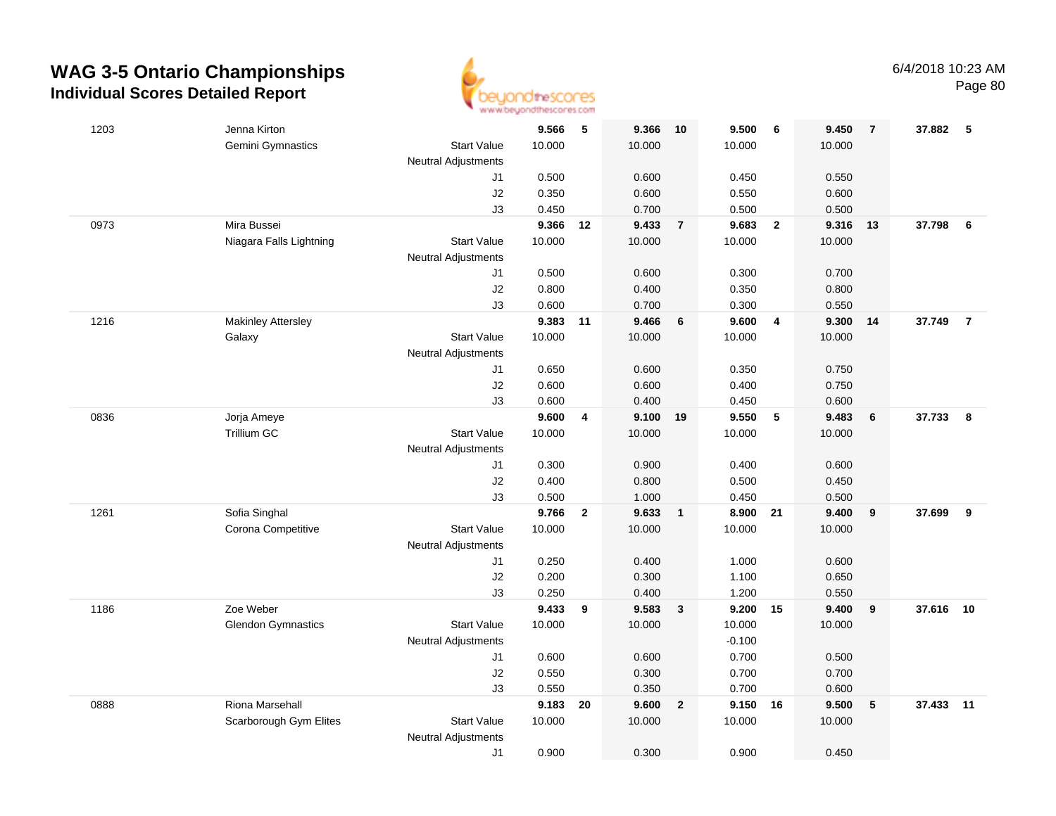# WAG 3-5 Ontario Championships

## Individual Scores Detailed Report

6/4/2018 10:23 AM

| # | Name / Club | | Vault | Rank | Bars | Rank | Beam | Rank | Floor | Rank | AA | Rank |
|---|---|---|---|---|---|---|---|---|---|---|---|---|
| 1203 | Jenna Kirton | | **9.566** | **5** | **9.366** | **10** | **9.500** | **6** | **9.450** | **7** | **37.882** | **5** |
| | Gemini Gymnastics | Start Value | 10.000 | | 10.000 | | 10.000 | | 10.000 | | | |
| | | Neutral Adjustments | | | | | | | | | | |
| | | J1 | 0.500 | | 0.600 | | 0.450 | | 0.550 | | | |
| | | J2 | 0.350 | | 0.600 | | 0.550 | | 0.600 | | | |
| | | J3 | 0.450 | | 0.700 | | 0.500 | | 0.500 | | | |
| 0973 | Mira Bussei | | **9.366** | **12** | **9.433** | **7** | **9.683** | **2** | **9.316** | **13** | **37.798** | **6** |
| | Niagara Falls Lightning | Start Value | 10.000 | | 10.000 | | 10.000 | | 10.000 | | | |
| | | Neutral Adjustments | | | | | | | | | | |
| | | J1 | 0.500 | | 0.600 | | 0.300 | | 0.700 | | | |
| | | J2 | 0.800 | | 0.400 | | 0.350 | | 0.800 | | | |
| | | J3 | 0.600 | | 0.700 | | 0.300 | | 0.550 | | | |
| 1216 | Makinley Attersley | | **9.383** | **11** | **9.466** | **6** | **9.600** | **4** | **9.300** | **14** | **37.749** | **7** |
| | Galaxy | Start Value | 10.000 | | 10.000 | | 10.000 | | 10.000 | | | |
| | | Neutral Adjustments | | | | | | | | | | |
| | | J1 | 0.650 | | 0.600 | | 0.350 | | 0.750 | | | |
| | | J2 | 0.600 | | 0.600 | | 0.400 | | 0.750 | | | |
| | | J3 | 0.600 | | 0.400 | | 0.450 | | 0.600 | | | |
| 0836 | Jorja Ameye | | **9.600** | **4** | **9.100** | **19** | **9.550** | **5** | **9.483** | **6** | **37.733** | **8** |
| | Trillium GC | Start Value | 10.000 | | 10.000 | | 10.000 | | 10.000 | | | |
| | | Neutral Adjustments | | | | | | | | | | |
| | | J1 | 0.300 | | 0.900 | | 0.400 | | 0.600 | | | |
| | | J2 | 0.400 | | 0.800 | | 0.500 | | 0.450 | | | |
| | | J3 | 0.500 | | 1.000 | | 0.450 | | 0.500 | | | |
| 1261 | Sofia Singhal | | **9.766** | **2** | **9.633** | **1** | **8.900** | **21** | **9.400** | **9** | **37.699** | **9** |
| | Corona Competitive | Start Value | 10.000 | | 10.000 | | 10.000 | | 10.000 | | | |
| | | Neutral Adjustments | | | | | | | | | | |
| | | J1 | 0.250 | | 0.400 | | 1.000 | | 0.600 | | | |
| | | J2 | 0.200 | | 0.300 | | 1.100 | | 0.650 | | | |
| | | J3 | 0.250 | | 0.400 | | 1.200 | | 0.550 | | | |
| 1186 | Zoe Weber | | **9.433** | **9** | **9.583** | **3** | **9.200** | **15** | **9.400** | **9** | **37.616** | **10** |
| | Glendon Gymnastics | Start Value | 10.000 | | 10.000 | | 10.000 | | 10.000 | | | |
| | | Neutral Adjustments | | | | | -0.100 | | | | | |
| | | J1 | 0.600 | | 0.600 | | 0.700 | | 0.500 | | | |
| | | J2 | 0.550 | | 0.300 | | 0.700 | | 0.700 | | | |
| | | J3 | 0.550 | | 0.350 | | 0.700 | | 0.600 | | | |
| 0888 | Riona Marsehall | | **9.183** | **20** | **9.600** | **2** | **9.150** | **16** | **9.500** | **5** | **37.433** | **11** |
| | Scarborough Gym Elites | Start Value | 10.000 | | 10.000 | | 10.000 | | 10.000 | | | |
| | | Neutral Adjustments | | | | | | | | | | |
| | | J1 | 0.900 | | 0.300 | | 0.900 | | 0.450 | | | |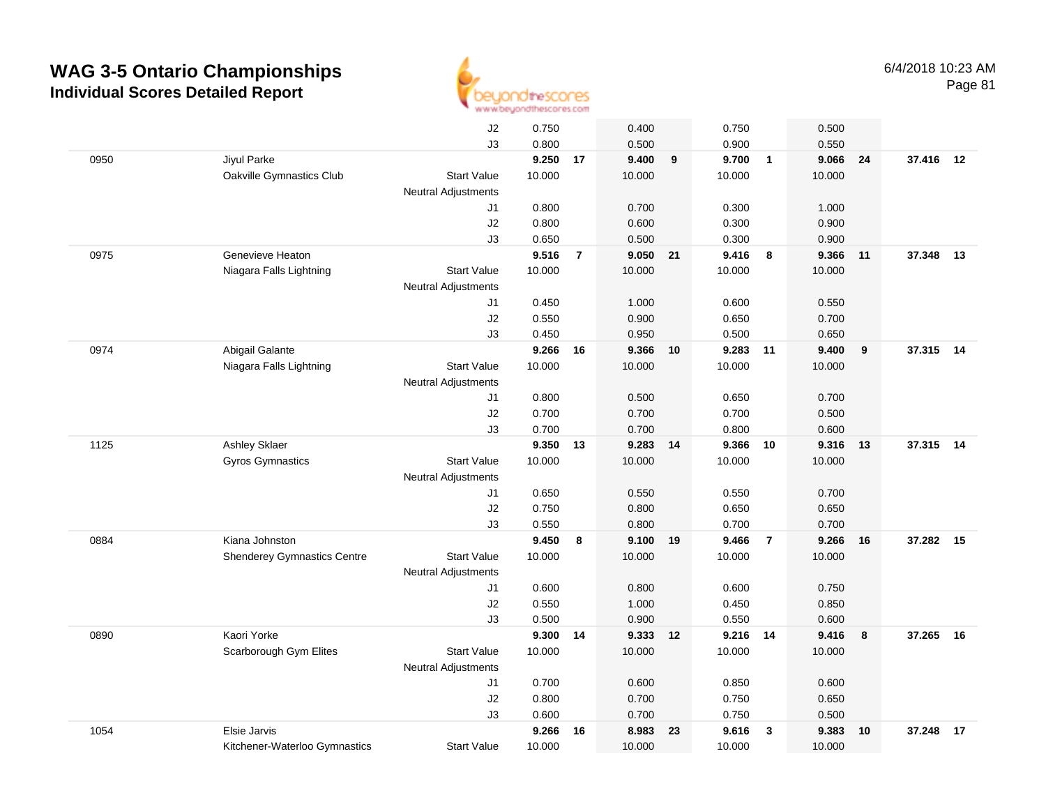# WAG 3-5 Ontario Championships

## Individual Scores Detailed Report

6/4/2018 10:23 AM

| | | | Vault | | Bars | | Beam | | Floor | | AA | |
|---|---|---|---|---|---|---|---|---|---|---|---|---|
| | | J2 | 0.750 | | 0.400 | | 0.750 | | 0.500 | | | |
| | | J3 | 0.800 | | 0.500 | | 0.900 | | 0.550 | | | |
| 0950 | Jiyul Parke | | **9.250** | **17** | **9.400** | **9** | **9.700** | **1** | **9.066** | **24** | **37.416** | **12** |
| | Oakville Gymnastics Club | Start Value | 10.000 | | 10.000 | | 10.000 | | 10.000 | | | |
| | | Neutral Adjustments | | | | | | | | | | |
| | | J1 | 0.800 | | 0.700 | | 0.300 | | 1.000 | | | |
| | | J2 | 0.800 | | 0.600 | | 0.300 | | 0.900 | | | |
| | | J3 | 0.650 | | 0.500 | | 0.300 | | 0.900 | | | |
| 0975 | Genevieve Heaton | | **9.516** | **7** | **9.050** | **21** | **9.416** | **8** | **9.366** | **11** | **37.348** | **13** |
| | Niagara Falls Lightning | Start Value | 10.000 | | 10.000 | | 10.000 | | 10.000 | | | |
| | | Neutral Adjustments | | | | | | | | | | |
| | | J1 | 0.450 | | 1.000 | | 0.600 | | 0.550 | | | |
| | | J2 | 0.550 | | 0.900 | | 0.650 | | 0.700 | | | |
| | | J3 | 0.450 | | 0.950 | | 0.500 | | 0.650 | | | |
| 0974 | Abigail Galante | | **9.266** | **16** | **9.366** | **10** | **9.283** | **11** | **9.400** | **9** | **37.315** | **14** |
| | Niagara Falls Lightning | Start Value | 10.000 | | 10.000 | | 10.000 | | 10.000 | | | |
| | | Neutral Adjustments | | | | | | | | | | |
| | | J1 | 0.800 | | 0.500 | | 0.650 | | 0.700 | | | |
| | | J2 | 0.700 | | 0.700 | | 0.700 | | 0.500 | | | |
| | | J3 | 0.700 | | 0.700 | | 0.800 | | 0.600 | | | |
| 1125 | Ashley Sklaer | | **9.350** | **13** | **9.283** | **14** | **9.366** | **10** | **9.316** | **13** | **37.315** | **14** |
| | Gyros Gymnastics | Start Value | 10.000 | | 10.000 | | 10.000 | | 10.000 | | | |
| | | Neutral Adjustments | | | | | | | | | | |
| | | J1 | 0.650 | | 0.550 | | 0.550 | | 0.700 | | | |
| | | J2 | 0.750 | | 0.800 | | 0.650 | | 0.650 | | | |
| | | J3 | 0.550 | | 0.800 | | 0.700 | | 0.700 | | | |
| 0884 | Kiana Johnston | | **9.450** | **8** | **9.100** | **19** | **9.466** | **7** | **9.266** | **16** | **37.282** | **15** |
| | Shenderey Gymnastics Centre | Start Value | 10.000 | | 10.000 | | 10.000 | | 10.000 | | | |
| | | Neutral Adjustments | | | | | | | | | | |
| | | J1 | 0.600 | | 0.800 | | 0.600 | | 0.750 | | | |
| | | J2 | 0.550 | | 1.000 | | 0.450 | | 0.850 | | | |
| | | J3 | 0.500 | | 0.900 | | 0.550 | | 0.600 | | | |
| 0890 | Kaori Yorke | | **9.300** | **14** | **9.333** | **12** | **9.216** | **14** | **9.416** | **8** | **37.265** | **16** |
| | Scarborough Gym Elites | Start Value | 10.000 | | 10.000 | | 10.000 | | 10.000 | | | |
| | | Neutral Adjustments | | | | | | | | | | |
| | | J1 | 0.700 | | 0.600 | | 0.850 | | 0.600 | | | |
| | | J2 | 0.800 | | 0.700 | | 0.750 | | 0.650 | | | |
| | | J3 | 0.600 | | 0.700 | | 0.750 | | 0.500 | | | |
| 1054 | Elsie Jarvis | | **9.266** | **16** | **8.983** | **23** | **9.616** | **3** | **9.383** | **10** | **37.248** | **17** |
| | Kitchener-Waterloo Gymnastics | Start Value | 10.000 | | 10.000 | | 10.000 | | 10.000 | | | |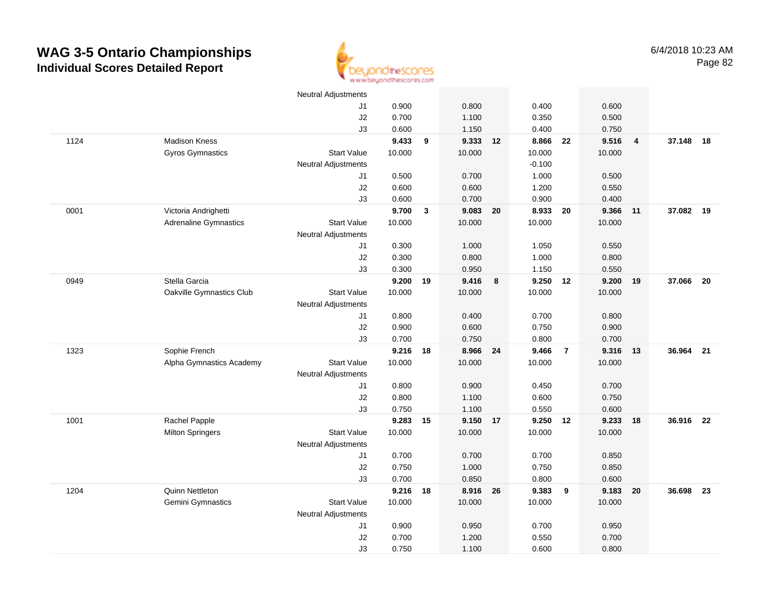# WAG 3-5 Ontario Championships

## Individual Scores Detailed Report

6/4/2018 10:23 AM

| | | | | | | | | | | | | |
|---|---|---|---|---|---|---|---|---|---|---|---|---|
| | | Neutral Adjustments | | | | | | | | | | |
| | | J1 | 0.900 | | 0.800 | | 0.400 | | 0.600 | | | |
| | | J2 | 0.700 | | 1.100 | | 0.350 | | 0.500 | | | |
| | | J3 | 0.600 | | 1.150 | | 0.400 | | 0.750 | | | |
| 1124 | Madison Kness | | **9.433** | **9** | **9.333** | **12** | **8.866** | **22** | **9.516** | **4** | **37.148** | **18** |
| | Gyros Gymnastics | Start Value | 10.000 | | 10.000 | | 10.000 | | 10.000 | | | |
| | | Neutral Adjustments | | | | | -0.100 | | | | | |
| | | J1 | 0.500 | | 0.700 | | 1.000 | | 0.500 | | | |
| | | J2 | 0.600 | | 0.600 | | 1.200 | | 0.550 | | | |
| | | J3 | 0.600 | | 0.700 | | 0.900 | | 0.400 | | | |
| 0001 | Victoria Andrighetti | | **9.700** | **3** | **9.083** | **20** | **8.933** | **20** | **9.366** | **11** | **37.082** | **19** |
| | Adrenaline Gymnastics | Start Value | 10.000 | | 10.000 | | 10.000 | | 10.000 | | | |
| | | Neutral Adjustments | | | | | | | | | | |
| | | J1 | 0.300 | | 1.000 | | 1.050 | | 0.550 | | | |
| | | J2 | 0.300 | | 0.800 | | 1.000 | | 0.800 | | | |
| | | J3 | 0.300 | | 0.950 | | 1.150 | | 0.550 | | | |
| 0949 | Stella Garcia | | **9.200** | **19** | **9.416** | **8** | **9.250** | **12** | **9.200** | **19** | **37.066** | **20** |
| | Oakville Gymnastics Club | Start Value | 10.000 | | 10.000 | | 10.000 | | 10.000 | | | |
| | | Neutral Adjustments | | | | | | | | | | |
| | | J1 | 0.800 | | 0.400 | | 0.700 | | 0.800 | | | |
| | | J2 | 0.900 | | 0.600 | | 0.750 | | 0.900 | | | |
| | | J3 | 0.700 | | 0.750 | | 0.800 | | 0.700 | | | |
| 1323 | Sophie French | | **9.216** | **18** | **8.966** | **24** | **9.466** | **7** | **9.316** | **13** | **36.964** | **21** |
| | Alpha Gymnastics Academy | Start Value | 10.000 | | 10.000 | | 10.000 | | 10.000 | | | |
| | | Neutral Adjustments | | | | | | | | | | |
| | | J1 | 0.800 | | 0.900 | | 0.450 | | 0.700 | | | |
| | | J2 | 0.800 | | 1.100 | | 0.600 | | 0.750 | | | |
| | | J3 | 0.750 | | 1.100 | | 0.550 | | 0.600 | | | |
| 1001 | Rachel Papple | | **9.283** | **15** | **9.150** | **17** | **9.250** | **12** | **9.233** | **18** | **36.916** | **22** |
| | Milton Springers | Start Value | 10.000 | | 10.000 | | 10.000 | | 10.000 | | | |
| | | Neutral Adjustments | | | | | | | | | | |
| | | J1 | 0.700 | | 0.700 | | 0.700 | | 0.850 | | | |
| | | J2 | 0.750 | | 1.000 | | 0.750 | | 0.850 | | | |
| | | J3 | 0.700 | | 0.850 | | 0.800 | | 0.600 | | | |
| 1204 | Quinn Nettleton | | **9.216** | **18** | **8.916** | **26** | **9.383** | **9** | **9.183** | **20** | **36.698** | **23** |
| | Gemini Gymnastics | Start Value | 10.000 | | 10.000 | | 10.000 | | 10.000 | | | |
| | | Neutral Adjustments | | | | | | | | | | |
| | | J1 | 0.900 | | 0.950 | | 0.700 | | 0.950 | | | |
| | | J2 | 0.700 | | 1.200 | | 0.550 | | 0.700 | | | |
| | | J3 | 0.750 | | 1.100 | | 0.600 | | 0.800 | | | |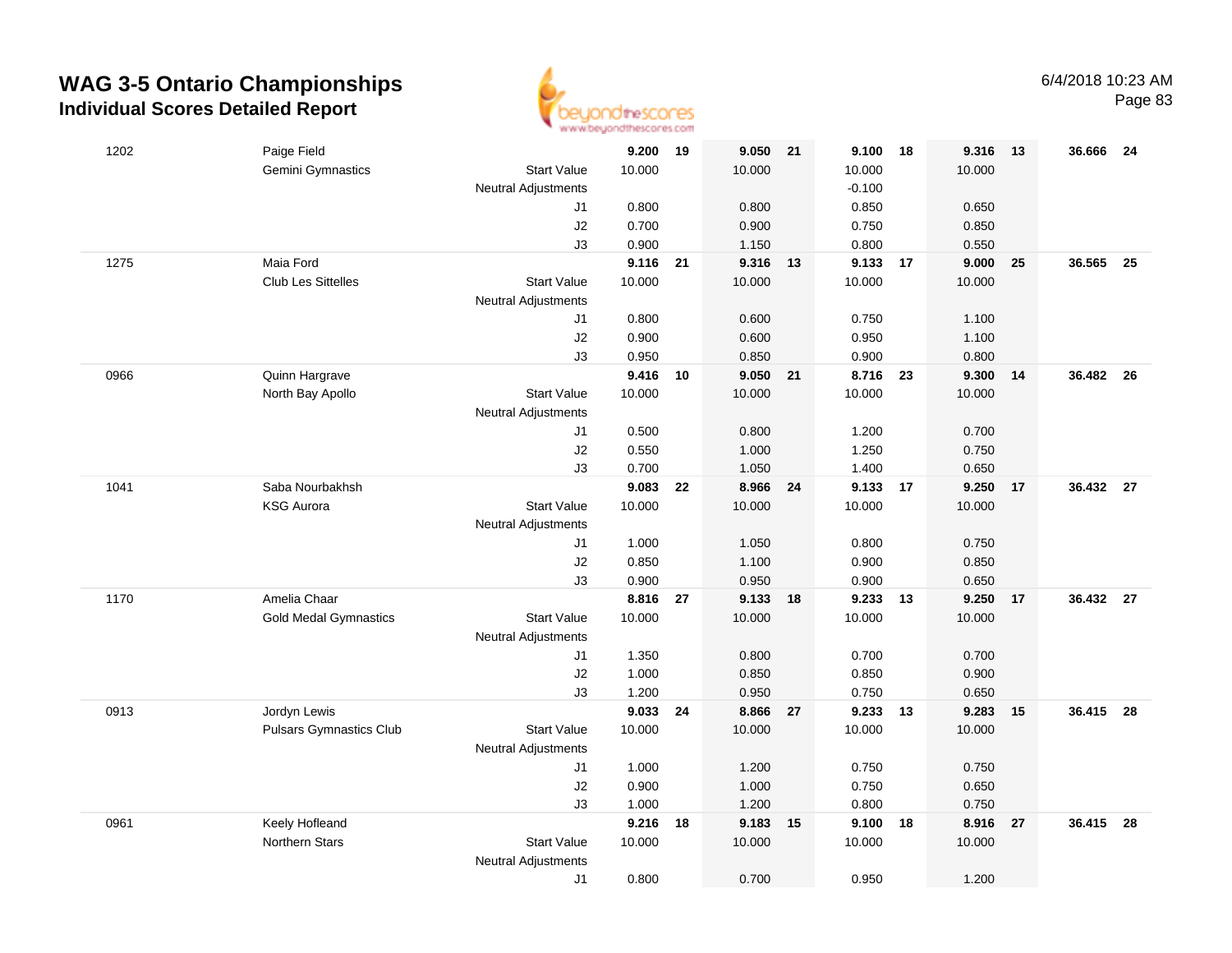# WAG 3-5 Ontario Championships

## Individual Scores Detailed Report

6/4/2018 10:23 AM

| # | Name / Club | | Vault | Rank | Bars | Rank | Beam | Rank | Floor | Rank | AA | Rank |
|---|---|---|---|---|---|---|---|---|---|---|---|---|
| 1202 | Paige Field | | **9.200** | **19** | **9.050** | **21** | **9.100** | **18** | **9.316** | **13** | **36.666** | **24** |
| | Gemini Gymnastics | Start Value | 10.000 | | 10.000 | | 10.000 | | 10.000 | | | |
| | | Neutral Adjustments | | | | | -0.100 | | | | | |
| | | J1 | 0.800 | | 0.800 | | 0.850 | | 0.650 | | | |
| | | J2 | 0.700 | | 0.900 | | 0.750 | | 0.850 | | | |
| | | J3 | 0.900 | | 1.150 | | 0.800 | | 0.550 | | | |
| 1275 | Maia Ford | | **9.116** | **21** | **9.316** | **13** | **9.133** | **17** | **9.000** | **25** | **36.565** | **25** |
| | Club Les Sittelles | Start Value | 10.000 | | 10.000 | | 10.000 | | 10.000 | | | |
| | | Neutral Adjustments | | | | | | | | | | |
| | | J1 | 0.800 | | 0.600 | | 0.750 | | 1.100 | | | |
| | | J2 | 0.900 | | 0.600 | | 0.950 | | 1.100 | | | |
| | | J3 | 0.950 | | 0.850 | | 0.900 | | 0.800 | | | |
| 0966 | Quinn Hargrave | | **9.416** | **10** | **9.050** | **21** | **8.716** | **23** | **9.300** | **14** | **36.482** | **26** |
| | North Bay Apollo | Start Value | 10.000 | | 10.000 | | 10.000 | | 10.000 | | | |
| | | Neutral Adjustments | | | | | | | | | | |
| | | J1 | 0.500 | | 0.800 | | 1.200 | | 0.700 | | | |
| | | J2 | 0.550 | | 1.000 | | 1.250 | | 0.750 | | | |
| | | J3 | 0.700 | | 1.050 | | 1.400 | | 0.650 | | | |
| 1041 | Saba Nourbakhsh | | **9.083** | **22** | **8.966** | **24** | **9.133** | **17** | **9.250** | **17** | **36.432** | **27** |
| | KSG Aurora | Start Value | 10.000 | | 10.000 | | 10.000 | | 10.000 | | | |
| | | Neutral Adjustments | | | | | | | | | | |
| | | J1 | 1.000 | | 1.050 | | 0.800 | | 0.750 | | | |
| | | J2 | 0.850 | | 1.100 | | 0.900 | | 0.850 | | | |
| | | J3 | 0.900 | | 0.950 | | 0.900 | | 0.650 | | | |
| 1170 | Amelia Chaar | | **8.816** | **27** | **9.133** | **18** | **9.233** | **13** | **9.250** | **17** | **36.432** | **27** |
| | Gold Medal Gymnastics | Start Value | 10.000 | | 10.000 | | 10.000 | | 10.000 | | | |
| | | Neutral Adjustments | | | | | | | | | | |
| | | J1 | 1.350 | | 0.800 | | 0.700 | | 0.700 | | | |
| | | J2 | 1.000 | | 0.850 | | 0.850 | | 0.900 | | | |
| | | J3 | 1.200 | | 0.950 | | 0.750 | | 0.650 | | | |
| 0913 | Jordyn Lewis | | **9.033** | **24** | **8.866** | **27** | **9.233** | **13** | **9.283** | **15** | **36.415** | **28** |
| | Pulsars Gymnastics Club | Start Value | 10.000 | | 10.000 | | 10.000 | | 10.000 | | | |
| | | Neutral Adjustments | | | | | | | | | | |
| | | J1 | 1.000 | | 1.200 | | 0.750 | | 0.750 | | | |
| | | J2 | 0.900 | | 1.000 | | 0.750 | | 0.650 | | | |
| | | J3 | 1.000 | | 1.200 | | 0.800 | | 0.750 | | | |
| 0961 | Keely Hofleand | | **9.216** | **18** | **9.183** | **15** | **9.100** | **18** | **8.916** | **27** | **36.415** | **28** |
| | Northern Stars | Start Value | 10.000 | | 10.000 | | 10.000 | | 10.000 | | | |
| | | Neutral Adjustments | | | | | | | | | | |
| | | J1 | 0.800 | | 0.700 | | 0.950 | | 1.200 | | | |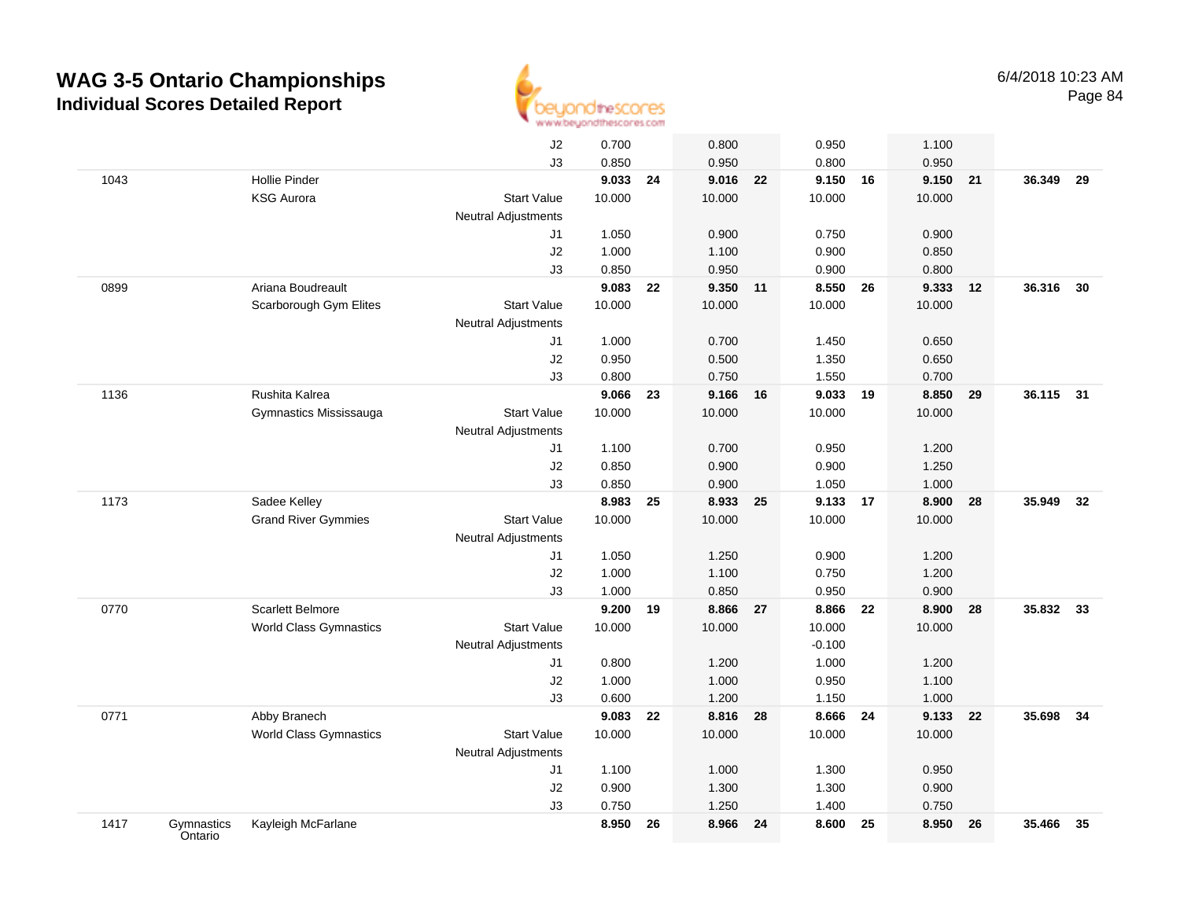# WAG 3-5 Ontario Championships

## Individual Scores Detailed Report

6/4/2018 10:23 AM

| | | | | | | | | | | | | | |
|---|---|---|---|---|---|---|---|---|---|---|---|---|---|
| | | | J2 | 0.700 | | 0.800 | | 0.950 | | 1.100 | | | |
| | | | J3 | 0.850 | | 0.950 | | 0.800 | | 0.950 | | | |
| 1043 | | Hollie Pinder | | **9.033** | **24** | **9.016** | **22** | **9.150** | **16** | **9.150** | **21** | **36.349** | **29** |
| | | KSG Aurora | Start Value | 10.000 | | 10.000 | | 10.000 | | 10.000 | | | |
| | | | Neutral Adjustments | | | | | | | | | | |
| | | | J1 | 1.050 | | 0.900 | | 0.750 | | 0.900 | | | |
| | | | J2 | 1.000 | | 1.100 | | 0.900 | | 0.850 | | | |
| | | | J3 | 0.850 | | 0.950 | | 0.900 | | 0.800 | | | |
| 0899 | | Ariana Boudreault | | **9.083** | **22** | **9.350** | **11** | **8.550** | **26** | **9.333** | **12** | **36.316** | **30** |
| | | Scarborough Gym Elites | Start Value | 10.000 | | 10.000 | | 10.000 | | 10.000 | | | |
| | | | Neutral Adjustments | | | | | | | | | | |
| | | | J1 | 1.000 | | 0.700 | | 1.450 | | 0.650 | | | |
| | | | J2 | 0.950 | | 0.500 | | 1.350 | | 0.650 | | | |
| | | | J3 | 0.800 | | 0.750 | | 1.550 | | 0.700 | | | |
| 1136 | | Rushita Kalrea | | **9.066** | **23** | **9.166** | **16** | **9.033** | **19** | **8.850** | **29** | **36.115** | **31** |
| | | Gymnastics Mississauga | Start Value | 10.000 | | 10.000 | | 10.000 | | 10.000 | | | |
| | | | Neutral Adjustments | | | | | | | | | | |
| | | | J1 | 1.100 | | 0.700 | | 0.950 | | 1.200 | | | |
| | | | J2 | 0.850 | | 0.900 | | 0.900 | | 1.250 | | | |
| | | | J3 | 0.850 | | 0.900 | | 1.050 | | 1.000 | | | |
| 1173 | | Sadee Kelley | | **8.983** | **25** | **8.933** | **25** | **9.133** | **17** | **8.900** | **28** | **35.949** | **32** |
| | | Grand River Gymmies | Start Value | 10.000 | | 10.000 | | 10.000 | | 10.000 | | | |
| | | | Neutral Adjustments | | | | | | | | | | |
| | | | J1 | 1.050 | | 1.250 | | 0.900 | | 1.200 | | | |
| | | | J2 | 1.000 | | 1.100 | | 0.750 | | 1.200 | | | |
| | | | J3 | 1.000 | | 0.850 | | 0.950 | | 0.900 | | | |
| 0770 | | Scarlett Belmore | | **9.200** | **19** | **8.866** | **27** | **8.866** | **22** | **8.900** | **28** | **35.832** | **33** |
| | | World Class Gymnastics | Start Value | 10.000 | | 10.000 | | 10.000 | | 10.000 | | | |
| | | | Neutral Adjustments | | | | | -0.100 | | | | | |
| | | | J1 | 0.800 | | 1.200 | | 1.000 | | 1.200 | | | |
| | | | J2 | 1.000 | | 1.000 | | 0.950 | | 1.100 | | | |
| | | | J3 | 0.600 | | 1.200 | | 1.150 | | 1.000 | | | |
| 0771 | | Abby Branech | | **9.083** | **22** | **8.816** | **28** | **8.666** | **24** | **9.133** | **22** | **35.698** | **34** |
| | | World Class Gymnastics | Start Value | 10.000 | | 10.000 | | 10.000 | | 10.000 | | | |
| | | | Neutral Adjustments | | | | | | | | | | |
| | | | J1 | 1.100 | | 1.000 | | 1.300 | | 0.950 | | | |
| | | | J2 | 0.900 | | 1.300 | | 1.300 | | 0.900 | | | |
| | | | J3 | 0.750 | | 1.250 | | 1.400 | | 0.750 | | | |
| 1417 | Gymnastics Ontario | Kayleigh McFarlane | | **8.950** | **26** | **8.966** | **24** | **8.600** | **25** | **8.950** | **26** | **35.466** | **35** |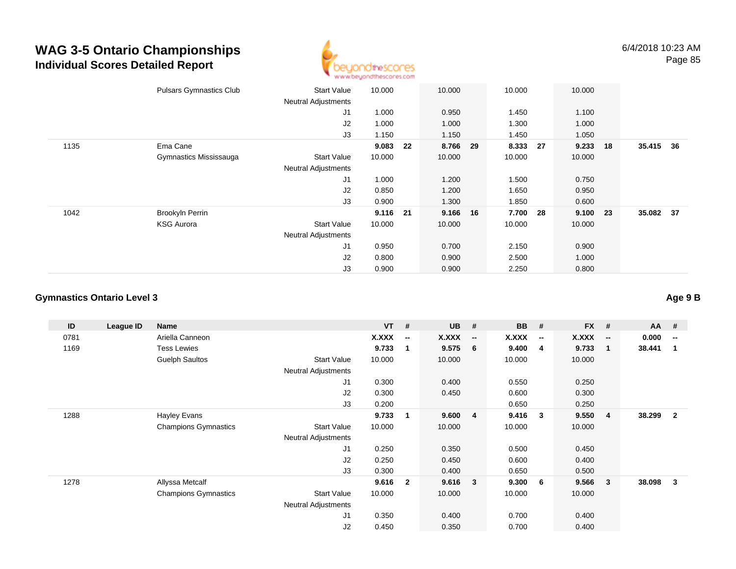# WAG 3-5 Ontario Championships
## Individual Scores Detailed Report

6/4/2018 10:23 AM

| ID | League ID | Name | | VT | # | UB | # | BB | # | FX | # | AA | # |
|---|---|---|---|---|---|---|---|---|---|---|---|---|---|
| | | Pulsars Gymnastics Club | Start Value | 10.000 | | 10.000 | | 10.000 | | 10.000 | | | |
| | | | Neutral Adjustments | | | | | | | | | | |
| | | | J1 | 1.000 | | 0.950 | | 1.450 | | 1.100 | | | |
| | | | J2 | 1.000 | | 1.000 | | 1.300 | | 1.000 | | | |
| | | | J3 | 1.150 | | 1.150 | | 1.450 | | 1.050 | | | |
| 1135 | | Ema Cane | | **9.083** | **22** | **8.766** | **29** | **8.333** | **27** | **9.233** | **18** | **35.415** | **36** |
| | | Gymnastics Mississauga | Start Value | 10.000 | | 10.000 | | 10.000 | | 10.000 | | | |
| | | | Neutral Adjustments | | | | | | | | | | |
| | | | J1 | 1.000 | | 1.200 | | 1.500 | | 0.750 | | | |
| | | | J2 | 0.850 | | 1.200 | | 1.650 | | 0.950 | | | |
| | | | J3 | 0.900 | | 1.300 | | 1.850 | | 0.600 | | | |
| 1042 | | Brookyln Perrin | | **9.116** | **21** | **9.166** | **16** | **7.700** | **28** | **9.100** | **23** | **35.082** | **37** |
| | | KSG Aurora | Start Value | 10.000 | | 10.000 | | 10.000 | | 10.000 | | | |
| | | | Neutral Adjustments | | | | | | | | | | |
| | | | J1 | 0.950 | | 0.700 | | 2.150 | | 0.900 | | | |
| | | | J2 | 0.800 | | 0.900 | | 2.500 | | 1.000 | | | |
| | | | J3 | 0.900 | | 0.900 | | 2.250 | | 0.800 | | | |

### Gymnastics Ontario Level 3

**Age 9 B**

| ID | League ID | Name | | VT | # | UB | # | BB | # | FX | # | AA | # |
|---|---|---|---|---|---|---|---|---|---|---|---|---|---|
| 0781 | | Ariella Canneon | | **X.XXX** | **--** | **X.XXX** | **--** | **X.XXX** | **--** | **X.XXX** | **--** | **0.000** | **--** |
| 1169 | | Tess Lewies | | **9.733** | **1** | **9.575** | **6** | **9.400** | **4** | **9.733** | **1** | **38.441** | **1** |
| | | Guelph Saultos | Start Value | 10.000 | | 10.000 | | 10.000 | | 10.000 | | | |
| | | | Neutral Adjustments | | | | | | | | | | |
| | | | J1 | 0.300 | | 0.400 | | 0.550 | | 0.250 | | | |
| | | | J2 | 0.300 | | 0.450 | | 0.600 | | 0.300 | | | |
| | | | J3 | 0.200 | | | | 0.650 | | 0.250 | | | |
| 1288 | | Hayley Evans | | **9.733** | **1** | **9.600** | **4** | **9.416** | **3** | **9.550** | **4** | **38.299** | **2** |
| | | Champions Gymnastics | Start Value | 10.000 | | 10.000 | | 10.000 | | 10.000 | | | |
| | | | Neutral Adjustments | | | | | | | | | | |
| | | | J1 | 0.250 | | 0.350 | | 0.500 | | 0.450 | | | |
| | | | J2 | 0.250 | | 0.450 | | 0.600 | | 0.400 | | | |
| | | | J3 | 0.300 | | 0.400 | | 0.650 | | 0.500 | | | |
| 1278 | | Allyssa Metcalf | | **9.616** | **2** | **9.616** | **3** | **9.300** | **6** | **9.566** | **3** | **38.098** | **3** |
| | | Champions Gymnastics | Start Value | 10.000 | | 10.000 | | 10.000 | | 10.000 | | | |
| | | | Neutral Adjustments | | | | | | | | | | |
| | | | J1 | 0.350 | | 0.400 | | 0.700 | | 0.400 | | | |
| | | | J2 | 0.450 | | 0.350 | | 0.700 | | 0.400 | | | |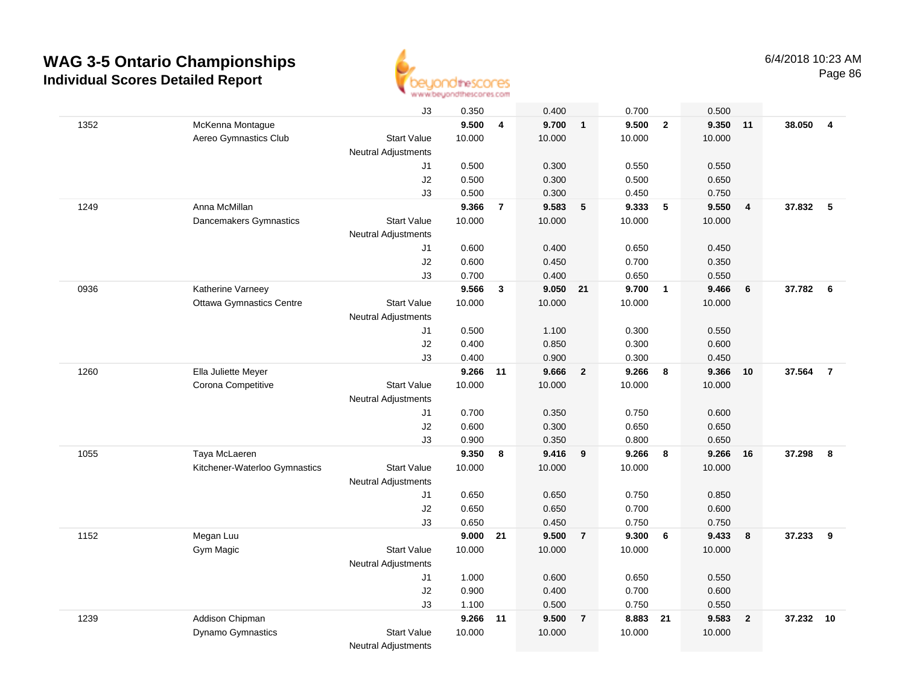# WAG 3-5 Ontario Championships

## Individual Scores Detailed Report

6/4/2018 10:23 AM

| Bib | Name / Club | | Vault | Rank | Bars | Rank | Beam | Rank | Floor | Rank | AA | Rank |
|---|---|---|---|---|---|---|---|---|---|---|---|---|
| | | J3 | 0.350 | | 0.400 | | 0.700 | | 0.500 | | | |
| 1352 | McKenna Montague | | **9.500** | **4** | **9.700** | **1** | **9.500** | **2** | **9.350** | **11** | **38.050** | **4** |
| | Aereo Gymnastics Club | Start Value | 10.000 | | 10.000 | | 10.000 | | 10.000 | | | |
| | | Neutral Adjustments | | | | | | | | | | |
| | | J1 | 0.500 | | 0.300 | | 0.550 | | 0.550 | | | |
| | | J2 | 0.500 | | 0.300 | | 0.500 | | 0.650 | | | |
| | | J3 | 0.500 | | 0.300 | | 0.450 | | 0.750 | | | |
| 1249 | Anna McMillan | | **9.366** | **7** | **9.583** | **5** | **9.333** | **5** | **9.550** | **4** | **37.832** | **5** |
| | Dancemakers Gymnastics | Start Value | 10.000 | | 10.000 | | 10.000 | | 10.000 | | | |
| | | Neutral Adjustments | | | | | | | | | | |
| | | J1 | 0.600 | | 0.400 | | 0.650 | | 0.450 | | | |
| | | J2 | 0.600 | | 0.450 | | 0.700 | | 0.350 | | | |
| | | J3 | 0.700 | | 0.400 | | 0.650 | | 0.550 | | | |
| 0936 | Katherine Varneey | | **9.566** | **3** | **9.050** | **21** | **9.700** | **1** | **9.466** | **6** | **37.782** | **6** |
| | Ottawa Gymnastics Centre | Start Value | 10.000 | | 10.000 | | 10.000 | | 10.000 | | | |
| | | Neutral Adjustments | | | | | | | | | | |
| | | J1 | 0.500 | | 1.100 | | 0.300 | | 0.550 | | | |
| | | J2 | 0.400 | | 0.850 | | 0.300 | | 0.600 | | | |
| | | J3 | 0.400 | | 0.900 | | 0.300 | | 0.450 | | | |
| 1260 | Ella Juliette Meyer | | **9.266** | **11** | **9.666** | **2** | **9.266** | **8** | **9.366** | **10** | **37.564** | **7** |
| | Corona Competitive | Start Value | 10.000 | | 10.000 | | 10.000 | | 10.000 | | | |
| | | Neutral Adjustments | | | | | | | | | | |
| | | J1 | 0.700 | | 0.350 | | 0.750 | | 0.600 | | | |
| | | J2 | 0.600 | | 0.300 | | 0.650 | | 0.650 | | | |
| | | J3 | 0.900 | | 0.350 | | 0.800 | | 0.650 | | | |
| 1055 | Taya McLaeren | | **9.350** | **8** | **9.416** | **9** | **9.266** | **8** | **9.266** | **16** | **37.298** | **8** |
| | Kitchener-Waterloo Gymnastics | Start Value | 10.000 | | 10.000 | | 10.000 | | 10.000 | | | |
| | | Neutral Adjustments | | | | | | | | | | |
| | | J1 | 0.650 | | 0.650 | | 0.750 | | 0.850 | | | |
| | | J2 | 0.650 | | 0.650 | | 0.700 | | 0.600 | | | |
| | | J3 | 0.650 | | 0.450 | | 0.750 | | 0.750 | | | |
| 1152 | Megan Luu | | **9.000** | **21** | **9.500** | **7** | **9.300** | **6** | **9.433** | **8** | **37.233** | **9** |
| | Gym Magic | Start Value | 10.000 | | 10.000 | | 10.000 | | 10.000 | | | |
| | | Neutral Adjustments | | | | | | | | | | |
| | | J1 | 1.000 | | 0.600 | | 0.650 | | 0.550 | | | |
| | | J2 | 0.900 | | 0.400 | | 0.700 | | 0.600 | | | |
| | | J3 | 1.100 | | 0.500 | | 0.750 | | 0.550 | | | |
| 1239 | Addison Chipman | | **9.266** | **11** | **9.500** | **7** | **8.883** | **21** | **9.583** | **2** | **37.232** | **10** |
| | Dynamo Gymnastics | Start Value | 10.000 | | 10.000 | | 10.000 | | 10.000 | | | |
| | | Neutral Adjustments | | | | | | | | | | |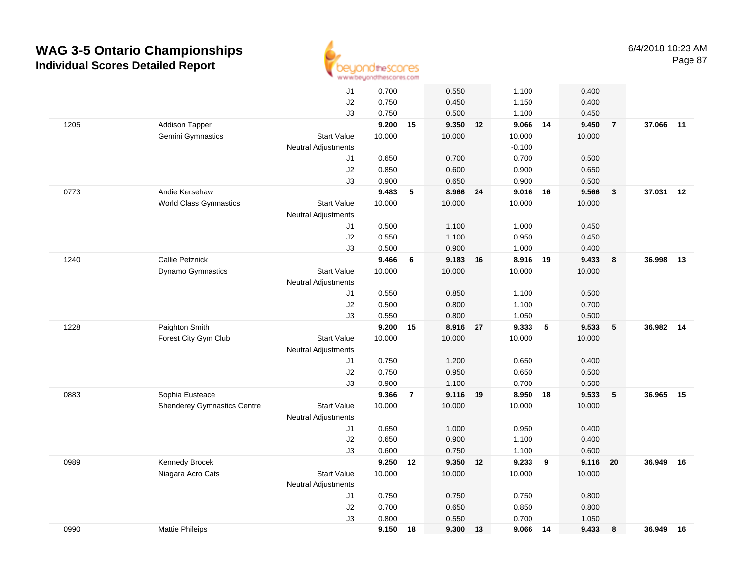# WAG 3-5 Ontario Championships

## Individual Scores Detailed Report

6/4/2018 10:23 AM

| | | | | | | | | | | | | |
|---|---|---|---|---|---|---|---|---|---|---|---|---|
| | | J1 | 0.700 | | 0.550 | | 1.100 | | 0.400 | | | |
| | | J2 | 0.750 | | 0.450 | | 1.150 | | 0.400 | | | |
| | | J3 | 0.750 | | 0.500 | | 1.100 | | 0.450 | | | |
| 1205 | Addison Tapper | | **9.200** | **15** | **9.350** | **12** | **9.066** | **14** | **9.450** | **7** | **37.066** | **11** |
| | Gemini Gymnastics | Start Value | 10.000 | | 10.000 | | 10.000 | | 10.000 | | | |
| | | Neutral Adjustments | | | | | -0.100 | | | | | |
| | | J1 | 0.650 | | 0.700 | | 0.700 | | 0.500 | | | |
| | | J2 | 0.850 | | 0.600 | | 0.900 | | 0.650 | | | |
| | | J3 | 0.900 | | 0.650 | | 0.900 | | 0.500 | | | |
| 0773 | Andie Kersehaw | | **9.483** | **5** | **8.966** | **24** | **9.016** | **16** | **9.566** | **3** | **37.031** | **12** |
| | World Class Gymnastics | Start Value | 10.000 | | 10.000 | | 10.000 | | 10.000 | | | |
| | | Neutral Adjustments | | | | | | | | | | |
| | | J1 | 0.500 | | 1.100 | | 1.000 | | 0.450 | | | |
| | | J2 | 0.550 | | 1.100 | | 0.950 | | 0.450 | | | |
| | | J3 | 0.500 | | 0.900 | | 1.000 | | 0.400 | | | |
| 1240 | Callie Petznick | | **9.466** | **6** | **9.183** | **16** | **8.916** | **19** | **9.433** | **8** | **36.998** | **13** |
| | Dynamo Gymnastics | Start Value | 10.000 | | 10.000 | | 10.000 | | 10.000 | | | |
| | | Neutral Adjustments | | | | | | | | | | |
| | | J1 | 0.550 | | 0.850 | | 1.100 | | 0.500 | | | |
| | | J2 | 0.500 | | 0.800 | | 1.100 | | 0.700 | | | |
| | | J3 | 0.550 | | 0.800 | | 1.050 | | 0.500 | | | |
| 1228 | Paighton Smith | | **9.200** | **15** | **8.916** | **27** | **9.333** | **5** | **9.533** | **5** | **36.982** | **14** |
| | Forest City Gym Club | Start Value | 10.000 | | 10.000 | | 10.000 | | 10.000 | | | |
| | | Neutral Adjustments | | | | | | | | | | |
| | | J1 | 0.750 | | 1.200 | | 0.650 | | 0.400 | | | |
| | | J2 | 0.750 | | 0.950 | | 0.650 | | 0.500 | | | |
| | | J3 | 0.900 | | 1.100 | | 0.700 | | 0.500 | | | |
| 0883 | Sophia Eusteace | | **9.366** | **7** | **9.116** | **19** | **8.950** | **18** | **9.533** | **5** | **36.965** | **15** |
| | Shenderey Gymnastics Centre | Start Value | 10.000 | | 10.000 | | 10.000 | | 10.000 | | | |
| | | Neutral Adjustments | | | | | | | | | | |
| | | J1 | 0.650 | | 1.000 | | 0.950 | | 0.400 | | | |
| | | J2 | 0.650 | | 0.900 | | 1.100 | | 0.400 | | | |
| | | J3 | 0.600 | | 0.750 | | 1.100 | | 0.600 | | | |
| 0989 | Kennedy Brocek | | **9.250** | **12** | **9.350** | **12** | **9.233** | **9** | **9.116** | **20** | **36.949** | **16** |
| | Niagara Acro Cats | Start Value | 10.000 | | 10.000 | | 10.000 | | 10.000 | | | |
| | | Neutral Adjustments | | | | | | | | | | |
| | | J1 | 0.750 | | 0.750 | | 0.750 | | 0.800 | | | |
| | | J2 | 0.700 | | 0.650 | | 0.850 | | 0.800 | | | |
| | | J3 | 0.800 | | 0.550 | | 0.700 | | 1.050 | | | |
| 0990 | Mattie Phileips | | **9.150** | **18** | **9.300** | **13** | **9.066** | **14** | **9.433** | **8** | **36.949** | **16** |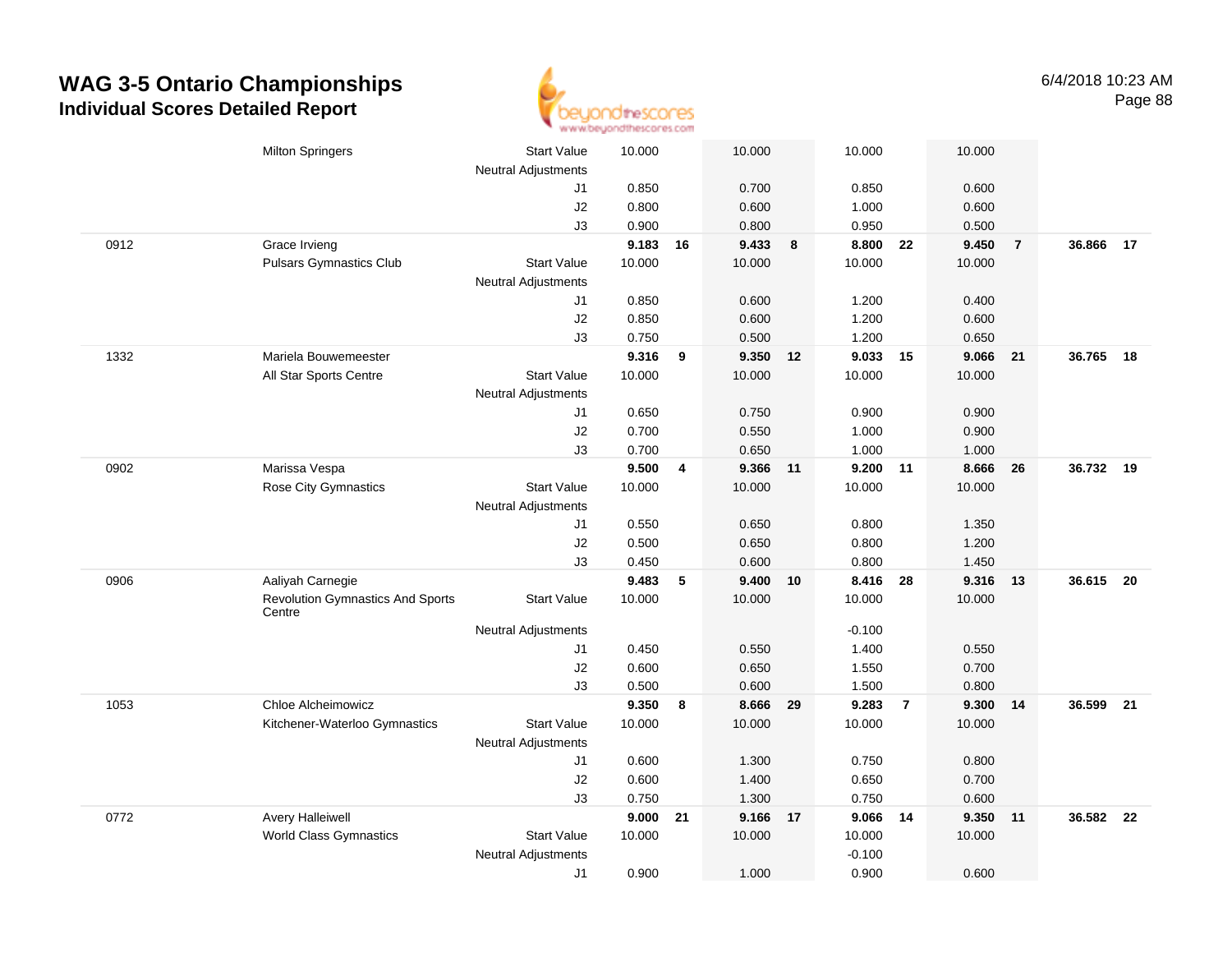# WAG 3-5 Ontario Championships

## Individual Scores Detailed Report

6/4/2018 10:23 AM

| ID | Name / Club | | Vault | Rank | Bars | Rank | Beam | Rank | Floor | Rank | AA | Rank |
|---|---|---|---|---|---|---|---|---|---|---|---|---|
| | Milton Springers | Start Value | 10.000 | | 10.000 | | 10.000 | | 10.000 | | | |
| | | Neutral Adjustments | | | | | | | | | | |
| | | J1 | 0.850 | | 0.700 | | 0.850 | | 0.600 | | | |
| | | J2 | 0.800 | | 0.600 | | 1.000 | | 0.600 | | | |
| | | J3 | 0.900 | | 0.800 | | 0.950 | | 0.500 | | | |
| 0912 | Grace Irvieng | | **9.183** | **16** | **9.433** | **8** | **8.800** | **22** | **9.450** | **7** | **36.866** | **17** |
| | Pulsars Gymnastics Club | Start Value | 10.000 | | 10.000 | | 10.000 | | 10.000 | | | |
| | | Neutral Adjustments | | | | | | | | | | |
| | | J1 | 0.850 | | 0.600 | | 1.200 | | 0.400 | | | |
| | | J2 | 0.850 | | 0.600 | | 1.200 | | 0.600 | | | |
| | | J3 | 0.750 | | 0.500 | | 1.200 | | 0.650 | | | |
| 1332 | Mariela Bouwemeester | | **9.316** | **9** | **9.350** | **12** | **9.033** | **15** | **9.066** | **21** | **36.765** | **18** |
| | All Star Sports Centre | Start Value | 10.000 | | 10.000 | | 10.000 | | 10.000 | | | |
| | | Neutral Adjustments | | | | | | | | | | |
| | | J1 | 0.650 | | 0.750 | | 0.900 | | 0.900 | | | |
| | | J2 | 0.700 | | 0.550 | | 1.000 | | 0.900 | | | |
| | | J3 | 0.700 | | 0.650 | | 1.000 | | 1.000 | | | |
| 0902 | Marissa Vespa | | **9.500** | **4** | **9.366** | **11** | **9.200** | **11** | **8.666** | **26** | **36.732** | **19** |
| | Rose City Gymnastics | Start Value | 10.000 | | 10.000 | | 10.000 | | 10.000 | | | |
| | | Neutral Adjustments | | | | | | | | | | |
| | | J1 | 0.550 | | 0.650 | | 0.800 | | 1.350 | | | |
| | | J2 | 0.500 | | 0.650 | | 0.800 | | 1.200 | | | |
| | | J3 | 0.450 | | 0.600 | | 0.800 | | 1.450 | | | |
| 0906 | Aaliyah Carnegie | | **9.483** | **5** | **9.400** | **10** | **8.416** | **28** | **9.316** | **13** | **36.615** | **20** |
| | Revolution Gymnastics And Sports Centre | Start Value | 10.000 | | 10.000 | | 10.000 | | 10.000 | | | |
| | | Neutral Adjustments | | | | | -0.100 | | | | | |
| | | J1 | 0.450 | | 0.550 | | 1.400 | | 0.550 | | | |
| | | J2 | 0.600 | | 0.650 | | 1.550 | | 0.700 | | | |
| | | J3 | 0.500 | | 0.600 | | 1.500 | | 0.800 | | | |
| 1053 | Chloe Alcheimowicz | | **9.350** | **8** | **8.666** | **29** | **9.283** | **7** | **9.300** | **14** | **36.599** | **21** |
| | Kitchener-Waterloo Gymnastics | Start Value | 10.000 | | 10.000 | | 10.000 | | 10.000 | | | |
| | | Neutral Adjustments | | | | | | | | | | |
| | | J1 | 0.600 | | 1.300 | | 0.750 | | 0.800 | | | |
| | | J2 | 0.600 | | 1.400 | | 0.650 | | 0.700 | | | |
| | | J3 | 0.750 | | 1.300 | | 0.750 | | 0.600 | | | |
| 0772 | Avery Halleiwell | | **9.000** | **21** | **9.166** | **17** | **9.066** | **14** | **9.350** | **11** | **36.582** | **22** |
| | World Class Gymnastics | Start Value | 10.000 | | 10.000 | | 10.000 | | 10.000 | | | |
| | | Neutral Adjustments | | | | | -0.100 | | | | | |
| | | J1 | 0.900 | | 1.000 | | 0.900 | | 0.600 | | | |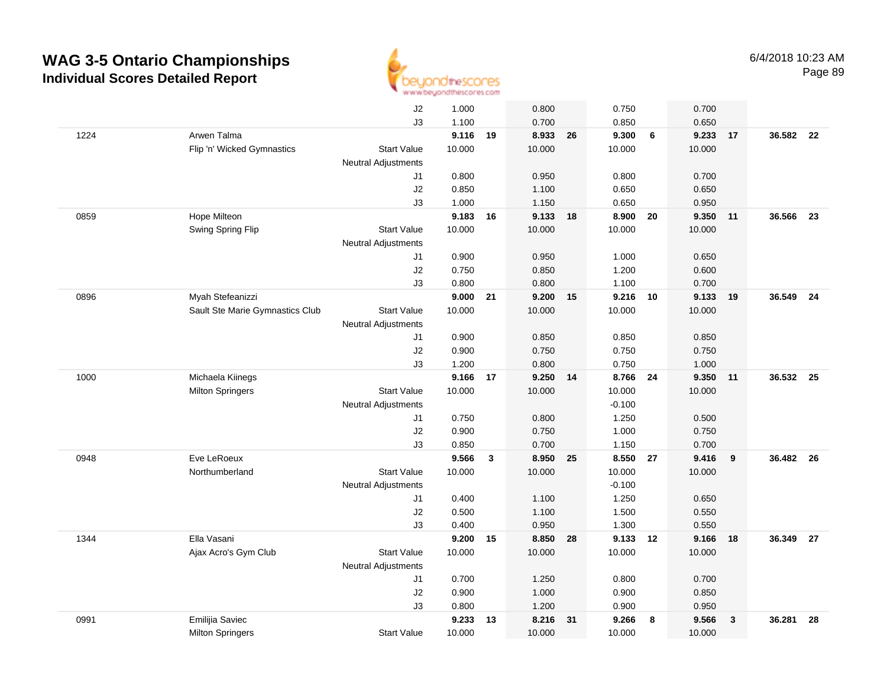# WAG 3-5 Ontario Championships

## Individual Scores Detailed Report

6/4/2018 10:23 AM

| # | Name / Club | | Vault | Rank | Bars | Rank | Beam | Rank | Floor | Rank | AA | Rank |
|---|---|---|---|---|---|---|---|---|---|---|---|---|
| | | J2 | 1.000 | | 0.800 | | 0.750 | | 0.700 | | | |
| | | J3 | 1.100 | | 0.700 | | 0.850 | | 0.650 | | | |
| 1224 | Arwen Talma | | **9.116** | **19** | **8.933** | **26** | **9.300** | **6** | **9.233** | **17** | **36.582** | **22** |
| | Flip 'n' Wicked Gymnastics | Start Value | 10.000 | | 10.000 | | 10.000 | | 10.000 | | | |
| | | Neutral Adjustments | | | | | | | | | | |
| | | J1 | 0.800 | | 0.950 | | 0.800 | | 0.700 | | | |
| | | J2 | 0.850 | | 1.100 | | 0.650 | | 0.650 | | | |
| | | J3 | 1.000 | | 1.150 | | 0.650 | | 0.950 | | | |
| 0859 | Hope Milteon | | **9.183** | **16** | **9.133** | **18** | **8.900** | **20** | **9.350** | **11** | **36.566** | **23** |
| | Swing Spring Flip | Start Value | 10.000 | | 10.000 | | 10.000 | | 10.000 | | | |
| | | Neutral Adjustments | | | | | | | | | | |
| | | J1 | 0.900 | | 0.950 | | 1.000 | | 0.650 | | | |
| | | J2 | 0.750 | | 0.850 | | 1.200 | | 0.600 | | | |
| | | J3 | 0.800 | | 0.800 | | 1.100 | | 0.700 | | | |
| 0896 | Myah Stefeanizzi | | **9.000** | **21** | **9.200** | **15** | **9.216** | **10** | **9.133** | **19** | **36.549** | **24** |
| | Sault Ste Marie Gymnastics Club | Start Value | 10.000 | | 10.000 | | 10.000 | | 10.000 | | | |
| | | Neutral Adjustments | | | | | | | | | | |
| | | J1 | 0.900 | | 0.850 | | 0.850 | | 0.850 | | | |
| | | J2 | 0.900 | | 0.750 | | 0.750 | | 0.750 | | | |
| | | J3 | 1.200 | | 0.800 | | 0.750 | | 1.000 | | | |
| 1000 | Michaela Kiinegs | | **9.166** | **17** | **9.250** | **14** | **8.766** | **24** | **9.350** | **11** | **36.532** | **25** |
| | Milton Springers | Start Value | 10.000 | | 10.000 | | 10.000 | | 10.000 | | | |
| | | Neutral Adjustments | | | | | -0.100 | | | | | |
| | | J1 | 0.750 | | 0.800 | | 1.250 | | 0.500 | | | |
| | | J2 | 0.900 | | 0.750 | | 1.000 | | 0.750 | | | |
| | | J3 | 0.850 | | 0.700 | | 1.150 | | 0.700 | | | |
| 0948 | Eve LeRoeux | | **9.566** | **3** | **8.950** | **25** | **8.550** | **27** | **9.416** | **9** | **36.482** | **26** |
| | Northumberland | Start Value | 10.000 | | 10.000 | | 10.000 | | 10.000 | | | |
| | | Neutral Adjustments | | | | | -0.100 | | | | | |
| | | J1 | 0.400 | | 1.100 | | 1.250 | | 0.650 | | | |
| | | J2 | 0.500 | | 1.100 | | 1.500 | | 0.550 | | | |
| | | J3 | 0.400 | | 0.950 | | 1.300 | | 0.550 | | | |
| 1344 | Ella Vasani | | **9.200** | **15** | **8.850** | **28** | **9.133** | **12** | **9.166** | **18** | **36.349** | **27** |
| | Ajax Acro's Gym Club | Start Value | 10.000 | | 10.000 | | 10.000 | | 10.000 | | | |
| | | Neutral Adjustments | | | | | | | | | | |
| | | J1 | 0.700 | | 1.250 | | 0.800 | | 0.700 | | | |
| | | J2 | 0.900 | | 1.000 | | 0.900 | | 0.850 | | | |
| | | J3 | 0.800 | | 1.200 | | 0.900 | | 0.950 | | | |
| 0991 | Emilijia Saviec | | **9.233** | **13** | **8.216** | **31** | **9.266** | **8** | **9.566** | **3** | **36.281** | **28** |
| | Milton Springers | Start Value | 10.000 | | 10.000 | | 10.000 | | 10.000 | | | |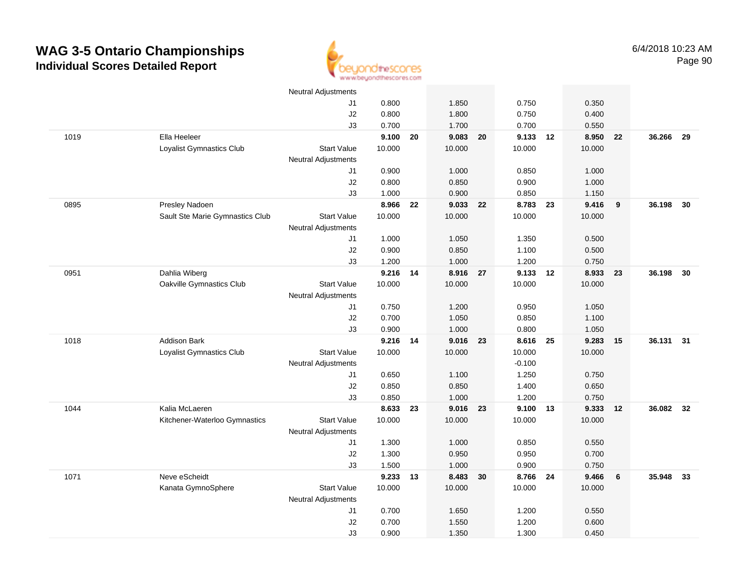# WAG 3-5 Ontario Championships
## Individual Scores Detailed Report

6/4/2018 10:23 AM

| # | Name / Club | | Vault | Rank | Bars | Rank | Beam | Rank | Floor | Rank | AA | Rank |
|---|---|---|---|---|---|---|---|---|---|---|---|---|
| | | Neutral Adjustments | | | | | | | | | | |
| | | J1 | 0.800 | | 1.850 | | 0.750 | | 0.350 | | | |
| | | J2 | 0.800 | | 1.800 | | 0.750 | | 0.400 | | | |
| | | J3 | 0.700 | | 1.700 | | 0.700 | | 0.550 | | | |
| 1019 | Ella Heeleer | | **9.100** | **20** | **9.083** | **20** | **9.133** | **12** | **8.950** | **22** | **36.266** | **29** |
| | Loyalist Gymnastics Club | Start Value | 10.000 | | 10.000 | | 10.000 | | 10.000 | | | |
| | | Neutral Adjustments | | | | | | | | | | |
| | | J1 | 0.900 | | 1.000 | | 0.850 | | 1.000 | | | |
| | | J2 | 0.800 | | 0.850 | | 0.900 | | 1.000 | | | |
| | | J3 | 1.000 | | 0.900 | | 0.850 | | 1.150 | | | |
| 0895 | Presley Nadoen | | **8.966** | **22** | **9.033** | **22** | **8.783** | **23** | **9.416** | **9** | **36.198** | **30** |
| | Sault Ste Marie Gymnastics Club | Start Value | 10.000 | | 10.000 | | 10.000 | | 10.000 | | | |
| | | Neutral Adjustments | | | | | | | | | | |
| | | J1 | 1.000 | | 1.050 | | 1.350 | | 0.500 | | | |
| | | J2 | 0.900 | | 0.850 | | 1.100 | | 0.500 | | | |
| | | J3 | 1.200 | | 1.000 | | 1.200 | | 0.750 | | | |
| 0951 | Dahlia Wiberg | | **9.216** | **14** | **8.916** | **27** | **9.133** | **12** | **8.933** | **23** | **36.198** | **30** |
| | Oakville Gymnastics Club | Start Value | 10.000 | | 10.000 | | 10.000 | | 10.000 | | | |
| | | Neutral Adjustments | | | | | | | | | | |
| | | J1 | 0.750 | | 1.200 | | 0.950 | | 1.050 | | | |
| | | J2 | 0.700 | | 1.050 | | 0.850 | | 1.100 | | | |
| | | J3 | 0.900 | | 1.000 | | 0.800 | | 1.050 | | | |
| 1018 | Addison Bark | | **9.216** | **14** | **9.016** | **23** | **8.616** | **25** | **9.283** | **15** | **36.131** | **31** |
| | Loyalist Gymnastics Club | Start Value | 10.000 | | 10.000 | | 10.000 | | 10.000 | | | |
| | | Neutral Adjustments | | | | | -0.100 | | | | | |
| | | J1 | 0.650 | | 1.100 | | 1.250 | | 0.750 | | | |
| | | J2 | 0.850 | | 0.850 | | 1.400 | | 0.650 | | | |
| | | J3 | 0.850 | | 1.000 | | 1.200 | | 0.750 | | | |
| 1044 | Kalia McLaeren | | **8.633** | **23** | **9.016** | **23** | **9.100** | **13** | **9.333** | **12** | **36.082** | **32** |
| | Kitchener-Waterloo Gymnastics | Start Value | 10.000 | | 10.000 | | 10.000 | | 10.000 | | | |
| | | Neutral Adjustments | | | | | | | | | | |
| | | J1 | 1.300 | | 1.000 | | 0.850 | | 0.550 | | | |
| | | J2 | 1.300 | | 0.950 | | 0.950 | | 0.700 | | | |
| | | J3 | 1.500 | | 1.000 | | 0.900 | | 0.750 | | | |
| 1071 | Neve eScheidt | | **9.233** | **13** | **8.483** | **30** | **8.766** | **24** | **9.466** | **6** | **35.948** | **33** |
| | Kanata GymnoSphere | Start Value | 10.000 | | 10.000 | | 10.000 | | 10.000 | | | |
| | | Neutral Adjustments | | | | | | | | | | |
| | | J1 | 0.700 | | 1.650 | | 1.200 | | 0.550 | | | |
| | | J2 | 0.700 | | 1.550 | | 1.200 | | 0.600 | | | |
| | | J3 | 0.900 | | 1.350 | | 1.300 | | 0.450 | | | |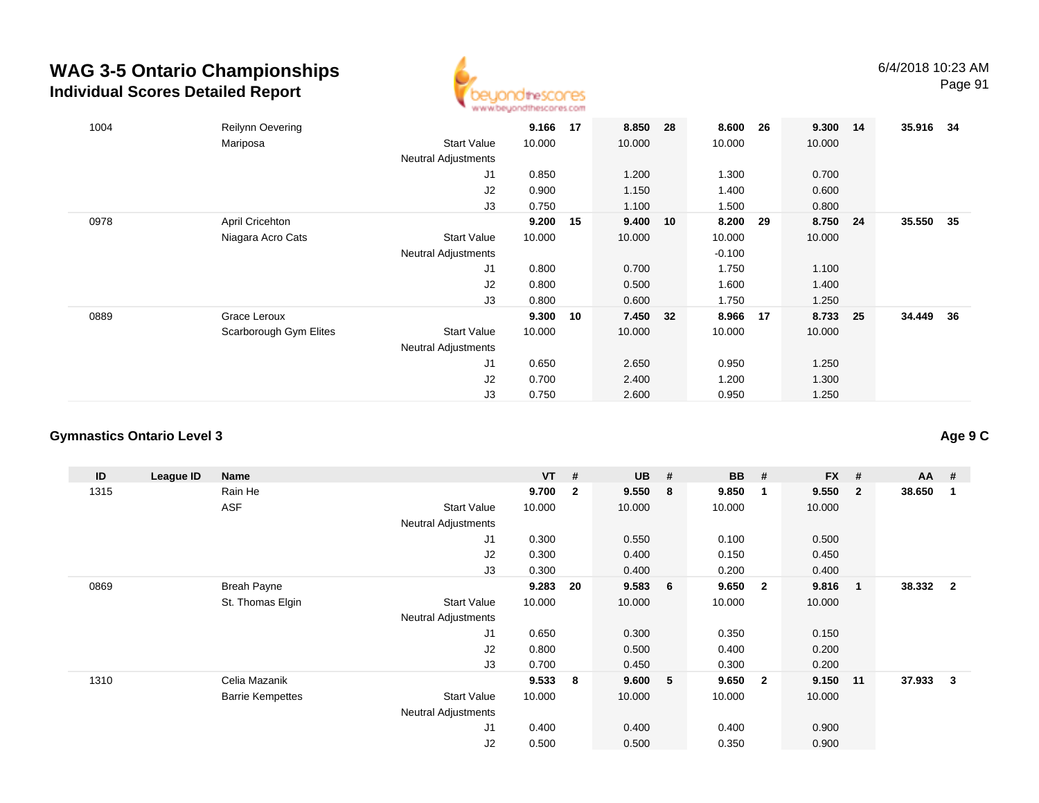# WAG 3-5 Ontario Championships
## Individual Scores Detailed Report

| ID | League ID | Name | | VT | # | UB | # | BB | # | FX | # | AA | # |
|---|---|---|---|---|---|---|---|---|---|---|---|---|---|
| 1004 | | Reilynn Oevering | | **9.166** | **17** | **8.850** | **28** | **8.600** | **26** | **9.300** | **14** | **35.916** | **34** |
| | | Mariposa | Start Value | 10.000 | | 10.000 | | 10.000 | | 10.000 | | | |
| | | | Neutral Adjustments | | | | | | | | | | |
| | | | J1 | 0.850 | | 1.200 | | 1.300 | | 0.700 | | | |
| | | | J2 | 0.900 | | 1.150 | | 1.400 | | 0.600 | | | |
| | | | J3 | 0.750 | | 1.100 | | 1.500 | | 0.800 | | | |
| 0978 | | April Cricehton | | **9.200** | **15** | **9.400** | **10** | **8.200** | **29** | **8.750** | **24** | **35.550** | **35** |
| | | Niagara Acro Cats | Start Value | 10.000 | | 10.000 | | 10.000 | | 10.000 | | | |
| | | | Neutral Adjustments | | | | | -0.100 | | | | | |
| | | | J1 | 0.800 | | 0.700 | | 1.750 | | 1.100 | | | |
| | | | J2 | 0.800 | | 0.500 | | 1.600 | | 1.400 | | | |
| | | | J3 | 0.800 | | 0.600 | | 1.750 | | 1.250 | | | |
| 0889 | | Grace Leroux | | **9.300** | **10** | **7.450** | **32** | **8.966** | **17** | **8.733** | **25** | **34.449** | **36** |
| | | Scarborough Gym Elites | Start Value | 10.000 | | 10.000 | | 10.000 | | 10.000 | | | |
| | | | Neutral Adjustments | | | | | | | | | | |
| | | | J1 | 0.650 | | 2.650 | | 0.950 | | 1.250 | | | |
| | | | J2 | 0.700 | | 2.400 | | 1.200 | | 1.300 | | | |
| | | | J3 | 0.750 | | 2.600 | | 0.950 | | 1.250 | | | |

### Gymnastics Ontario Level 3

**Age 9 C**

| ID | League ID | Name | | VT | # | UB | # | BB | # | FX | # | AA | # |
|---|---|---|---|---|---|---|---|---|---|---|---|---|---|
| 1315 | | Rain He | | **9.700** | **2** | **9.550** | **8** | **9.850** | **1** | **9.550** | **2** | **38.650** | **1** |
| | | ASF | Start Value | 10.000 | | 10.000 | | 10.000 | | 10.000 | | | |
| | | | Neutral Adjustments | | | | | | | | | | |
| | | | J1 | 0.300 | | 0.550 | | 0.100 | | 0.500 | | | |
| | | | J2 | 0.300 | | 0.400 | | 0.150 | | 0.450 | | | |
| | | | J3 | 0.300 | | 0.400 | | 0.200 | | 0.400 | | | |
| 0869 | | Breah Payne | | **9.283** | **20** | **9.583** | **6** | **9.650** | **2** | **9.816** | **1** | **38.332** | **2** |
| | | St. Thomas Elgin | Start Value | 10.000 | | 10.000 | | 10.000 | | 10.000 | | | |
| | | | Neutral Adjustments | | | | | | | | | | |
| | | | J1 | 0.650 | | 0.300 | | 0.350 | | 0.150 | | | |
| | | | J2 | 0.800 | | 0.500 | | 0.400 | | 0.200 | | | |
| | | | J3 | 0.700 | | 0.450 | | 0.300 | | 0.200 | | | |
| 1310 | | Celia Mazanik | | **9.533** | **8** | **9.600** | **5** | **9.650** | **2** | **9.150** | **11** | **37.933** | **3** |
| | | Barrie Kempettes | Start Value | 10.000 | | 10.000 | | 10.000 | | 10.000 | | | |
| | | | Neutral Adjustments | | | | | | | | | | |
| | | | J1 | 0.400 | | 0.400 | | 0.400 | | 0.900 | | | |
| | | | J2 | 0.500 | | 0.500 | | 0.350 | | 0.900 | | | |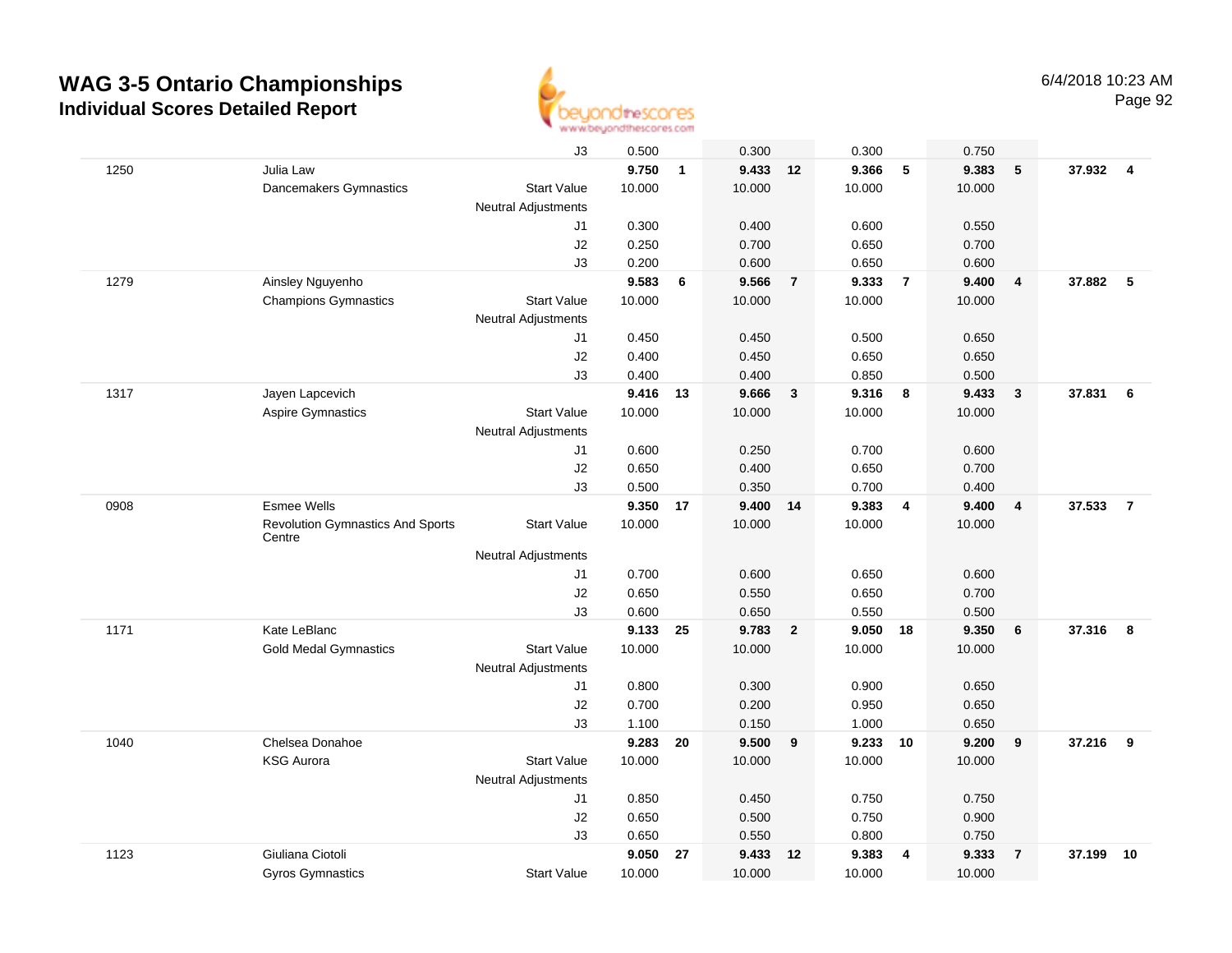# WAG 3-5 Ontario Championships

## Individual Scores Detailed Report

6/4/2018 10:23 AM

| | | | | | | | | | | | | |
|---|---|---|---|---|---|---|---|---|---|---|---|---|
| | | J3 | 0.500 | | 0.300 | | 0.300 | | 0.750 | | | |
| 1250 | Julia Law | | **9.750** | **1** | **9.433** | **12** | **9.366** | **5** | **9.383** | **5** | **37.932** | **4** |
| | Dancemakers Gymnastics | Start Value | 10.000 | | 10.000 | | 10.000 | | 10.000 | | | |
| | | Neutral Adjustments | | | | | | | | | | |
| | | J1 | 0.300 | | 0.400 | | 0.600 | | 0.550 | | | |
| | | J2 | 0.250 | | 0.700 | | 0.650 | | 0.700 | | | |
| | | J3 | 0.200 | | 0.600 | | 0.650 | | 0.600 | | | |
| 1279 | Ainsley Nguyenho | | **9.583** | **6** | **9.566** | **7** | **9.333** | **7** | **9.400** | **4** | **37.882** | **5** |
| | Champions Gymnastics | Start Value | 10.000 | | 10.000 | | 10.000 | | 10.000 | | | |
| | | Neutral Adjustments | | | | | | | | | | |
| | | J1 | 0.450 | | 0.450 | | 0.500 | | 0.650 | | | |
| | | J2 | 0.400 | | 0.450 | | 0.650 | | 0.650 | | | |
| | | J3 | 0.400 | | 0.400 | | 0.850 | | 0.500 | | | |
| 1317 | Jayen Lapcevich | | **9.416** | **13** | **9.666** | **3** | **9.316** | **8** | **9.433** | **3** | **37.831** | **6** |
| | Aspire Gymnastics | Start Value | 10.000 | | 10.000 | | 10.000 | | 10.000 | | | |
| | | Neutral Adjustments | | | | | | | | | | |
| | | J1 | 0.600 | | 0.250 | | 0.700 | | 0.600 | | | |
| | | J2 | 0.650 | | 0.400 | | 0.650 | | 0.700 | | | |
| | | J3 | 0.500 | | 0.350 | | 0.700 | | 0.400 | | | |
| 0908 | Esmee Wells | | **9.350** | **17** | **9.400** | **14** | **9.383** | **4** | **9.400** | **4** | **37.533** | **7** |
| | Revolution Gymnastics And Sports Centre | Start Value | 10.000 | | 10.000 | | 10.000 | | 10.000 | | | |
| | | Neutral Adjustments | | | | | | | | | | |
| | | J1 | 0.700 | | 0.600 | | 0.650 | | 0.600 | | | |
| | | J2 | 0.650 | | 0.550 | | 0.650 | | 0.700 | | | |
| | | J3 | 0.600 | | 0.650 | | 0.550 | | 0.500 | | | |
| 1171 | Kate LeBlanc | | **9.133** | **25** | **9.783** | **2** | **9.050** | **18** | **9.350** | **6** | **37.316** | **8** |
| | Gold Medal Gymnastics | Start Value | 10.000 | | 10.000 | | 10.000 | | 10.000 | | | |
| | | Neutral Adjustments | | | | | | | | | | |
| | | J1 | 0.800 | | 0.300 | | 0.900 | | 0.650 | | | |
| | | J2 | 0.700 | | 0.200 | | 0.950 | | 0.650 | | | |
| | | J3 | 1.100 | | 0.150 | | 1.000 | | 0.650 | | | |
| 1040 | Chelsea Donahoe | | **9.283** | **20** | **9.500** | **9** | **9.233** | **10** | **9.200** | **9** | **37.216** | **9** |
| | KSG Aurora | Start Value | 10.000 | | 10.000 | | 10.000 | | 10.000 | | | |
| | | Neutral Adjustments | | | | | | | | | | |
| | | J1 | 0.850 | | 0.450 | | 0.750 | | 0.750 | | | |
| | | J2 | 0.650 | | 0.500 | | 0.750 | | 0.900 | | | |
| | | J3 | 0.650 | | 0.550 | | 0.800 | | 0.750 | | | |
| 1123 | Giuliana Ciotoli | | **9.050** | **27** | **9.433** | **12** | **9.383** | **4** | **9.333** | **7** | **37.199** | **10** |
| | Gyros Gymnastics | Start Value | 10.000 | | 10.000 | | 10.000 | | 10.000 | | | |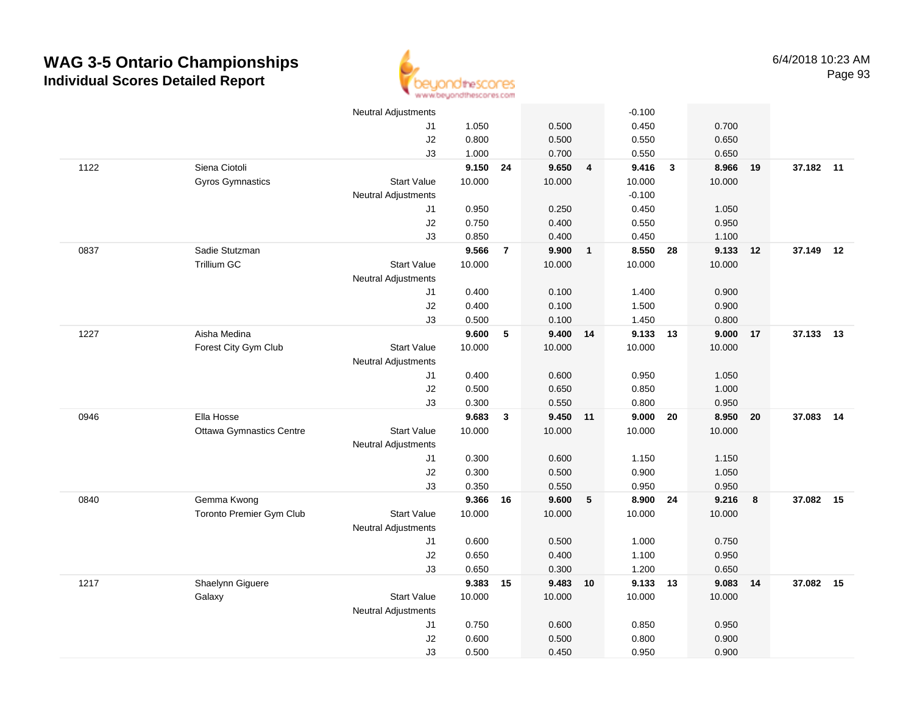# WAG 3-5 Ontario Championships

## Individual Scores Detailed Report

6/4/2018 10:23 AM

| # | Name / Club | | Vault | Rank | Bars | Rank | Beam | Rank | Floor | Rank | AA | Rank |
|---|---|---|---|---|---|---|---|---|---|---|---|---|
| | | Neutral Adjustments | | | | | -0.100 | | | | | |
| | | J1 | 1.050 | | 0.500 | | 0.450 | | 0.700 | | | |
| | | J2 | 0.800 | | 0.500 | | 0.550 | | 0.650 | | | |
| | | J3 | 1.000 | | 0.700 | | 0.550 | | 0.650 | | | |
| 1122 | Siena Ciotoli | | **9.150** | **24** | **9.650** | **4** | **9.416** | **3** | **8.966** | **19** | **37.182** | **11** |
| | Gyros Gymnastics | Start Value | 10.000 | | 10.000 | | 10.000 | | 10.000 | | | |
| | | Neutral Adjustments | | | | | -0.100 | | | | | |
| | | J1 | 0.950 | | 0.250 | | 0.450 | | 1.050 | | | |
| | | J2 | 0.750 | | 0.400 | | 0.550 | | 0.950 | | | |
| | | J3 | 0.850 | | 0.400 | | 0.450 | | 1.100 | | | |
| 0837 | Sadie Stutzman | | **9.566** | **7** | **9.900** | **1** | **8.550** | **28** | **9.133** | **12** | **37.149** | **12** |
| | Trillium GC | Start Value | 10.000 | | 10.000 | | 10.000 | | 10.000 | | | |
| | | Neutral Adjustments | | | | | | | | | | |
| | | J1 | 0.400 | | 0.100 | | 1.400 | | 0.900 | | | |
| | | J2 | 0.400 | | 0.100 | | 1.500 | | 0.900 | | | |
| | | J3 | 0.500 | | 0.100 | | 1.450 | | 0.800 | | | |
| 1227 | Aisha Medina | | **9.600** | **5** | **9.400** | **14** | **9.133** | **13** | **9.000** | **17** | **37.133** | **13** |
| | Forest City Gym Club | Start Value | 10.000 | | 10.000 | | 10.000 | | 10.000 | | | |
| | | Neutral Adjustments | | | | | | | | | | |
| | | J1 | 0.400 | | 0.600 | | 0.950 | | 1.050 | | | |
| | | J2 | 0.500 | | 0.650 | | 0.850 | | 1.000 | | | |
| | | J3 | 0.300 | | 0.550 | | 0.800 | | 0.950 | | | |
| 0946 | Ella Hosse | | **9.683** | **3** | **9.450** | **11** | **9.000** | **20** | **8.950** | **20** | **37.083** | **14** |
| | Ottawa Gymnastics Centre | Start Value | 10.000 | | 10.000 | | 10.000 | | 10.000 | | | |
| | | Neutral Adjustments | | | | | | | | | | |
| | | J1 | 0.300 | | 0.600 | | 1.150 | | 1.150 | | | |
| | | J2 | 0.300 | | 0.500 | | 0.900 | | 1.050 | | | |
| | | J3 | 0.350 | | 0.550 | | 0.950 | | 0.950 | | | |
| 0840 | Gemma Kwong | | **9.366** | **16** | **9.600** | **5** | **8.900** | **24** | **9.216** | **8** | **37.082** | **15** |
| | Toronto Premier Gym Club | Start Value | 10.000 | | 10.000 | | 10.000 | | 10.000 | | | |
| | | Neutral Adjustments | | | | | | | | | | |
| | | J1 | 0.600 | | 0.500 | | 1.000 | | 0.750 | | | |
| | | J2 | 0.650 | | 0.400 | | 1.100 | | 0.950 | | | |
| | | J3 | 0.650 | | 0.300 | | 1.200 | | 0.650 | | | |
| 1217 | Shaelynn Giguere | | **9.383** | **15** | **9.483** | **10** | **9.133** | **13** | **9.083** | **14** | **37.082** | **15** |
| | Galaxy | Start Value | 10.000 | | 10.000 | | 10.000 | | 10.000 | | | |
| | | Neutral Adjustments | | | | | | | | | | |
| | | J1 | 0.750 | | 0.600 | | 0.850 | | 0.950 | | | |
| | | J2 | 0.600 | | 0.500 | | 0.800 | | 0.900 | | | |
| | | J3 | 0.500 | | 0.450 | | 0.950 | | 0.900 | | | |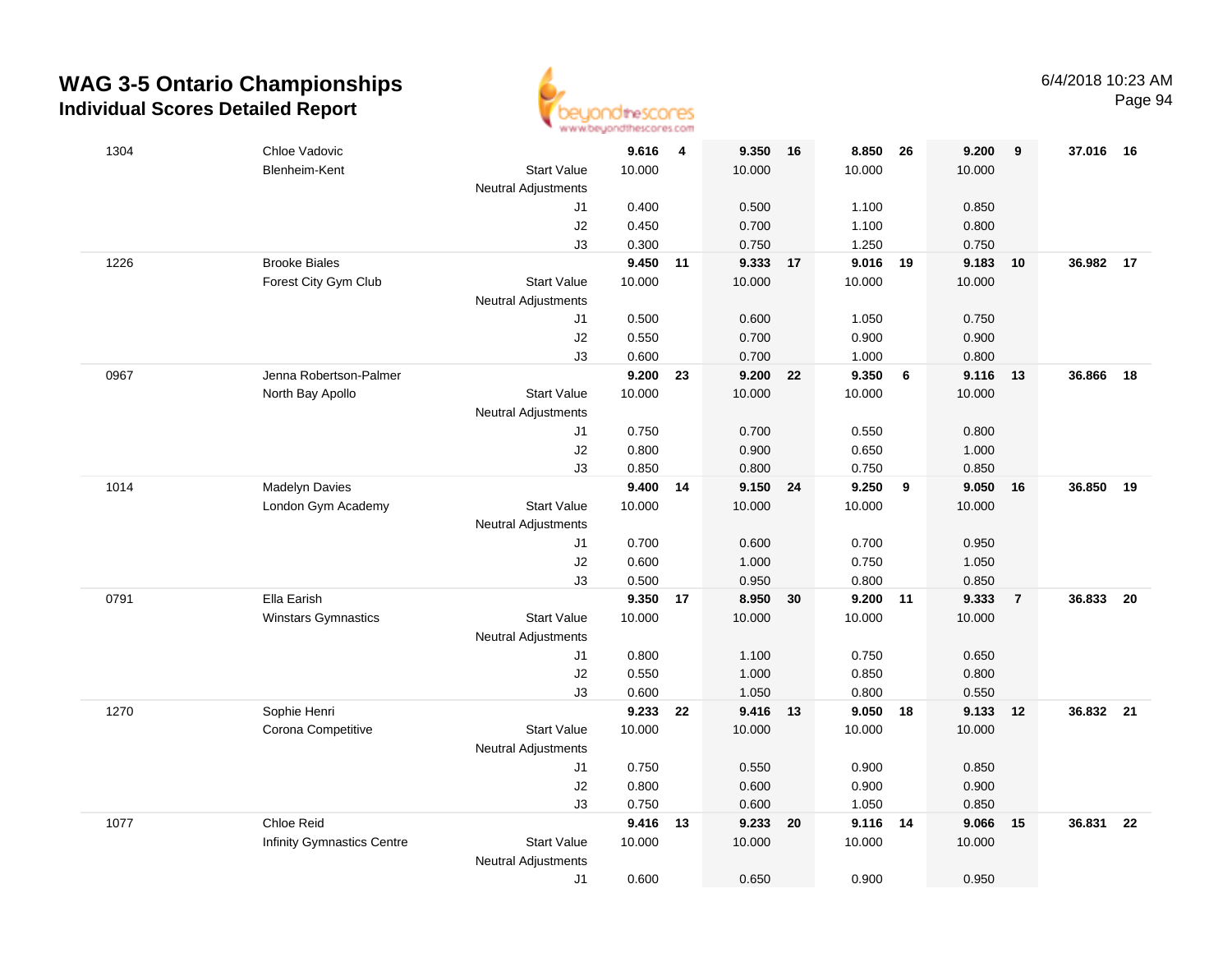# WAG 3-5 Ontario Championships

## Individual Scores Detailed Report

6/4/2018 10:23 AM

| # | Name / Club | | Vault | Rank | Bars | Rank | Beam | Rank | Floor | Rank | AA | Rank |
|---|---|---|---|---|---|---|---|---|---|---|---|---|
| 1304 | Chloe Vadovic | | **9.616** | **4** | **9.350** | **16** | **8.850** | **26** | **9.200** | **9** | **37.016** | **16** |
| | Blenheim-Kent | Start Value | 10.000 | | 10.000 | | 10.000 | | 10.000 | | | |
| | | Neutral Adjustments | | | | | | | | | | |
| | | J1 | 0.400 | | 0.500 | | 1.100 | | 0.850 | | | |
| | | J2 | 0.450 | | 0.700 | | 1.100 | | 0.800 | | | |
| | | J3 | 0.300 | | 0.750 | | 1.250 | | 0.750 | | | |
| 1226 | Brooke Biales | | **9.450** | **11** | **9.333** | **17** | **9.016** | **19** | **9.183** | **10** | **36.982** | **17** |
| | Forest City Gym Club | Start Value | 10.000 | | 10.000 | | 10.000 | | 10.000 | | | |
| | | Neutral Adjustments | | | | | | | | | | |
| | | J1 | 0.500 | | 0.600 | | 1.050 | | 0.750 | | | |
| | | J2 | 0.550 | | 0.700 | | 0.900 | | 0.900 | | | |
| | | J3 | 0.600 | | 0.700 | | 1.000 | | 0.800 | | | |
| 0967 | Jenna Robertson-Palmer | | **9.200** | **23** | **9.200** | **22** | **9.350** | **6** | **9.116** | **13** | **36.866** | **18** |
| | North Bay Apollo | Start Value | 10.000 | | 10.000 | | 10.000 | | 10.000 | | | |
| | | Neutral Adjustments | | | | | | | | | | |
| | | J1 | 0.750 | | 0.700 | | 0.550 | | 0.800 | | | |
| | | J2 | 0.800 | | 0.900 | | 0.650 | | 1.000 | | | |
| | | J3 | 0.850 | | 0.800 | | 0.750 | | 0.850 | | | |
| 1014 | Madelyn Davies | | **9.400** | **14** | **9.150** | **24** | **9.250** | **9** | **9.050** | **16** | **36.850** | **19** |
| | London Gym Academy | Start Value | 10.000 | | 10.000 | | 10.000 | | 10.000 | | | |
| | | Neutral Adjustments | | | | | | | | | | |
| | | J1 | 0.700 | | 0.600 | | 0.700 | | 0.950 | | | |
| | | J2 | 0.600 | | 1.000 | | 0.750 | | 1.050 | | | |
| | | J3 | 0.500 | | 0.950 | | 0.800 | | 0.850 | | | |
| 0791 | Ella Earish | | **9.350** | **17** | **8.950** | **30** | **9.200** | **11** | **9.333** | **7** | **36.833** | **20** |
| | Winstars Gymnastics | Start Value | 10.000 | | 10.000 | | 10.000 | | 10.000 | | | |
| | | Neutral Adjustments | | | | | | | | | | |
| | | J1 | 0.800 | | 1.100 | | 0.750 | | 0.650 | | | |
| | | J2 | 0.550 | | 1.000 | | 0.850 | | 0.800 | | | |
| | | J3 | 0.600 | | 1.050 | | 0.800 | | 0.550 | | | |
| 1270 | Sophie Henri | | **9.233** | **22** | **9.416** | **13** | **9.050** | **18** | **9.133** | **12** | **36.832** | **21** |
| | Corona Competitive | Start Value | 10.000 | | 10.000 | | 10.000 | | 10.000 | | | |
| | | Neutral Adjustments | | | | | | | | | | |
| | | J1 | 0.750 | | 0.550 | | 0.900 | | 0.850 | | | |
| | | J2 | 0.800 | | 0.600 | | 0.900 | | 0.900 | | | |
| | | J3 | 0.750 | | 0.600 | | 1.050 | | 0.850 | | | |
| 1077 | Chloe Reid | | **9.416** | **13** | **9.233** | **20** | **9.116** | **14** | **9.066** | **15** | **36.831** | **22** |
| | Infinity Gymnastics Centre | Start Value | 10.000 | | 10.000 | | 10.000 | | 10.000 | | | |
| | | Neutral Adjustments | | | | | | | | | | |
| | | J1 | 0.600 | | 0.650 | | 0.900 | | 0.950 | | | |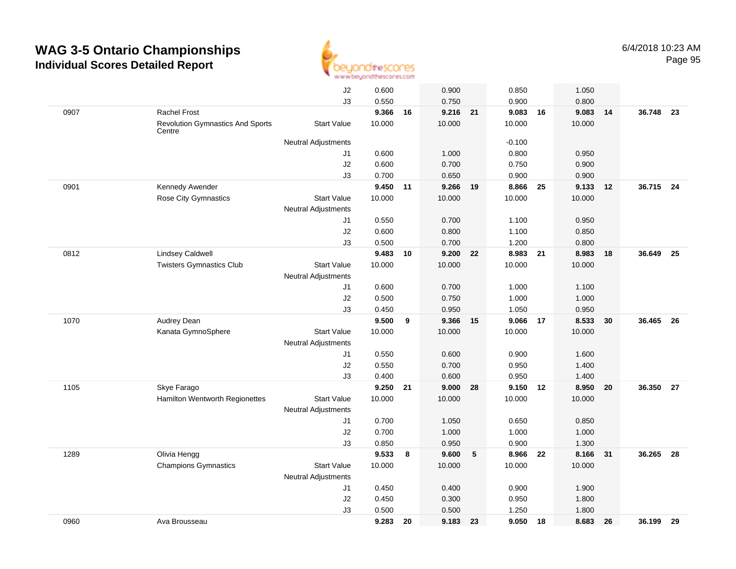# WAG 3-5 Ontario Championships

## Individual Scores Detailed Report

6/4/2018 10:23 AM

| | | | | | | | | | | | | |
|---|---|---|---|---|---|---|---|---|---|---|---|---|
| | | J2 | 0.600 | | 0.900 | | 0.850 | | 1.050 | | | |
| | | J3 | 0.550 | | 0.750 | | 0.900 | | 0.800 | | | |
| 0907 | Rachel Frost | | **9.366** | **16** | **9.216** | **21** | **9.083** | **16** | **9.083** | **14** | **36.748** | **23** |
| | Revolution Gymnastics And Sports Centre | Start Value | 10.000 | | 10.000 | | 10.000 | | 10.000 | | | |
| | | Neutral Adjustments | | | | | -0.100 | | | | | |
| | | J1 | 0.600 | | 1.000 | | 0.800 | | 0.950 | | | |
| | | J2 | 0.600 | | 0.700 | | 0.750 | | 0.900 | | | |
| | | J3 | 0.700 | | 0.650 | | 0.900 | | 0.900 | | | |
| 0901 | Kennedy Awender | | **9.450** | **11** | **9.266** | **19** | **8.866** | **25** | **9.133** | **12** | **36.715** | **24** |
| | Rose City Gymnastics | Start Value | 10.000 | | 10.000 | | 10.000 | | 10.000 | | | |
| | | Neutral Adjustments | | | | | | | | | | |
| | | J1 | 0.550 | | 0.700 | | 1.100 | | 0.950 | | | |
| | | J2 | 0.600 | | 0.800 | | 1.100 | | 0.850 | | | |
| | | J3 | 0.500 | | 0.700 | | 1.200 | | 0.800 | | | |
| 0812 | Lindsey Caldwell | | **9.483** | **10** | **9.200** | **22** | **8.983** | **21** | **8.983** | **18** | **36.649** | **25** |
| | Twisters Gymnastics Club | Start Value | 10.000 | | 10.000 | | 10.000 | | 10.000 | | | |
| | | Neutral Adjustments | | | | | | | | | | |
| | | J1 | 0.600 | | 0.700 | | 1.000 | | 1.100 | | | |
| | | J2 | 0.500 | | 0.750 | | 1.000 | | 1.000 | | | |
| | | J3 | 0.450 | | 0.950 | | 1.050 | | 0.950 | | | |
| 1070 | Audrey Dean | | **9.500** | **9** | **9.366** | **15** | **9.066** | **17** | **8.533** | **30** | **36.465** | **26** |
| | Kanata GymnoSphere | Start Value | 10.000 | | 10.000 | | 10.000 | | 10.000 | | | |
| | | Neutral Adjustments | | | | | | | | | | |
| | | J1 | 0.550 | | 0.600 | | 0.900 | | 1.600 | | | |
| | | J2 | 0.550 | | 0.700 | | 0.950 | | 1.400 | | | |
| | | J3 | 0.400 | | 0.600 | | 0.950 | | 1.400 | | | |
| 1105 | Skye Farago | | **9.250** | **21** | **9.000** | **28** | **9.150** | **12** | **8.950** | **20** | **36.350** | **27** |
| | Hamilton Wentworth Regionettes | Start Value | 10.000 | | 10.000 | | 10.000 | | 10.000 | | | |
| | | Neutral Adjustments | | | | | | | | | | |
| | | J1 | 0.700 | | 1.050 | | 0.650 | | 0.850 | | | |
| | | J2 | 0.700 | | 1.000 | | 1.000 | | 1.000 | | | |
| | | J3 | 0.850 | | 0.950 | | 0.900 | | 1.300 | | | |
| 1289 | Olivia Hengg | | **9.533** | **8** | **9.600** | **5** | **8.966** | **22** | **8.166** | **31** | **36.265** | **28** |
| | Champions Gymnastics | Start Value | 10.000 | | 10.000 | | 10.000 | | 10.000 | | | |
| | | Neutral Adjustments | | | | | | | | | | |
| | | J1 | 0.450 | | 0.400 | | 0.900 | | 1.900 | | | |
| | | J2 | 0.450 | | 0.300 | | 0.950 | | 1.800 | | | |
| | | J3 | 0.500 | | 0.500 | | 1.250 | | 1.800 | | | |
| 0960 | Ava Brousseau | | **9.283** | **20** | **9.183** | **23** | **9.050** | **18** | **8.683** | **26** | **36.199** | **29** |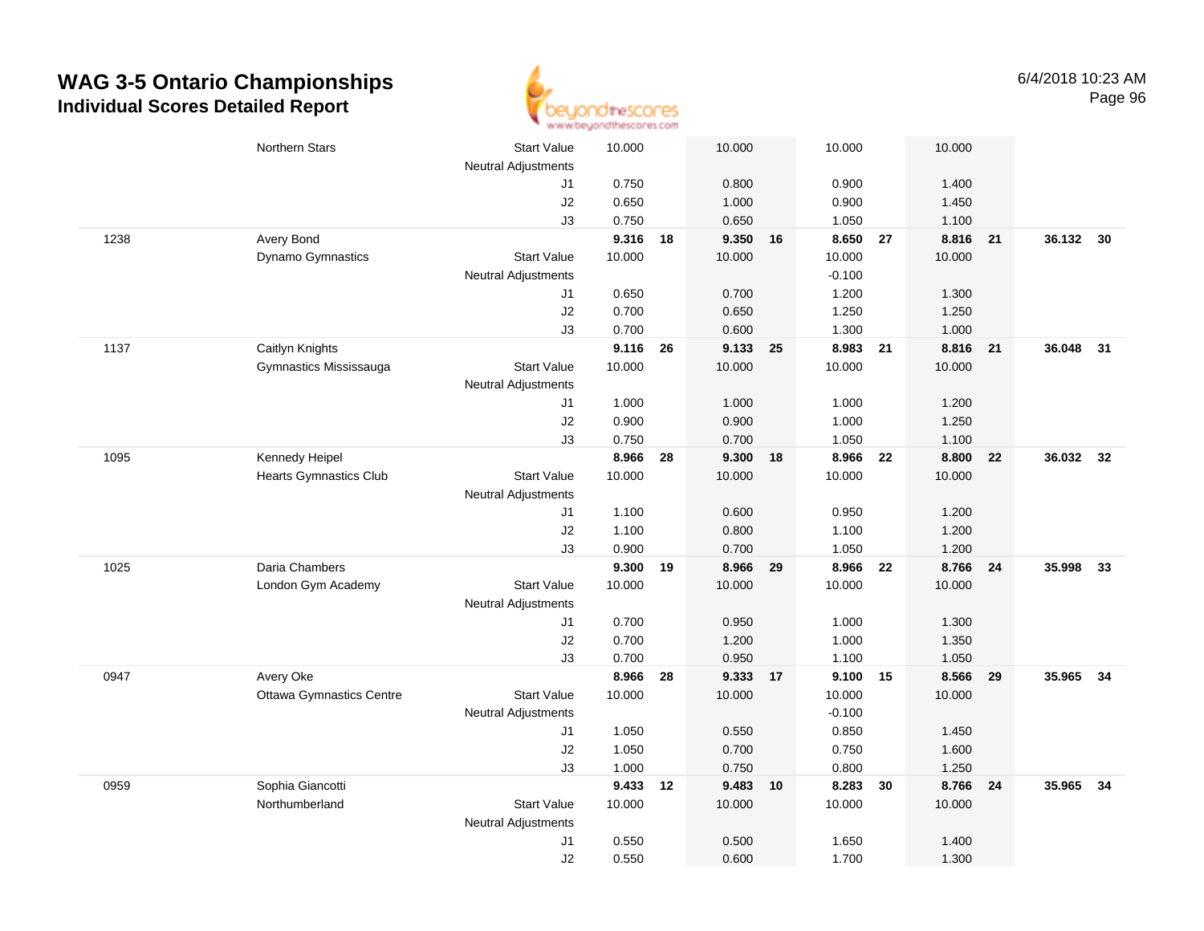# WAG 3-5 Ontario Championships
## Individual Scores Detailed Report

6/4/2018 10:23 AM

| # | Name / Club | | Vault | Rank | Bars | Rank | Beam | Rank | Floor | Rank | AA | Rank |
|---|---|---|---|---|---|---|---|---|---|---|---|---|
| | Northern Stars | Start Value | 10.000 | | 10.000 | | 10.000 | | 10.000 | | | |
| | | Neutral Adjustments | | | | | | | | | | |
| | | J1 | 0.750 | | 0.800 | | 0.900 | | 1.400 | | | |
| | | J2 | 0.650 | | 1.000 | | 0.900 | | 1.450 | | | |
| | | J3 | 0.750 | | 0.650 | | 1.050 | | 1.100 | | | |
| 1238 | Avery Bond | | **9.316** | **18** | **9.350** | **16** | **8.650** | **27** | **8.816** | **21** | **36.132** | **30** |
| | Dynamo Gymnastics | Start Value | 10.000 | | 10.000 | | 10.000 | | 10.000 | | | |
| | | Neutral Adjustments | | | | | -0.100 | | | | | |
| | | J1 | 0.650 | | 0.700 | | 1.200 | | 1.300 | | | |
| | | J2 | 0.700 | | 0.650 | | 1.250 | | 1.250 | | | |
| | | J3 | 0.700 | | 0.600 | | 1.300 | | 1.000 | | | |
| 1137 | Caitlyn Knights | | **9.116** | **26** | **9.133** | **25** | **8.983** | **21** | **8.816** | **21** | **36.048** | **31** |
| | Gymnastics Mississauga | Start Value | 10.000 | | 10.000 | | 10.000 | | 10.000 | | | |
| | | Neutral Adjustments | | | | | | | | | | |
| | | J1 | 1.000 | | 1.000 | | 1.000 | | 1.200 | | | |
| | | J2 | 0.900 | | 0.900 | | 1.000 | | 1.250 | | | |
| | | J3 | 0.750 | | 0.700 | | 1.050 | | 1.100 | | | |
| 1095 | Kennedy Heipel | | **8.966** | **28** | **9.300** | **18** | **8.966** | **22** | **8.800** | **22** | **36.032** | **32** |
| | Hearts Gymnastics Club | Start Value | 10.000 | | 10.000 | | 10.000 | | 10.000 | | | |
| | | Neutral Adjustments | | | | | | | | | | |
| | | J1 | 1.100 | | 0.600 | | 0.950 | | 1.200 | | | |
| | | J2 | 1.100 | | 0.800 | | 1.100 | | 1.200 | | | |
| | | J3 | 0.900 | | 0.700 | | 1.050 | | 1.200 | | | |
| 1025 | Daria Chambers | | **9.300** | **19** | **8.966** | **29** | **8.966** | **22** | **8.766** | **24** | **35.998** | **33** |
| | London Gym Academy | Start Value | 10.000 | | 10.000 | | 10.000 | | 10.000 | | | |
| | | Neutral Adjustments | | | | | | | | | | |
| | | J1 | 0.700 | | 0.950 | | 1.000 | | 1.300 | | | |
| | | J2 | 0.700 | | 1.200 | | 1.000 | | 1.350 | | | |
| | | J3 | 0.700 | | 0.950 | | 1.100 | | 1.050 | | | |
| 0947 | Avery Oke | | **8.966** | **28** | **9.333** | **17** | **9.100** | **15** | **8.566** | **29** | **35.965** | **34** |
| | Ottawa Gymnastics Centre | Start Value | 10.000 | | 10.000 | | 10.000 | | 10.000 | | | |
| | | Neutral Adjustments | | | | | -0.100 | | | | | |
| | | J1 | 1.050 | | 0.550 | | 0.850 | | 1.450 | | | |
| | | J2 | 1.050 | | 0.700 | | 0.750 | | 1.600 | | | |
| | | J3 | 1.000 | | 0.750 | | 0.800 | | 1.250 | | | |
| 0959 | Sophia Giancotti | | **9.433** | **12** | **9.483** | **10** | **8.283** | **30** | **8.766** | **24** | **35.965** | **34** |
| | Northumberland | Start Value | 10.000 | | 10.000 | | 10.000 | | 10.000 | | | |
| | | Neutral Adjustments | | | | | | | | | | |
| | | J1 | 0.550 | | 0.500 | | 1.650 | | 1.400 | | | |
| | | J2 | 0.550 | | 0.600 | | 1.700 | | 1.300 | | | |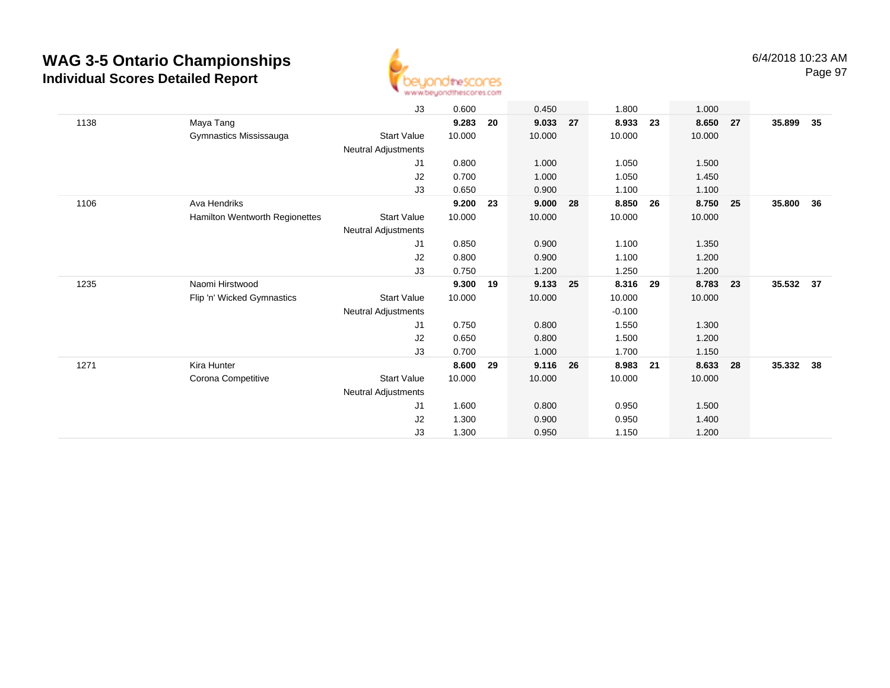# WAG 3-5 Ontario Championships
## Individual Scores Detailed Report

| | | | | | | | | | | | | |
|---|---|---|---|---|---|---|---|---|---|---|---|---|
| | | J3 | 0.600 | | 0.450 | | 1.800 | | 1.000 | | | |
| 1138 | Maya Tang | | **9.283** | **20** | **9.033** | **27** | **8.933** | **23** | **8.650** | **27** | **35.899** | **35** |
| | Gymnastics Mississauga | Start Value | 10.000 | | 10.000 | | 10.000 | | 10.000 | | | |
| | | Neutral Adjustments | | | | | | | | | | |
| | | J1 | 0.800 | | 1.000 | | 1.050 | | 1.500 | | | |
| | | J2 | 0.700 | | 1.000 | | 1.050 | | 1.450 | | | |
| | | J3 | 0.650 | | 0.900 | | 1.100 | | 1.100 | | | |
| 1106 | Ava Hendriks | | **9.200** | **23** | **9.000** | **28** | **8.850** | **26** | **8.750** | **25** | **35.800** | **36** |
| | Hamilton Wentworth Regionettes | Start Value | 10.000 | | 10.000 | | 10.000 | | 10.000 | | | |
| | | Neutral Adjustments | | | | | | | | | | |
| | | J1 | 0.850 | | 0.900 | | 1.100 | | 1.350 | | | |
| | | J2 | 0.800 | | 0.900 | | 1.100 | | 1.200 | | | |
| | | J3 | 0.750 | | 1.200 | | 1.250 | | 1.200 | | | |
| 1235 | Naomi Hirstwood | | **9.300** | **19** | **9.133** | **25** | **8.316** | **29** | **8.783** | **23** | **35.532** | **37** |
| | Flip 'n' Wicked Gymnastics | Start Value | 10.000 | | 10.000 | | 10.000 | | 10.000 | | | |
| | | Neutral Adjustments | | | | | -0.100 | | | | | |
| | | J1 | 0.750 | | 0.800 | | 1.550 | | 1.300 | | | |
| | | J2 | 0.650 | | 0.800 | | 1.500 | | 1.200 | | | |
| | | J3 | 0.700 | | 1.000 | | 1.700 | | 1.150 | | | |
| 1271 | Kira Hunter | | **8.600** | **29** | **9.116** | **26** | **8.983** | **21** | **8.633** | **28** | **35.332** | **38** |
| | Corona Competitive | Start Value | 10.000 | | 10.000 | | 10.000 | | 10.000 | | | |
| | | Neutral Adjustments | | | | | | | | | | |
| | | J1 | 1.600 | | 0.800 | | 0.950 | | 1.500 | | | |
| | | J2 | 1.300 | | 0.900 | | 0.950 | | 1.400 | | | |
| | | J3 | 1.300 | | 0.950 | | 1.150 | | 1.200 | | | |